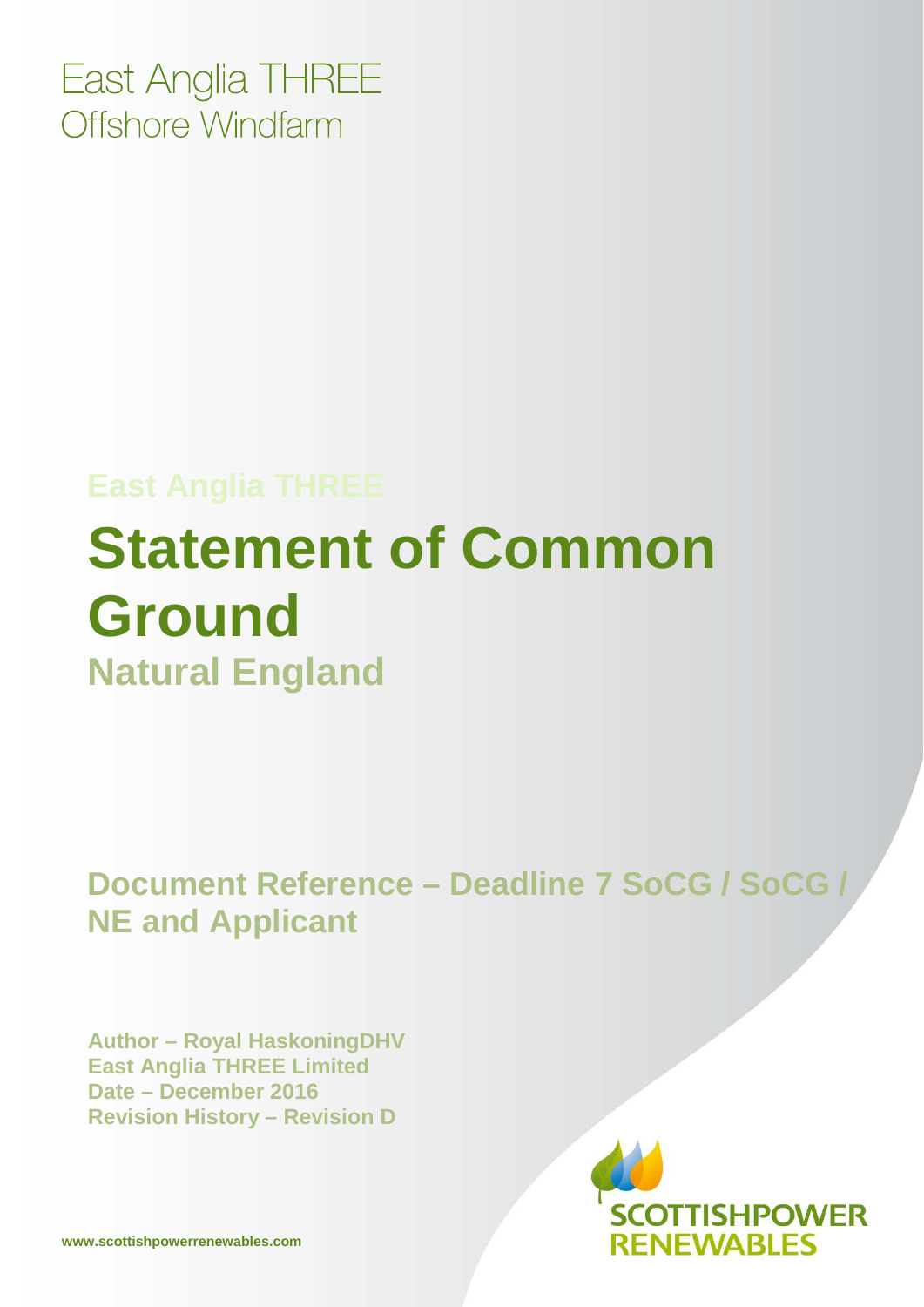East Anglia THREE
Offshore Windfarm

East Anglia THREE

# Statement of Common Ground

## Natural England

**Document Reference – Deadline 7 SoCG / SoCG / NE and Applicant**

**Author – Royal HaskoningDHV**
**East Anglia THREE Limited**
**Date – December 2016**
**Revision History – Revision D**

SCOTTISHPOWER RENEWABLES

www.scottishpowerrenewables.com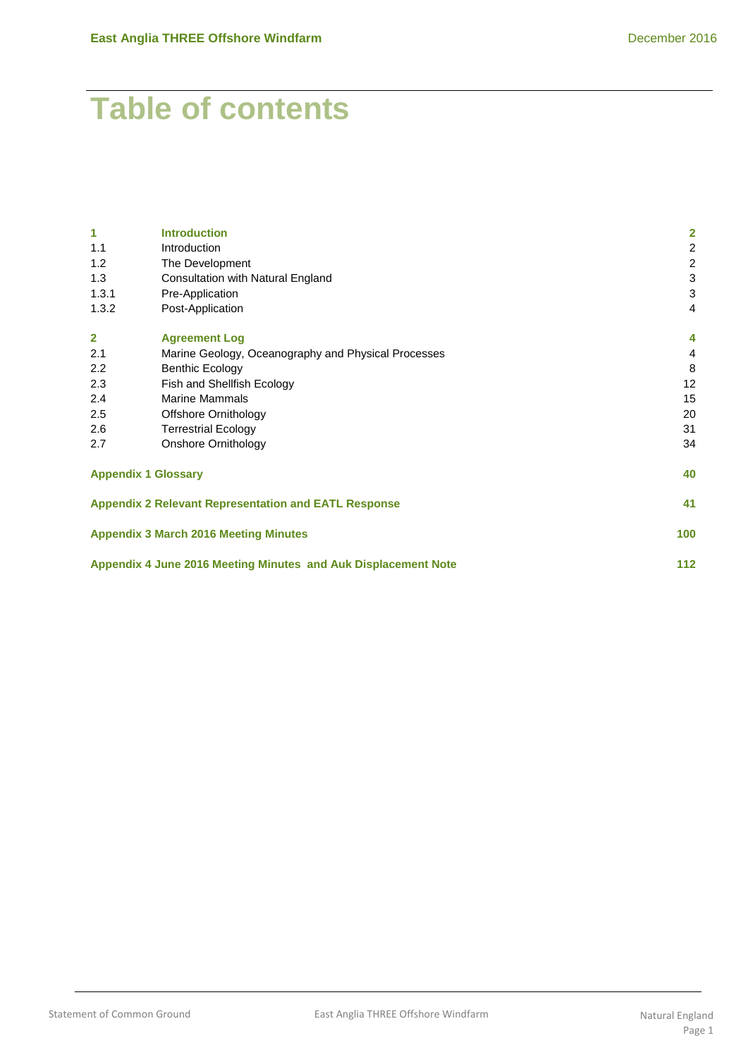# Table of contents

| | | |
|---|---|---|
| **1** | **Introduction** | **2** |
| 1.1 | Introduction | 2 |
| 1.2 | The Development | 2 |
| 1.3 | Consultation with Natural England | 3 |
| 1.3.1 | Pre-Application | 3 |
| 1.3.2 | Post-Application | 4 |
| **2** | **Agreement Log** | **4** |
| 2.1 | Marine Geology, Oceanography and Physical Processes | 4 |
| 2.2 | Benthic Ecology | 8 |
| 2.3 | Fish and Shellfish Ecology | 12 |
| 2.4 | Marine Mammals | 15 |
| 2.5 | Offshore Ornithology | 20 |
| 2.6 | Terrestrial Ecology | 31 |
| 2.7 | Onshore Ornithology | 34 |
| **Appendix 1 Glossary** | | **40** |
| **Appendix 2 Relevant Representation and EATL Response** | | **41** |
| **Appendix 3 March 2016 Meeting Minutes** | | **100** |
| **Appendix 4 June 2016 Meeting Minutes and Auk Displacement Note** | | **112** |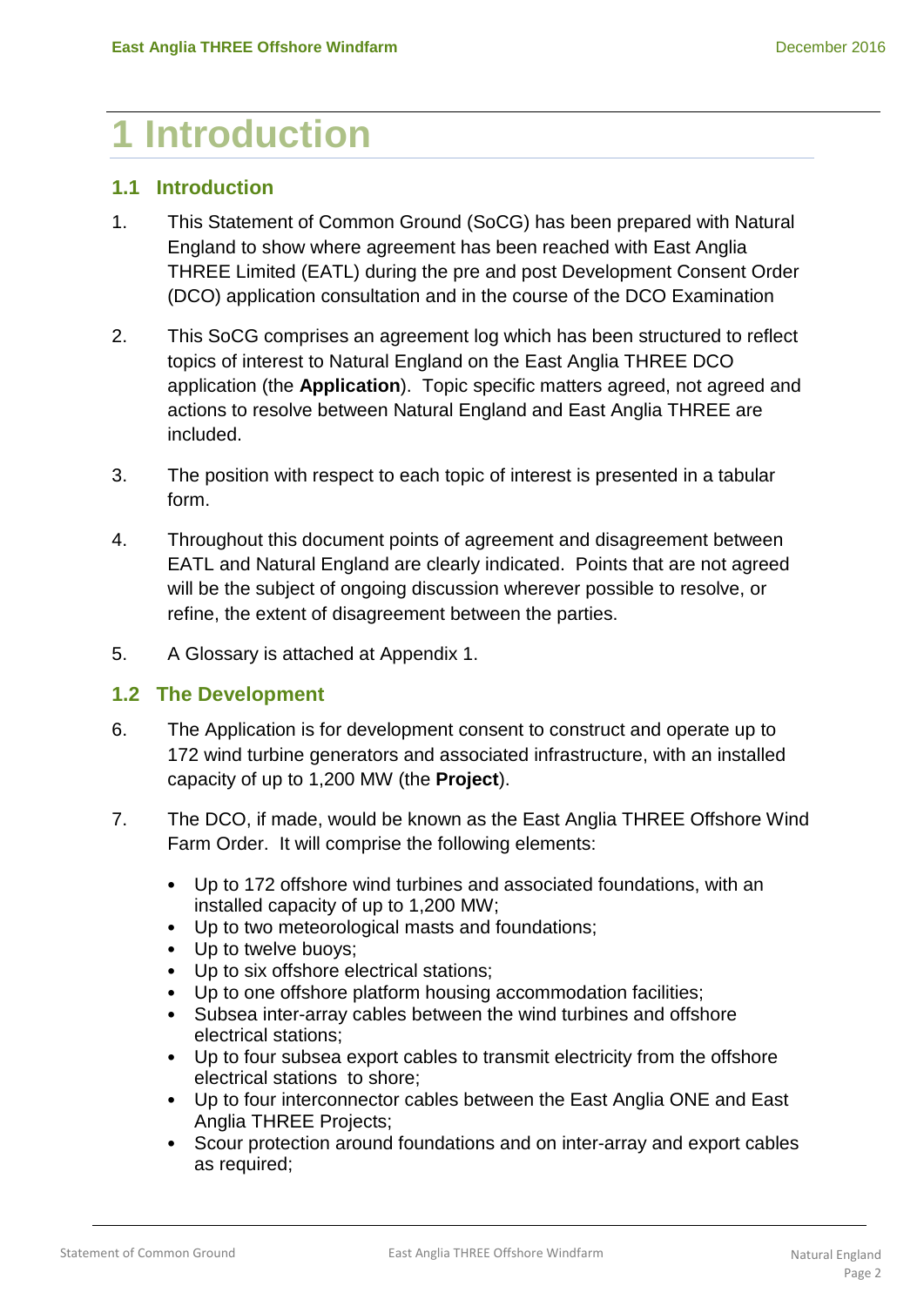# 1 Introduction

## 1.1 Introduction

1. This Statement of Common Ground (SoCG) has been prepared with Natural England to show where agreement has been reached with East Anglia THREE Limited (EATL) during the pre and post Development Consent Order (DCO) application consultation and in the course of the DCO Examination

2. This SoCG comprises an agreement log which has been structured to reflect topics of interest to Natural England on the East Anglia THREE DCO application (the **Application**). Topic specific matters agreed, not agreed and actions to resolve between Natural England and East Anglia THREE are included.

3. The position with respect to each topic of interest is presented in a tabular form.

4. Throughout this document points of agreement and disagreement between EATL and Natural England are clearly indicated. Points that are not agreed will be the subject of ongoing discussion wherever possible to resolve, or refine, the extent of disagreement between the parties.

5. A Glossary is attached at Appendix 1.

## 1.2 The Development

6. The Application is for development consent to construct and operate up to 172 wind turbine generators and associated infrastructure, with an installed capacity of up to 1,200 MW (the **Project**).

7. The DCO, if made, would be known as the East Anglia THREE Offshore Wind Farm Order. It will comprise the following elements:

   - Up to 172 offshore wind turbines and associated foundations, with an installed capacity of up to 1,200 MW;
   - Up to two meteorological masts and foundations;
   - Up to twelve buoys;
   - Up to six offshore electrical stations;
   - Up to one offshore platform housing accommodation facilities;
   - Subsea inter-array cables between the wind turbines and offshore electrical stations;
   - Up to four subsea export cables to transmit electricity from the offshore electrical stations to shore;
   - Up to four interconnector cables between the East Anglia ONE and East Anglia THREE Projects;
   - Scour protection around foundations and on inter-array and export cables as required;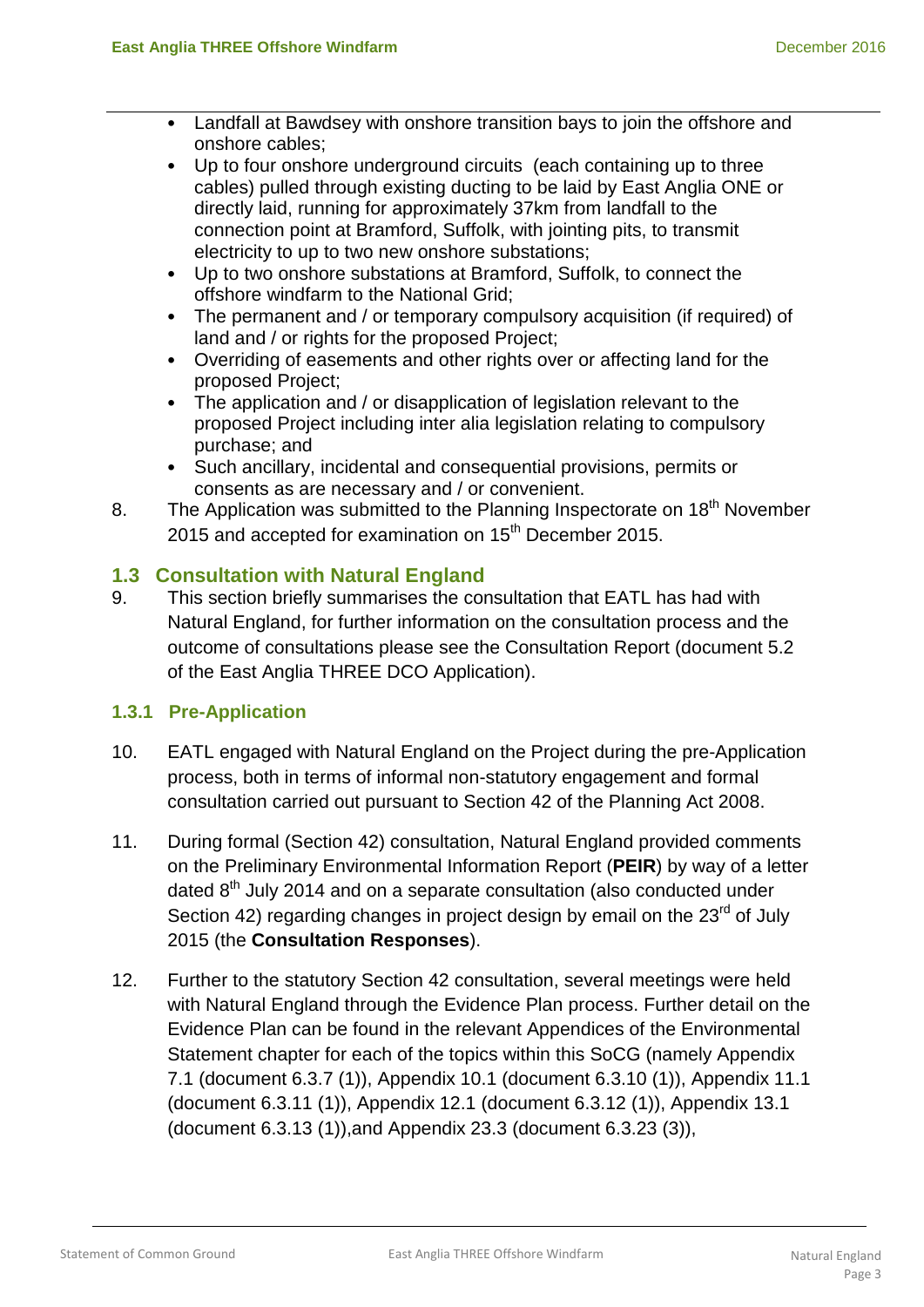- Landfall at Bawdsey with onshore transition bays to join the offshore and onshore cables;
- Up to four onshore underground circuits (each containing up to three cables) pulled through existing ducting to be laid by East Anglia ONE or directly laid, running for approximately 37km from landfall to the connection point at Bramford, Suffolk, with jointing pits, to transmit electricity to up to two new onshore substations;
- Up to two onshore substations at Bramford, Suffolk, to connect the offshore windfarm to the National Grid;
- The permanent and / or temporary compulsory acquisition (if required) of land and / or rights for the proposed Project;
- Overriding of easements and other rights over or affecting land for the proposed Project;
- The application and / or disapplication of legislation relevant to the proposed Project including inter alia legislation relating to compulsory purchase; and
- Such ancillary, incidental and consequential provisions, permits or consents as are necessary and / or convenient.

8. The Application was submitted to the Planning Inspectorate on 18th November 2015 and accepted for examination on 15th December 2015.

## 1.3 Consultation with Natural England

9. This section briefly summarises the consultation that EATL has had with Natural England, for further information on the consultation process and the outcome of consultations please see the Consultation Report (document 5.2 of the East Anglia THREE DCO Application).

### 1.3.1 Pre-Application

10. EATL engaged with Natural England on the Project during the pre-Application process, both in terms of informal non-statutory engagement and formal consultation carried out pursuant to Section 42 of the Planning Act 2008.

11. During formal (Section 42) consultation, Natural England provided comments on the Preliminary Environmental Information Report (**PEIR**) by way of a letter dated 8th July 2014 and on a separate consultation (also conducted under Section 42) regarding changes in project design by email on the 23rd of July 2015 (the **Consultation Responses**).

12. Further to the statutory Section 42 consultation, several meetings were held with Natural England through the Evidence Plan process. Further detail on the Evidence Plan can be found in the relevant Appendices of the Environmental Statement chapter for each of the topics within this SoCG (namely Appendix 7.1 (document 6.3.7 (1)), Appendix 10.1 (document 6.3.10 (1)), Appendix 11.1 (document 6.3.11 (1)), Appendix 12.1 (document 6.3.12 (1)), Appendix 13.1 (document 6.3.13 (1)),and Appendix 23.3 (document 6.3.23 (3)),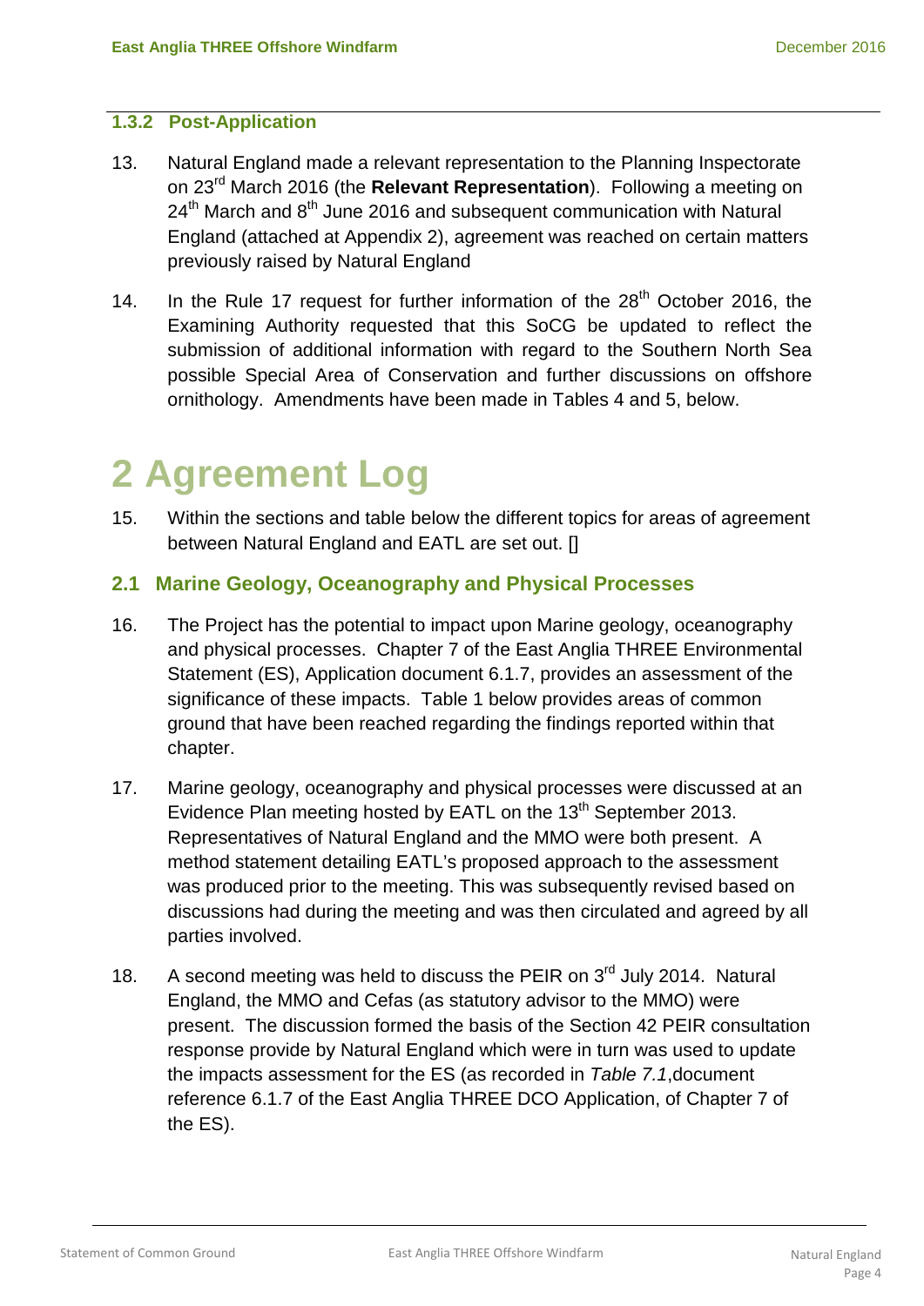### 1.3.2 Post-Application

13. Natural England made a relevant representation to the Planning Inspectorate on 23rd March 2016 (the **Relevant Representation**). Following a meeting on 24th March and 8th June 2016 and subsequent communication with Natural England (attached at Appendix 2), agreement was reached on certain matters previously raised by Natural England

14. In the Rule 17 request for further information of the 28th October 2016, the Examining Authority requested that this SoCG be updated to reflect the submission of additional information with regard to the Southern North Sea possible Special Area of Conservation and further discussions on offshore ornithology. Amendments have been made in Tables 4 and 5, below.

# 2 Agreement Log

15. Within the sections and table below the different topics for areas of agreement between Natural England and EATL are set out. []

## 2.1 Marine Geology, Oceanography and Physical Processes

16. The Project has the potential to impact upon Marine geology, oceanography and physical processes. Chapter 7 of the East Anglia THREE Environmental Statement (ES), Application document 6.1.7, provides an assessment of the significance of these impacts. Table 1 below provides areas of common ground that have been reached regarding the findings reported within that chapter.

17. Marine geology, oceanography and physical processes were discussed at an Evidence Plan meeting hosted by EATL on the 13th September 2013. Representatives of Natural England and the MMO were both present. A method statement detailing EATL's proposed approach to the assessment was produced prior to the meeting. This was subsequently revised based on discussions had during the meeting and was then circulated and agreed by all parties involved.

18. A second meeting was held to discuss the PEIR on 3rd July 2014. Natural England, the MMO and Cefas (as statutory advisor to the MMO) were present. The discussion formed the basis of the Section 42 PEIR consultation response provide by Natural England which were in turn was used to update the impacts assessment for the ES (as recorded in *Table 7.1*,document reference 6.1.7 of the East Anglia THREE DCO Application, of Chapter 7 of the ES).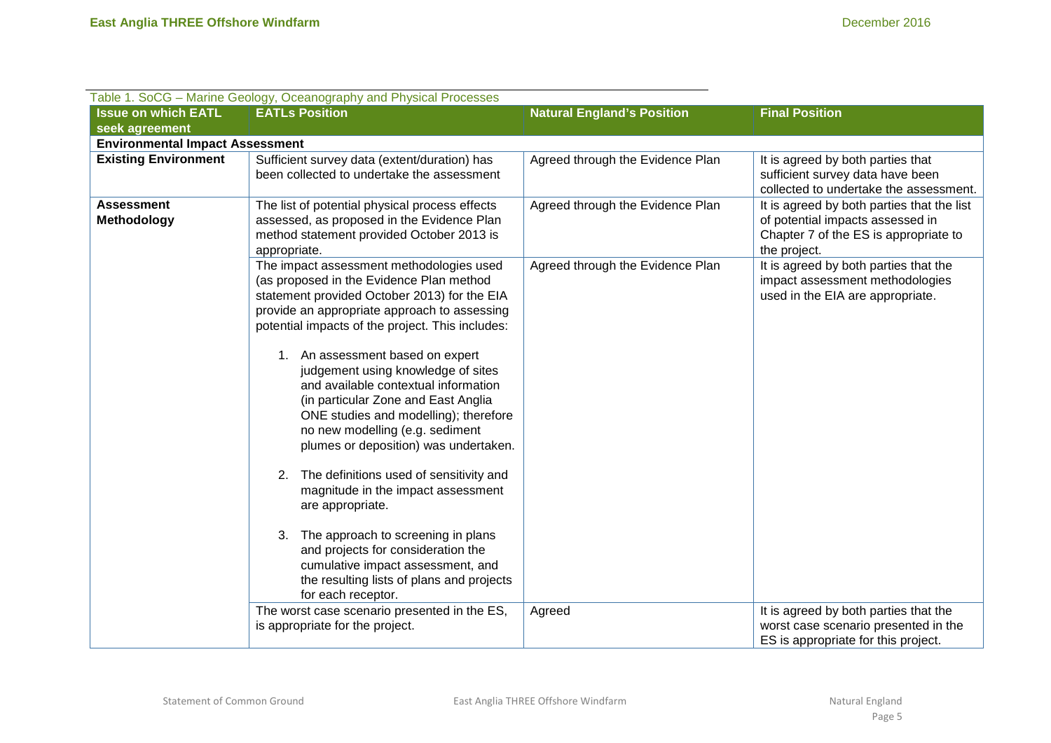Table 1. SoCG – Marine Geology, Oceanography and Physical Processes

| Issue on which EATL seek agreement | EATLs Position | Natural England's Position | Final Position |
|---|---|---|---|
| **Environmental Impact Assessment** | | | |
| **Existing Environment** | Sufficient survey data (extent/duration) has been collected to undertake the assessment | Agreed through the Evidence Plan | It is agreed by both parties that sufficient survey data have been collected to undertake the assessment. |
| **Assessment Methodology** | The list of potential physical process effects assessed, as proposed in the Evidence Plan method statement provided October 2013 is appropriate. | Agreed through the Evidence Plan | It is agreed by both parties that the list of potential impacts assessed in Chapter 7 of the ES is appropriate to the project. |
| | The impact assessment methodologies used (as proposed in the Evidence Plan method statement provided October 2013) for the EIA provide an appropriate approach to assessing potential impacts of the project. This includes: 1. An assessment based on expert judgement using knowledge of sites and available contextual information (in particular Zone and East Anglia ONE studies and modelling); therefore no new modelling (e.g. sediment plumes or deposition) was undertaken. 2. The definitions used of sensitivity and magnitude in the impact assessment are appropriate. 3. The approach to screening in plans and projects for consideration the cumulative impact assessment, and the resulting lists of plans and projects for each receptor. | Agreed through the Evidence Plan | It is agreed by both parties that the impact assessment methodologies used in the EIA are appropriate. |
| | The worst case scenario presented in the ES, is appropriate for the project. | Agreed | It is agreed by both parties that the worst case scenario presented in the ES is appropriate for this project. |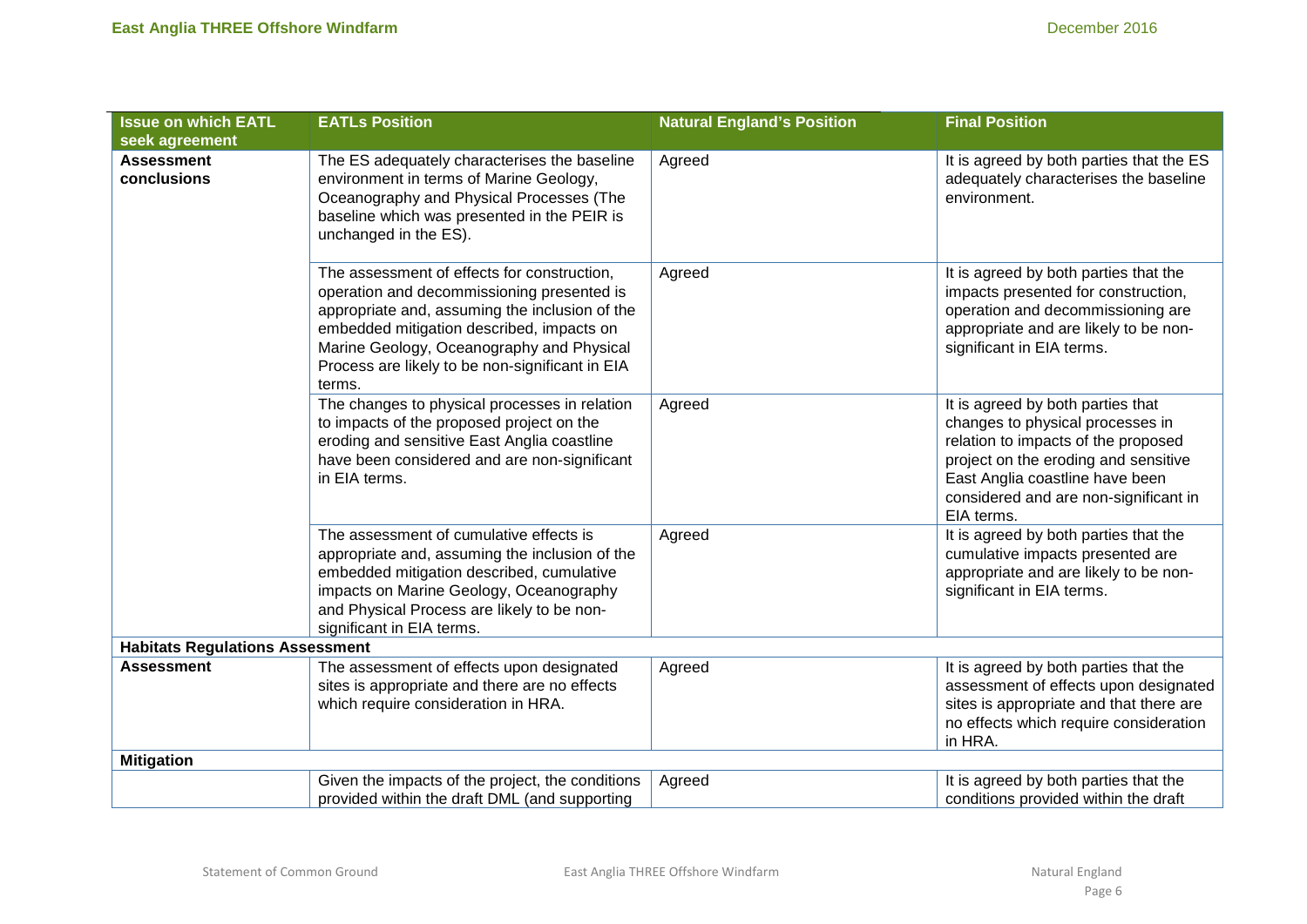| Issue on which EATL seek agreement | EATLs Position | Natural England's Position | Final Position |
|---|---|---|---|
| **Assessment conclusions** | The ES adequately characterises the baseline environment in terms of Marine Geology, Oceanography and Physical Processes (The baseline which was presented in the PEIR is unchanged in the ES). | Agreed | It is agreed by both parties that the ES adequately characterises the baseline environment. |
| | The assessment of effects for construction, operation and decommissioning presented is appropriate and, assuming the inclusion of the embedded mitigation described, impacts on Marine Geology, Oceanography and Physical Process are likely to be non-significant in EIA terms. | Agreed | It is agreed by both parties that the impacts presented for construction, operation and decommissioning are appropriate and are likely to be non-significant in EIA terms. |
| | The changes to physical processes in relation to impacts of the proposed project on the eroding and sensitive East Anglia coastline have been considered and are non-significant in EIA terms. | Agreed | It is agreed by both parties that changes to physical processes in relation to impacts of the proposed project on the eroding and sensitive East Anglia coastline have been considered and are non-significant in EIA terms. |
| | The assessment of cumulative effects is appropriate and, assuming the inclusion of the embedded mitigation described, cumulative impacts on Marine Geology, Oceanography and Physical Process are likely to be non-significant in EIA terms. | Agreed | It is agreed by both parties that the cumulative impacts presented are appropriate and are likely to be non-significant in EIA terms. |
| **Habitats Regulations Assessment** | | | |
| **Assessment** | The assessment of effects upon designated sites is appropriate and there are no effects which require consideration in HRA. | Agreed | It is agreed by both parties that the assessment of effects upon designated sites is appropriate and that there are no effects which require consideration in HRA. |
| **Mitigation** | | | |
| | Given the impacts of the project, the conditions provided within the draft DML (and supporting | Agreed | It is agreed by both parties that the conditions provided within the draft |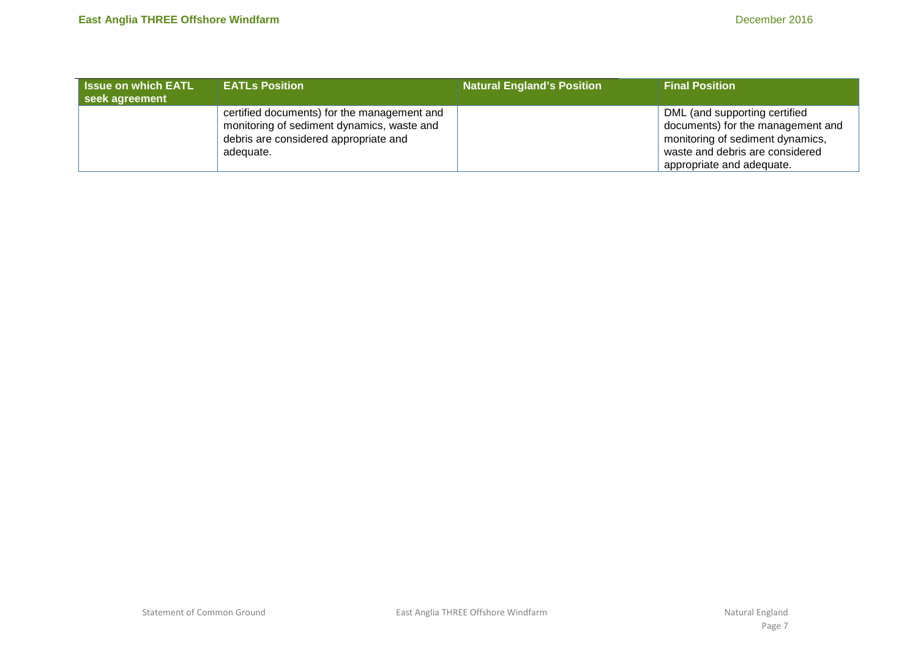| Issue on which EATL seek agreement | EATLs Position | Natural England's Position | Final Position |
|---|---|---|---|
| | certified documents) for the management and monitoring of sediment dynamics, waste and debris are considered appropriate and adequate. | | DML (and supporting certified documents) for the management and monitoring of sediment dynamics, waste and debris are considered appropriate and adequate. |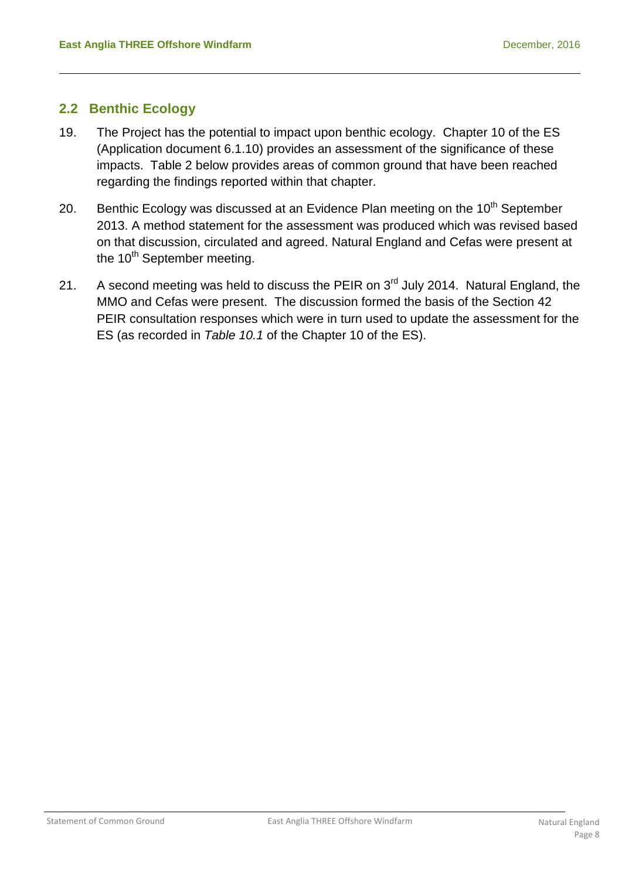## 2.2 Benthic Ecology

19. The Project has the potential to impact upon benthic ecology. Chapter 10 of the ES (Application document 6.1.10) provides an assessment of the significance of these impacts. Table 2 below provides areas of common ground that have been reached regarding the findings reported within that chapter.

20. Benthic Ecology was discussed at an Evidence Plan meeting on the 10th September 2013. A method statement for the assessment was produced which was revised based on that discussion, circulated and agreed. Natural England and Cefas were present at the 10th September meeting.

21. A second meeting was held to discuss the PEIR on 3rd July 2014. Natural England, the MMO and Cefas were present. The discussion formed the basis of the Section 42 PEIR consultation responses which were in turn used to update the assessment for the ES (as recorded in *Table 10.1* of the Chapter 10 of the ES).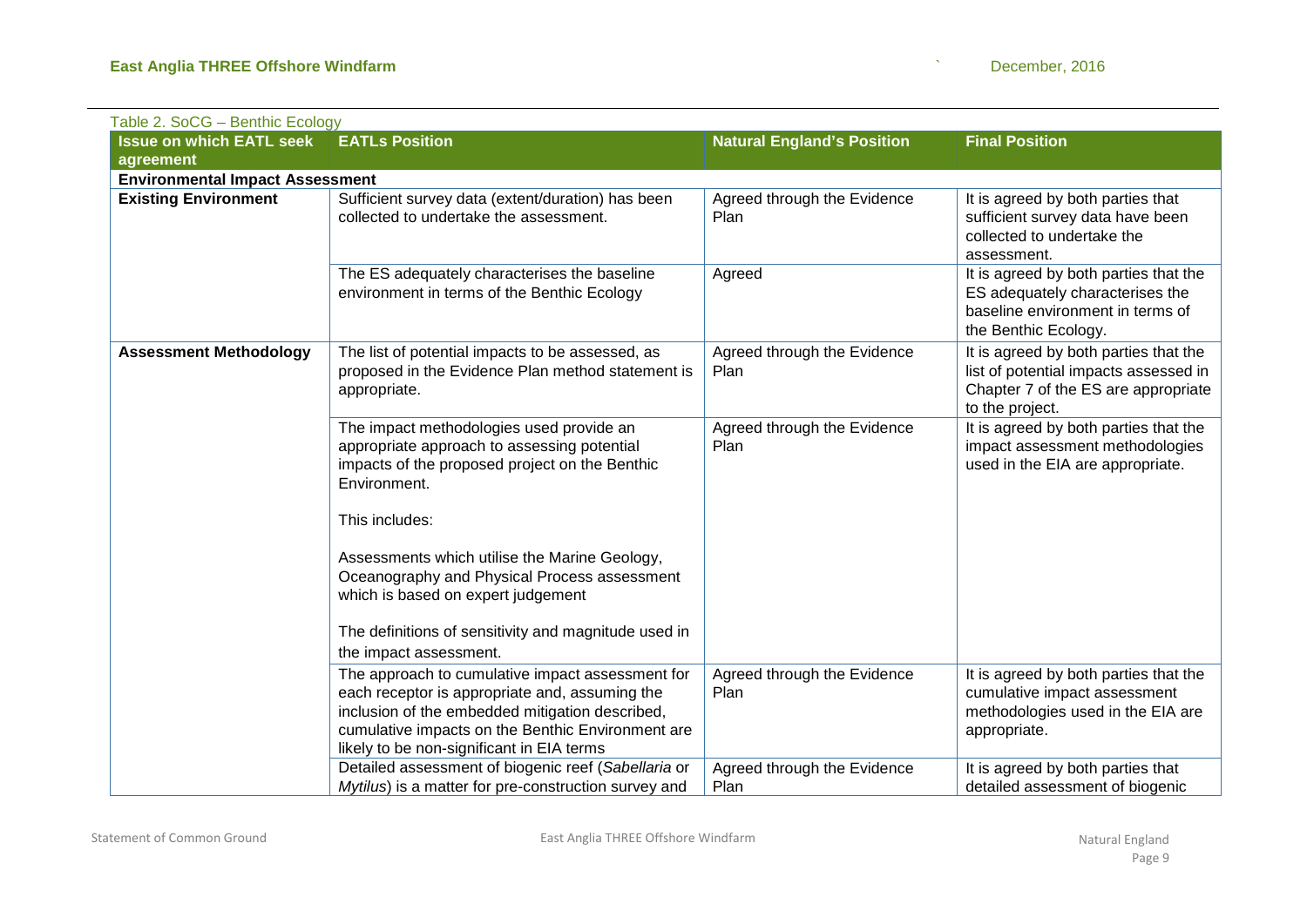Table 2. SoCG – Benthic Ecology

| Issue on which EATL seek agreement | EATLs Position | Natural England's Position | Final Position |
|---|---|---|---|
| **Environmental Impact Assessment** | | | |
| **Existing Environment** | Sufficient survey data (extent/duration) has been collected to undertake the assessment. | Agreed through the Evidence Plan | It is agreed by both parties that sufficient survey data have been collected to undertake the assessment. |
| | The ES adequately characterises the baseline environment in terms of the Benthic Ecology | Agreed | It is agreed by both parties that the ES adequately characterises the baseline environment in terms of the Benthic Ecology. |
| **Assessment Methodology** | The list of potential impacts to be assessed, as proposed in the Evidence Plan method statement is appropriate. | Agreed through the Evidence Plan | It is agreed by both parties that the list of potential impacts assessed in Chapter 7 of the ES are appropriate to the project. |
| | The impact methodologies used provide an appropriate approach to assessing potential impacts of the proposed project on the Benthic Environment.<br><br>This includes:<br><br>Assessments which utilise the Marine Geology, Oceanography and Physical Process assessment which is based on expert judgement<br><br>The definitions of sensitivity and magnitude used in the impact assessment. | Agreed through the Evidence Plan | It is agreed by both parties that the impact assessment methodologies used in the EIA are appropriate. |
| | The approach to cumulative impact assessment for each receptor is appropriate and, assuming the inclusion of the embedded mitigation described, cumulative impacts on the Benthic Environment are likely to be non-significant in EIA terms | Agreed through the Evidence Plan | It is agreed by both parties that the cumulative impact assessment methodologies used in the EIA are appropriate. |
| | Detailed assessment of biogenic reef (*Sabellaria* or *Mytilus*) is a matter for pre-construction survey and | Agreed through the Evidence Plan | It is agreed by both parties that detailed assessment of biogenic |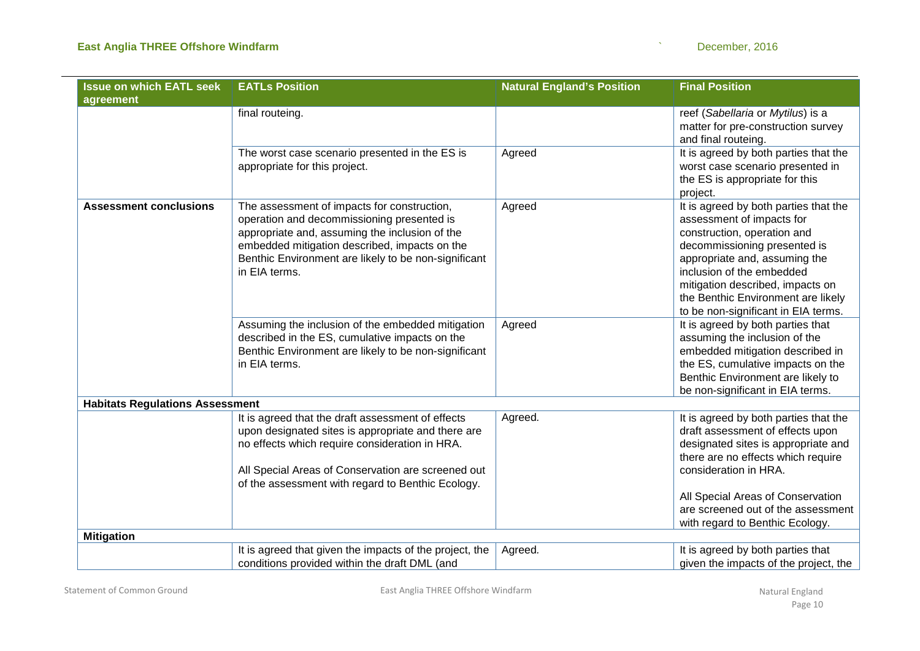| Issue on which EATL seek agreement | EATLs Position | Natural England's Position | Final Position |
| --- | --- | --- | --- |
| | final routeing. | | reef (*Sabellaria* or *Mytilus*) is a matter for pre-construction survey and final routeing. |
| | The worst case scenario presented in the ES is appropriate for this project. | Agreed | It is agreed by both parties that the worst case scenario presented in the ES is appropriate for this project. |
| **Assessment conclusions** | The assessment of impacts for construction, operation and decommissioning presented is appropriate and, assuming the inclusion of the embedded mitigation described, impacts on the Benthic Environment are likely to be non-significant in EIA terms. | Agreed | It is agreed by both parties that the assessment of impacts for construction, operation and decommissioning presented is appropriate and, assuming the inclusion of the embedded mitigation described, impacts on the Benthic Environment are likely to be non-significant in EIA terms. |
| | Assuming the inclusion of the embedded mitigation described in the ES, cumulative impacts on the Benthic Environment are likely to be non-significant in EIA terms. | Agreed | It is agreed by both parties that assuming the inclusion of the embedded mitigation described in the ES, cumulative impacts on the Benthic Environment are likely to be non-significant in EIA terms. |
| **Habitats Regulations Assessment** | | | |
| | It is agreed that the draft assessment of effects upon designated sites is appropriate and there are no effects which require consideration in HRA.<br><br>All Special Areas of Conservation are screened out of the assessment with regard to Benthic Ecology. | Agreed. | It is agreed by both parties that the draft assessment of effects upon designated sites is appropriate and there are no effects which require consideration in HRA.<br><br>All Special Areas of Conservation are screened out of the assessment with regard to Benthic Ecology. |
| **Mitigation** | | | |
| | It is agreed that given the impacts of the project, the conditions provided within the draft DML (and | Agreed. | It is agreed by both parties that given the impacts of the project, the |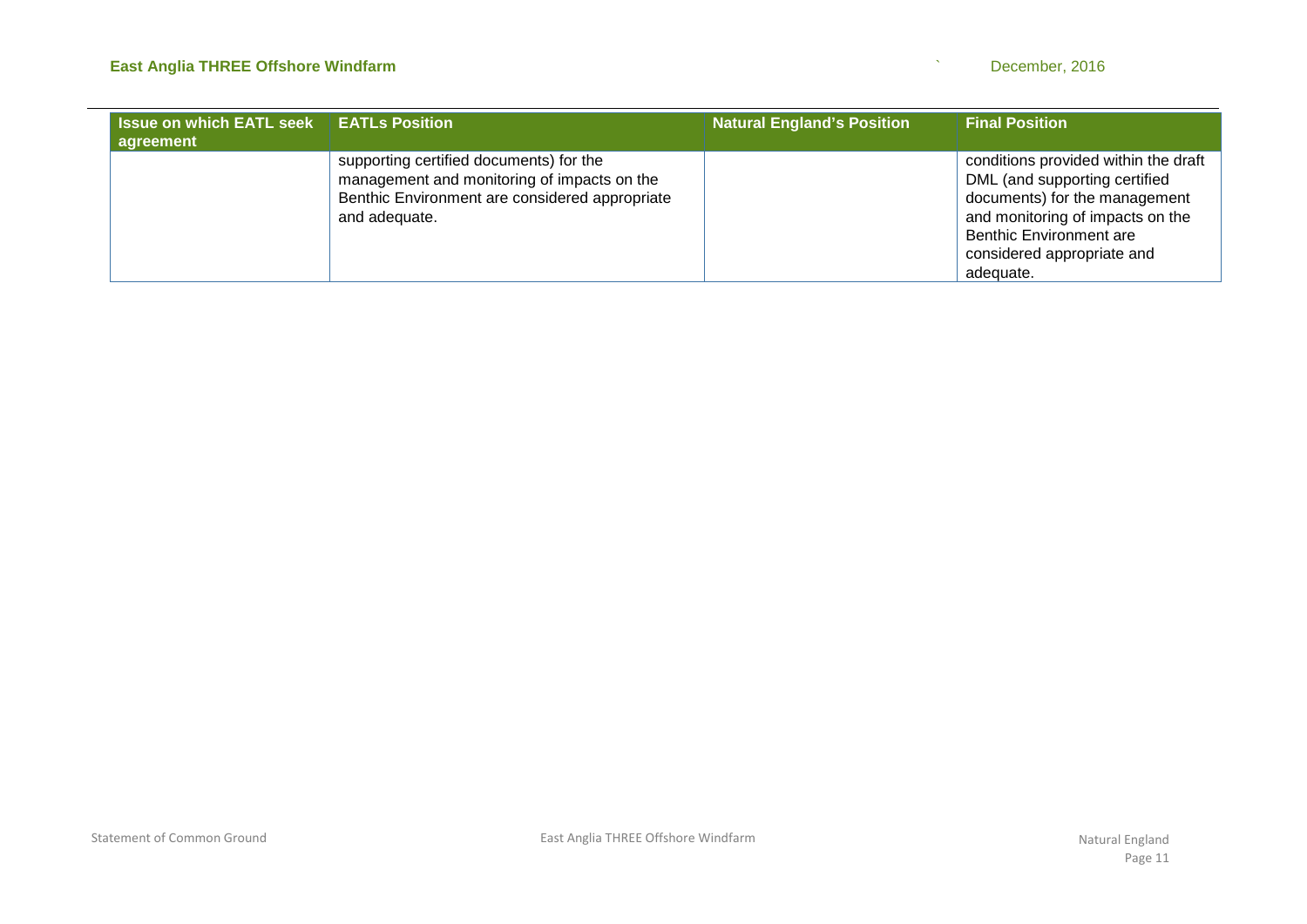| Issue on which EATL seek agreement | EATLs Position | Natural England's Position | Final Position |
| --- | --- | --- | --- |
| | supporting certified documents) for the management and monitoring of impacts on the Benthic Environment are considered appropriate and adequate. | | conditions provided within the draft DML (and supporting certified documents) for the management and monitoring of impacts on the Benthic Environment are considered appropriate and adequate. |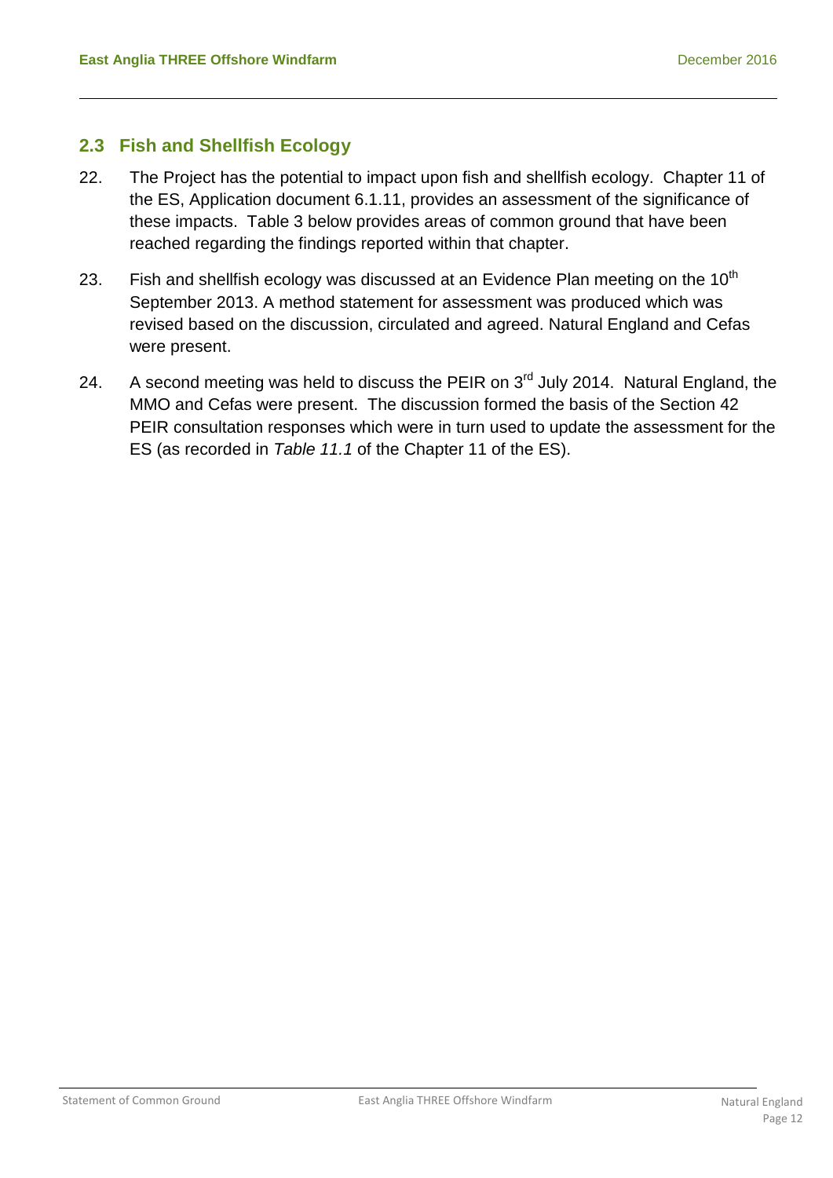## 2.3 Fish and Shellfish Ecology

22. The Project has the potential to impact upon fish and shellfish ecology. Chapter 11 of the ES, Application document 6.1.11, provides an assessment of the significance of these impacts. Table 3 below provides areas of common ground that have been reached regarding the findings reported within that chapter.

23. Fish and shellfish ecology was discussed at an Evidence Plan meeting on the 10th September 2013. A method statement for assessment was produced which was revised based on the discussion, circulated and agreed. Natural England and Cefas were present.

24. A second meeting was held to discuss the PEIR on 3rd July 2014. Natural England, the MMO and Cefas were present. The discussion formed the basis of the Section 42 PEIR consultation responses which were in turn used to update the assessment for the ES (as recorded in *Table 11.1* of the Chapter 11 of the ES).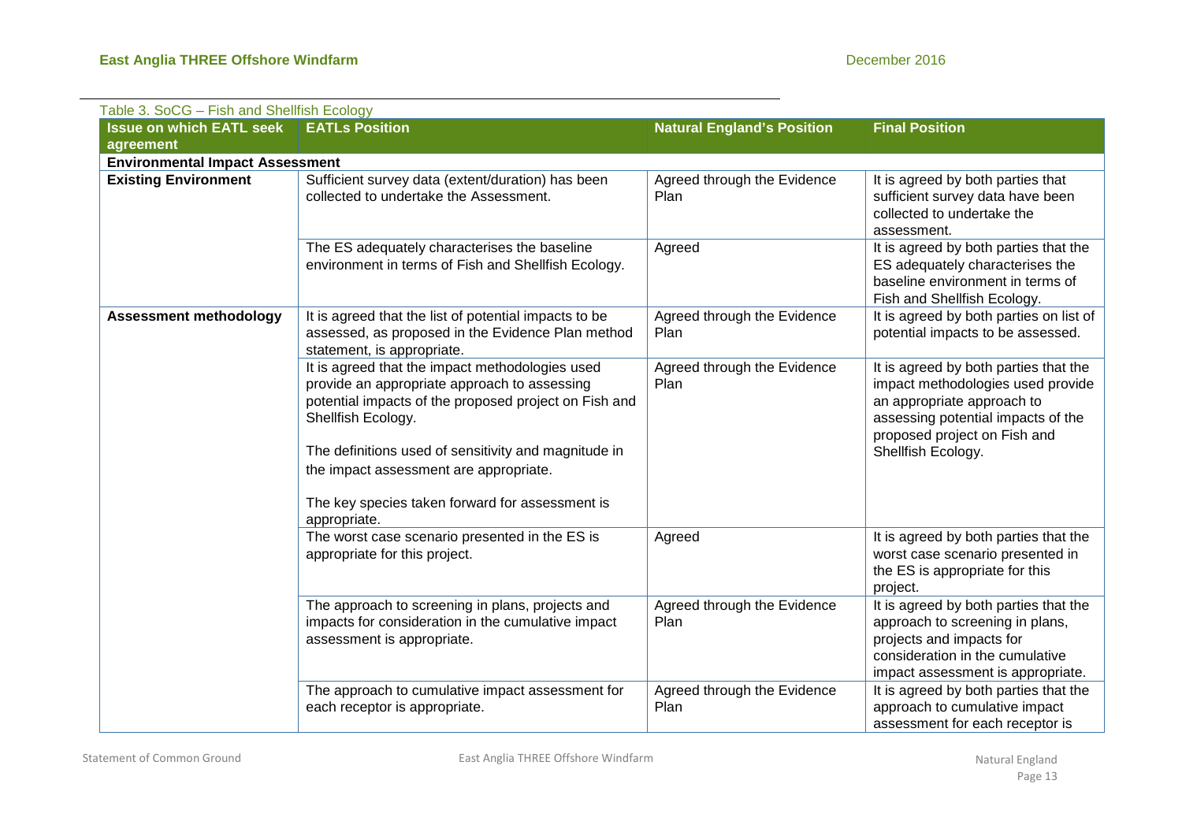Table 3. SoCG – Fish and Shellfish Ecology

| Issue on which EATL seek agreement | EATLs Position | Natural England's Position | Final Position |
|---|---|---|---|
| **Environmental Impact Assessment** | | | |
| **Existing Environment** | Sufficient survey data (extent/duration) has been collected to undertake the Assessment. | Agreed through the Evidence Plan | It is agreed by both parties that sufficient survey data have been collected to undertake the assessment. |
| | The ES adequately characterises the baseline environment in terms of Fish and Shellfish Ecology. | Agreed | It is agreed by both parties that the ES adequately characterises the baseline environment in terms of Fish and Shellfish Ecology. |
| **Assessment methodology** | It is agreed that the list of potential impacts to be assessed, as proposed in the Evidence Plan method statement, is appropriate. | Agreed through the Evidence Plan | It is agreed by both parties on list of potential impacts to be assessed. |
| | It is agreed that the impact methodologies used provide an appropriate approach to assessing potential impacts of the proposed project on Fish and Shellfish Ecology.<br><br>The definitions used of sensitivity and magnitude in the impact assessment are appropriate.<br><br>The key species taken forward for assessment is appropriate. | Agreed through the Evidence Plan | It is agreed by both parties that the impact methodologies used provide an appropriate approach to assessing potential impacts of the proposed project on Fish and Shellfish Ecology. |
| | The worst case scenario presented in the ES is appropriate for this project. | Agreed | It is agreed by both parties that the worst case scenario presented in the ES is appropriate for this project. |
| | The approach to screening in plans, projects and impacts for consideration in the cumulative impact assessment is appropriate. | Agreed through the Evidence Plan | It is agreed by both parties that the approach to screening in plans, projects and impacts for consideration in the cumulative impact assessment is appropriate. |
| | The approach to cumulative impact assessment for each receptor is appropriate. | Agreed through the Evidence Plan | It is agreed by both parties that the approach to cumulative impact assessment for each receptor is |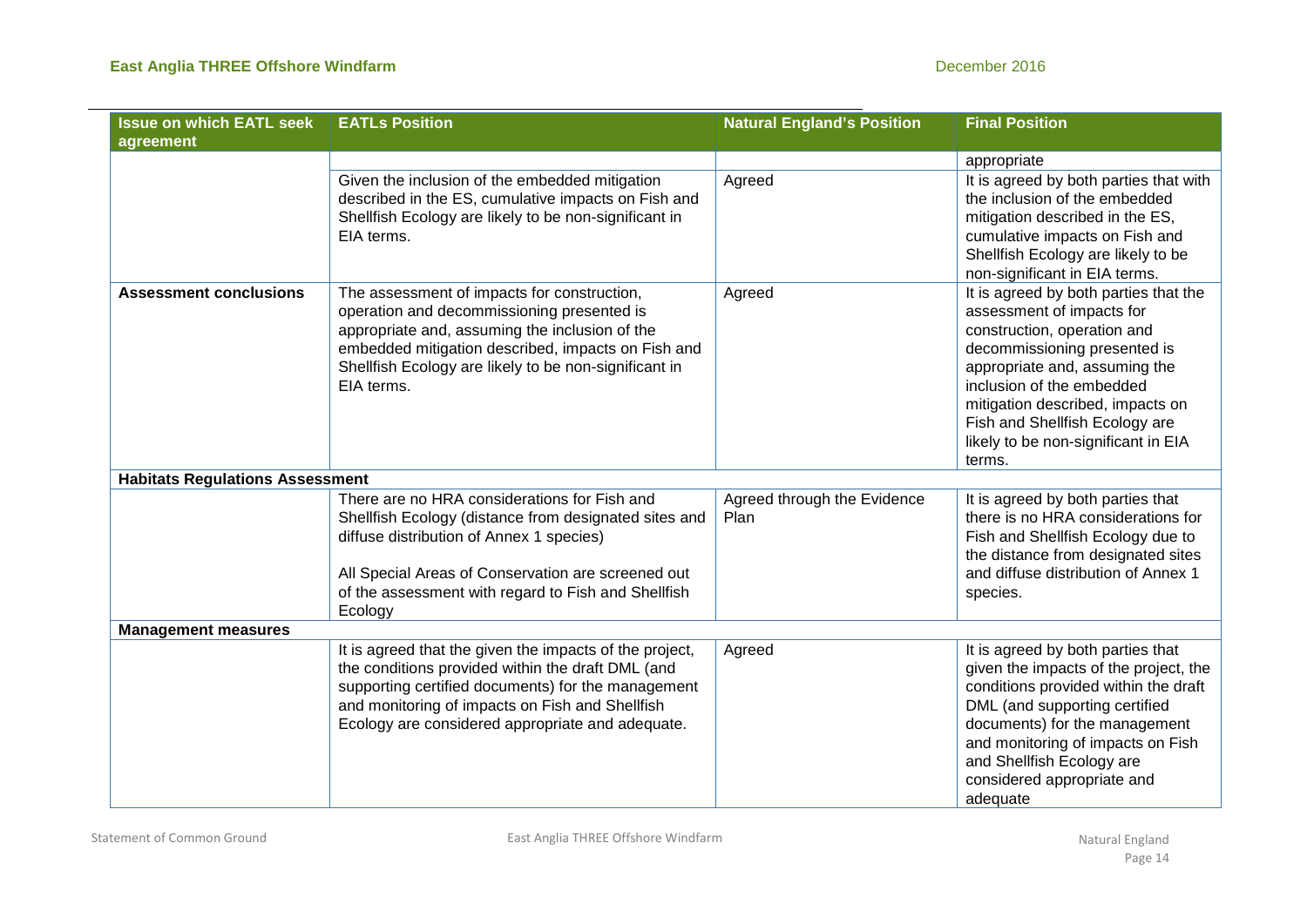| Issue on which EATL seek agreement | EATLs Position | Natural England's Position | Final Position |
|---|---|---|---|
| | | | appropriate |
| | Given the inclusion of the embedded mitigation described in the ES, cumulative impacts on Fish and Shellfish Ecology are likely to be non-significant in EIA terms. | Agreed | It is agreed by both parties that with the inclusion of the embedded mitigation described in the ES, cumulative impacts on Fish and Shellfish Ecology are likely to be non-significant in EIA terms. |
| **Assessment conclusions** | The assessment of impacts for construction, operation and decommissioning presented is appropriate and, assuming the inclusion of the embedded mitigation described, impacts on Fish and Shellfish Ecology are likely to be non-significant in EIA terms. | Agreed | It is agreed by both parties that the assessment of impacts for construction, operation and decommissioning presented is appropriate and, assuming the inclusion of the embedded mitigation described, impacts on Fish and Shellfish Ecology are likely to be non-significant in EIA terms. |
| **Habitats Regulations Assessment** | | | |
| | There are no HRA considerations for Fish and Shellfish Ecology (distance from designated sites and diffuse distribution of Annex 1 species)<br><br>All Special Areas of Conservation are screened out of the assessment with regard to Fish and Shellfish Ecology | Agreed through the Evidence Plan | It is agreed by both parties that there is no HRA considerations for Fish and Shellfish Ecology due to the distance from designated sites and diffuse distribution of Annex 1 species. |
| **Management measures** | | | |
| | It is agreed that the given the impacts of the project, the conditions provided within the draft DML (and supporting certified documents) for the management and monitoring of impacts on Fish and Shellfish Ecology are considered appropriate and adequate. | Agreed | It is agreed by both parties that given the impacts of the project, the conditions provided within the draft DML (and supporting certified documents) for the management and monitoring of impacts on Fish and Shellfish Ecology are considered appropriate and adequate |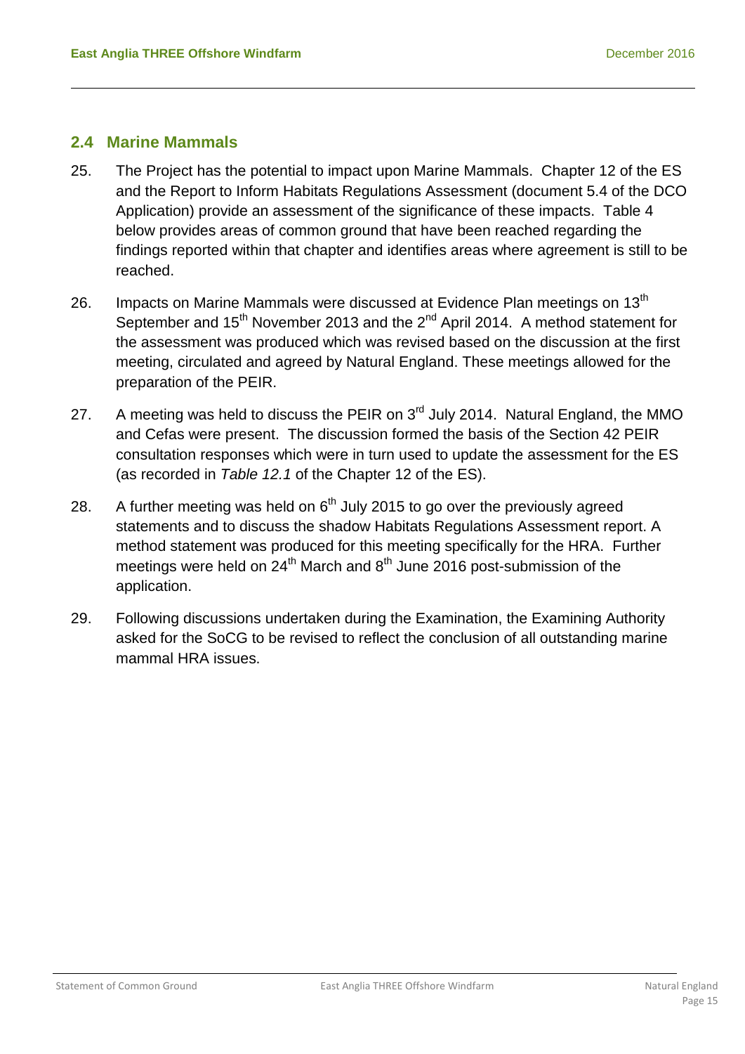## 2.4 Marine Mammals

25. The Project has the potential to impact upon Marine Mammals. Chapter 12 of the ES and the Report to Inform Habitats Regulations Assessment (document 5.4 of the DCO Application) provide an assessment of the significance of these impacts. Table 4 below provides areas of common ground that have been reached regarding the findings reported within that chapter and identifies areas where agreement is still to be reached.

26. Impacts on Marine Mammals were discussed at Evidence Plan meetings on 13th September and 15th November 2013 and the 2nd April 2014. A method statement for the assessment was produced which was revised based on the discussion at the first meeting, circulated and agreed by Natural England. These meetings allowed for the preparation of the PEIR.

27. A meeting was held to discuss the PEIR on 3rd July 2014. Natural England, the MMO and Cefas were present. The discussion formed the basis of the Section 42 PEIR consultation responses which were in turn used to update the assessment for the ES (as recorded in *Table 12.1* of the Chapter 12 of the ES).

28. A further meeting was held on 6th July 2015 to go over the previously agreed statements and to discuss the shadow Habitats Regulations Assessment report. A method statement was produced for this meeting specifically for the HRA. Further meetings were held on 24th March and 8th June 2016 post-submission of the application.

29. Following discussions undertaken during the Examination, the Examining Authority asked for the SoCG to be revised to reflect the conclusion of all outstanding marine mammal HRA issues.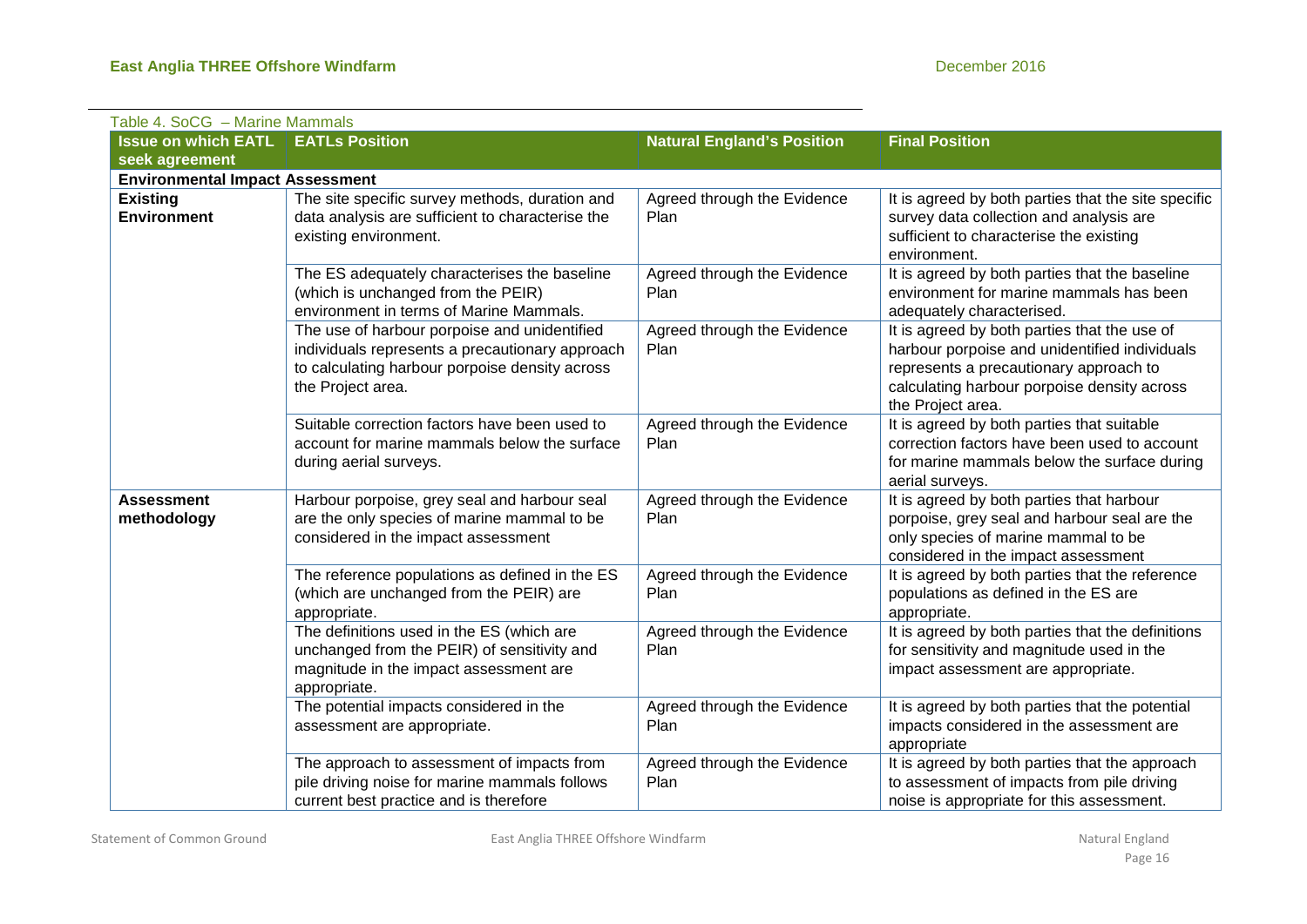Table 4. SoCG – Marine Mammals

| Issue on which EATL seek agreement | EATLs Position | Natural England's Position | Final Position |
|---|---|---|---|
| **Environmental Impact Assessment** | | | |
| **Existing Environment** | The site specific survey methods, duration and data analysis are sufficient to characterise the existing environment. | Agreed through the Evidence Plan | It is agreed by both parties that the site specific survey data collection and analysis are sufficient to characterise the existing environment. |
| | The ES adequately characterises the baseline (which is unchanged from the PEIR) environment in terms of Marine Mammals. | Agreed through the Evidence Plan | It is agreed by both parties that the baseline environment for marine mammals has been adequately characterised. |
| | The use of harbour porpoise and unidentified individuals represents a precautionary approach to calculating harbour porpoise density across the Project area. | Agreed through the Evidence Plan | It is agreed by both parties that the use of harbour porpoise and unidentified individuals represents a precautionary approach to calculating harbour porpoise density across the Project area. |
| | Suitable correction factors have been used to account for marine mammals below the surface during aerial surveys. | Agreed through the Evidence Plan | It is agreed by both parties that suitable correction factors have been used to account for marine mammals below the surface during aerial surveys. |
| **Assessment methodology** | Harbour porpoise, grey seal and harbour seal are the only species of marine mammal to be considered in the impact assessment | Agreed through the Evidence Plan | It is agreed by both parties that harbour porpoise, grey seal and harbour seal are the only species of marine mammal to be considered in the impact assessment |
| | The reference populations as defined in the ES (which are unchanged from the PEIR) are appropriate. | Agreed through the Evidence Plan | It is agreed by both parties that the reference populations as defined in the ES are appropriate. |
| | The definitions used in the ES (which are unchanged from the PEIR) of sensitivity and magnitude in the impact assessment are appropriate. | Agreed through the Evidence Plan | It is agreed by both parties that the definitions for sensitivity and magnitude used in the impact assessment are appropriate. |
| | The potential impacts considered in the assessment are appropriate. | Agreed through the Evidence Plan | It is agreed by both parties that the potential impacts considered in the assessment are appropriate |
| | The approach to assessment of impacts from pile driving noise for marine mammals follows current best practice and is therefore | Agreed through the Evidence Plan | It is agreed by both parties that the approach to assessment of impacts from pile driving noise is appropriate for this assessment. |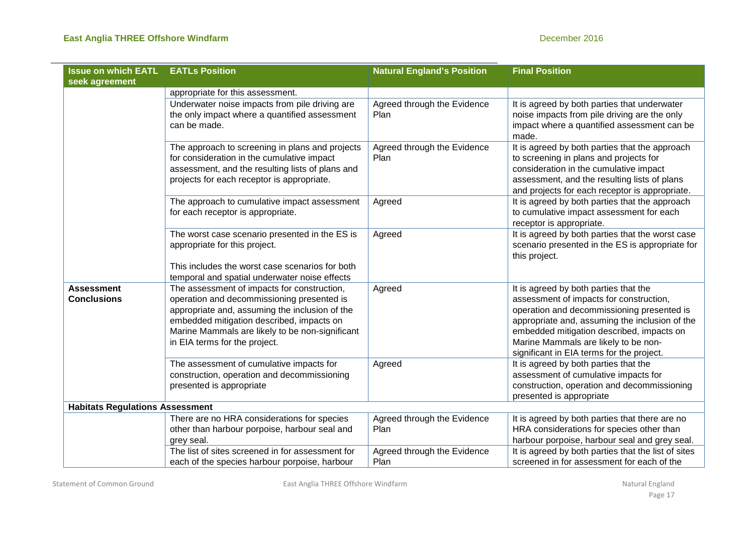| Issue on which EATL seek agreement | EATLs Position | Natural England's Position | Final Position |
|---|---|---|---|
| | appropriate for this assessment. | | |
| | Underwater noise impacts from pile driving are the only impact where a quantified assessment can be made. | Agreed through the Evidence Plan | It is agreed by both parties that underwater noise impacts from pile driving are the only impact where a quantified assessment can be made. |
| | The approach to screening in plans and projects for consideration in the cumulative impact assessment, and the resulting lists of plans and projects for each receptor is appropriate. | Agreed through the Evidence Plan | It is agreed by both parties that the approach to screening in plans and projects for consideration in the cumulative impact assessment, and the resulting lists of plans and projects for each receptor is appropriate. |
| | The approach to cumulative impact assessment for each receptor is appropriate. | Agreed | It is agreed by both parties that the approach to cumulative impact assessment for each receptor is appropriate. |
| | The worst case scenario presented in the ES is appropriate for this project.<br><br>This includes the worst case scenarios for both temporal and spatial underwater noise effects | Agreed | It is agreed by both parties that the worst case scenario presented in the ES is appropriate for this project. |
| **Assessment Conclusions** | The assessment of impacts for construction, operation and decommissioning presented is appropriate and, assuming the inclusion of the embedded mitigation described, impacts on Marine Mammals are likely to be non-significant in EIA terms for the project. | Agreed | It is agreed by both parties that the assessment of impacts for construction, operation and decommissioning presented is appropriate and, assuming the inclusion of the embedded mitigation described, impacts on Marine Mammals are likely to be non-significant in EIA terms for the project. |
| | The assessment of cumulative impacts for construction, operation and decommissioning presented is appropriate | Agreed | It is agreed by both parties that the assessment of cumulative impacts for construction, operation and decommissioning presented is appropriate |
| **Habitats Regulations Assessment** | | | |
| | There are no HRA considerations for species other than harbour porpoise, harbour seal and grey seal. | Agreed through the Evidence Plan | It is agreed by both parties that there are no HRA considerations for species other than harbour porpoise, harbour seal and grey seal. |
| | The list of sites screened in for assessment for each of the species harbour porpoise, harbour | Agreed through the Evidence Plan | It is agreed by both parties that the list of sites screened in for assessment for each of the |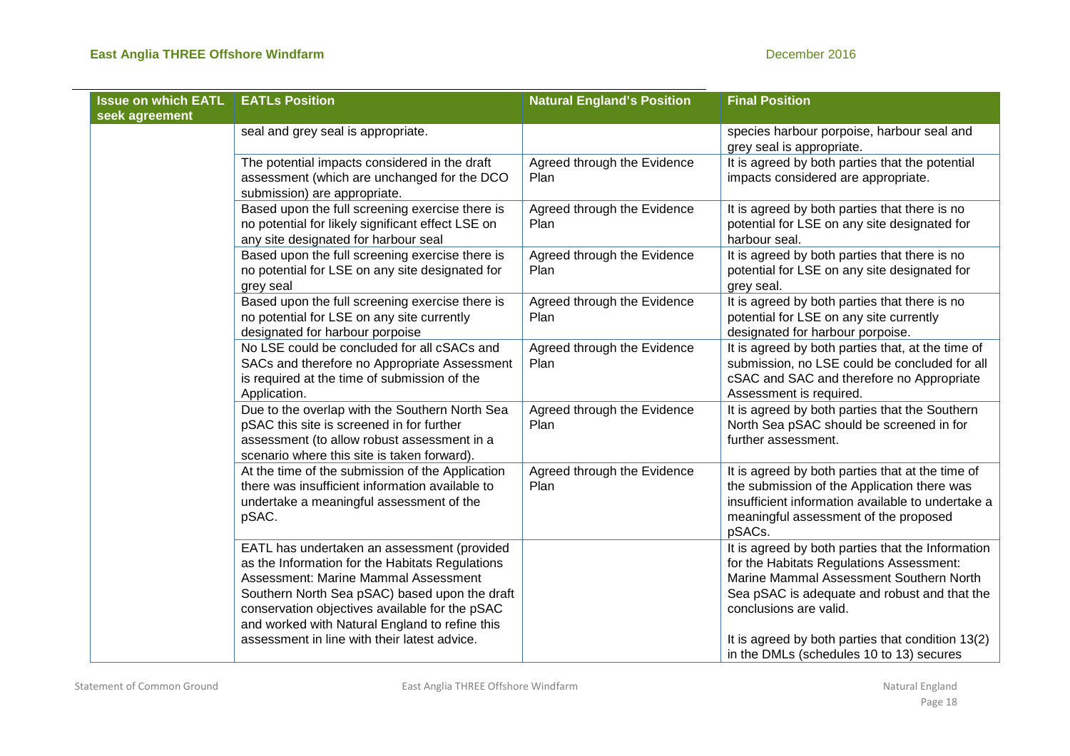| Issue on which EATL seek agreement | EATLs Position | Natural England's Position | Final Position |
|---|---|---|---|
| | seal and grey seal is appropriate. | | species harbour porpoise, harbour seal and grey seal is appropriate. |
| | The potential impacts considered in the draft assessment (which are unchanged for the DCO submission) are appropriate. | Agreed through the Evidence Plan | It is agreed by both parties that the potential impacts considered are appropriate. |
| | Based upon the full screening exercise there is no potential for likely significant effect LSE on any site designated for harbour seal | Agreed through the Evidence Plan | It is agreed by both parties that there is no potential for LSE on any site designated for harbour seal. |
| | Based upon the full screening exercise there is no potential for LSE on any site designated for grey seal | Agreed through the Evidence Plan | It is agreed by both parties that there is no potential for LSE on any site designated for grey seal. |
| | Based upon the full screening exercise there is no potential for LSE on any site currently designated for harbour porpoise | Agreed through the Evidence Plan | It is agreed by both parties that there is no potential for LSE on any site currently designated for harbour porpoise. |
| | No LSE could be concluded for all cSACs and SACs and therefore no Appropriate Assessment is required at the time of submission of the Application. | Agreed through the Evidence Plan | It is agreed by both parties that, at the time of submission, no LSE could be concluded for all cSAC and SAC and therefore no Appropriate Assessment is required. |
| | Due to the overlap with the Southern North Sea pSAC this site is screened in for further assessment (to allow robust assessment in a scenario where this site is taken forward). | Agreed through the Evidence Plan | It is agreed by both parties that the Southern North Sea pSAC should be screened in for further assessment. |
| | At the time of the submission of the Application there was insufficient information available to undertake a meaningful assessment of the pSAC. | Agreed through the Evidence Plan | It is agreed by both parties that at the time of the submission of the Application there was insufficient information available to undertake a meaningful assessment of the proposed pSACs. |
| | EATL has undertaken an assessment (provided as the Information for the Habitats Regulations Assessment: Marine Mammal Assessment Southern North Sea pSAC) based upon the draft conservation objectives available for the pSAC and worked with Natural England to refine this assessment in line with their latest advice. | | It is agreed by both parties that the Information for the Habitats Regulations Assessment: Marine Mammal Assessment Southern North Sea pSAC is adequate and robust and that the conclusions are valid.<br><br>It is agreed by both parties that condition 13(2) in the DMLs (schedules 10 to 13) secures |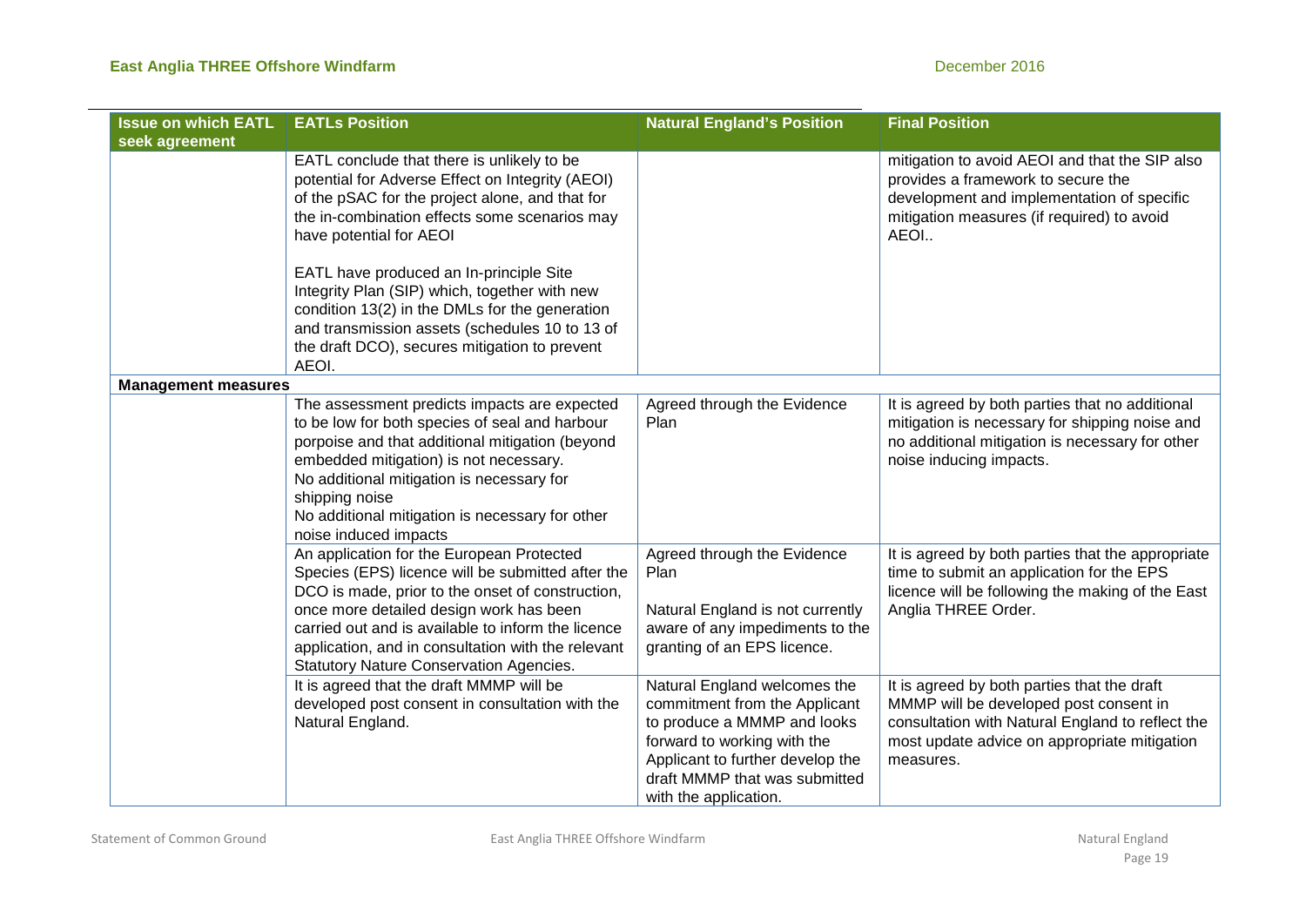| Issue on which EATL seek agreement | EATLs Position | Natural England's Position | Final Position |
|---|---|---|---|
| | EATL conclude that there is unlikely to be potential for Adverse Effect on Integrity (AEOI) of the pSAC for the project alone, and that for the in-combination effects some scenarios may have potential for AEOI<br><br>EATL have produced an In-principle Site Integrity Plan (SIP) which, together with new condition 13(2) in the DMLs for the generation and transmission assets (schedules 10 to 13 of the draft DCO), secures mitigation to prevent AEOI. | | mitigation to avoid AEOI and that the SIP also provides a framework to secure the development and implementation of specific mitigation measures (if required) to avoid AEOI.. |
| **Management measures** | | | |
| | The assessment predicts impacts are expected to be low for both species of seal and harbour porpoise and that additional mitigation (beyond embedded mitigation) is not necessary.<br>No additional mitigation is necessary for shipping noise<br>No additional mitigation is necessary for other noise induced impacts | Agreed through the Evidence Plan | It is agreed by both parties that no additional mitigation is necessary for shipping noise and no additional mitigation is necessary for other noise inducing impacts. |
| | An application for the European Protected Species (EPS) licence will be submitted after the DCO is made, prior to the onset of construction, once more detailed design work has been carried out and is available to inform the licence application, and in consultation with the relevant Statutory Nature Conservation Agencies. | Agreed through the Evidence Plan<br><br>Natural England is not currently aware of any impediments to the granting of an EPS licence. | It is agreed by both parties that the appropriate time to submit an application for the EPS licence will be following the making of the East Anglia THREE Order. |
| | It is agreed that the draft MMMP will be developed post consent in consultation with the Natural England. | Natural England welcomes the commitment from the Applicant to produce a MMMP and looks forward to working with the Applicant to further develop the draft MMMP that was submitted with the application. | It is agreed by both parties that the draft MMMP will be developed post consent in consultation with Natural England to reflect the most update advice on appropriate mitigation measures. |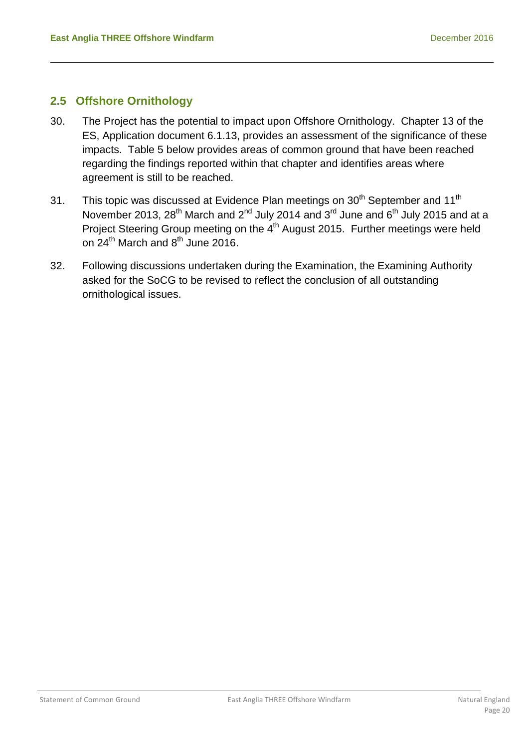## 2.5 Offshore Ornithology

30. The Project has the potential to impact upon Offshore Ornithology. Chapter 13 of the ES, Application document 6.1.13, provides an assessment of the significance of these impacts. Table 5 below provides areas of common ground that have been reached regarding the findings reported within that chapter and identifies areas where agreement is still to be reached.

31. This topic was discussed at Evidence Plan meetings on 30th September and 11th November 2013, 28th March and 2nd July 2014 and 3rd June and 6th July 2015 and at a Project Steering Group meeting on the 4th August 2015. Further meetings were held on 24th March and 8th June 2016.

32. Following discussions undertaken during the Examination, the Examining Authority asked for the SoCG to be revised to reflect the conclusion of all outstanding ornithological issues.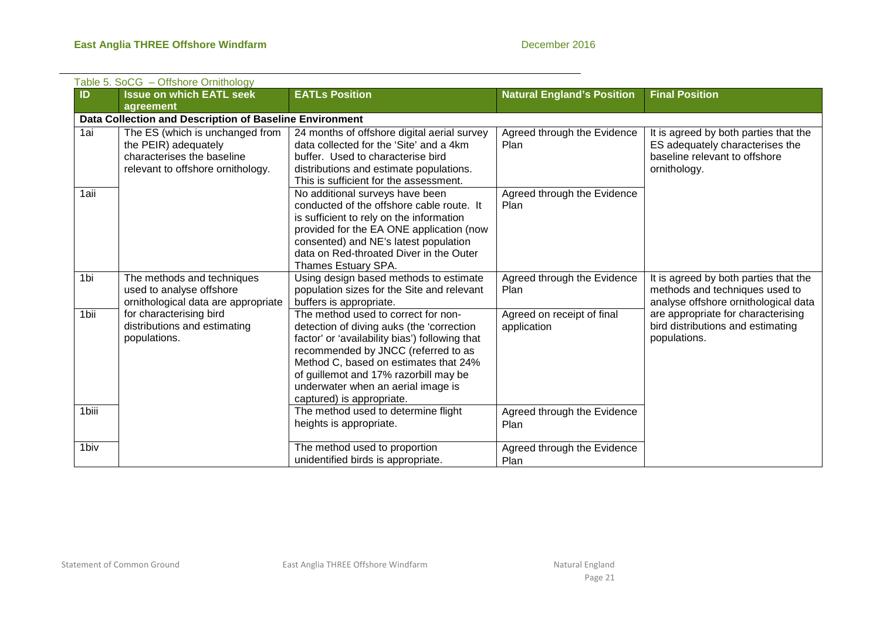Table 5. SoCG – Offshore Ornithology

| ID | Issue on which EATL seek agreement | EATLs Position | Natural England's Position | Final Position |
|---|---|---|---|---|
| **Data Collection and Description of Baseline Environment** | | | | |
| 1ai | The ES (which is unchanged from the PEIR) adequately characterises the baseline relevant to offshore ornithology. | 24 months of offshore digital aerial survey data collected for the 'Site' and a 4km buffer. Used to characterise bird distributions and estimate populations. This is sufficient for the assessment. | Agreed through the Evidence Plan | It is agreed by both parties that the ES adequately characterises the baseline relevant to offshore ornithology. |
| 1aii | | No additional surveys have been conducted of the offshore cable route. It is sufficient to rely on the information provided for the EA ONE application (now consented) and NE's latest population data on Red-throated Diver in the Outer Thames Estuary SPA. | Agreed through the Evidence Plan | |
| 1bi | The methods and techniques used to analyse offshore ornithological data are appropriate for characterising bird distributions and estimating populations. | Using design based methods to estimate population sizes for the Site and relevant buffers is appropriate. | Agreed through the Evidence Plan | It is agreed by both parties that the methods and techniques used to analyse offshore ornithological data are appropriate for characterising bird distributions and estimating populations. |
| 1bii | | The method used to correct for non-detection of diving auks (the 'correction factor' or 'availability bias') following that recommended by JNCC (referred to as Method C, based on estimates that 24% of guillemot and 17% razorbill may be underwater when an aerial image is captured) is appropriate. | Agreed on receipt of final application | |
| 1biii | | The method used to determine flight heights is appropriate. | Agreed through the Evidence Plan | |
| 1biv | | The method used to proportion unidentified birds is appropriate. | Agreed through the Evidence Plan | |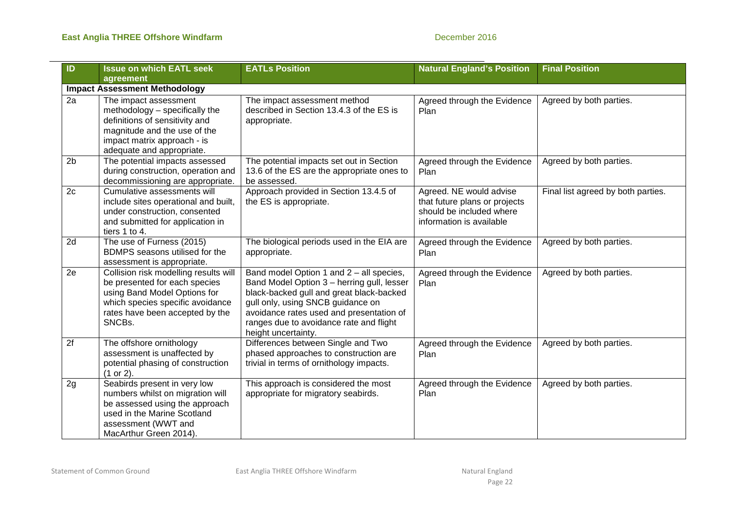| ID | Issue on which EATL seek agreement | EATLs Position | Natural England's Position | Final Position |
|---|---|---|---|---|
| **Impact Assessment Methodology** | | | | |
| 2a | The impact assessment methodology – specifically the definitions of sensitivity and magnitude and the use of the impact matrix approach - is adequate and appropriate. | The impact assessment method described in Section 13.4.3 of the ES is appropriate. | Agreed through the Evidence Plan | Agreed by both parties. |
| 2b | The potential impacts assessed during construction, operation and decommissioning are appropriate. | The potential impacts set out in Section 13.6 of the ES are the appropriate ones to be assessed. | Agreed through the Evidence Plan | Agreed by both parties. |
| 2c | Cumulative assessments will include sites operational and built, under construction, consented and submitted for application in tiers 1 to 4. | Approach provided in Section 13.4.5 of the ES is appropriate. | Agreed. NE would advise that future plans or projects should be included where information is available | Final list agreed by both parties. |
| 2d | The use of Furness (2015) BDMPS seasons utilised for the assessment is appropriate. | The biological periods used in the EIA are appropriate. | Agreed through the Evidence Plan | Agreed by both parties. |
| 2e | Collision risk modelling results will be presented for each species using Band Model Options for which species specific avoidance rates have been accepted by the SNCBs. | Band model Option 1 and 2 – all species, Band Model Option 3 – herring gull, lesser black-backed gull and great black-backed gull only, using SNCB guidance on avoidance rates used and presentation of ranges due to avoidance rate and flight height uncertainty. | Agreed through the Evidence Plan | Agreed by both parties. |
| 2f | The offshore ornithology assessment is unaffected by potential phasing of construction (1 or 2). | Differences between Single and Two phased approaches to construction are trivial in terms of ornithology impacts. | Agreed through the Evidence Plan | Agreed by both parties. |
| 2g | Seabirds present in very low numbers whilst on migration will be assessed using the approach used in the Marine Scotland assessment (WWT and MacArthur Green 2014). | This approach is considered the most appropriate for migratory seabirds. | Agreed through the Evidence Plan | Agreed by both parties. |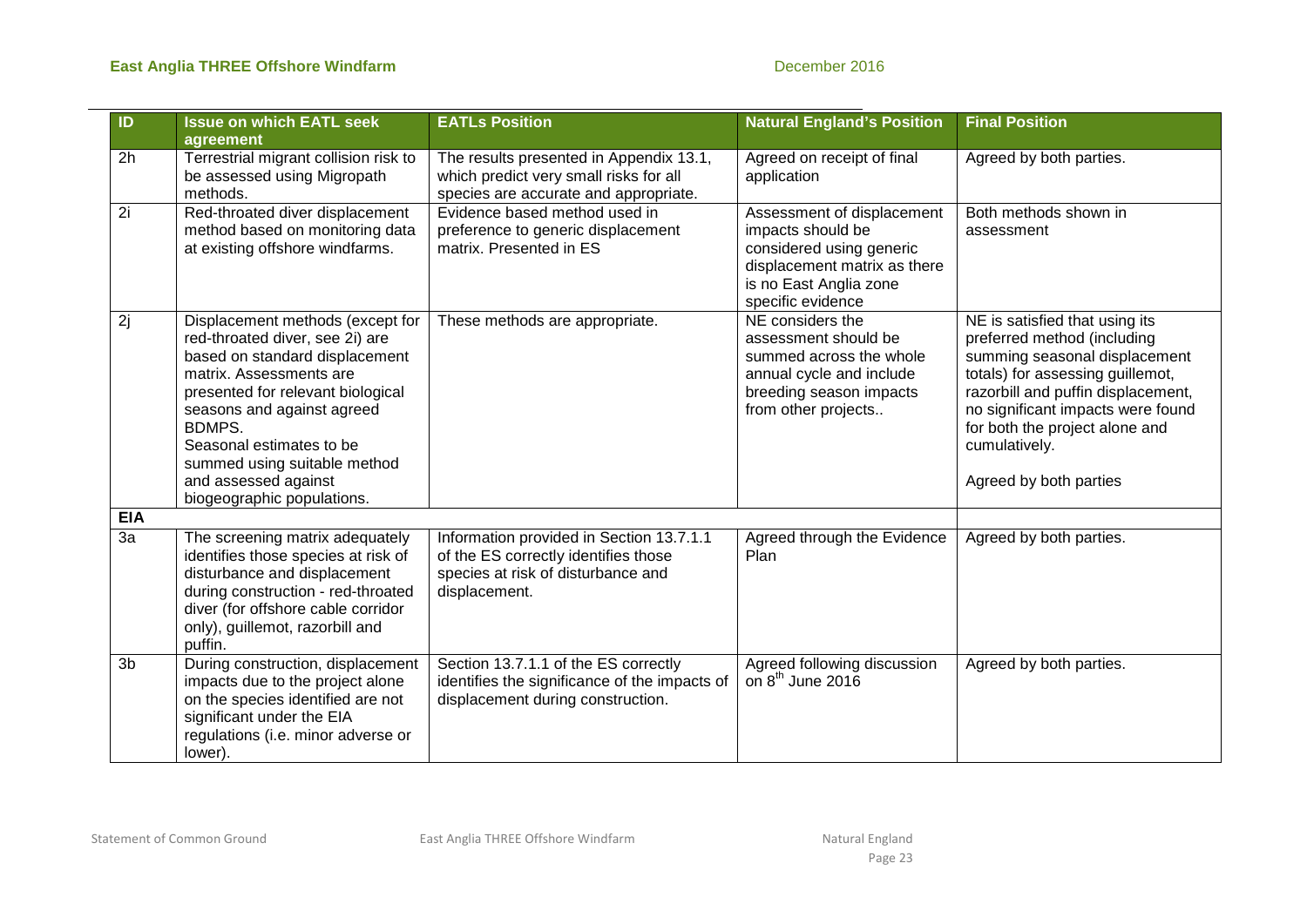| ID | Issue on which EATL seek agreement | EATLs Position | Natural England's Position | Final Position |
|---|---|---|---|---|
| 2h | Terrestrial migrant collision risk to be assessed using Migropath methods. | The results presented in Appendix 13.1, which predict very small risks for all species are accurate and appropriate. | Agreed on receipt of final application | Agreed by both parties. |
| 2i | Red-throated diver displacement method based on monitoring data at existing offshore windfarms. | Evidence based method used in preference to generic displacement matrix. Presented in ES | Assessment of displacement impacts should be considered using generic displacement matrix as there is no East Anglia zone specific evidence | Both methods shown in assessment |
| 2j | Displacement methods (except for red-throated diver, see 2i) are based on standard displacement matrix. Assessments are presented for relevant biological seasons and against agreed BDMPS.<br>Seasonal estimates to be summed using suitable method and assessed against biogeographic populations. | These methods are appropriate. | NE considers the assessment should be summed across the whole annual cycle and include breeding season impacts from other projects.. | NE is satisfied that using its preferred method (including summing seasonal displacement totals) for assessing guillemot, razorbill and puffin displacement, no significant impacts were found for both the project alone and cumulatively.<br><br>Agreed by both parties |
| **EIA** | | | | |
| 3a | The screening matrix adequately identifies those species at risk of disturbance and displacement during construction - red-throated diver (for offshore cable corridor only), guillemot, razorbill and puffin. | Information provided in Section 13.7.1.1 of the ES correctly identifies those species at risk of disturbance and displacement. | Agreed through the Evidence Plan | Agreed by both parties. |
| 3b | During construction, displacement impacts due to the project alone on the species identified are not significant under the EIA regulations (i.e. minor adverse or lower). | Section 13.7.1.1 of the ES correctly identifies the significance of the impacts of displacement during construction. | Agreed following discussion on 8th June 2016 | Agreed by both parties. |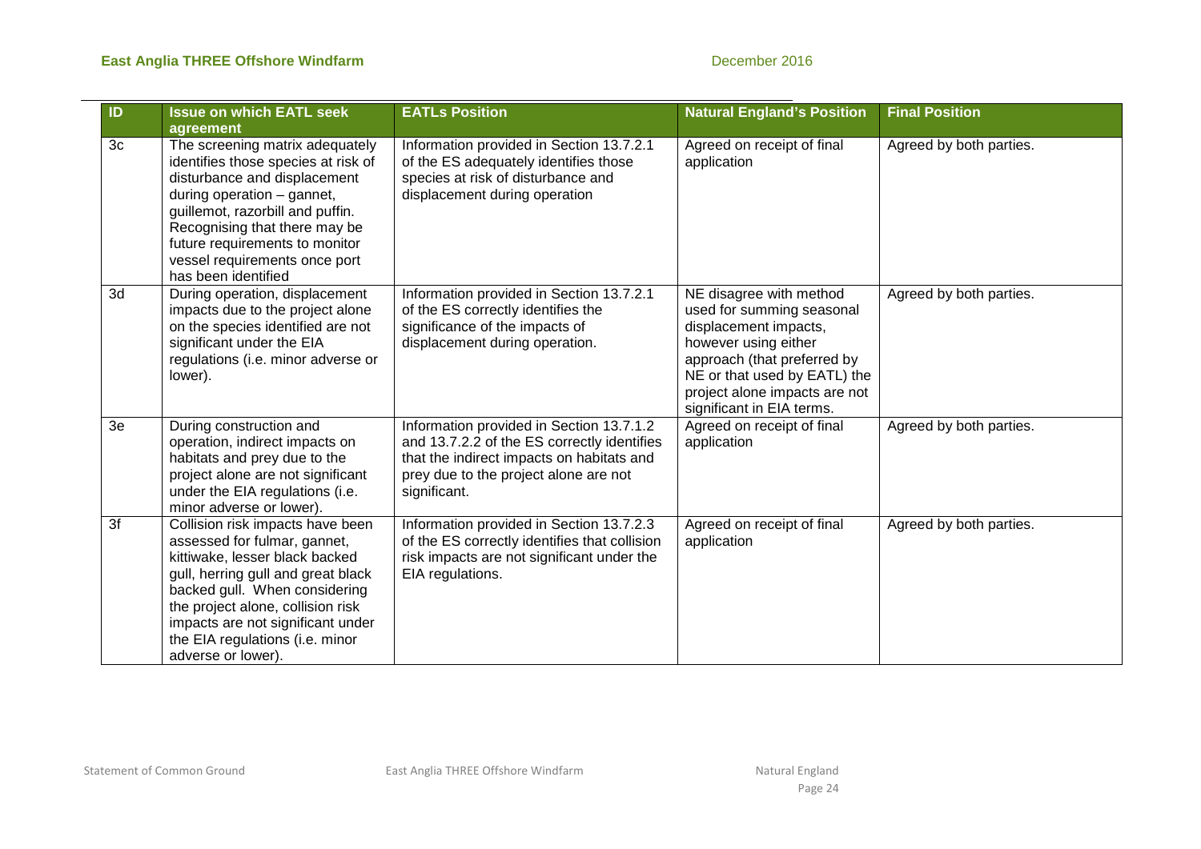| ID | Issue on which EATL seek agreement | EATLs Position | Natural England's Position | Final Position |
|---|---|---|---|---|
| 3c | The screening matrix adequately identifies those species at risk of disturbance and displacement during operation – gannet, guillemot, razorbill and puffin. Recognising that there may be future requirements to monitor vessel requirements once port has been identified | Information provided in Section 13.7.2.1 of the ES adequately identifies those species at risk of disturbance and displacement during operation | Agreed on receipt of final application | Agreed by both parties. |
| 3d | During operation, displacement impacts due to the project alone on the species identified are not significant under the EIA regulations (i.e. minor adverse or lower). | Information provided in Section 13.7.2.1 of the ES correctly identifies the significance of the impacts of displacement during operation. | NE disagree with method used for summing seasonal displacement impacts, however using either approach (that preferred by NE or that used by EATL) the project alone impacts are not significant in EIA terms. | Agreed by both parties. |
| 3e | During construction and operation, indirect impacts on habitats and prey due to the project alone are not significant under the EIA regulations (i.e. minor adverse or lower). | Information provided in Section 13.7.1.2 and 13.7.2.2 of the ES correctly identifies that the indirect impacts on habitats and prey due to the project alone are not significant. | Agreed on receipt of final application | Agreed by both parties. |
| 3f | Collision risk impacts have been assessed for fulmar, gannet, kittiwake, lesser black backed gull, herring gull and great black backed gull. When considering the project alone, collision risk impacts are not significant under the EIA regulations (i.e. minor adverse or lower). | Information provided in Section 13.7.2.3 of the ES correctly identifies that collision risk impacts are not significant under the EIA regulations. | Agreed on receipt of final application | Agreed by both parties. |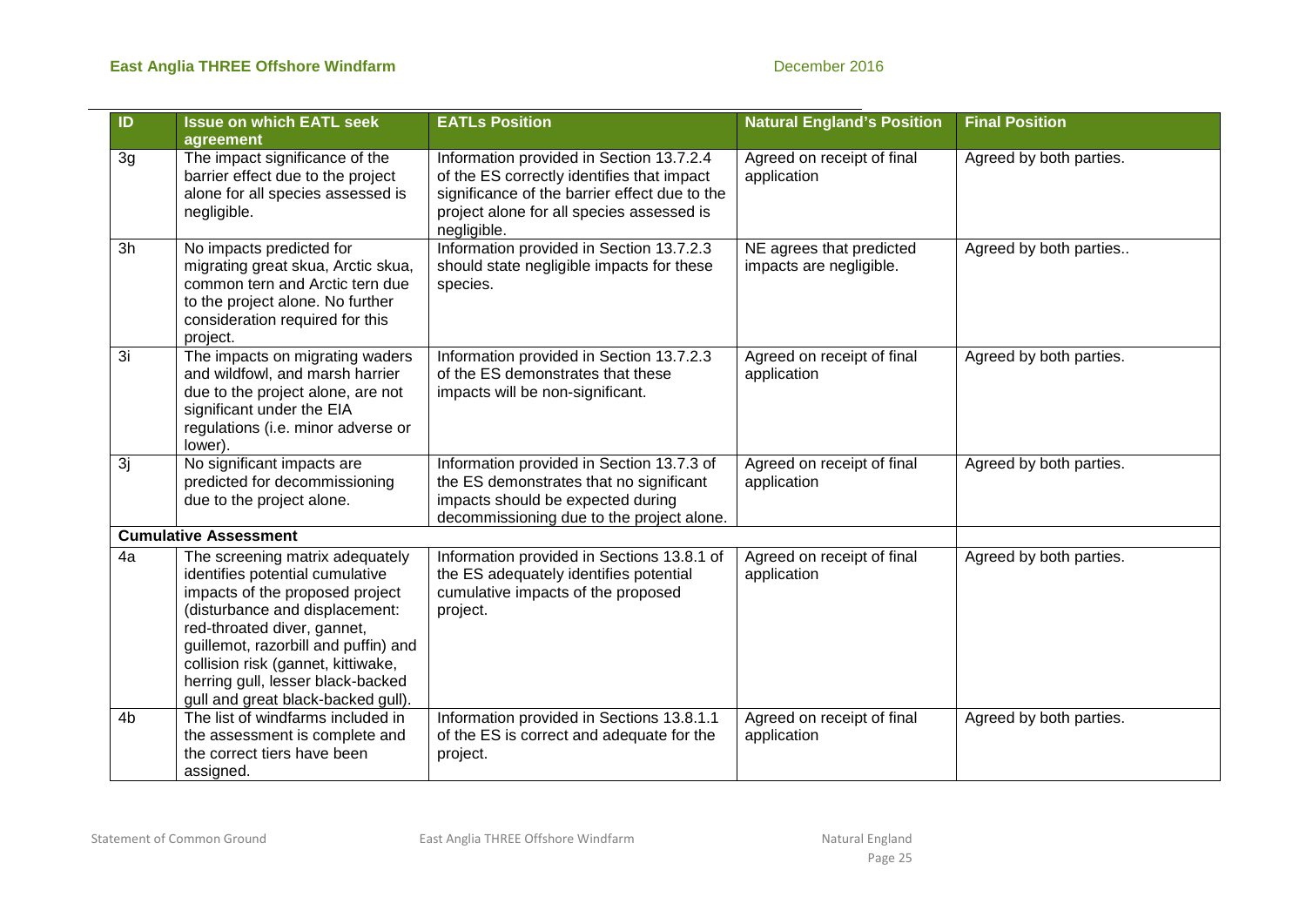| ID | Issue on which EATL seek agreement | EATLs Position | Natural England's Position | Final Position |
|---|---|---|---|---|
| 3g | The impact significance of the barrier effect due to the project alone for all species assessed is negligible. | Information provided in Section 13.7.2.4 of the ES correctly identifies that impact significance of the barrier effect due to the project alone for all species assessed is negligible. | Agreed on receipt of final application | Agreed by both parties. |
| 3h | No impacts predicted for migrating great skua, Arctic skua, common tern and Arctic tern due to the project alone. No further consideration required for this project. | Information provided in Section 13.7.2.3 should state negligible impacts for these species. | NE agrees that predicted impacts are negligible. | Agreed by both parties.. |
| 3i | The impacts on migrating waders and wildfowl, and marsh harrier due to the project alone, are not significant under the EIA regulations (i.e. minor adverse or lower). | Information provided in Section 13.7.2.3 of the ES demonstrates that these impacts will be non-significant. | Agreed on receipt of final application | Agreed by both parties. |
| 3j | No significant impacts are predicted for decommissioning due to the project alone. | Information provided in Section 13.7.3 of the ES demonstrates that no significant impacts should be expected during decommissioning due to the project alone. | Agreed on receipt of final application | Agreed by both parties. |
| **Cumulative Assessment** | | | | |
| 4a | The screening matrix adequately identifies potential cumulative impacts of the proposed project (disturbance and displacement: red-throated diver, gannet, guillemot, razorbill and puffin) and collision risk (gannet, kittiwake, herring gull, lesser black-backed gull and great black-backed gull). | Information provided in Sections 13.8.1 of the ES adequately identifies potential cumulative impacts of the proposed project. | Agreed on receipt of final application | Agreed by both parties. |
| 4b | The list of windfarms included in the assessment is complete and the correct tiers have been assigned. | Information provided in Sections 13.8.1.1 of the ES is correct and adequate for the project. | Agreed on receipt of final application | Agreed by both parties. |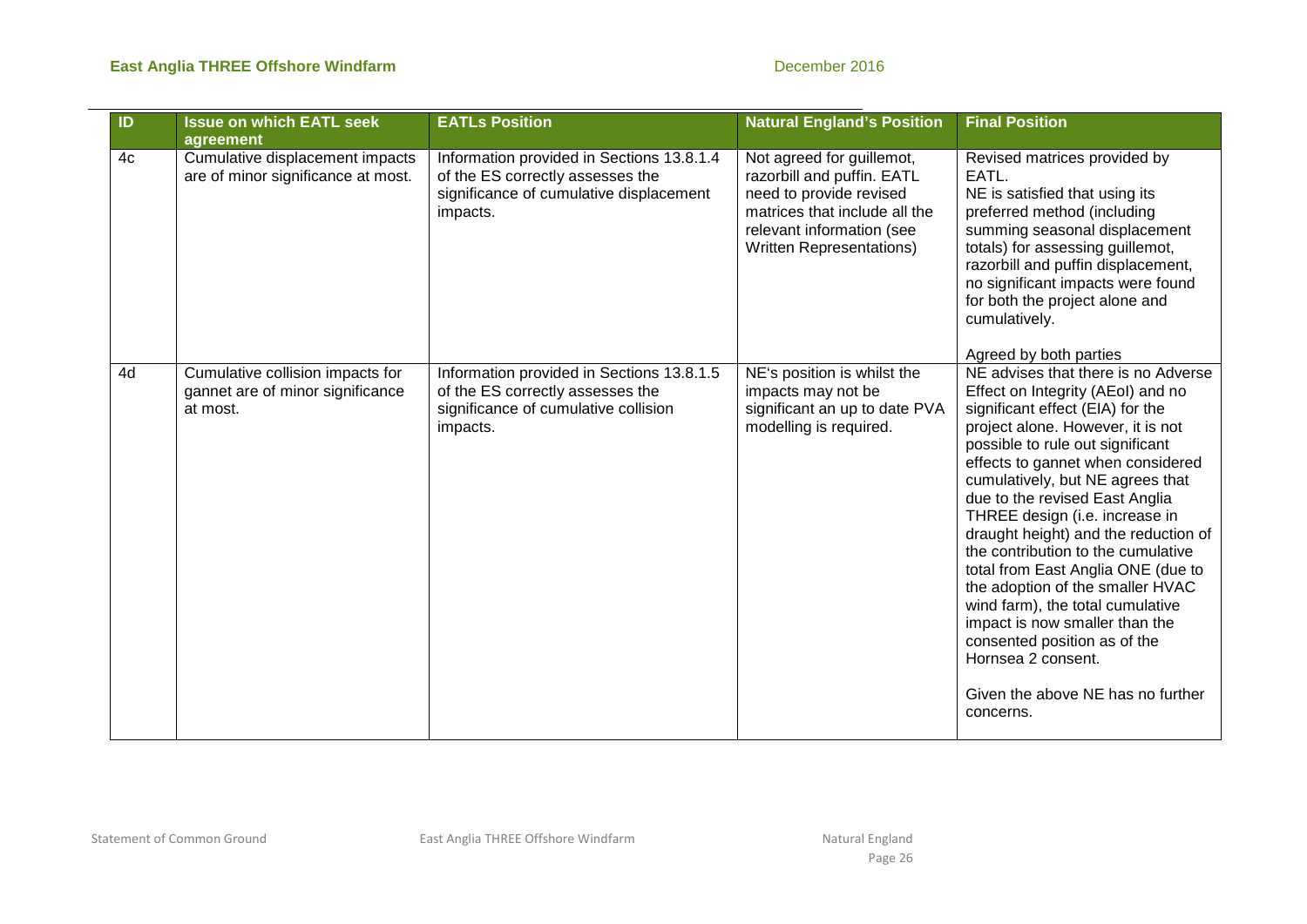| ID | Issue on which EATL seek agreement | EATLs Position | Natural England's Position | Final Position |
|---|---|---|---|---|
| 4c | Cumulative displacement impacts are of minor significance at most. | Information provided in Sections 13.8.1.4 of the ES correctly assesses the significance of cumulative displacement impacts. | Not agreed for guillemot, razorbill and puffin. EATL need to provide revised matrices that include all the relevant information (see Written Representations) | Revised matrices provided by EATL.<br>NE is satisfied that using its preferred method (including summing seasonal displacement totals) for assessing guillemot, razorbill and puffin displacement, no significant impacts were found for both the project alone and cumulatively.<br><br>Agreed by both parties |
| 4d | Cumulative collision impacts for gannet are of minor significance at most. | Information provided in Sections 13.8.1.5 of the ES correctly assesses the significance of cumulative collision impacts. | NE's position is whilst the impacts may not be significant an up to date PVA modelling is required. | NE advises that there is no Adverse Effect on Integrity (AEoI) and no significant effect (EIA) for the project alone. However, it is not possible to rule out significant effects to gannet when considered cumulatively, but NE agrees that due to the revised East Anglia THREE design (i.e. increase in draught height) and the reduction of the contribution to the cumulative total from East Anglia ONE (due to the adoption of the smaller HVAC wind farm), the total cumulative impact is now smaller than the consented position as of the Hornsea 2 consent.<br><br>Given the above NE has no further concerns. |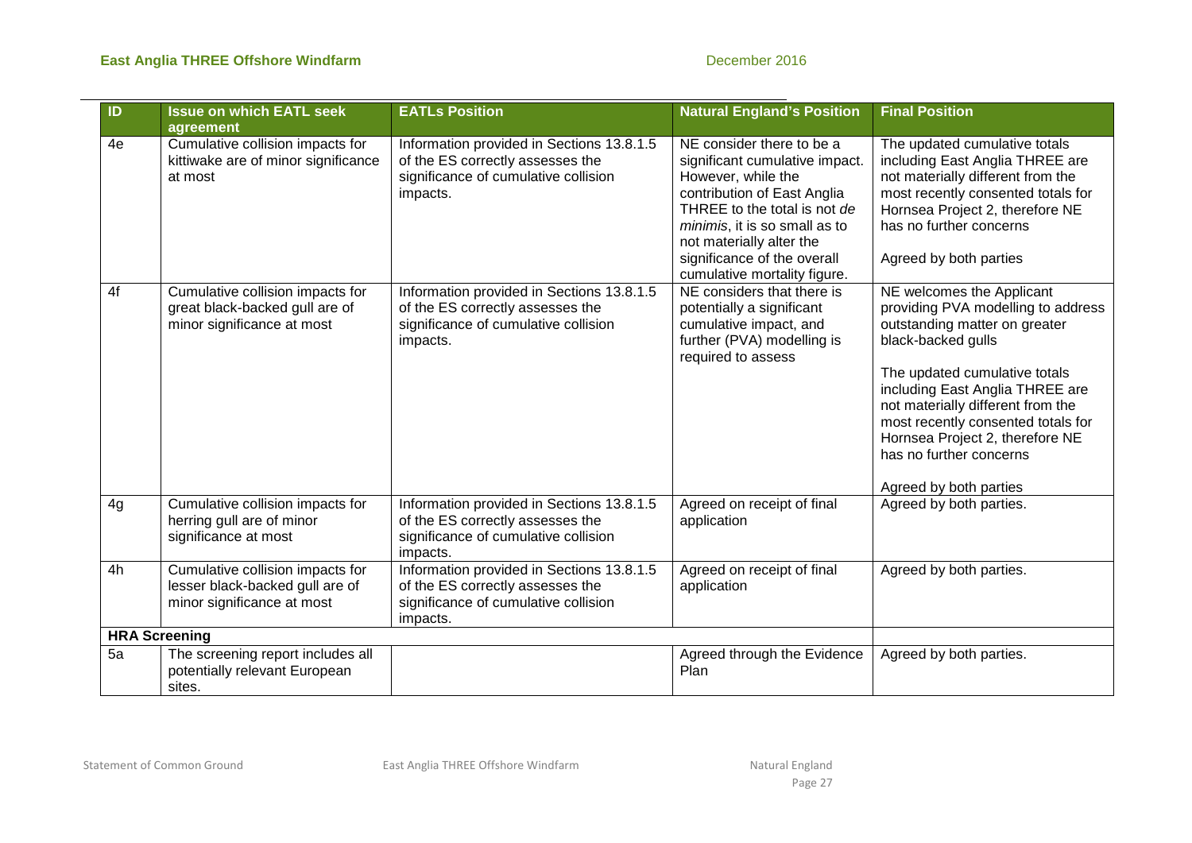| ID | Issue on which EATL seek agreement | EATLs Position | Natural England's Position | Final Position |
| --- | --- | --- | --- | --- |
| 4e | Cumulative collision impacts for kittiwake are of minor significance at most | Information provided in Sections 13.8.1.5 of the ES correctly assesses the significance of cumulative collision impacts. | NE consider there to be a significant cumulative impact. However, while the contribution of East Anglia THREE to the total is not *de minimis*, it is so small as to not materially alter the significance of the overall cumulative mortality figure. | The updated cumulative totals including East Anglia THREE are not materially different from the most recently consented totals for Hornsea Project 2, therefore NE has no further concerns<br><br>Agreed by both parties |
| 4f | Cumulative collision impacts for great black-backed gull are of minor significance at most | Information provided in Sections 13.8.1.5 of the ES correctly assesses the significance of cumulative collision impacts. | NE considers that there is potentially a significant cumulative impact, and further (PVA) modelling is required to assess | NE welcomes the Applicant providing PVA modelling to address outstanding matter on greater black-backed gulls<br><br>The updated cumulative totals including East Anglia THREE are not materially different from the most recently consented totals for Hornsea Project 2, therefore NE has no further concerns<br><br>Agreed by both parties |
| 4g | Cumulative collision impacts for herring gull are of minor significance at most | Information provided in Sections 13.8.1.5 of the ES correctly assesses the significance of cumulative collision impacts. | Agreed on receipt of final application | Agreed by both parties. |
| 4h | Cumulative collision impacts for lesser black-backed gull are of minor significance at most | Information provided in Sections 13.8.1.5 of the ES correctly assesses the significance of cumulative collision impacts. | Agreed on receipt of final application | Agreed by both parties. |
| **HRA Screening** | | | | |
| 5a | The screening report includes all potentially relevant European sites. | | Agreed through the Evidence Plan | Agreed by both parties. |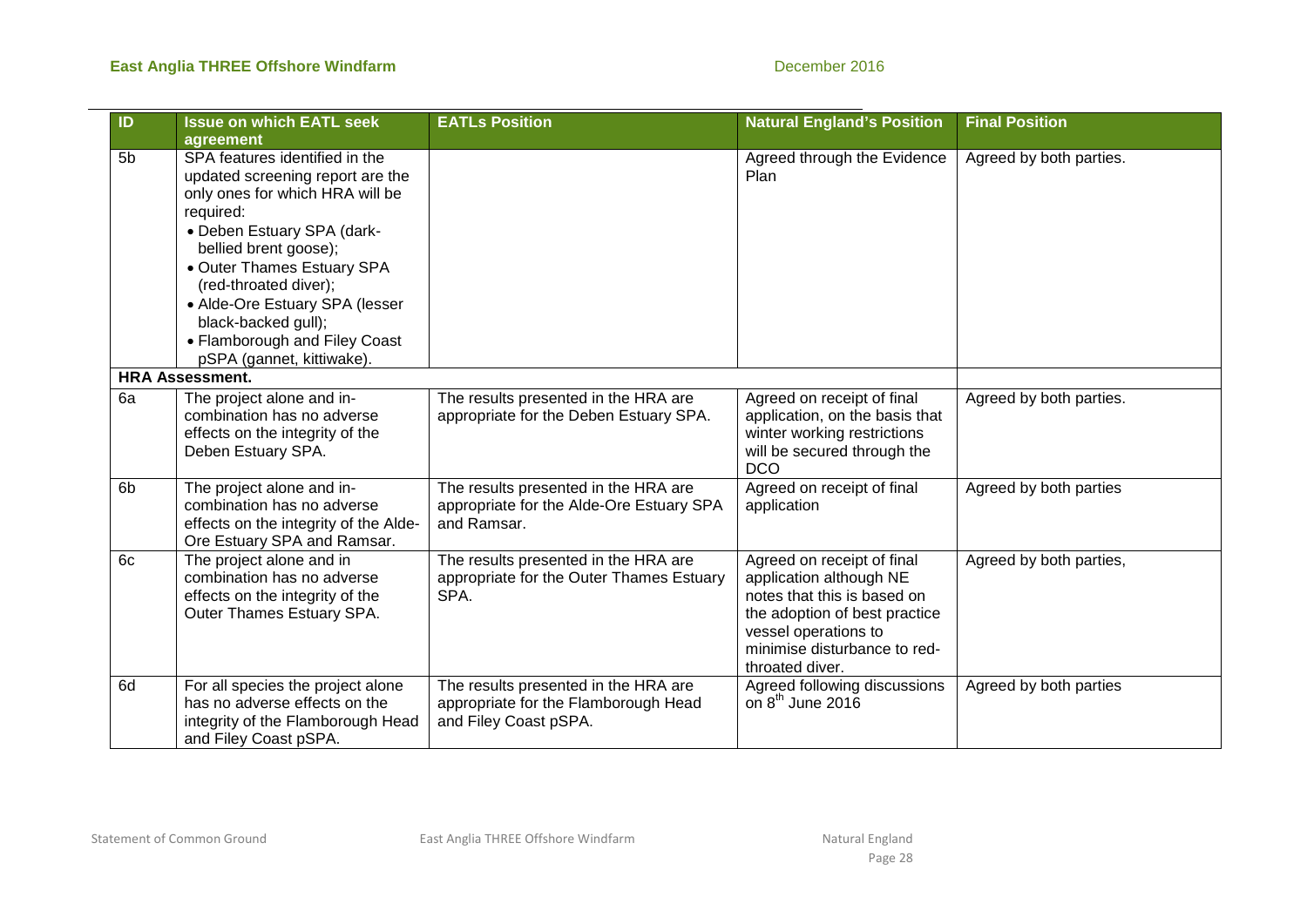| ID | Issue on which EATL seek agreement | EATLs Position | Natural England's Position | Final Position |
|---|---|---|---|---|
| 5b | SPA features identified in the updated screening report are the only ones for which HRA will be required: • Deben Estuary SPA (dark-bellied brent goose); • Outer Thames Estuary SPA (red-throated diver); • Alde-Ore Estuary SPA (lesser black-backed gull); • Flamborough and Filey Coast pSPA (gannet, kittiwake). | | Agreed through the Evidence Plan | Agreed by both parties. |
| **HRA Assessment.** | | | | |
| 6a | The project alone and in-combination has no adverse effects on the integrity of the Deben Estuary SPA. | The results presented in the HRA are appropriate for the Deben Estuary SPA. | Agreed on receipt of final application, on the basis that winter working restrictions will be secured through the DCO | Agreed by both parties. |
| 6b | The project alone and in-combination has no adverse effects on the integrity of the Alde-Ore Estuary SPA and Ramsar. | The results presented in the HRA are appropriate for the Alde-Ore Estuary SPA and Ramsar. | Agreed on receipt of final application | Agreed by both parties |
| 6c | The project alone and in combination has no adverse effects on the integrity of the Outer Thames Estuary SPA. | The results presented in the HRA are appropriate for the Outer Thames Estuary SPA. | Agreed on receipt of final application although NE notes that this is based on the adoption of best practice vessel operations to minimise disturbance to red-throated diver. | Agreed by both parties, |
| 6d | For all species the project alone has no adverse effects on the integrity of the Flamborough Head and Filey Coast pSPA. | The results presented in the HRA are appropriate for the Flamborough Head and Filey Coast pSPA. | Agreed following discussions on 8th June 2016 | Agreed by both parties |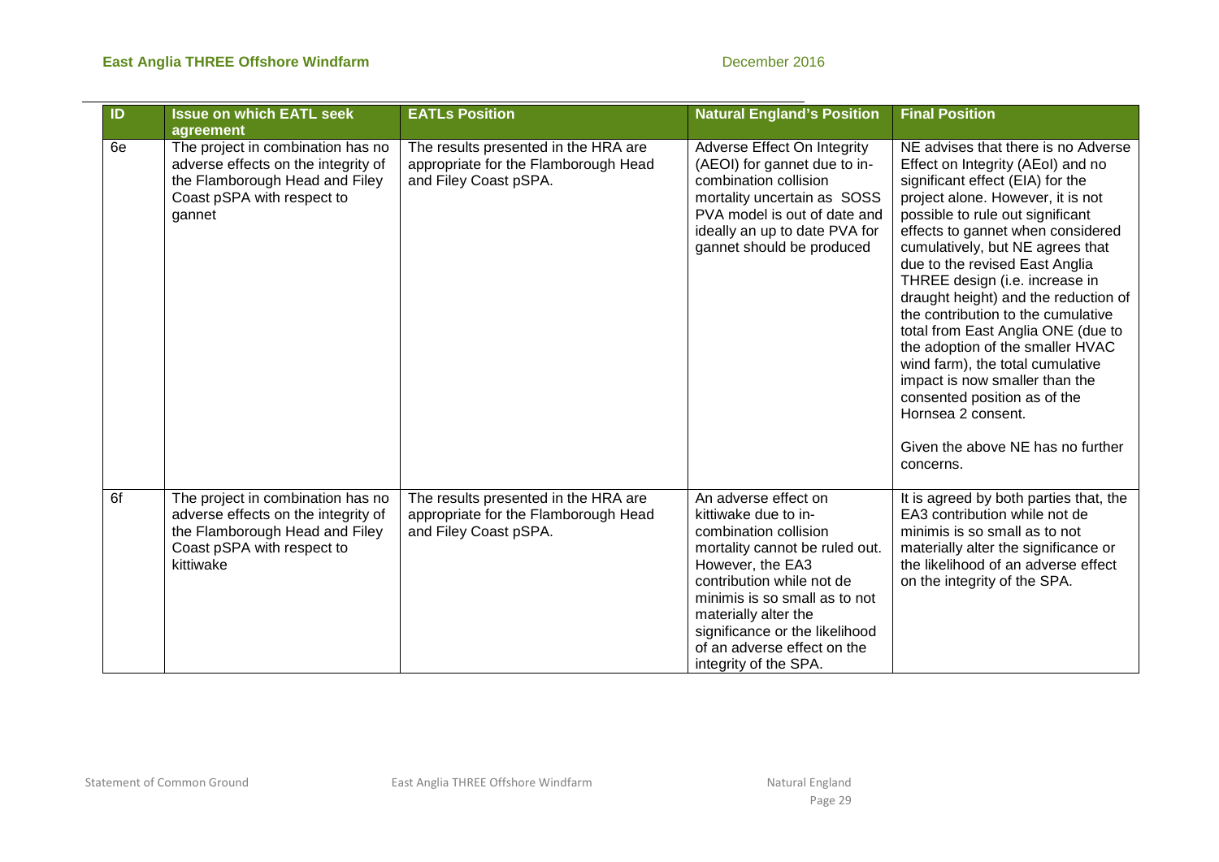| ID | Issue on which EATL seek agreement | EATLs Position | Natural England's Position | Final Position |
|---|---|---|---|---|
| 6e | The project in combination has no adverse effects on the integrity of the Flamborough Head and Filey Coast pSPA with respect to gannet | The results presented in the HRA are appropriate for the Flamborough Head and Filey Coast pSPA. | Adverse Effect On Integrity (AEOI) for gannet due to in-combination collision mortality uncertain as SOSS PVA model is out of date and ideally an up to date PVA for gannet should be produced | NE advises that there is no Adverse Effect on Integrity (AEoI) and no significant effect (EIA) for the project alone. However, it is not possible to rule out significant effects to gannet when considered cumulatively, but NE agrees that due to the revised East Anglia THREE design (i.e. increase in draught height) and the reduction of the contribution to the cumulative total from East Anglia ONE (due to the adoption of the smaller HVAC wind farm), the total cumulative impact is now smaller than the consented position as of the Hornsea 2 consent.<br><br>Given the above NE has no further concerns. |
| 6f | The project in combination has no adverse effects on the integrity of the Flamborough Head and Filey Coast pSPA with respect to kittiwake | The results presented in the HRA are appropriate for the Flamborough Head and Filey Coast pSPA. | An adverse effect on kittiwake due to in-combination mortality cannot be ruled out. However, the EA3 contribution while not de minimis is so small as to not materially alter the significance or the likelihood of an adverse effect on the integrity of the SPA. | It is agreed by both parties that, the EA3 contribution while not de minimis is so small as to not materially alter the significance or the likelihood of an adverse effect on the integrity of the SPA. |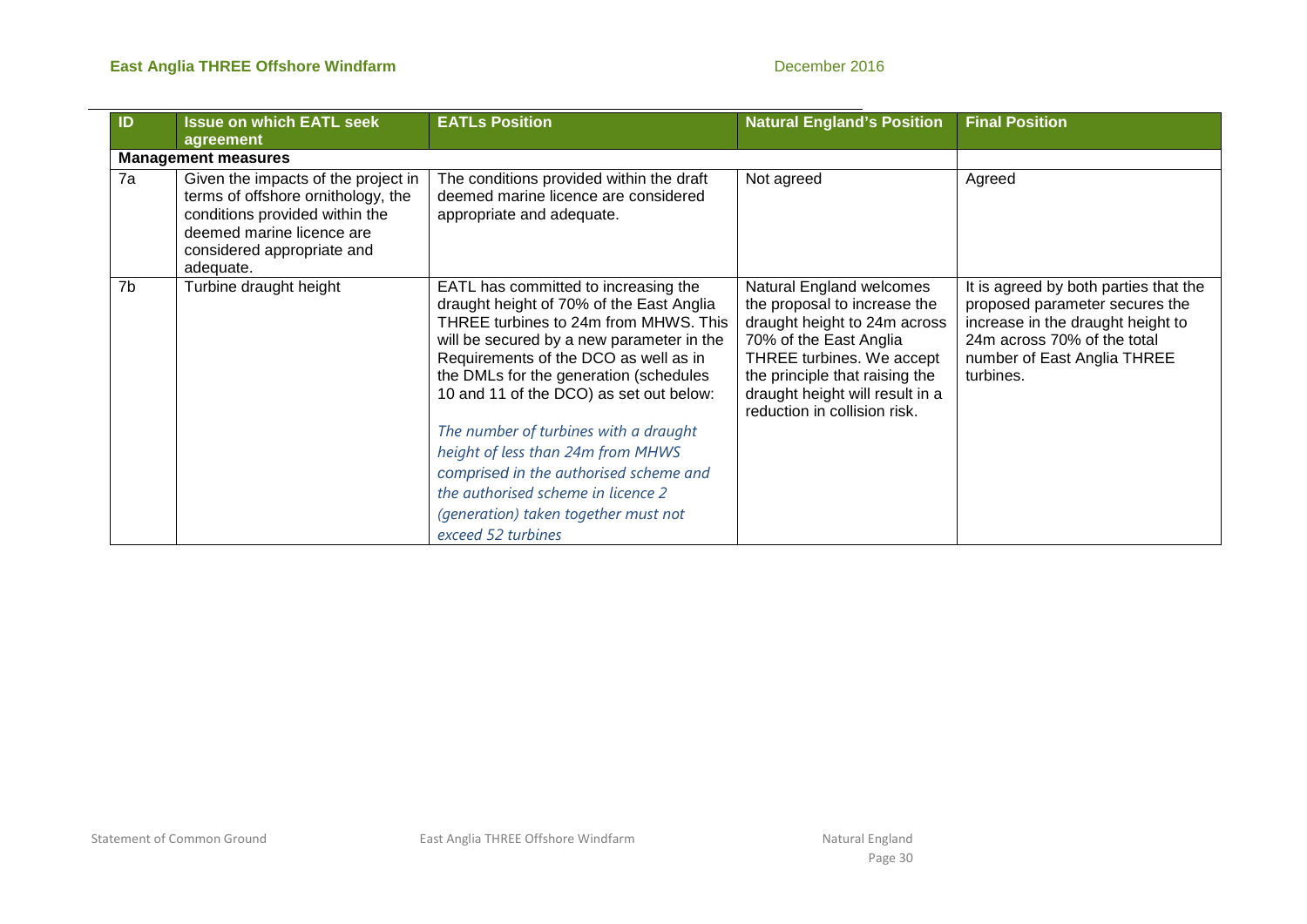| ID | Issue on which EATL seek agreement | EATLs Position | Natural England's Position | Final Position |
|---|---|---|---|---|
| **Management measures** | | | | |
| 7a | Given the impacts of the project in terms of offshore ornithology, the conditions provided within the deemed marine licence are considered appropriate and adequate. | The conditions provided within the draft deemed marine licence are considered appropriate and adequate. | Not agreed | Agreed |
| 7b | Turbine draught height | EATL has committed to increasing the draught height of 70% of the East Anglia THREE turbines to 24m from MHWS. This will be secured by a new parameter in the Requirements of the DCO as well as in the DMLs for the generation (schedules 10 and 11 of the DCO) as set out below: *The number of turbines with a draught height of less than 24m from MHWS comprised in the authorised scheme and the authorised scheme in licence 2 (generation) taken together must not exceed 52 turbines* | Natural England welcomes the proposal to increase the draught height to 24m across 70% of the East Anglia THREE turbines. We accept the principle that raising the draught height will result in a reduction in collision risk. | It is agreed by both parties that the proposed parameter secures the increase in the draught height to 24m across 70% of the total number of East Anglia THREE turbines. |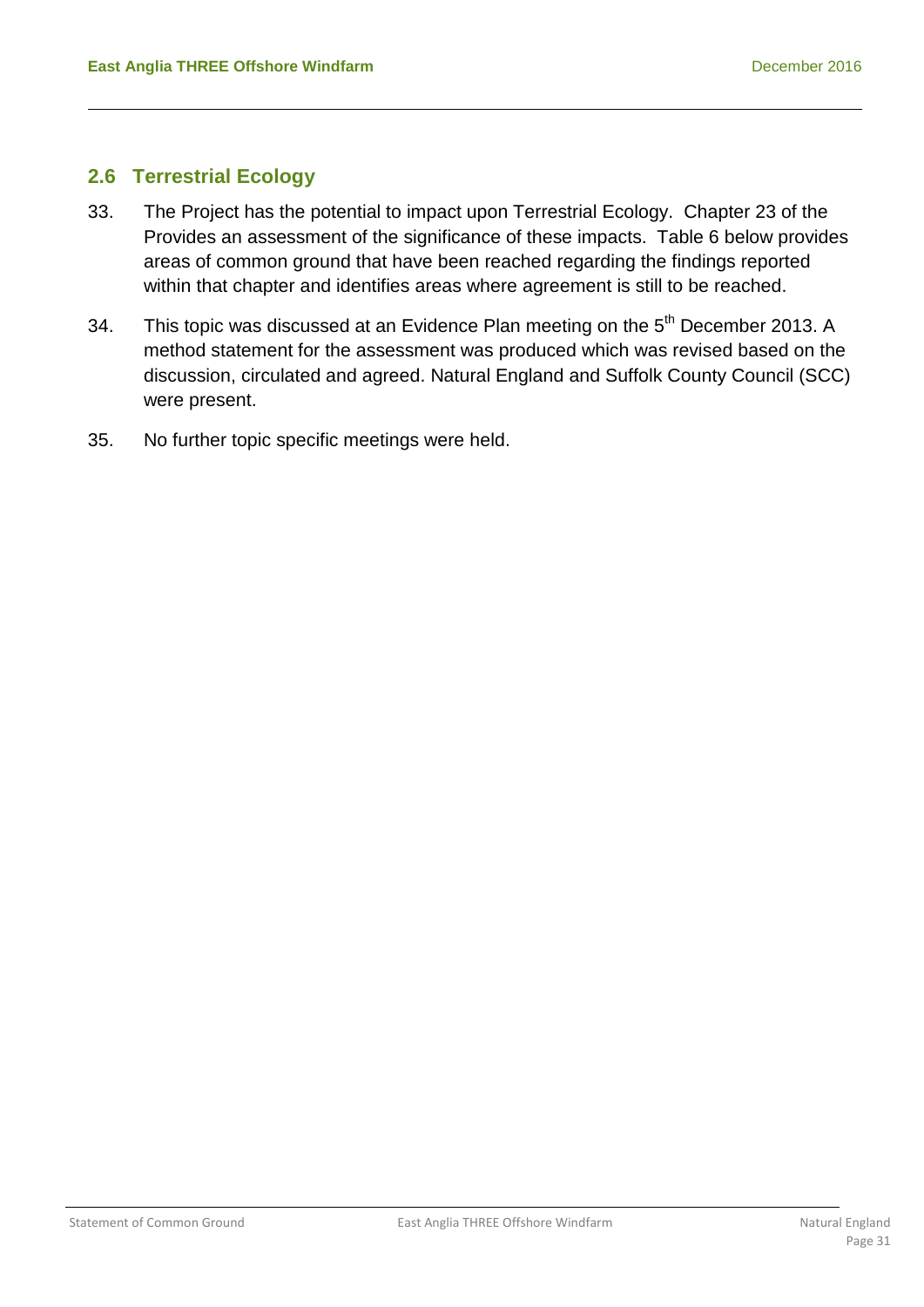## 2.6 Terrestrial Ecology

33. The Project has the potential to impact upon Terrestrial Ecology. Chapter 23 of the Provides an assessment of the significance of these impacts. Table 6 below provides areas of common ground that have been reached regarding the findings reported within that chapter and identifies areas where agreement is still to be reached.

34. This topic was discussed at an Evidence Plan meeting on the 5th December 2013. A method statement for the assessment was produced which was revised based on the discussion, circulated and agreed. Natural England and Suffolk County Council (SCC) were present.

35. No further topic specific meetings were held.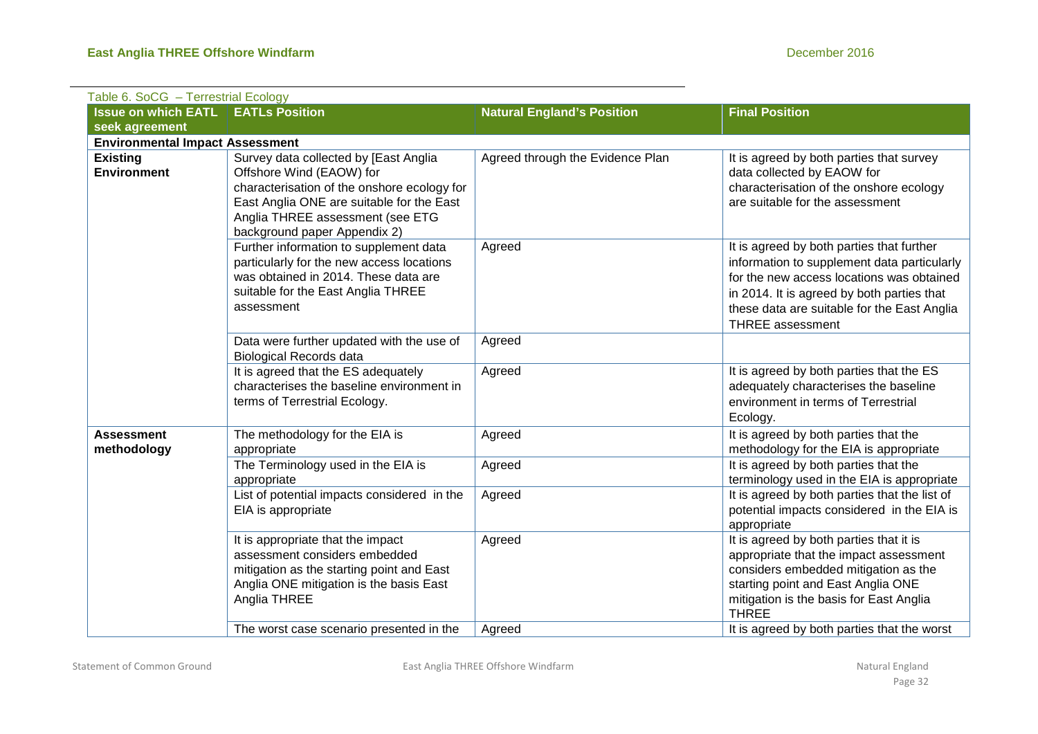Table 6. SoCG – Terrestrial Ecology

| Issue on which EATL seek agreement | EATLs Position | Natural England's Position | Final Position |
|---|---|---|---|
| **Environmental Impact Assessment** | | | |
| **Existing Environment** | Survey data collected by [East Anglia Offshore Wind (EAOW) for characterisation of the onshore ecology for East Anglia ONE are suitable for the East Anglia THREE assessment (see ETG background paper Appendix 2) | Agreed through the Evidence Plan | It is agreed by both parties that survey data collected by EAOW for characterisation of the onshore ecology are suitable for the assessment |
| | Further information to supplement data particularly for the new access locations was obtained in 2014. These data are suitable for the East Anglia THREE assessment | Agreed | It is agreed by both parties that further information to supplement data particularly for the new access locations was obtained in 2014. It is agreed by both parties that these data are suitable for the East Anglia THREE assessment |
| | Data were further updated with the use of Biological Records data | Agreed | |
| | It is agreed that the ES adequately characterises the baseline environment in terms of Terrestrial Ecology. | Agreed | It is agreed by both parties that the ES adequately characterises the baseline environment in terms of Terrestrial Ecology. |
| **Assessment methodology** | The methodology for the EIA is appropriate | Agreed | It is agreed by both parties that the methodology for the EIA is appropriate |
| | The Terminology used in the EIA is appropriate | Agreed | It is agreed by both parties that the terminology used in the EIA is appropriate |
| | List of potential impacts considered in the EIA is appropriate | Agreed | It is agreed by both parties that the list of potential impacts considered in the EIA is appropriate |
| | It is appropriate that the impact assessment considers embedded mitigation as the starting point and East Anglia ONE mitigation is the basis East Anglia THREE | Agreed | It is agreed by both parties that it is appropriate that the impact assessment considers embedded mitigation as the starting point and East Anglia ONE mitigation is the basis for East Anglia THREE |
| | The worst case scenario presented in the | Agreed | It is agreed by both parties that the worst |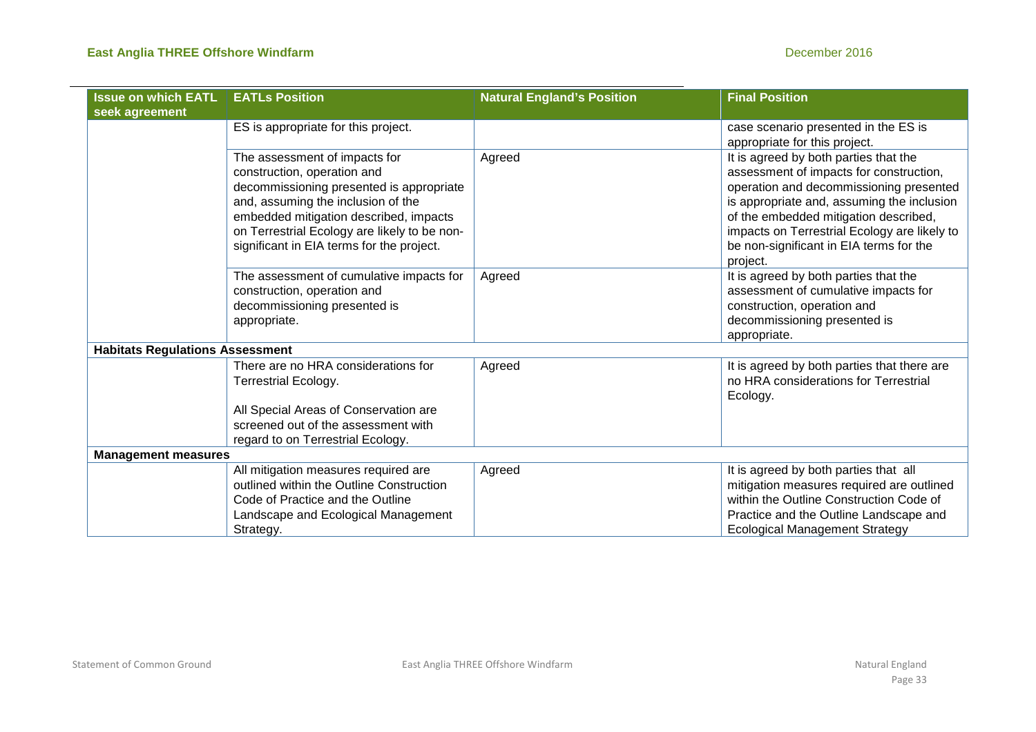| Issue on which EATL seek agreement | EATLs Position | Natural England's Position | Final Position |
| --- | --- | --- | --- |
| | ES is appropriate for this project. | | case scenario presented in the ES is appropriate for this project. |
| | The assessment of impacts for construction, operation and decommissioning presented is appropriate and, assuming the inclusion of the embedded mitigation described, impacts on Terrestrial Ecology are likely to be non-significant in EIA terms for the project. | Agreed | It is agreed by both parties that the assessment of impacts for construction, operation and decommissioning presented is appropriate and, assuming the inclusion of the embedded mitigation described, impacts on Terrestrial Ecology are likely to be non-significant in EIA terms for the project. |
| | The assessment of cumulative impacts for construction, operation and decommissioning presented is appropriate. | Agreed | It is agreed by both parties that the assessment of cumulative impacts for construction, operation and decommissioning presented is appropriate. |
| **Habitats Regulations Assessment** | | | |
| | There are no HRA considerations for Terrestrial Ecology.<br><br>All Special Areas of Conservation are screened out of the assessment with regard to on Terrestrial Ecology. | Agreed | It is agreed by both parties that there are no HRA considerations for Terrestrial Ecology. |
| **Management measures** | | | |
| | All mitigation measures required are outlined within the Outline Construction Code of Practice and the Outline Landscape and Ecological Management Strategy. | Agreed | It is agreed by both parties that all mitigation measures required are outlined within the Outline Construction Code of Practice and the Outline Landscape and Ecological Management Strategy |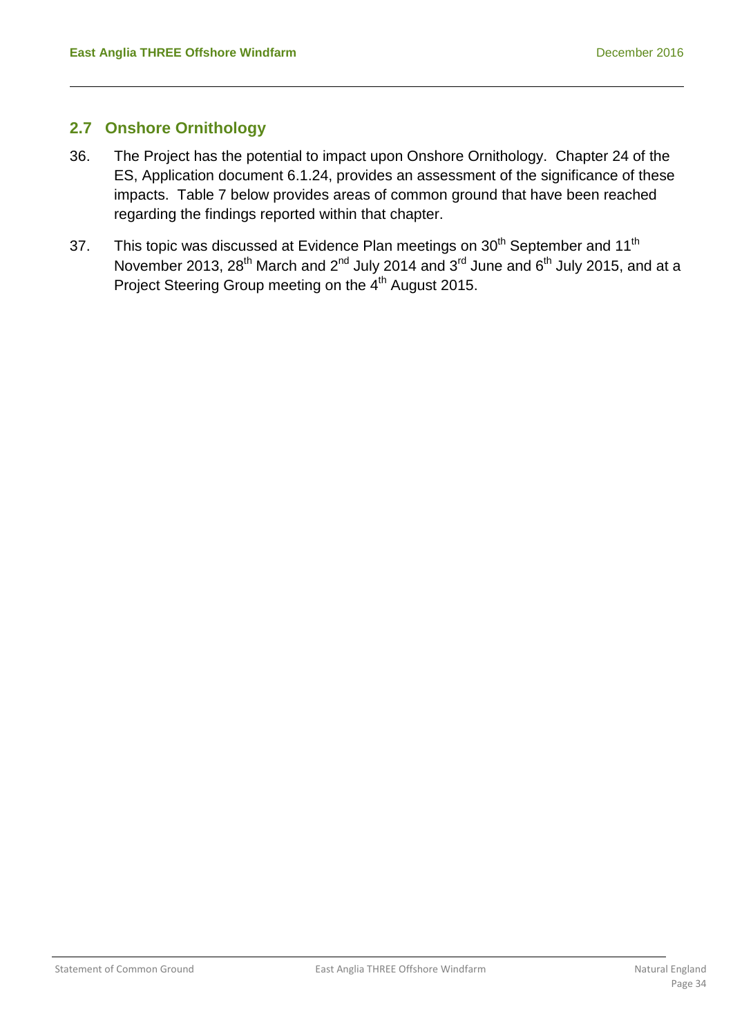## 2.7 Onshore Ornithology

36. The Project has the potential to impact upon Onshore Ornithology. Chapter 24 of the ES, Application document 6.1.24, provides an assessment of the significance of these impacts. Table 7 below provides areas of common ground that have been reached regarding the findings reported within that chapter.

37. This topic was discussed at Evidence Plan meetings on 30th September and 11th November 2013, 28th March and 2nd July 2014 and 3rd June and 6th July 2015, and at a Project Steering Group meeting on the 4th August 2015.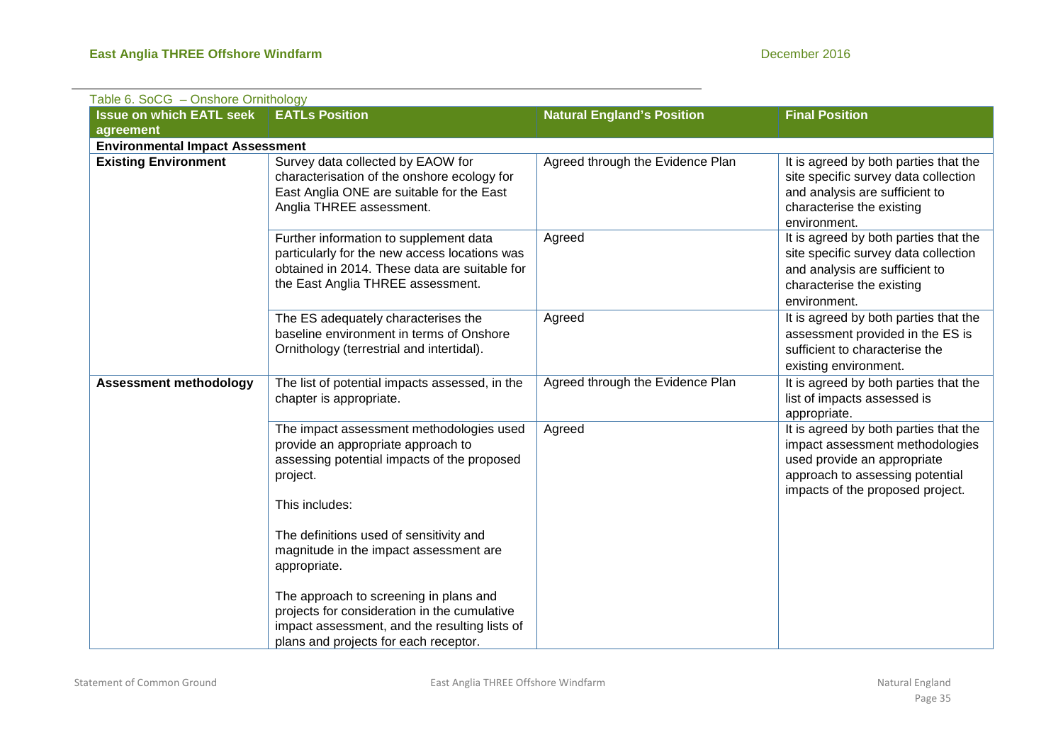Table 6. SoCG – Onshore Ornithology

| Issue on which EATL seek agreement | EATLs Position | Natural England's Position | Final Position |
|---|---|---|---|
| **Environmental Impact Assessment** | | | |
| **Existing Environment** | Survey data collected by EAOW for characterisation of the onshore ecology for East Anglia ONE are suitable for the East Anglia THREE assessment. | Agreed through the Evidence Plan | It is agreed by both parties that the site specific survey data collection and analysis are sufficient to characterise the existing environment. |
| | Further information to supplement data particularly for the new access locations was obtained in 2014. These data are suitable for the East Anglia THREE assessment. | Agreed | It is agreed by both parties that the site specific survey data collection and analysis are sufficient to characterise the existing environment. |
| | The ES adequately characterises the baseline environment in terms of Onshore Ornithology (terrestrial and intertidal). | Agreed | It is agreed by both parties that the assessment provided in the ES is sufficient to characterise the existing environment. |
| **Assessment methodology** | The list of potential impacts assessed, in the chapter is appropriate. | Agreed through the Evidence Plan | It is agreed by both parties that the list of impacts assessed is appropriate. |
| | The impact assessment methodologies used provide an appropriate approach to assessing potential impacts of the proposed project.<br><br>This includes:<br><br>The definitions used of sensitivity and magnitude in the impact assessment are appropriate.<br><br>The approach to screening in plans and projects for consideration in the cumulative impact assessment, and the resulting lists of plans and projects for each receptor. | Agreed | It is agreed by both parties that the impact assessment methodologies used provide an appropriate approach to assessing potential impacts of the proposed project. |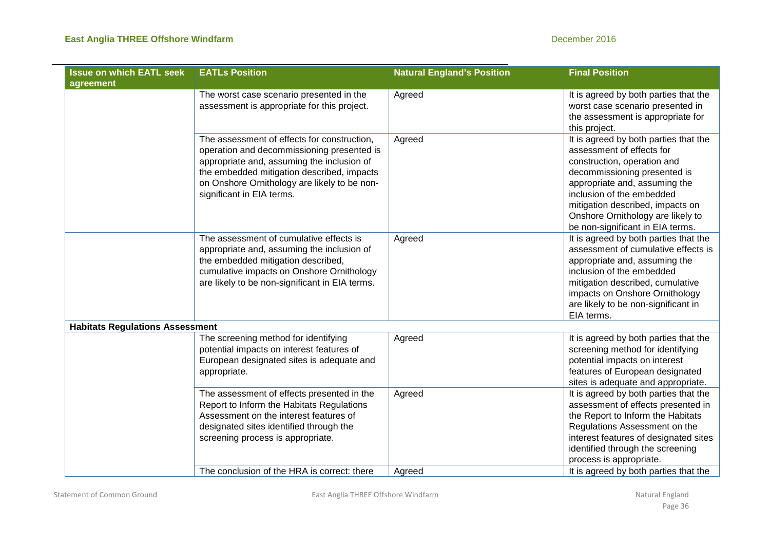| Issue on which EATL seek agreement | EATLs Position | Natural England's Position | Final Position |
|---|---|---|---|
| | The worst case scenario presented in the assessment is appropriate for this project. | Agreed | It is agreed by both parties that the worst case scenario presented in the assessment is appropriate for this project. |
| | The assessment of effects for construction, operation and decommissioning presented is appropriate and, assuming the inclusion of the embedded mitigation described, impacts on Onshore Ornithology are likely to be non-significant in EIA terms. | Agreed | It is agreed by both parties that the assessment of effects for construction, operation and decommissioning presented is appropriate and, assuming the inclusion of the embedded mitigation described, impacts on Onshore Ornithology are likely to be non-significant in EIA terms. |
| | The assessment of cumulative effects is appropriate and, assuming the inclusion of the embedded mitigation described, cumulative impacts on Onshore Ornithology are likely to be non-significant in EIA terms. | Agreed | It is agreed by both parties that the assessment of cumulative effects is appropriate and, assuming the inclusion of the embedded mitigation described, cumulative impacts on Onshore Ornithology are likely to be non-significant in EIA terms. |
| **Habitats Regulations Assessment** | | | |
| | The screening method for identifying potential impacts on interest features of European designated sites is adequate and appropriate. | Agreed | It is agreed by both parties that the screening method for identifying potential impacts on interest features of European designated sites is adequate and appropriate. |
| | The assessment of effects presented in the Report to Inform the Habitats Regulations Assessment on the interest features of designated sites identified through the screening process is appropriate. | Agreed | It is agreed by both parties that the assessment of effects presented in the Report to Inform the Habitats Regulations Assessment on the interest features of designated sites identified through the screening process is appropriate. |
| | The conclusion of the HRA is correct: there | Agreed | It is agreed by both parties that the |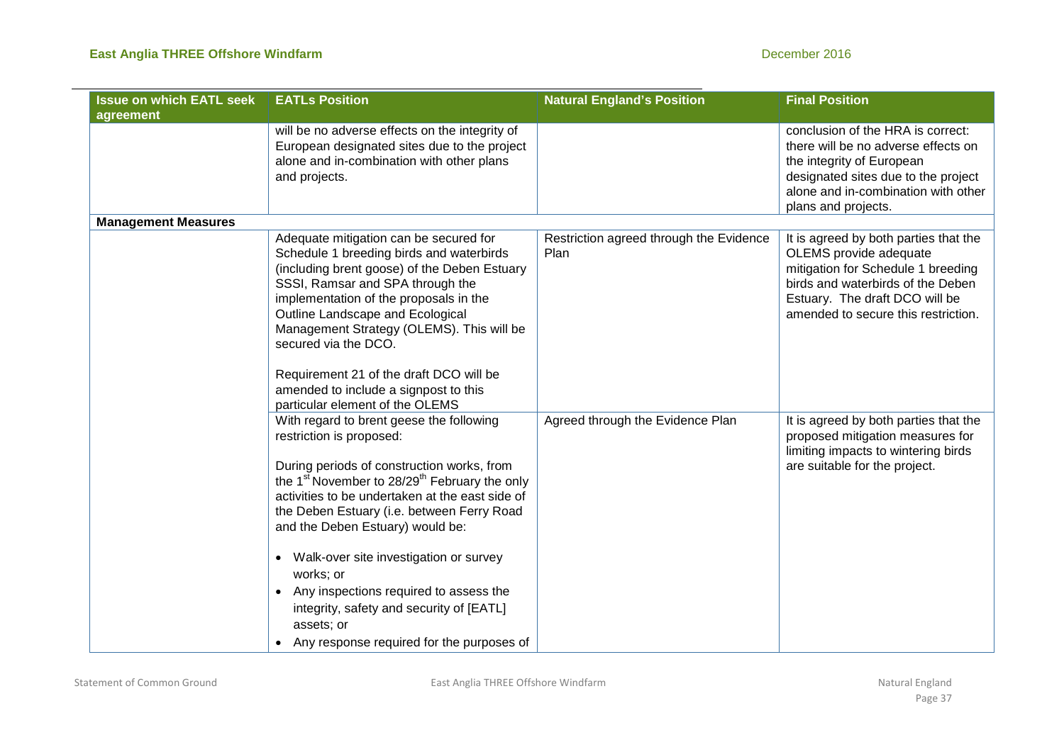| Issue on which EATL seek agreement | EATLs Position | Natural England's Position | Final Position |
|---|---|---|---|
| | will be no adverse effects on the integrity of European designated sites due to the project alone and in-combination with other plans and projects. | | conclusion of the HRA is correct: there will be no adverse effects on the integrity of European designated sites due to the project alone and in-combination with other plans and projects. |
| **Management Measures** | | | |
| | Adequate mitigation can be secured for Schedule 1 breeding birds and waterbirds (including brent goose) of the Deben Estuary SSSI, Ramsar and SPA through the implementation of the proposals in the Outline Landscape and Ecological Management Strategy (OLEMS). This will be secured via the DCO.<br><br>Requirement 21 of the draft DCO will be amended to include a signpost to this particular element of the OLEMS | Restriction agreed through the Evidence Plan | It is agreed by both parties that the OLEMS provide adequate mitigation for Schedule 1 breeding birds and waterbirds of the Deben Estuary. The draft DCO will be amended to secure this restriction. |
| | With regard to brent geese the following restriction is proposed:<br><br>During periods of construction works, from the 1st November to 28/29th February the only activities to be undertaken at the east side of the Deben Estuary (i.e. between Ferry Road and the Deben Estuary) would be:<br><br>• Walk-over site investigation or survey works; or<br>• Any inspections required to assess the integrity, safety and security of [EATL] assets; or<br>• Any response required for the purposes of | Agreed through the Evidence Plan | It is agreed by both parties that the proposed mitigation measures for limiting impacts to wintering birds are suitable for the project. |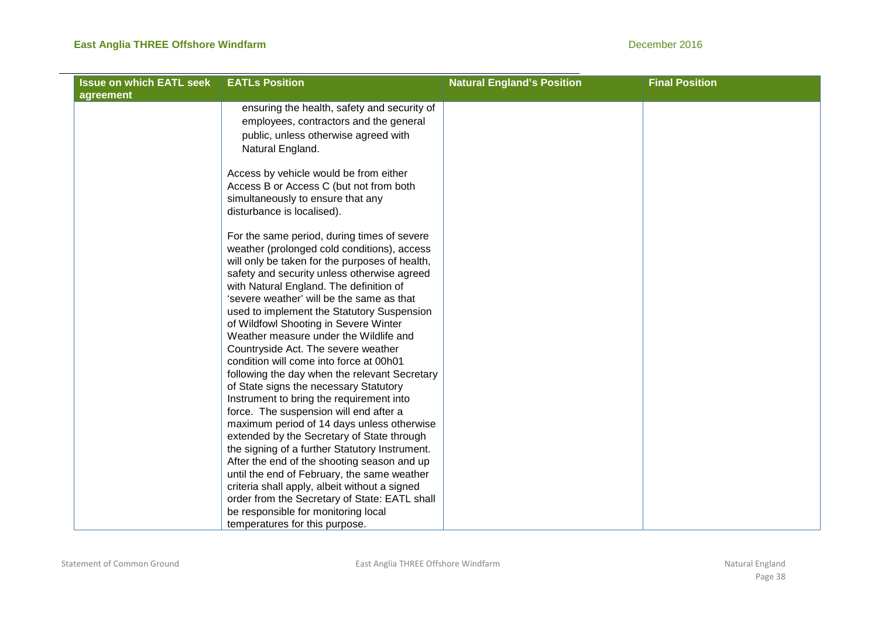| Issue on which EATL seek agreement | EATLs Position | Natural England's Position | Final Position |
| --- | --- | --- | --- |
| | ensuring the health, safety and security of employees, contractors and the general public, unless otherwise agreed with Natural England.<br><br>Access by vehicle would be from either Access B or Access C (but not from both simultaneously to ensure that any disturbance is localised).<br><br>For the same period, during times of severe weather (prolonged cold conditions), access will only be taken for the purposes of health, safety and security unless otherwise agreed with Natural England. The definition of 'severe weather' will be the same as that used to implement the Statutory Suspension of Wildfowl Shooting in Severe Winter Weather measure under the Wildlife and Countryside Act. The severe weather condition will come into force at 00h01 following the day when the relevant Secretary of State signs the necessary Statutory Instrument to bring the requirement into force. The suspension will end after a maximum period of 14 days unless otherwise extended by the Secretary of State through the signing of a further Statutory Instrument. After the end of the shooting season and up until the end of February, the same weather criteria shall apply, albeit without a signed order from the Secretary of State: EATL shall be responsible for monitoring local temperatures for this purpose. | | |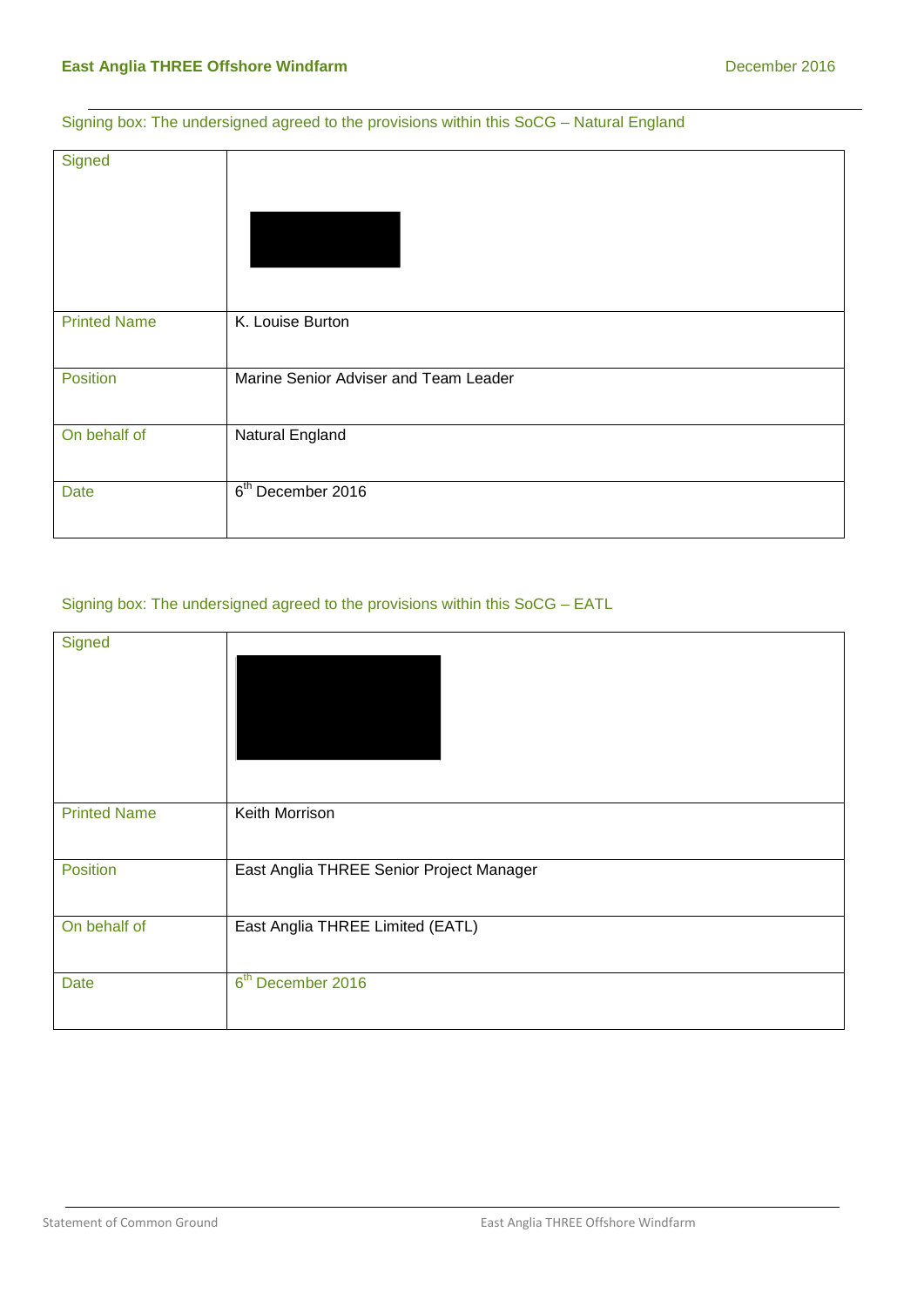Signing box: The undersigned agreed to the provisions within this SoCG – Natural England

| Signed | |
|---|---|
| Printed Name | K. Louise Burton |
| Position | Marine Senior Adviser and Team Leader |
| On behalf of | Natural England |
| Date | 6th December 2016 |

Signing box: The undersigned agreed to the provisions within this SoCG – EATL

| Signed | |
|---|---|
| Printed Name | Keith Morrison |
| Position | East Anglia THREE Senior Project Manager |
| On behalf of | East Anglia THREE Limited (EATL) |
| Date | 6th December 2016 |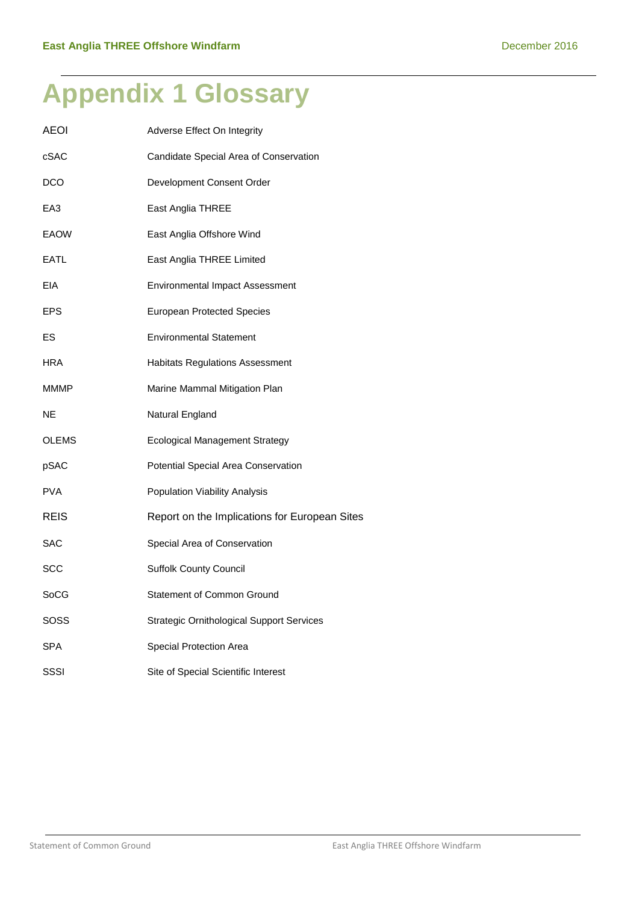# Appendix 1 Glossary

| | |
|---|---|
| AEOI | Adverse Effect On Integrity |
| cSAC | Candidate Special Area of Conservation |
| DCO | Development Consent Order |
| EA3 | East Anglia THREE |
| EAOW | East Anglia Offshore Wind |
| EATL | East Anglia THREE Limited |
| EIA | Environmental Impact Assessment |
| EPS | European Protected Species |
| ES | Environmental Statement |
| HRA | Habitats Regulations Assessment |
| MMMP | Marine Mammal Mitigation Plan |
| NE | Natural England |
| OLEMS | Ecological Management Strategy |
| pSAC | Potential Special Area Conservation |
| PVA | Population Viability Analysis |
| REIS | Report on the Implications for European Sites |
| SAC | Special Area of Conservation |
| SCC | Suffolk County Council |
| SoCG | Statement of Common Ground |
| SOSS | Strategic Ornithological Support Services |
| SPA | Special Protection Area |
| SSSI | Site of Special Scientific Interest |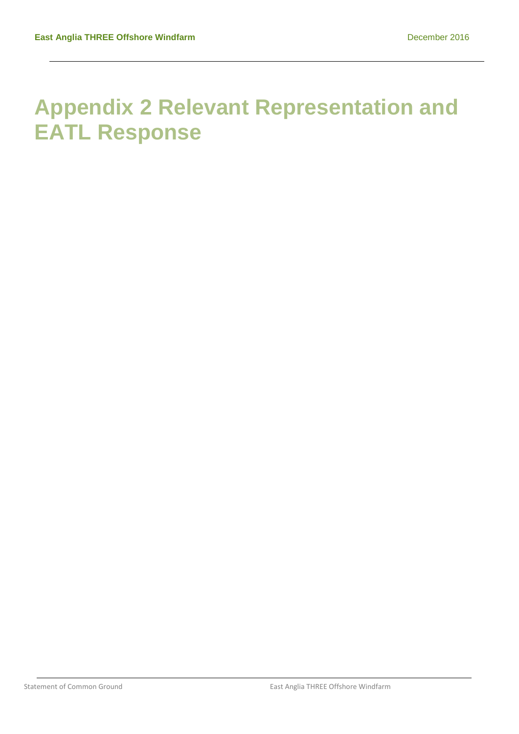# Appendix 2 Relevant Representation and EATL Response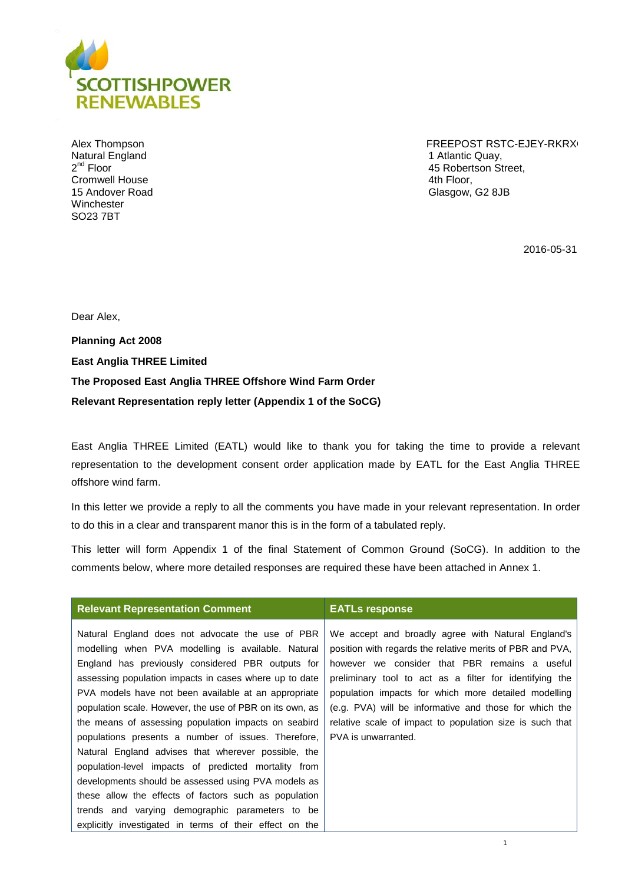**SCOTTISHPOWER RENEWABLES**

Alex Thompson
Natural England
2nd Floor
Cromwell House
15 Andover Road
Winchester
SO23 7BT

FREEPOST RSTC-EJEY-RKRX
1 Atlantic Quay,
45 Robertson Street,
4th Floor,
Glasgow, G2 8JB

2016-05-31

Dear Alex,

**Planning Act 2008**

**East Anglia THREE Limited**

**The Proposed East Anglia THREE Offshore Wind Farm Order**

**Relevant Representation reply letter (Appendix 1 of the SoCG)**

East Anglia THREE Limited (EATL) would like to thank you for taking the time to provide a relevant representation to the development consent order application made by EATL for the East Anglia THREE offshore wind farm.

In this letter we provide a reply to all the comments you have made in your relevant representation. In order to do this in a clear and transparent manor this is in the form of a tabulated reply.

This letter will form Appendix 1 of the final Statement of Common Ground (SoCG). In addition to the comments below, where more detailed responses are required these have been attached in Annex 1.

| Relevant Representation Comment | EATLs response |
| --- | --- |
| Natural England does not advocate the use of PBR modelling when PVA modelling is available. Natural England has previously considered PBR outputs for assessing population impacts in cases where up to date PVA models have not been available at an appropriate population scale. However, the use of PBR on its own, as the means of assessing population impacts on seabird populations presents a number of issues. Therefore, Natural England advises that wherever possible, the population-level impacts of predicted mortality from developments should be assessed using PVA models as these allow the effects of factors such as population trends and varying demographic parameters to be explicitly investigated in terms of their effect on the | We accept and broadly agree with Natural England's position with regards the relative merits of PBR and PVA, however we consider that PBR remains a useful preliminary tool to act as a filter for identifying the population impacts for which more detailed modelling (e.g. PVA) will be informative and those for which the relative scale of impact to population size is such that PVA is unwarranted. |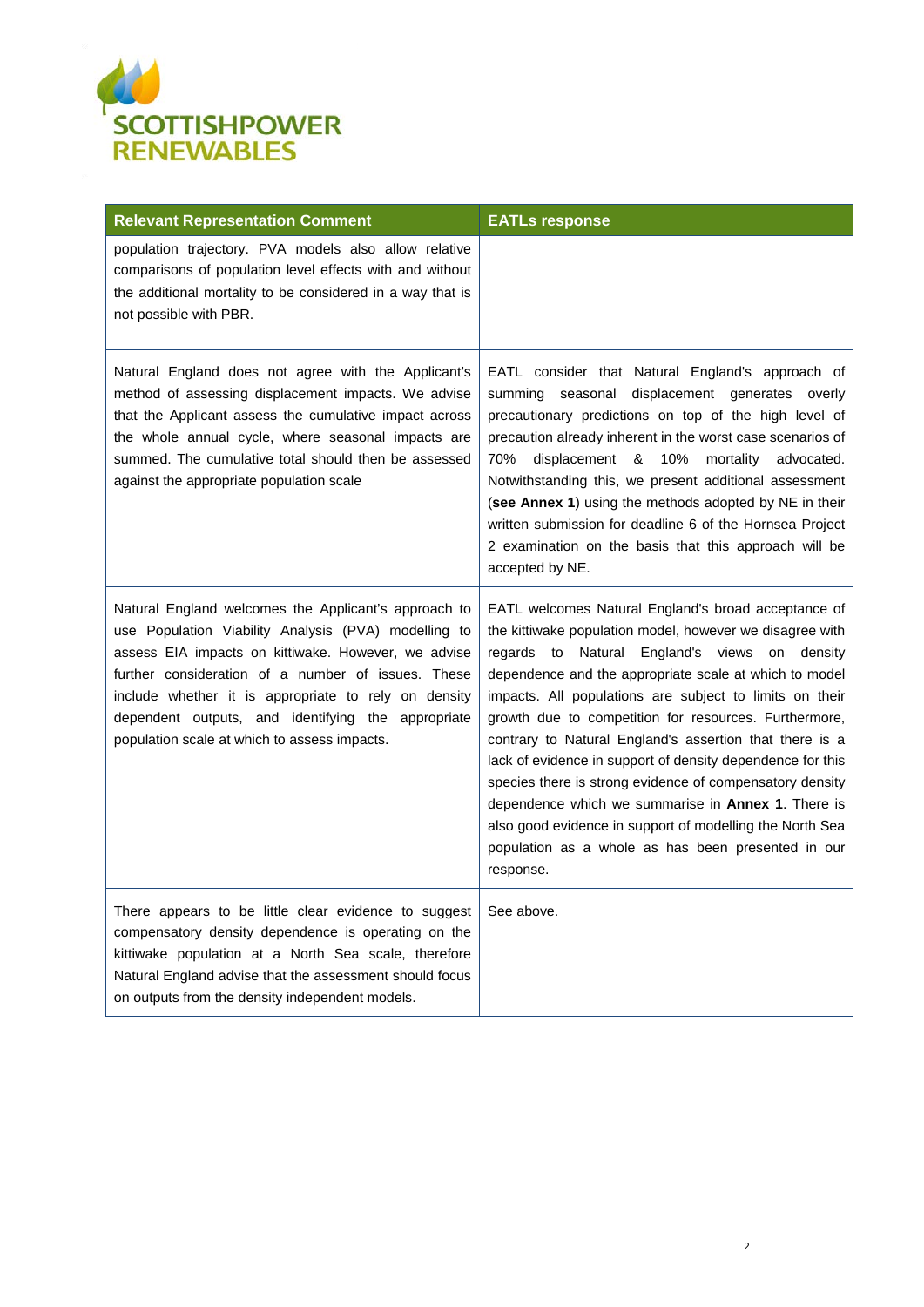| Relevant Representation Comment | EATLs response |
|---|---|
| population trajectory. PVA models also allow relative comparisons of population level effects with and without the additional mortality to be considered in a way that is not possible with PBR. | |
| Natural England does not agree with the Applicant's method of assessing displacement impacts. We advise that the Applicant assess the cumulative impact across the whole annual cycle, where seasonal impacts are summed. The cumulative total should then be assessed against the appropriate population scale | EATL consider that Natural England's approach of summing seasonal displacement generates overly precautionary predictions on top of the high level of precaution already inherent in the worst case scenarios of 70% displacement & 10% mortality advocated. Notwithstanding this, we present additional assessment (**see Annex 1**) using the methods adopted by NE in their written submission for deadline 6 of the Hornsea Project 2 examination on the basis that this approach will be accepted by NE. |
| Natural England welcomes the Applicant's approach to use Population Viability Analysis (PVA) modelling to assess EIA impacts on kittiwake. However, we advise further consideration of a number of issues. These include whether it is appropriate to rely on density dependent outputs, and identifying the appropriate population scale at which to assess impacts. | EATL welcomes Natural England's broad acceptance of the kittiwake population model, however we disagree with regards to Natural England's views on density dependence and the appropriate scale at which to model impacts. All populations are subject to limits on their growth due to competition for resources. Furthermore, contrary to Natural England's assertion that there is a lack of evidence in support of density dependence for this species there is strong evidence of compensatory density dependence which we summarise in **Annex 1**. There is also good evidence in support of modelling the North Sea population as a whole as has been presented in our response. |
| There appears to be little clear evidence to suggest compensatory density dependence is operating on the kittiwake population at a North Sea scale, therefore Natural England advise that the assessment should focus on outputs from the density independent models. | See above. |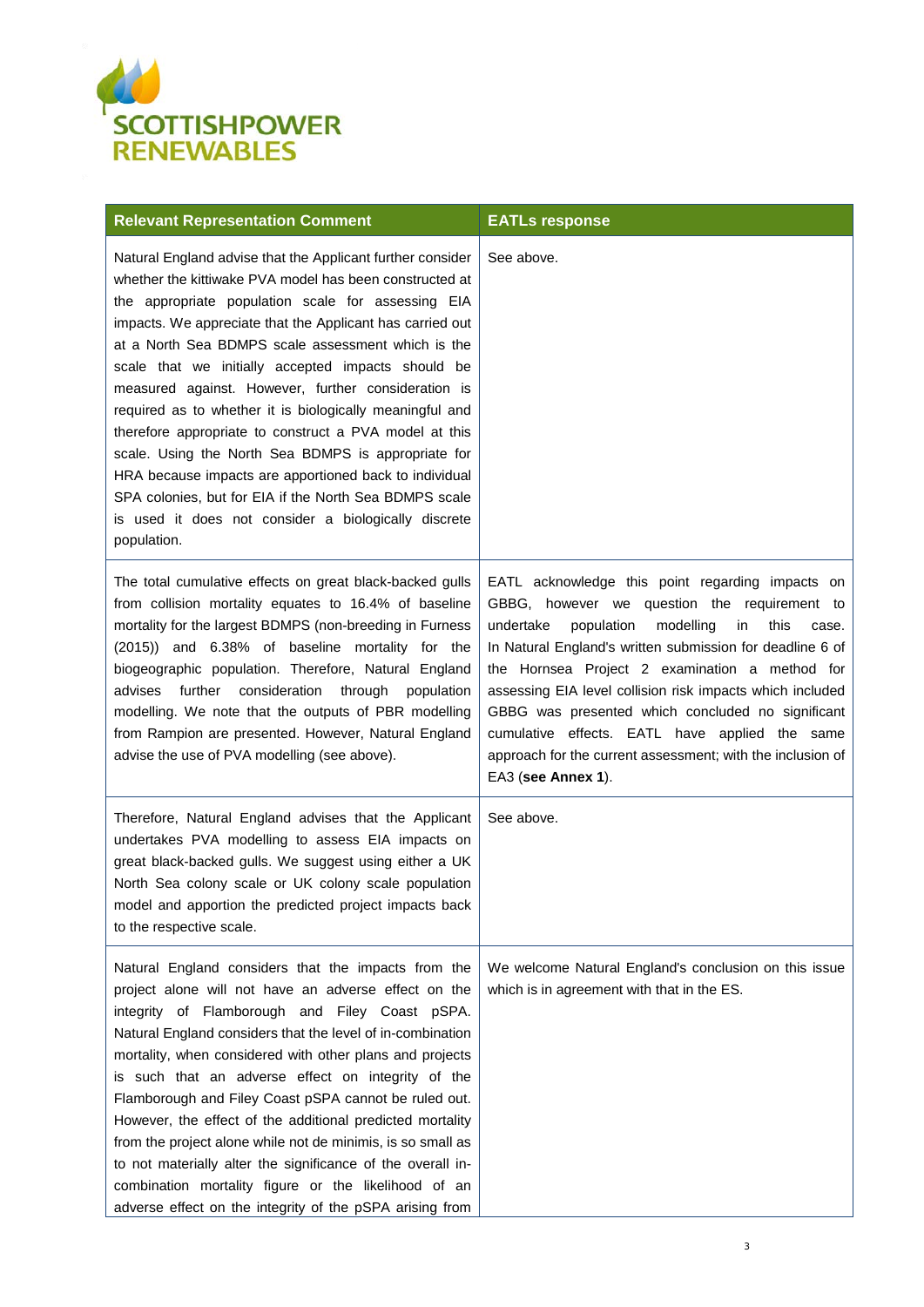| Relevant Representation Comment | EATLs response |
|---|---|
| Natural England advise that the Applicant further consider whether the kittiwake PVA model has been constructed at the appropriate population scale for assessing EIA impacts. We appreciate that the Applicant has carried out at a North Sea BDMPS scale assessment which is the scale that we initially accepted impacts should be measured against. However, further consideration is required as to whether it is biologically meaningful and therefore appropriate to construct a PVA model at this scale. Using the North Sea BDMPS is appropriate for HRA because impacts are apportioned back to individual SPA colonies, but for EIA if the North Sea BDMPS scale is used it does not consider a biologically discrete population. | See above. |
| The total cumulative effects on great black-backed gulls from collision mortality equates to 16.4% of baseline mortality for the largest BDMPS (non-breeding in Furness (2015)) and 6.38% of baseline mortality for the biogeographic population. Therefore, Natural England advises further consideration through population modelling. We note that the outputs of PBR modelling from Rampion are presented. However, Natural England advise the use of PVA modelling (see above). | EATL acknowledge this point regarding impacts on GBBG, however we question the requirement to undertake population modelling in this case. In Natural England's written submission for deadline 6 of the Hornsea Project 2 examination a method for assessing EIA level collision risk impacts which included GBBG was presented which concluded no significant cumulative effects. EATL have applied the same approach for the current assessment; with the inclusion of EA3 (**see Annex 1**). |
| Therefore, Natural England advises that the Applicant undertakes PVA modelling to assess EIA impacts on great black-backed gulls. We suggest using either a UK North Sea colony scale or UK colony scale population model and apportion the predicted project impacts back to the respective scale. | See above. |
| Natural England considers that the impacts from the project alone will not have an adverse effect on the integrity of Flamborough and Filey Coast pSPA. Natural England considers that the level of in-combination mortality, when considered with other plans and projects is such that an adverse effect on integrity of the Flamborough and Filey Coast pSPA cannot be ruled out. However, the effect of the additional predicted mortality from the project alone while not de minimis, is so small as to not materially alter the significance of the overall in-combination mortality figure or the likelihood of an adverse effect on the integrity of the pSPA arising from | We welcome Natural England's conclusion on this issue which is in agreement with that in the ES. |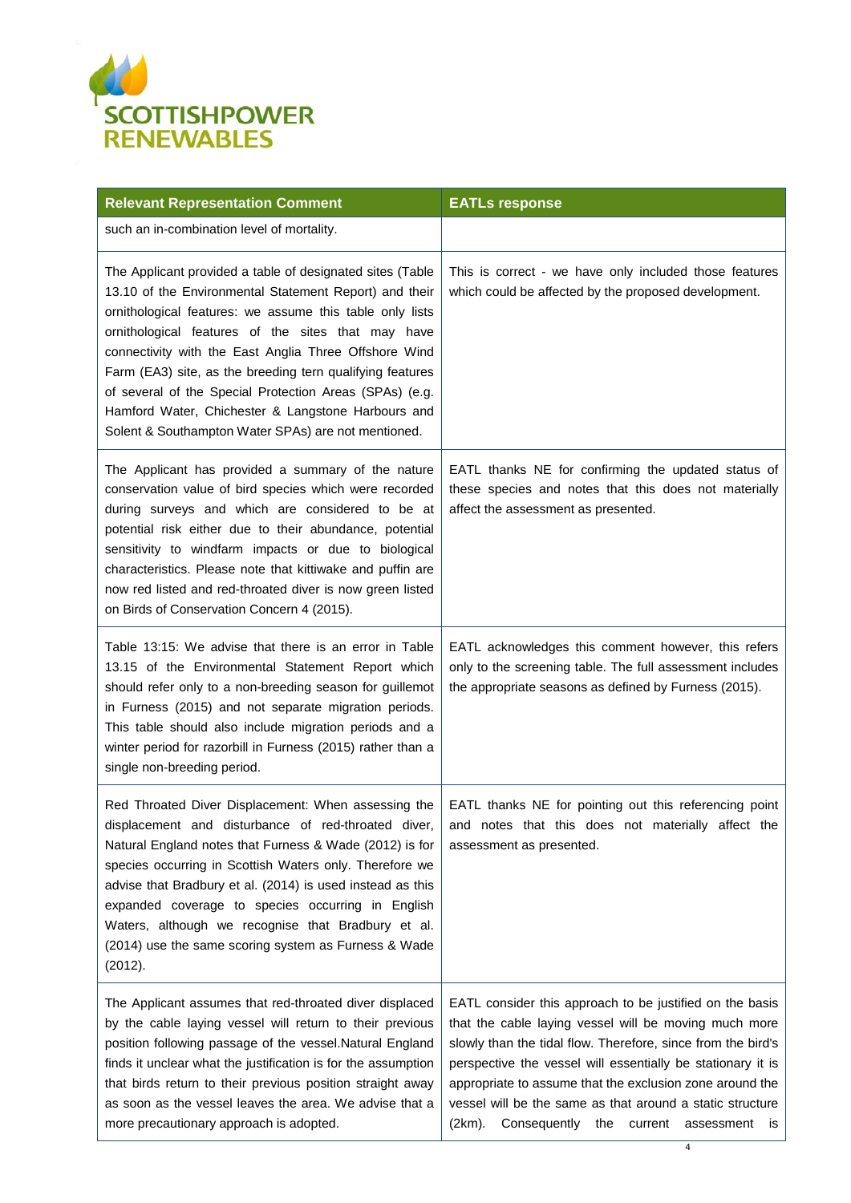| Relevant Representation Comment | EATLs response |
|---|---|
| such an in-combination level of mortality. | |
| The Applicant provided a table of designated sites (Table 13.10 of the Environmental Statement Report) and their ornithological features: we assume this table only lists ornithological features of the sites that may have connectivity with the East Anglia Three Offshore Wind Farm (EA3) site, as the breeding tern qualifying features of several of the Special Protection Areas (SPAs) (e.g. Hamford Water, Chichester & Langstone Harbours and Solent & Southampton Water SPAs) are not mentioned. | This is correct - we have only included those features which could be affected by the proposed development. |
| The Applicant has provided a summary of the nature conservation value of bird species which were recorded during surveys and which are considered to be at potential risk either due to their abundance, potential sensitivity to windfarm impacts or due to biological characteristics. Please note that kittiwake and puffin are now red listed and red-throated diver is now green listed on Birds of Conservation Concern 4 (2015). | EATL thanks NE for confirming the updated status of these species and notes that this does not materially affect the assessment as presented. |
| Table 13:15: We advise that there is an error in Table 13.15 of the Environmental Statement Report which should refer only to a non-breeding season for guillemot in Furness (2015) and not separate migration periods. This table should also include migration periods and a winter period for razorbill in Furness (2015) rather than a single non-breeding period. | EATL acknowledges this comment however, this refers only to the screening table. The full assessment includes the appropriate seasons as defined by Furness (2015). |
| Red Throated Diver Displacement: When assessing the displacement and disturbance of red-throated diver, Natural England notes that Furness & Wade (2012) is for species occurring in Scottish Waters only. Therefore we advise that Bradbury et al. (2014) is used instead as this expanded coverage to species occurring in English Waters, although we recognise that Bradbury et al. (2014) use the same scoring system as Furness & Wade (2012). | EATL thanks NE for pointing out this referencing point and notes that this does not materially affect the assessment as presented. |
| The Applicant assumes that red-throated diver displaced by the cable laying vessel will return to their previous position following passage of the vessel.Natural England finds it unclear what the justification is for the assumption that birds return to their previous position straight away as soon as the vessel leaves the area. We advise that a more precautionary approach is adopted. | EATL consider this approach to be justified on the basis that the cable laying vessel will be moving much more slowly than the tidal flow. Therefore, since from the bird's perspective the vessel will essentially be stationary it is appropriate to assume that the exclusion zone around the vessel will be the same as that around a static structure (2km). Consequently the current assessment is |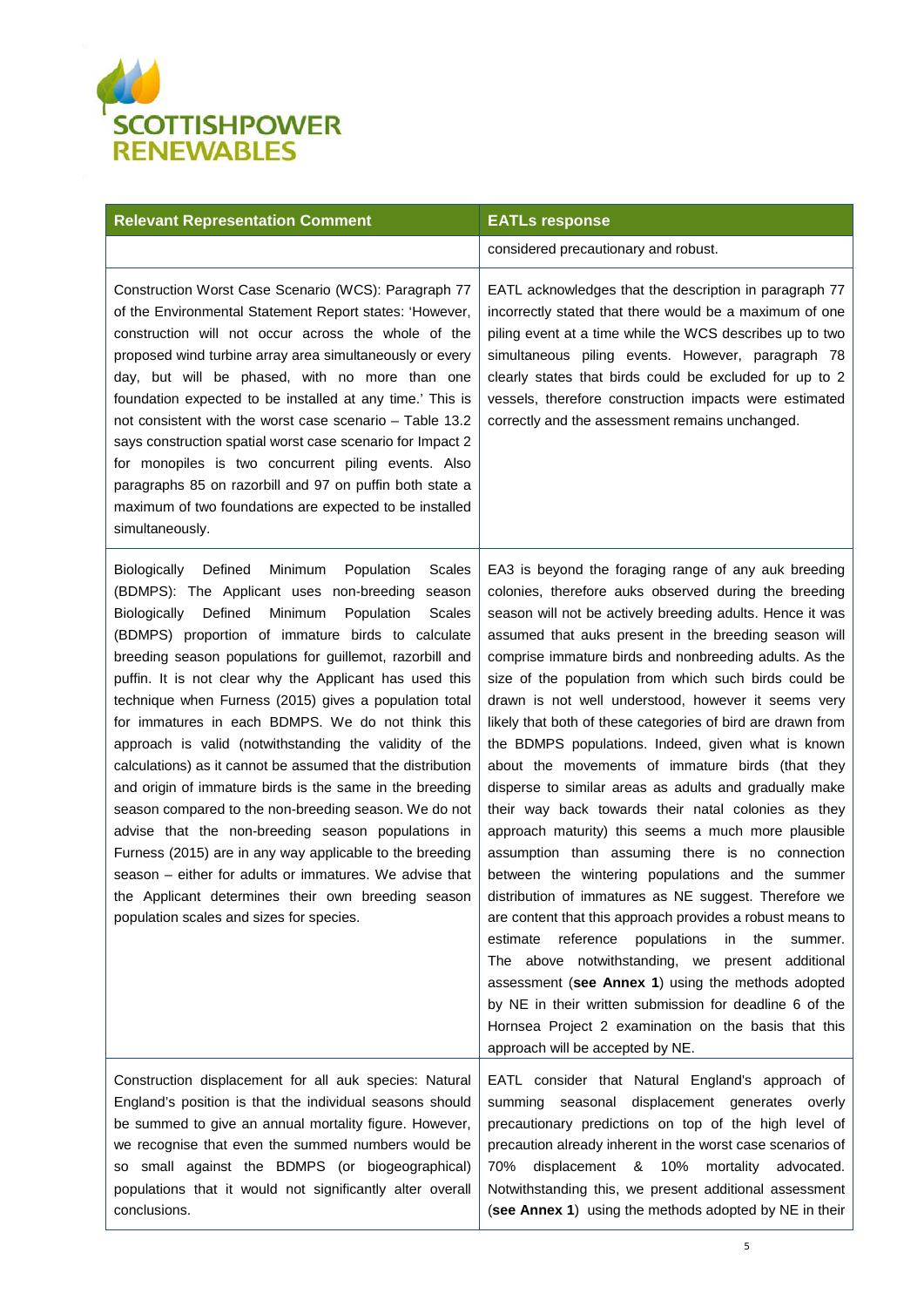| Relevant Representation Comment | EATLs response |
|---|---|
| | considered precautionary and robust. |
| Construction Worst Case Scenario (WCS): Paragraph 77 of the Environmental Statement Report states: 'However, construction will not occur across the whole of the proposed wind turbine array area simultaneously or every day, but will be phased, with no more than one foundation expected to be installed at any time.' This is not consistent with the worst case scenario – Table 13.2 says construction spatial worst case scenario for Impact 2 for monopiles is two concurrent piling events. Also paragraphs 85 on razorbill and 97 on puffin both state a maximum of two foundations are expected to be installed simultaneously. | EATL acknowledges that the description in paragraph 77 incorrectly stated that there would be a maximum of one piling event at a time while the WCS describes up to two simultaneous piling events. However, paragraph 78 clearly states that birds could be excluded for up to 2 vessels, therefore construction impacts were estimated correctly and the assessment remains unchanged. |
| Biologically Defined Minimum Population Scales (BDMPS): The Applicant uses non-breeding season Biologically Defined Minimum Population Scales (BDMPS) proportion of immature birds to calculate breeding season populations for guillemot, razorbill and puffin. It is not clear why the Applicant has used this technique when Furness (2015) gives a population total for immatures in each BDMPS. We do not think this approach is valid (notwithstanding the validity of the calculations) as it cannot be assumed that the distribution and origin of immature birds is the same in the breeding season compared to the non-breeding season. We do not advise that the non-breeding season populations in Furness (2015) are in any way applicable to the breeding season – either for adults or immatures. We advise that the Applicant determines their own breeding season population scales and sizes for species. | EA3 is beyond the foraging range of any auk breeding colonies, therefore auks observed during the breeding season will not be actively breeding adults. Hence it was assumed that auks present in the breeding season will comprise immature birds and nonbreeding adults. As the size of the population from which such birds could be drawn is not well understood, however it seems very likely that both of these categories of bird are drawn from the BDMPS populations. Indeed, given what is known about the movements of immature birds (that they disperse to similar areas as adults and gradually make their way back towards their natal colonies as they approach maturity) this seems a much more plausible assumption than assuming there is no connection between the wintering populations and the summer distribution of immatures as NE suggest. Therefore we are content that this approach provides a robust means to estimate reference populations in the summer. The above notwithstanding, we present additional assessment (**see Annex 1**) using the methods adopted by NE in their written submission for deadline 6 of the Hornsea Project 2 examination on the basis that this approach will be accepted by NE. |
| Construction displacement for all auk species: Natural England's position is that the individual seasons should be summed to give an annual mortality figure. However, we recognise that even the summed numbers would be so small against the BDMPS (or biogeographical) populations that it would not significantly alter overall conclusions. | EATL consider that Natural England's approach of summing seasonal displacement generates overly precautionary predictions on top of the high level of precaution already inherent in the worst case scenarios of 70% displacement & 10% mortality advocated. Notwithstanding this, we present additional assessment (**see Annex 1**) using the methods adopted by NE in their |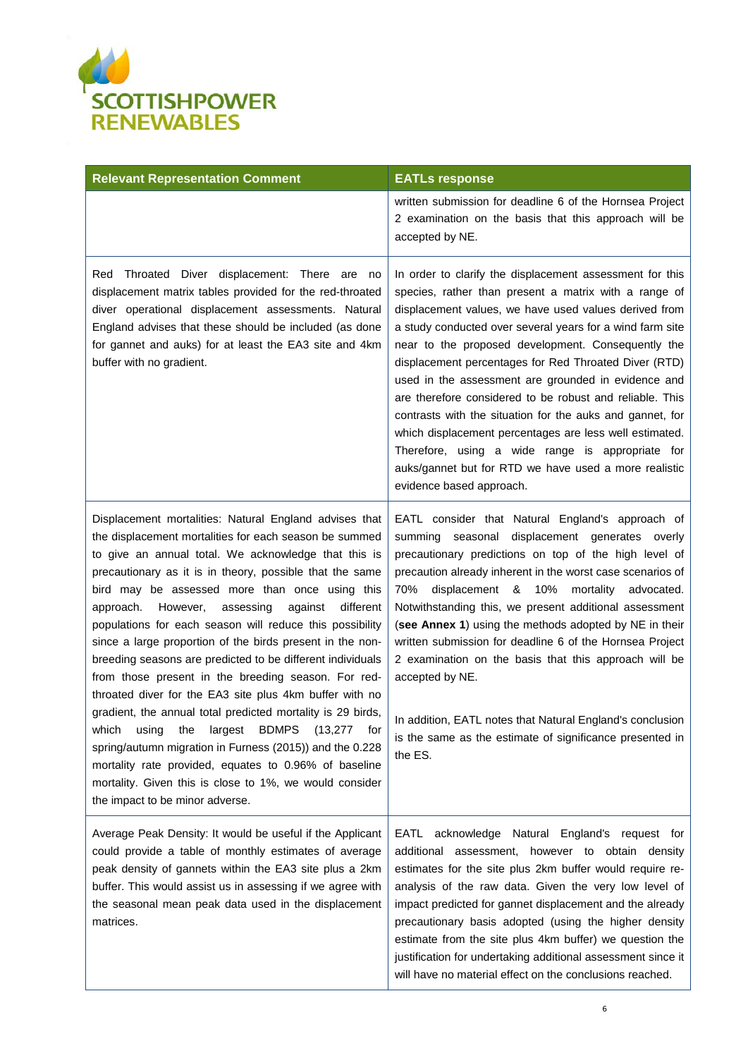| Relevant Representation Comment | EATLs response |
|---|---|
| | written submission for deadline 6 of the Hornsea Project 2 examination on the basis that this approach will be accepted by NE. |
| Red Throated Diver displacement: There are no displacement matrix tables provided for the red-throated diver operational displacement assessments. Natural England advises that these should be included (as done for gannet and auks) for at least the EA3 site and 4km buffer with no gradient. | In order to clarify the displacement assessment for this species, rather than present a matrix with a range of displacement values, we have used values derived from a study conducted over several years for a wind farm site near to the proposed development. Consequently the displacement percentages for Red Throated Diver (RTD) used in the assessment are grounded in evidence and are therefore considered to be robust and reliable. This contrasts with the situation for the auks and gannet, for which displacement percentages are less well estimated. Therefore, using a wide range is appropriate for auks/gannet but for RTD we have used a more realistic evidence based approach. |
| Displacement mortalities: Natural England advises that the displacement mortalities for each season be summed to give an annual total. We acknowledge that this is precautionary as it is in theory, possible that the same bird may be assessed more than once using this approach. However, assessing against different populations for each season will reduce this possibility since a large proportion of the birds present in the non-breeding seasons are predicted to be different individuals from those present in the breeding season. For red-throated diver for the EA3 site plus 4km buffer with no gradient, the annual total predicted mortality is 29 birds, which using the largest BDMPS (13,277 for spring/autumn migration in Furness (2015)) and the 0.228 mortality rate provided, equates to 0.96% of baseline mortality. Given this is close to 1%, we would consider the impact to be minor adverse. | EATL consider that Natural England's approach of summing seasonal displacement generates overly precautionary predictions on top of the high level of precaution already inherent in the worst case scenarios of 70% displacement & 10% mortality advocated. Notwithstanding this, we present additional assessment (**see Annex 1**) using the methods adopted by NE in their written submission for deadline 6 of the Hornsea Project 2 examination on the basis that this approach will be accepted by NE.<br><br>In addition, EATL notes that Natural England's conclusion is the same as the estimate of significance presented in the ES. |
| Average Peak Density: It would be useful if the Applicant could provide a table of monthly estimates of average peak density of gannets within the EA3 site plus a 2km buffer. This would assist us in assessing if we agree with the seasonal mean peak data used in the displacement matrices. | EATL acknowledge Natural England's request for additional assessment, however to obtain density estimates for the site plus 2km buffer would require re-analysis of the raw data. Given the very low level of impact predicted for gannet displacement and the already precautionary basis adopted (using the higher density estimate from the site plus 4km buffer) we question the justification for undertaking additional assessment since it will have no material effect on the conclusions reached. |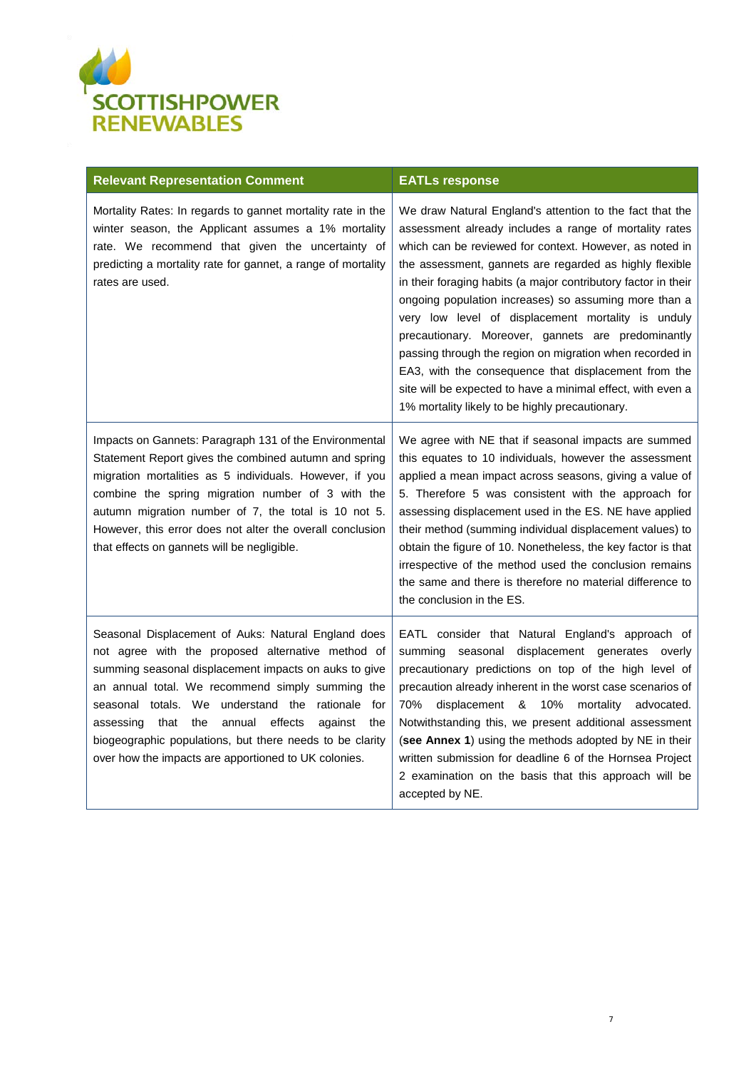| Relevant Representation Comment | EATLs response |
|---|---|
| Mortality Rates: In regards to gannet mortality rate in the winter season, the Applicant assumes a 1% mortality rate. We recommend that given the uncertainty of predicting a mortality rate for gannet, a range of mortality rates are used. | We draw Natural England's attention to the fact that the assessment already includes a range of mortality rates which can be reviewed for context. However, as noted in the assessment, gannets are regarded as highly flexible in their foraging habits (a major contributory factor in their ongoing population increases) so assuming more than a very low level of displacement mortality is unduly precautionary. Moreover, gannets are predominantly passing through the region on migration when recorded in EA3, with the consequence that displacement from the site will be expected to have a minimal effect, with even a 1% mortality likely to be highly precautionary. |
| Impacts on Gannets: Paragraph 131 of the Environmental Statement Report gives the combined autumn and spring migration mortalities as 5 individuals. However, if you combine the spring migration number of 3 with the autumn migration number of 7, the total is 10 not 5. However, this error does not alter the overall conclusion that effects on gannets will be negligible. | We agree with NE that if seasonal impacts are summed this equates to 10 individuals, however the assessment applied a mean impact across seasons, giving a value of 5. Therefore 5 was consistent with the approach for assessing displacement used in the ES. NE have applied their method (summing individual displacement values) to obtain the figure of 10. Nonetheless, the key factor is that irrespective of the method used the conclusion remains the same and there is therefore no material difference to the conclusion in the ES. |
| Seasonal Displacement of Auks: Natural England does not agree with the proposed alternative method of summing seasonal displacement impacts on auks to give an annual total. We recommend simply summing the seasonal totals. We understand the rationale for assessing that the annual effects against the biogeographic populations, but there needs to be clarity over how the impacts are apportioned to UK colonies. | EATL consider that Natural England's approach of summing seasonal displacement generates overly precautionary predictions on top of the high level of precaution already inherent in the worst case scenarios of 70% displacement & 10% mortality advocated. Notwithstanding this, we present additional assessment (**see Annex 1**) using the methods adopted by NE in their written submission for deadline 6 of the Hornsea Project 2 examination on the basis that this approach will be accepted by NE. |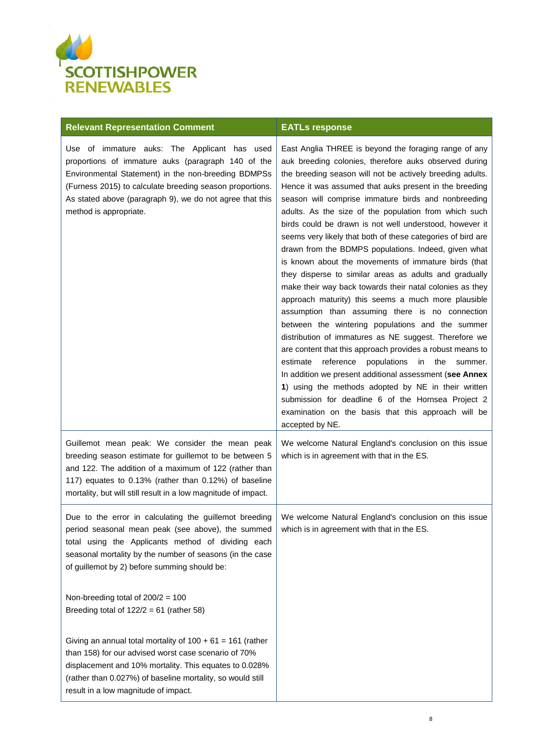| Relevant Representation Comment | EATLs response |
|---|---|
| Use of immature auks: The Applicant has used proportions of immature auks (paragraph 140 of the Environmental Statement) in the non-breeding BDMPSs (Furness 2015) to calculate breeding season proportions. As stated above (paragraph 9), we do not agree that this method is appropriate. | East Anglia THREE is beyond the foraging range of any auk breeding colonies, therefore auks observed during the breeding season will not be actively breeding adults. Hence it was assumed that auks present in the breeding season will comprise immature birds and nonbreeding adults. As the size of the population from which such birds could be drawn is not well understood, however it seems very likely that both of these categories of bird are drawn from the BDMPS populations. Indeed, given what is known about the movements of immature birds (that they disperse to similar areas as adults and gradually make their way back towards their natal colonies as they approach maturity) this seems a much more plausible assumption than assuming there is no connection between the wintering populations and the summer distribution of immatures as NE suggest. Therefore we are content that this approach provides a robust means to estimate reference populations in the summer. In addition we present additional assessment (**see Annex 1**) using the methods adopted by NE in their written submission for deadline 6 of the Hornsea Project 2 examination on the basis that this approach will be accepted by NE. |
| Guillemot mean peak: We consider the mean peak breeding season estimate for guillemot to be between 5 and 122. The addition of a maximum of 122 (rather than 117) equates to 0.13% (rather than 0.12%) of baseline mortality, but will still result in a low magnitude of impact. | We welcome Natural England's conclusion on this issue which is in agreement with that in the ES. |
| Due to the error in calculating the guillemot breeding period seasonal mean peak (see above), the summed total using the Applicants method of dividing each seasonal mortality by the number of seasons (in the case of guillemot by 2) before summing should be:<br><br>Non-breeding total of 200/2 = 100<br>Breeding total of 122/2 = 61 (rather 58)<br><br>Giving an annual total mortality of 100 + 61 = 161 (rather than 158) for our advised worst case scenario of 70% displacement and 10% mortality. This equates to 0.028% (rather than 0.027%) of baseline mortality, so would still result in a low magnitude of impact. | We welcome Natural England's conclusion on this issue which is in agreement with that in the ES. |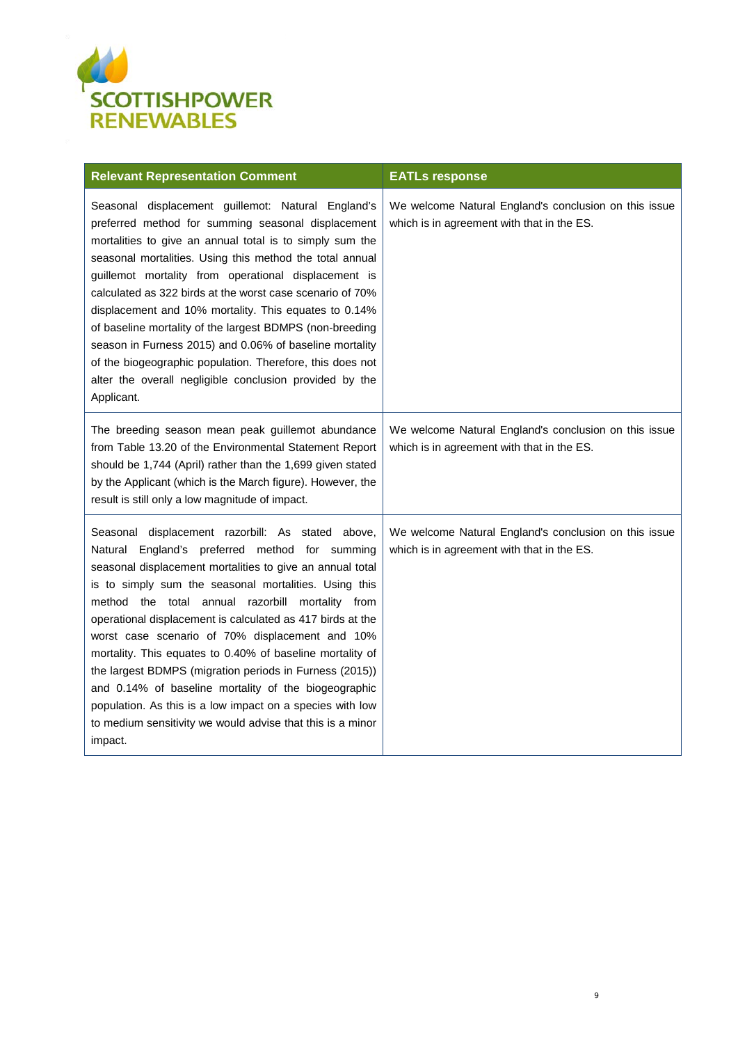| Relevant Representation Comment | EATLs response |
| --- | --- |
| Seasonal displacement guillemot: Natural England's preferred method for summing seasonal displacement mortalities to give an annual total is to simply sum the seasonal mortalities. Using this method the total annual guillemot mortality from operational displacement is calculated as 322 birds at the worst case scenario of 70% displacement and 10% mortality. This equates to 0.14% of baseline mortality of the largest BDMPS (non-breeding season in Furness 2015) and 0.06% of baseline mortality of the biogeographic population. Therefore, this does not alter the overall negligible conclusion provided by the Applicant. | We welcome Natural England's conclusion on this issue which is in agreement with that in the ES. |
| The breeding season mean peak guillemot abundance from Table 13.20 of the Environmental Statement Report should be 1,744 (April) rather than the 1,699 given stated by the Applicant (which is the March figure). However, the result is still only a low magnitude of impact. | We welcome Natural England's conclusion on this issue which is in agreement with that in the ES. |
| Seasonal displacement razorbill: As stated above, Natural England's preferred method for summing seasonal displacement mortalities to give an annual total is to simply sum the seasonal mortalities. Using this method the total annual razorbill mortality from operational displacement is calculated as 417 birds at the worst case scenario of 70% displacement and 10% mortality. This equates to 0.40% of baseline mortality of the largest BDMPS (migration periods in Furness (2015)) and 0.14% of baseline mortality of the biogeographic population. As this is a low impact on a species with low to medium sensitivity we would advise that this is a minor impact. | We welcome Natural England's conclusion on this issue which is in agreement with that in the ES. |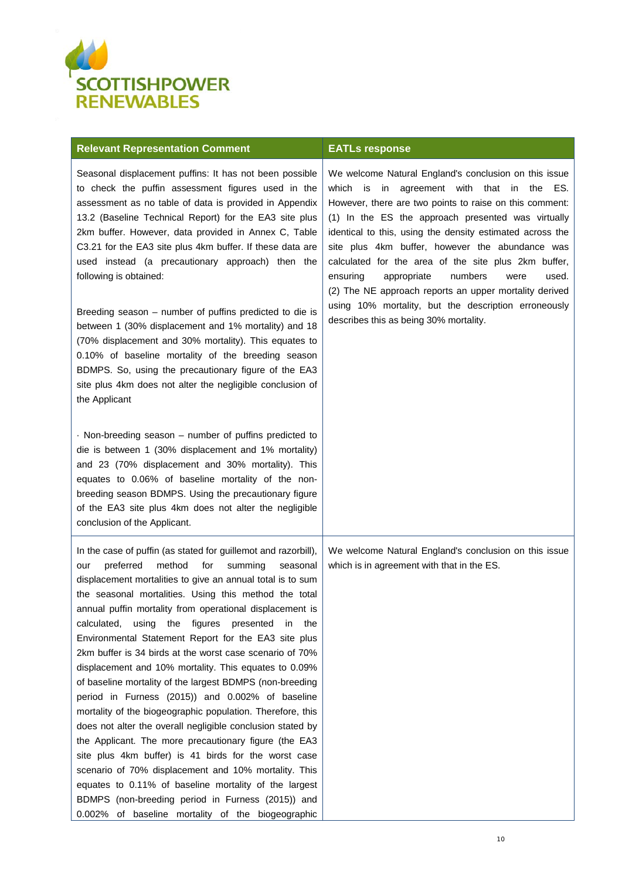| Relevant Representation Comment | EATLs response |
|---|---|
| Seasonal displacement puffins: It has not been possible to check the puffin assessment figures used in the assessment as no table of data is provided in Appendix 13.2 (Baseline Technical Report) for the EA3 site plus 2km buffer. However, data provided in Annex C, Table C3.21 for the EA3 site plus 4km buffer. If these data are used instead (a precautionary approach) then the following is obtained:<br><br>Breeding season – number of puffins predicted to die is between 1 (30% displacement and 1% mortality) and 18 (70% displacement and 30% mortality). This equates to 0.10% of baseline mortality of the breeding season BDMPS. So, using the precautionary figure of the EA3 site plus 4km does not alter the negligible conclusion of the Applicant<br><br>· Non-breeding season – number of puffins predicted to die is between 1 (30% displacement and 1% mortality) and 23 (70% displacement and 30% mortality). This equates to 0.06% of baseline mortality of the non-breeding season BDMPS. Using the precautionary figure of the EA3 site plus 4km does not alter the negligible conclusion of the Applicant. | We welcome Natural England's conclusion on this issue which is in agreement with that in the ES. However, there are two points to raise on this comment: (1) In the ES the approach presented was virtually identical to this, using the density estimated across the site plus 4km buffer, however the abundance was calculated for the area of the site plus 2km buffer, ensuring appropriate numbers were used. (2) The NE approach reports an upper mortality derived using 10% mortality, but the description erroneously describes this as being 30% mortality. |
| In the case of puffin (as stated for guillemot and razorbill), our preferred method for summing seasonal displacement mortalities to give an annual total is to sum the seasonal mortalities. Using this method the total annual puffin mortality from operational displacement is calculated, using the figures presented in the Environmental Statement Report for the EA3 site plus 2km buffer is 34 birds at the worst case scenario of 70% displacement and 10% mortality. This equates to 0.09% of baseline mortality of the largest BDMPS (non-breeding period in Furness (2015)) and 0.002% of baseline mortality of the biogeographic population. Therefore, this does not alter the overall negligible conclusion stated by the Applicant. The more precautionary figure (the EA3 site plus 4km buffer) is 41 birds for the worst case scenario of 70% displacement and 10% mortality. This equates to 0.11% of baseline mortality of the largest BDMPS (non-breeding period in Furness (2015)) and 0.002% of baseline mortality of the biogeographic | We welcome Natural England's conclusion on this issue which is in agreement with that in the ES. |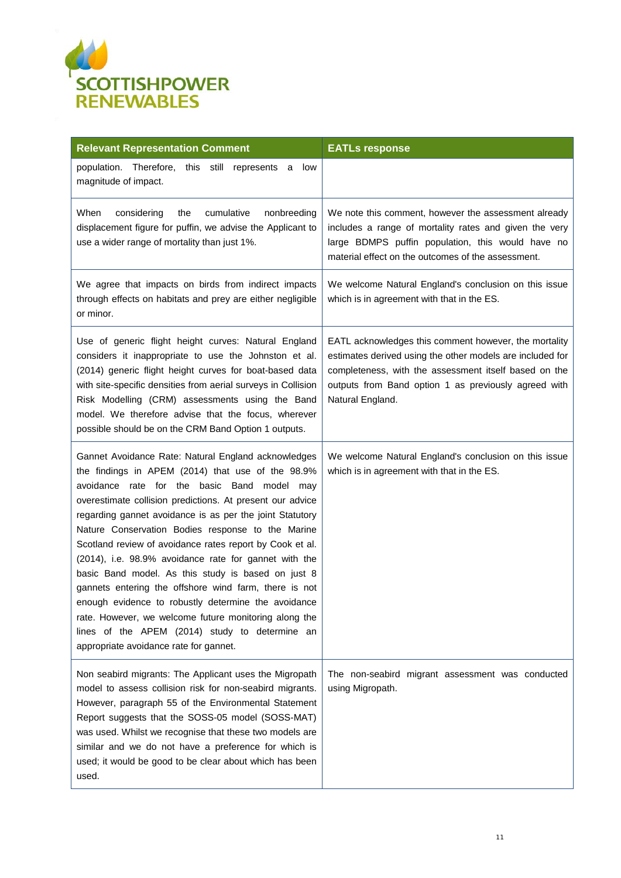| Relevant Representation Comment | EATLs response |
|---|---|
| population. Therefore, this still represents a low magnitude of impact. | |
| When considering the cumulative nonbreeding displacement figure for puffin, we advise the Applicant to use a wider range of mortality than just 1%. | We note this comment, however the assessment already includes a range of mortality rates and given the very large BDMPS puffin population, this would have no material effect on the outcomes of the assessment. |
| We agree that impacts on birds from indirect impacts through effects on habitats and prey are either negligible or minor. | We welcome Natural England's conclusion on this issue which is in agreement with that in the ES. |
| Use of generic flight height curves: Natural England considers it inappropriate to use the Johnston et al. (2014) generic flight height curves for boat-based data with site-specific densities from aerial surveys in Collision Risk Modelling (CRM) assessments using the Band model. We therefore advise that the focus, wherever possible should be on the CRM Band Option 1 outputs. | EATL acknowledges this comment however, the mortality estimates derived using the other models are included for completeness, with the assessment itself based on the outputs from Band option 1 as previously agreed with Natural England. |
| Gannet Avoidance Rate: Natural England acknowledges the findings in APEM (2014) that use of the 98.9% avoidance rate for the basic Band model may overestimate collision predictions. At present our advice regarding gannet avoidance is as per the joint Statutory Nature Conservation Bodies response to the Marine Scotland review of avoidance rates report by Cook et al. (2014), i.e. 98.9% avoidance rate for gannet with the basic Band model. As this study is based on just 8 gannets entering the offshore wind farm, there is not enough evidence to robustly determine the avoidance rate. However, we welcome future monitoring along the lines of the APEM (2014) study to determine an appropriate avoidance rate for gannet. | We welcome Natural England's conclusion on this issue which is in agreement with that in the ES. |
| Non seabird migrants: The Applicant uses the Migropath model to assess collision risk for non-seabird migrants. However, paragraph 55 of the Environmental Statement Report suggests that the SOSS-05 model (SOSS-MAT) was used. Whilst we recognise that these two models are similar and we do not have a preference for which is used; it would be good to be clear about which has been used. | The non-seabird migrant assessment was conducted using Migropath. |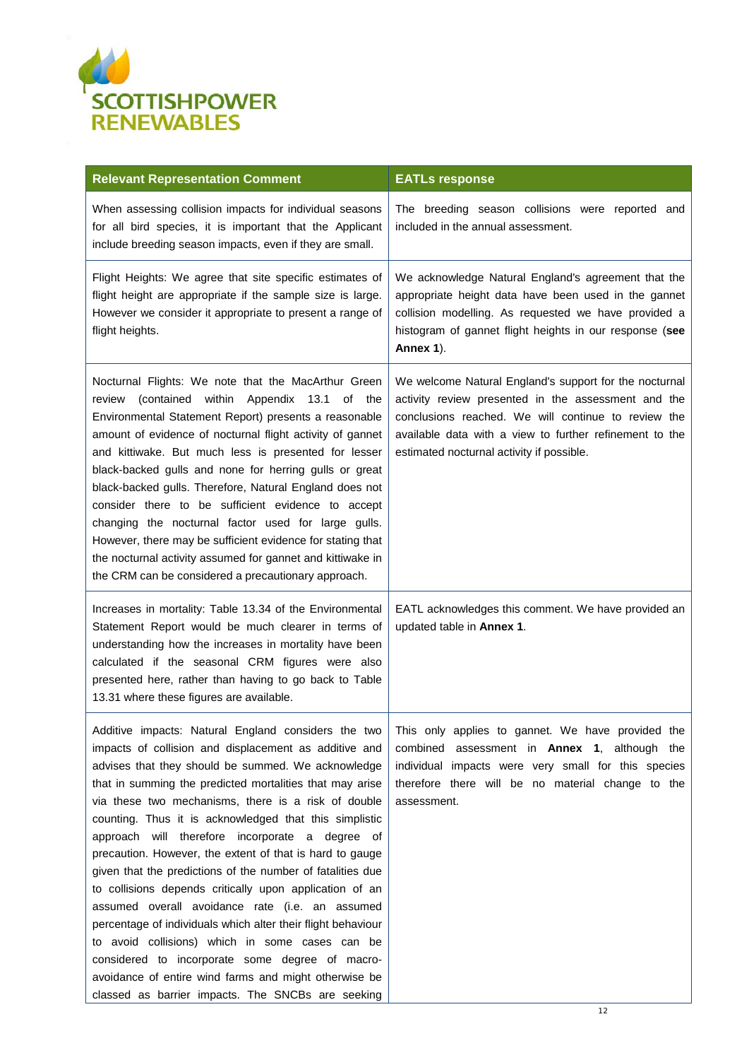| Relevant Representation Comment | EATLs response |
| --- | --- |
| When assessing collision impacts for individual seasons for all bird species, it is important that the Applicant include breeding season impacts, even if they are small. | The breeding season collisions were reported and included in the annual assessment. |
| Flight Heights: We agree that site specific estimates of flight height are appropriate if the sample size is large. However we consider it appropriate to present a range of flight heights. | We acknowledge Natural England's agreement that the appropriate height data have been used in the gannet collision modelling. As requested we have provided a histogram of gannet flight heights in our response (**see Annex 1**). |
| Nocturnal Flights: We note that the MacArthur Green review (contained within Appendix 13.1 of the Environmental Statement Report) presents a reasonable amount of evidence of nocturnal flight activity of gannet and kittiwake. But much less is presented for lesser black-backed gulls and none for herring gulls or great black-backed gulls. Therefore, Natural England does not consider there to be sufficient evidence to accept changing the nocturnal factor used for large gulls. However, there may be sufficient evidence for stating that the nocturnal activity assumed for gannet and kittiwake in the CRM can be considered a precautionary approach. | We welcome Natural England's support for the nocturnal activity review presented in the assessment and the conclusions reached. We will continue to review the available data with a view to further refinement to the estimated nocturnal activity if possible. |
| Increases in mortality: Table 13.34 of the Environmental Statement Report would be much clearer in terms of understanding how the increases in mortality have been calculated if the seasonal CRM figures were also presented here, rather than having to go back to Table 13.31 where these figures are available. | EATL acknowledges this comment. We have provided an updated table in **Annex 1**. |
| Additive impacts: Natural England considers the two impacts of collision and displacement as additive and advises that they should be summed. We acknowledge that in summing the predicted mortalities that may arise via these two mechanisms, there is a risk of double counting. Thus it is acknowledged that this simplistic approach will therefore incorporate a degree of precaution. However, the extent of that is hard to gauge given that the predictions of the number of fatalities due to collisions depends critically upon application of an assumed overall avoidance rate (i.e. an assumed percentage of individuals which alter their flight behaviour to avoid collisions) which in some cases can be considered to incorporate some degree of macro-avoidance of entire wind farms and might otherwise be classed as barrier impacts. The SNCBs are seeking | This only applies to gannet. We have provided the combined assessment in **Annex 1**, although the individual impacts were very small for this species therefore there will be no material change to the assessment. |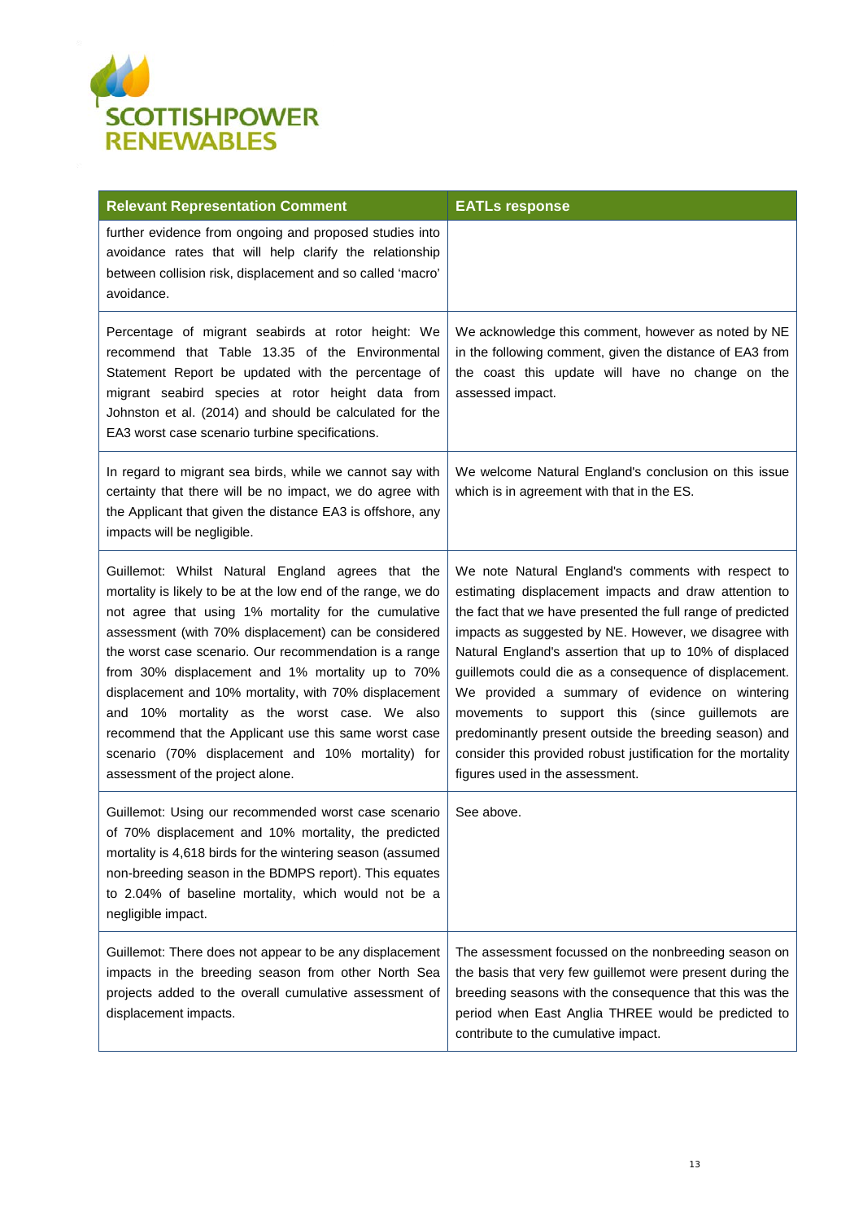| Relevant Representation Comment | EATLs response |
|---|---|
| further evidence from ongoing and proposed studies into avoidance rates that will help clarify the relationship between collision risk, displacement and so called 'macro' avoidance. | |
| Percentage of migrant seabirds at rotor height: We recommend that Table 13.35 of the Environmental Statement Report be updated with the percentage of migrant seabird species at rotor height data from Johnston et al. (2014) and should be calculated for the EA3 worst case scenario turbine specifications. | We acknowledge this comment, however as noted by NE in the following comment, given the distance of EA3 from the coast this update will have no change on the assessed impact. |
| In regard to migrant sea birds, while we cannot say with certainty that there will be no impact, we do agree with the Applicant that given the distance EA3 is offshore, any impacts will be negligible. | We welcome Natural England's conclusion on this issue which is in agreement with that in the ES. |
| Guillemot: Whilst Natural England agrees that the mortality is likely to be at the low end of the range, we do not agree that using 1% mortality for the cumulative assessment (with 70% displacement) can be considered the worst case scenario. Our recommendation is a range from 30% displacement and 1% mortality up to 70% displacement and 10% mortality, with 70% displacement and 10% mortality as the worst case. We also recommend that the Applicant use this same worst case scenario (70% displacement and 10% mortality) for assessment of the project alone. | We note Natural England's comments with respect to estimating displacement impacts and draw attention to the fact that we have presented the full range of predicted impacts as suggested by NE. However, we disagree with Natural England's assertion that up to 10% of displaced guillemots could die as a consequence of displacement. We provided a summary of evidence on wintering movements to support this (since guillemots are predominantly present outside the breeding season) and consider this provided robust justification for the mortality figures used in the assessment. |
| Guillemot: Using our recommended worst case scenario of 70% displacement and 10% mortality, the predicted mortality is 4,618 birds for the wintering season (assumed non-breeding season in the BDMPS report). This equates to 2.04% of baseline mortality, which would not be a negligible impact. | See above. |
| Guillemot: There does not appear to be any displacement impacts in the breeding season from other North Sea projects added to the overall cumulative assessment of displacement impacts. | The assessment focussed on the nonbreeding season on the basis that very few guillemot were present during the breeding seasons with the consequence that this was the period when East Anglia THREE would be predicted to contribute to the cumulative impact. |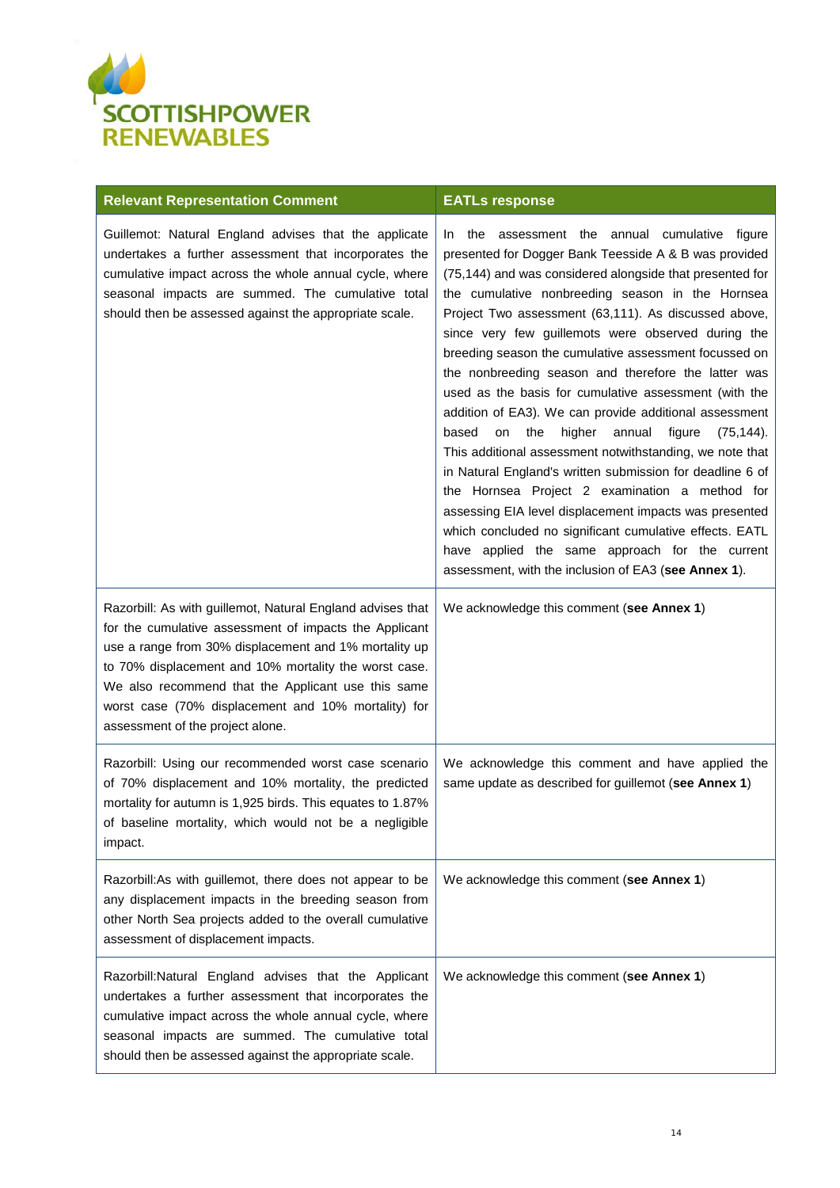| Relevant Representation Comment | EATLs response |
|---|---|
| Guillemot: Natural England advises that the applicate undertakes a further assessment that incorporates the cumulative impact across the whole annual cycle, where seasonal impacts are summed. The cumulative total should then be assessed against the appropriate scale. | In the assessment the annual cumulative figure presented for Dogger Bank Teesside A & B was provided (75,144) and was considered alongside that presented for the cumulative nonbreeding season in the Hornsea Project Two assessment (63,111). As discussed above, since very few guillemots were observed during the breeding season the cumulative assessment focussed on the nonbreeding season and therefore the latter was used as the basis for cumulative assessment (with the addition of EA3). We can provide additional assessment based on the higher annual figure (75,144). This additional assessment notwithstanding, we note that in Natural England's written submission for deadline 6 of the Hornsea Project 2 examination a method for assessing EIA level displacement impacts was presented which concluded no significant cumulative effects. EATL have applied the same approach for the current assessment, with the inclusion of EA3 (**see Annex 1**). |
| Razorbill: As with guillemot, Natural England advises that for the cumulative assessment of impacts the Applicant use a range from 30% displacement and 1% mortality up to 70% displacement and 10% mortality the worst case. We also recommend that the Applicant use this same worst case (70% displacement and 10% mortality) for assessment of the project alone. | We acknowledge this comment (**see Annex 1**) |
| Razorbill: Using our recommended worst case scenario of 70% displacement and 10% mortality, the predicted mortality for autumn is 1,925 birds. This equates to 1.87% of baseline mortality, which would not be a negligible impact. | We acknowledge this comment and have applied the same update as described for guillemot (**see Annex 1**) |
| Razorbill:As with guillemot, there does not appear to be any displacement impacts in the breeding season from other North Sea projects added to the overall cumulative assessment of displacement impacts. | We acknowledge this comment (**see Annex 1**) |
| Razorbill:Natural England advises that the Applicant undertakes a further assessment that incorporates the cumulative impact across the whole annual cycle, where seasonal impacts are summed. The cumulative total should then be assessed against the appropriate scale. | We acknowledge this comment (**see Annex 1**) |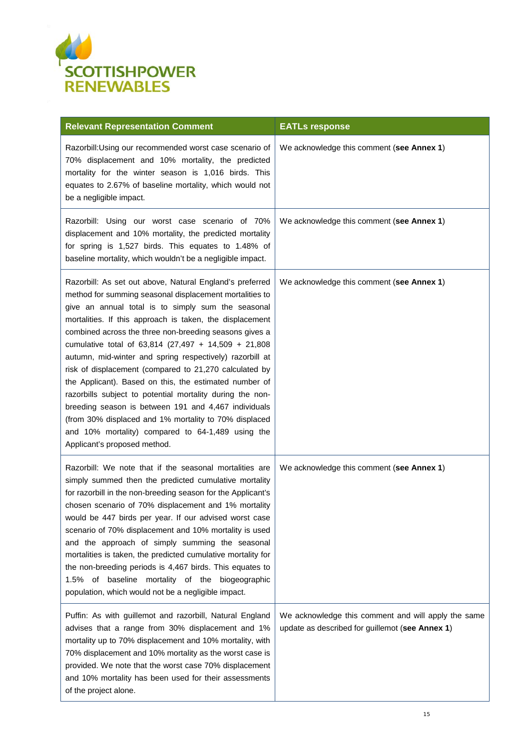| Relevant Representation Comment | EATLs response |
|---|---|
| Razorbill:Using our recommended worst case scenario of 70% displacement and 10% mortality, the predicted mortality for the winter season is 1,016 birds. This equates to 2.67% of baseline mortality, which would not be a negligible impact. | We acknowledge this comment (**see Annex 1**) |
| Razorbill: Using our worst case scenario of 70% displacement and 10% mortality, the predicted mortality for spring is 1,527 birds. This equates to 1.48% of baseline mortality, which wouldn't be a negligible impact. | We acknowledge this comment (**see Annex 1**) |
| Razorbill: As set out above, Natural England's preferred method for summing seasonal displacement mortalities to give an annual total is to simply sum the seasonal mortalities. If this approach is taken, the displacement combined across the three non-breeding seasons gives a cumulative total of 63,814 (27,497 + 14,509 + 21,808 autumn, mid-winter and spring respectively) razorbill at risk of displacement (compared to 21,270 calculated by the Applicant). Based on this, the estimated number of razorbills subject to potential mortality during the non-breeding season is between 191 and 4,467 individuals (from 30% displaced and 1% mortality to 70% displaced and 10% mortality) compared to 64-1,489 using the Applicant's proposed method. | We acknowledge this comment (**see Annex 1**) |
| Razorbill: We note that if the seasonal mortalities are simply summed then the predicted cumulative mortality for razorbill in the non-breeding season for the Applicant's chosen scenario of 70% displacement and 1% mortality would be 447 birds per year. If our advised worst case scenario of 70% displacement and 10% mortality is used and the approach of simply summing the seasonal mortalities is taken, the predicted cumulative mortality for the non-breeding periods is 4,467 birds. This equates to 1.5% of baseline mortality of the biogeographic population, which would not be a negligible impact. | We acknowledge this comment (**see Annex 1**) |
| Puffin: As with guillemot and razorbill, Natural England advises that a range from 30% displacement and 1% mortality up to 70% displacement and 10% mortality, with 70% displacement and 10% mortality as the worst case is provided. We note that the worst case 70% displacement and 10% mortality has been used for their assessments of the project alone. | We acknowledge this comment and will apply the same update as described for guillemot (**see Annex 1**) |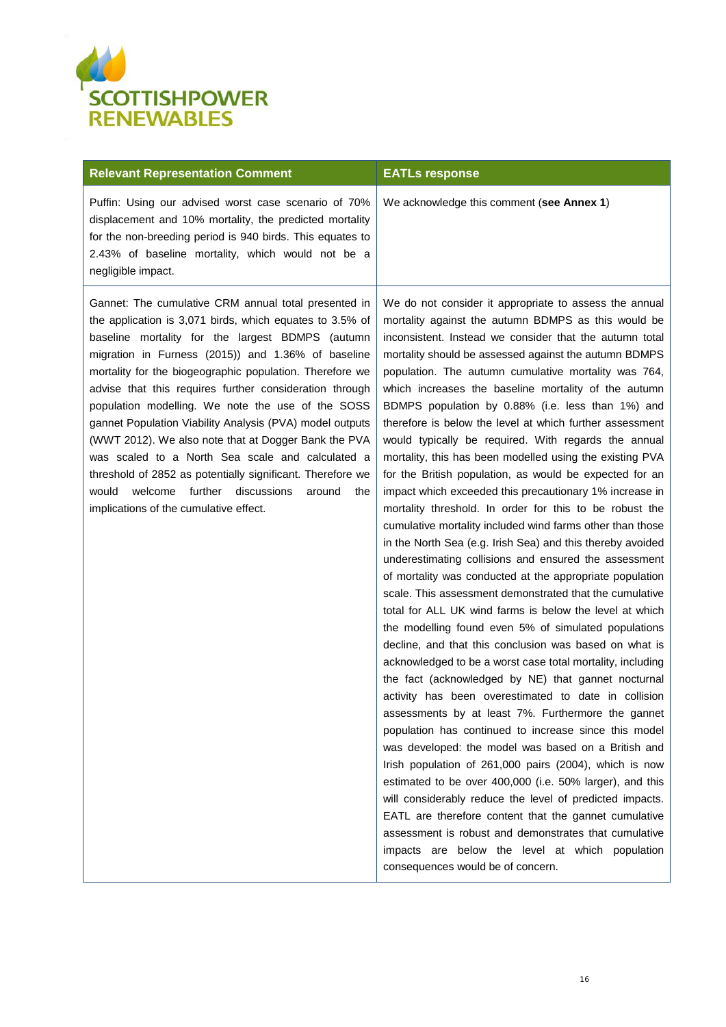| Relevant Representation Comment | EATLs response |
|---|---|
| Puffin: Using our advised worst case scenario of 70% displacement and 10% mortality, the predicted mortality for the non-breeding period is 940 birds. This equates to 2.43% of baseline mortality, which would not be a negligible impact. | We acknowledge this comment (**see Annex 1**) |
| Gannet: The cumulative CRM annual total presented in the application is 3,071 birds, which equates to 3.5% of baseline mortality for the largest BDMPS (autumn migration in Furness (2015)) and 1.36% of baseline mortality for the biogeographic population. Therefore we advise that this requires further consideration through population modelling. We note the use of the SOSS gannet Population Viability Analysis (PVA) model outputs (WWT 2012). We also note that at Dogger Bank the PVA was scaled to a North Sea scale and calculated a threshold of 2852 as potentially significant. Therefore we would welcome further discussions around the implications of the cumulative effect. | We do not consider it appropriate to assess the annual mortality against the autumn BDMPS as this would be inconsistent. Instead we consider that the autumn total mortality should be assessed against the autumn BDMPS population. The autumn cumulative mortality was 764, which increases the baseline mortality of the autumn BDMPS population by 0.88% (i.e. less than 1%) and therefore is below the level at which further assessment would typically be required. With regards the annual mortality, this has been modelled using the existing PVA for the British population, as would be expected for an impact which exceeded this precautionary 1% increase in mortality threshold. In order for this to be robust the cumulative mortality included wind farms other than those in the North Sea (e.g. Irish Sea) and this thereby avoided underestimating collisions and ensured the assessment of mortality was conducted at the appropriate population scale. This assessment demonstrated that the cumulative total for ALL UK wind farms is below the level at which the modelling found even 5% of simulated populations decline, and that this conclusion was based on what is acknowledged to be a worst case total mortality, including the fact (acknowledged by NE) that gannet nocturnal activity has been overestimated to date in collision assessments by at least 7%. Furthermore the gannet population has continued to increase since this model was developed: the model was based on a British and Irish population of 261,000 pairs (2004), which is now estimated to be over 400,000 (i.e. 50% larger), and this will considerably reduce the level of predicted impacts. EATL are therefore content that the gannet cumulative assessment is robust and demonstrates that cumulative impacts are below the level at which population consequences would be of concern. |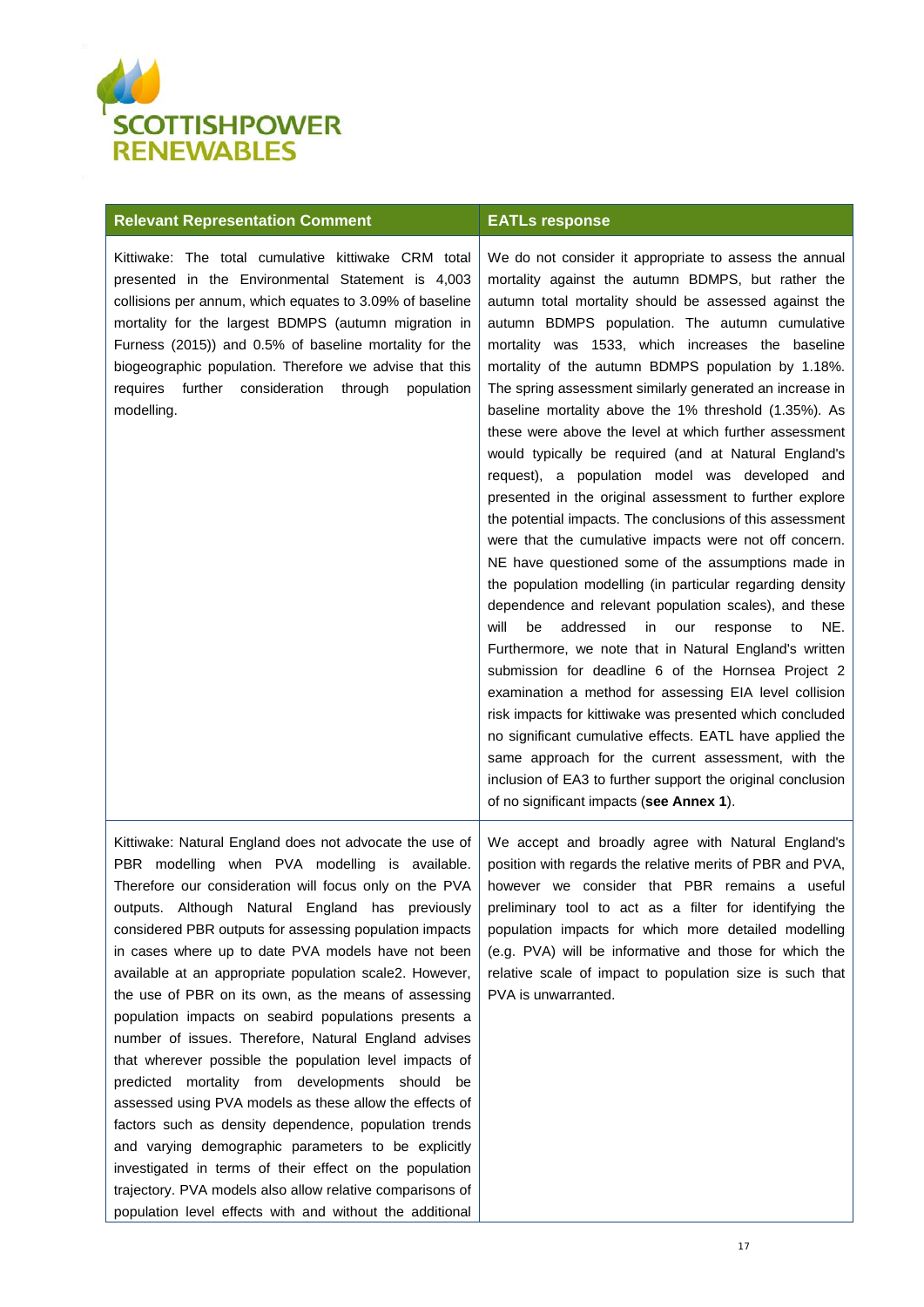| Relevant Representation Comment | EATLs response |
| --- | --- |
| Kittiwake: The total cumulative kittiwake CRM total presented in the Environmental Statement is 4,003 collisions per annum, which equates to 3.09% of baseline mortality for the largest BDMPS (autumn migration in Furness (2015)) and 0.5% of baseline mortality for the biogeographic population. Therefore we advise that this requires further consideration through population modelling. | We do not consider it appropriate to assess the annual mortality against the autumn BDMPS, but rather the autumn total mortality should be assessed against the autumn BDMPS population. The autumn cumulative mortality was 1533, which increases the baseline mortality of the autumn BDMPS population by 1.18%. The spring assessment similarly generated an increase in baseline mortality above the 1% threshold (1.35%). As these were above the level at which further assessment would typically be required (and at Natural England's request), a population model was developed and presented in the original assessment to further explore the potential impacts. The conclusions of this assessment were that the cumulative impacts were not off concern. NE have questioned some of the assumptions made in the population modelling (in particular regarding density dependence and relevant population scales), and these will be addressed in our response to NE. Furthermore, we note that in Natural England's written submission for deadline 6 of the Hornsea Project 2 examination a method for assessing EIA level collision risk impacts for kittiwake was presented which concluded no significant cumulative effects. EATL have applied the same approach for the current assessment, with the inclusion of EA3 to further support the original conclusion of no significant impacts (**see Annex 1**). |
| Kittiwake: Natural England does not advocate the use of PBR modelling when PVA modelling is available. Therefore our consideration will focus only on the PVA outputs. Although Natural England has previously considered PBR outputs for assessing population impacts in cases where up to date PVA models have not been available at an appropriate population scale2. However, the use of PBR on its own, as the means of assessing population impacts on seabird populations presents a number of issues. Therefore, Natural England advises that wherever possible the population level impacts of predicted mortality from developments should be assessed using PVA models as these allow the effects of factors such as density dependence, population trends and varying demographic parameters to be explicitly investigated in terms of their effect on the population trajectory. PVA models also allow relative comparisons of population level effects with and without the additional | We accept and broadly agree with Natural England's position with regards the relative merits of PBR and PVA, however we consider that PBR remains a useful preliminary tool to act as a filter for identifying the population impacts for which more detailed modelling (e.g. PVA) will be informative and those for which the relative scale of impact to population size is such that PVA is unwarranted. |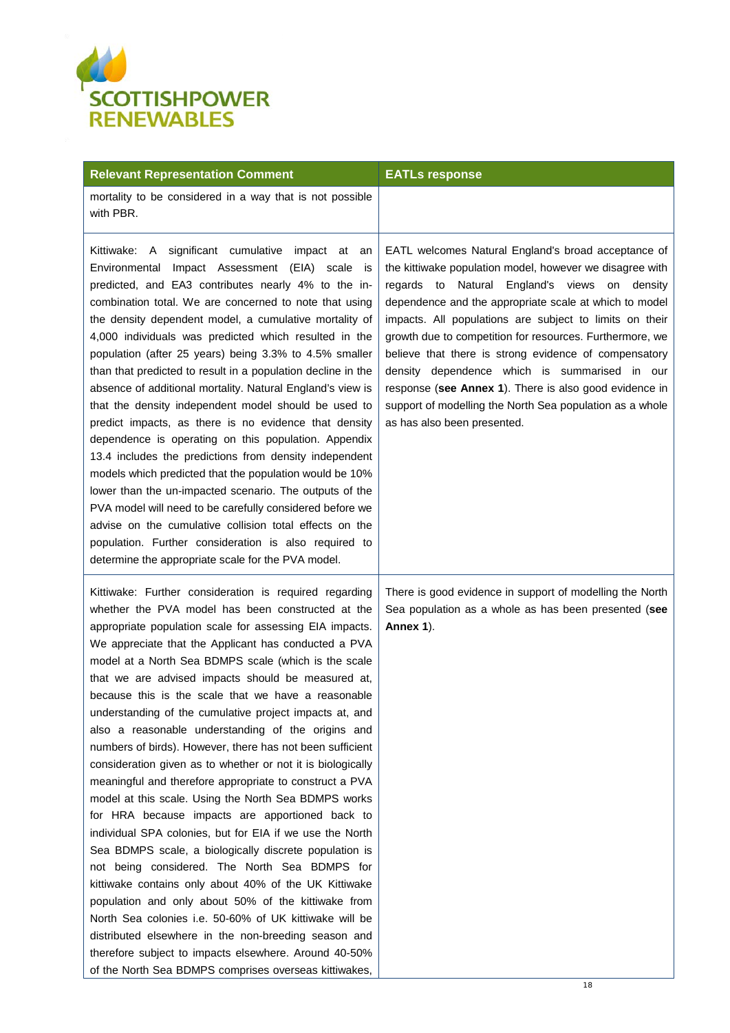| Relevant Representation Comment | EATLs response |
| --- | --- |
| mortality to be considered in a way that is not possible with PBR. | |
| Kittiwake: A significant cumulative impact at an Environmental Impact Assessment (EIA) scale is predicted, and EA3 contributes nearly 4% to the in-combination total. We are concerned to note that using the density dependent model, a cumulative mortality of 4,000 individuals was predicted which resulted in the population (after 25 years) being 3.3% to 4.5% smaller than that predicted to result in a population decline in the absence of additional mortality. Natural England's view is that the density independent model should be used to predict impacts, as there is no evidence that density dependence is operating on this population. Appendix 13.4 includes the predictions from density independent models which predicted that the population would be 10% lower than the un-impacted scenario. The outputs of the PVA model will need to be carefully considered before we advise on the cumulative collision total effects on the population. Further consideration is also required to determine the appropriate scale for the PVA model. | EATL welcomes Natural England's broad acceptance of the kittiwake population model, however we disagree with regards to Natural England's views on density dependence and the appropriate scale at which to model impacts. All populations are subject to limits on their growth due to competition for resources. Furthermore, we believe that there is strong evidence of compensatory density dependence which is summarised in our response (**see Annex 1**). There is also good evidence in support of modelling the North Sea population as a whole as has also been presented. |
| Kittiwake: Further consideration is required regarding whether the PVA model has been constructed at the appropriate population scale for assessing EIA impacts. We appreciate that the Applicant has conducted a PVA model at a North Sea BDMPS scale (which is the scale that we are advised impacts should be measured at, because this is the scale that we have a reasonable understanding of the cumulative project impacts at, and also a reasonable understanding of the origins and numbers of birds). However, there has not been sufficient consideration given as to whether or not it is biologically meaningful and therefore appropriate to construct a PVA model at this scale. Using the North Sea BDMPS works for HRA because impacts are apportioned back to individual SPA colonies, but for EIA if we use the North Sea BDMPS scale, a biologically discrete population is not being considered. The North Sea BDMPS for kittiwake contains only about 40% of the UK Kittiwake population and only about 50% of the kittiwake from North Sea colonies i.e. 50-60% of UK kittiwake will be distributed elsewhere in the non-breeding season and therefore subject to impacts elsewhere. Around 40-50% of the North Sea BDMPS comprises overseas kittiwakes, | There is good evidence in support of modelling the North Sea population as a whole as has been presented (**see Annex 1**). |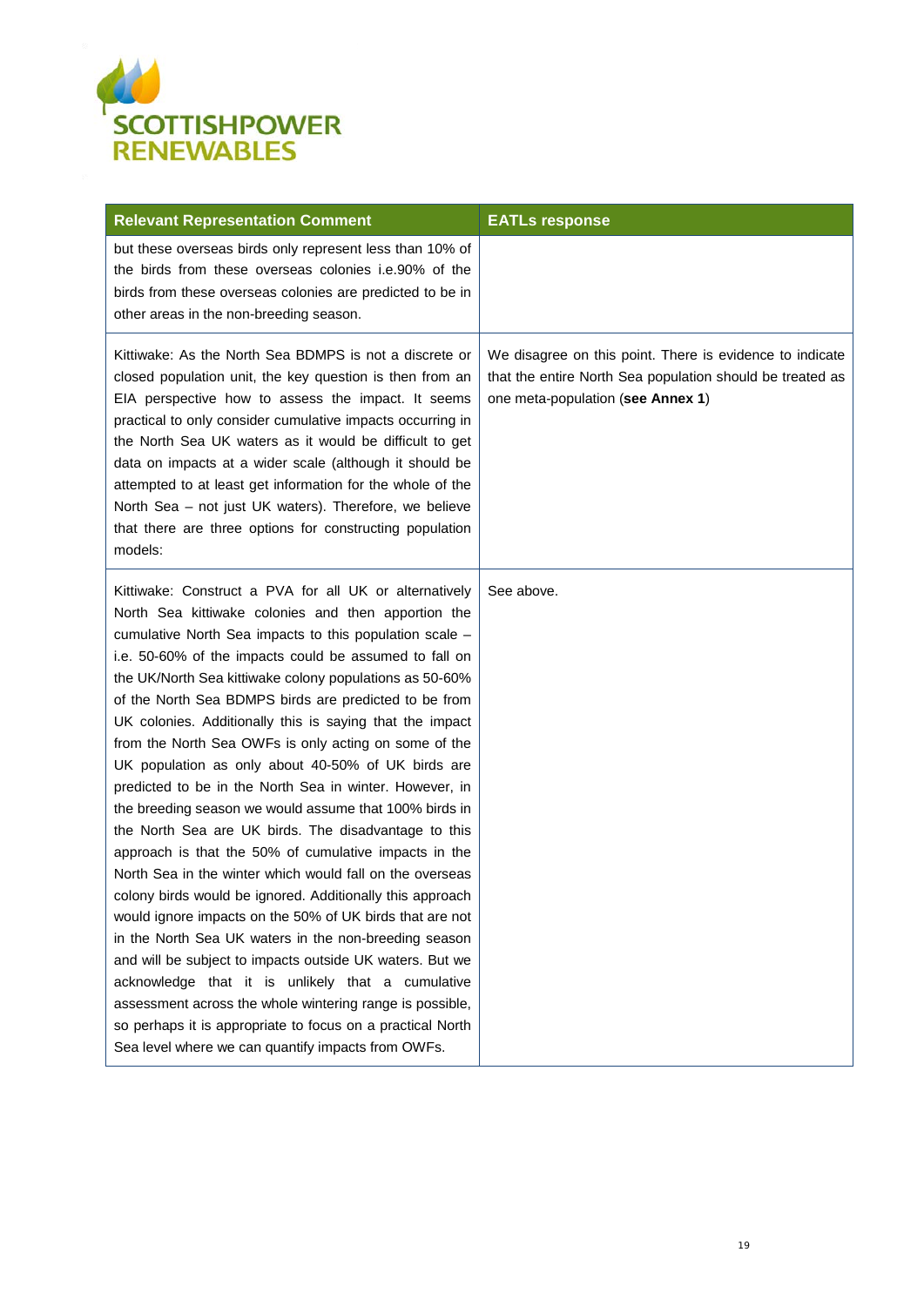| Relevant Representation Comment | EATLs response |
|---|---|
| but these overseas birds only represent less than 10% of the birds from these overseas colonies i.e.90% of the birds from these overseas colonies are predicted to be in other areas in the non-breeding season. | |
| Kittiwake: As the North Sea BDMPS is not a discrete or closed population unit, the key question is then from an EIA perspective how to assess the impact. It seems practical to only consider cumulative impacts occurring in the North Sea UK waters as it would be difficult to get data on impacts at a wider scale (although it should be attempted to at least get information for the whole of the North Sea – not just UK waters). Therefore, we believe that there are three options for constructing population models: | We disagree on this point. There is evidence to indicate that the entire North Sea population should be treated as one meta-population (**see Annex 1**) |
| Kittiwake: Construct a PVA for all UK or alternatively North Sea kittiwake colonies and then apportion the cumulative North Sea impacts to this population scale – i.e. 50-60% of the impacts could be assumed to fall on the UK/North Sea kittiwake colony populations as 50-60% of the North Sea BDMPS birds are predicted to be from UK colonies. Additionally this is saying that the impact from the North Sea OWFs is only acting on some of the UK population as only about 40-50% of UK birds are predicted to be in the North Sea in winter. However, in the breeding season we would assume that 100% birds in the North Sea are UK birds. The disadvantage to this approach is that the 50% of cumulative impacts in the North Sea in the winter which would fall on the overseas colony birds would be ignored. Additionally this approach would ignore impacts on the 50% of UK birds that are not in the North Sea UK waters in the non-breeding season and will be subject to impacts outside UK waters. But we acknowledge that it is unlikely that a cumulative assessment across the whole wintering range is possible, so perhaps it is appropriate to focus on a practical North Sea level where we can quantify impacts from OWFs. | See above. |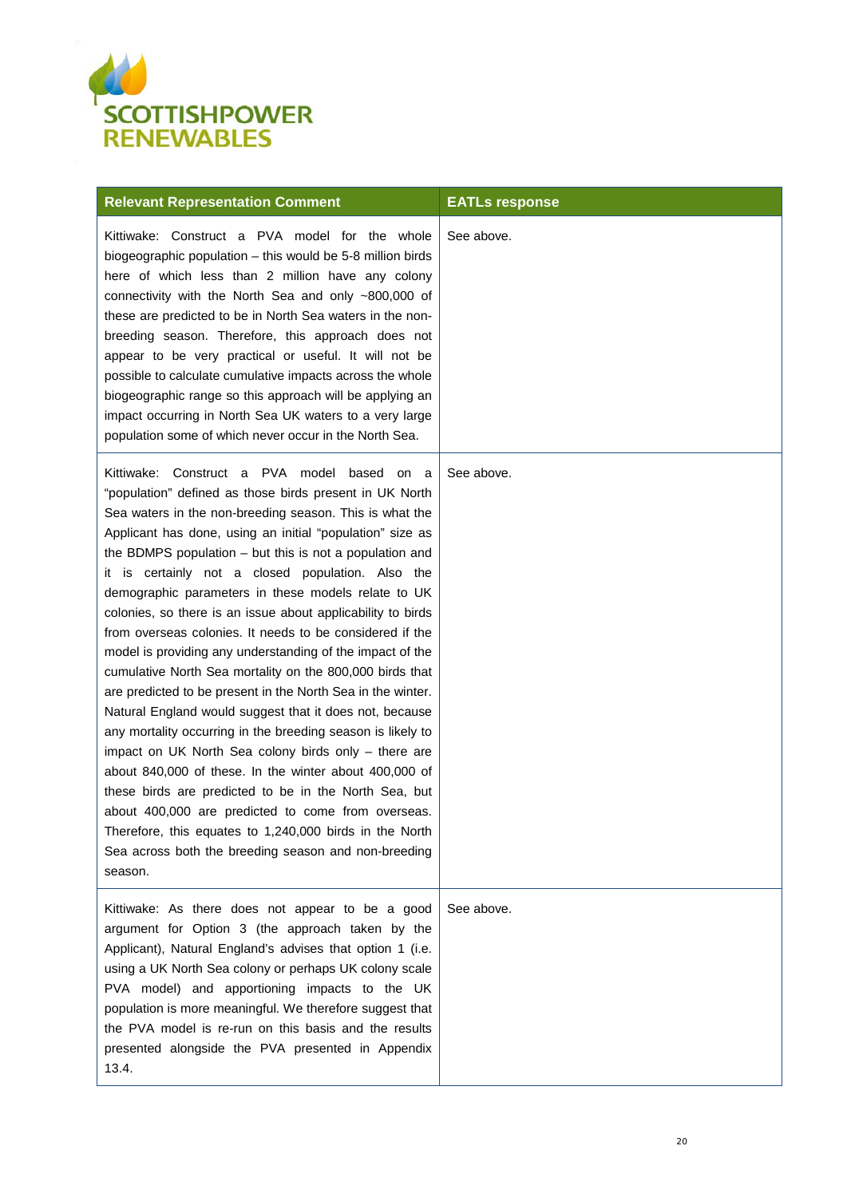| Relevant Representation Comment | EATLs response |
|---|---|
| Kittiwake: Construct a PVA model for the whole biogeographic population – this would be 5-8 million birds here of which less than 2 million have any colony connectivity with the North Sea and only ~800,000 of these are predicted to be in North Sea waters in the non-breeding season. Therefore, this approach does not appear to be very practical or useful. It will not be possible to calculate cumulative impacts across the whole biogeographic range so this approach will be applying an impact occurring in North Sea UK waters to a very large population some of which never occur in the North Sea. | See above. |
| Kittiwake: Construct a PVA model based on a "population" defined as those birds present in UK North Sea waters in the non-breeding season. This is what the Applicant has done, using an initial "population" size as the BDMPS population – but this is not a population and it is certainly not a closed population. Also the demographic parameters in these models relate to UK colonies, so there is an issue about applicability to birds from overseas colonies. It needs to be considered if the model is providing any understanding of the impact of the cumulative North Sea mortality on the 800,000 birds that are predicted to be present in the North Sea in the winter. Natural England would suggest that it does not, because any mortality occurring in the breeding season is likely to impact on UK North Sea colony birds only – there are about 840,000 of these. In the winter about 400,000 of these birds are predicted to be in the North Sea, but about 400,000 are predicted to come from overseas. Therefore, this equates to 1,240,000 birds in the North Sea across both the breeding season and non-breeding season. | See above. |
| Kittiwake: As there does not appear to be a good argument for Option 3 (the approach taken by the Applicant), Natural England's advises that option 1 (i.e. using a UK North Sea colony or perhaps UK colony scale PVA model) and apportioning impacts to the UK population is more meaningful. We therefore suggest that the PVA model is re-run on this basis and the results presented alongside the PVA presented in Appendix 13.4. | See above. |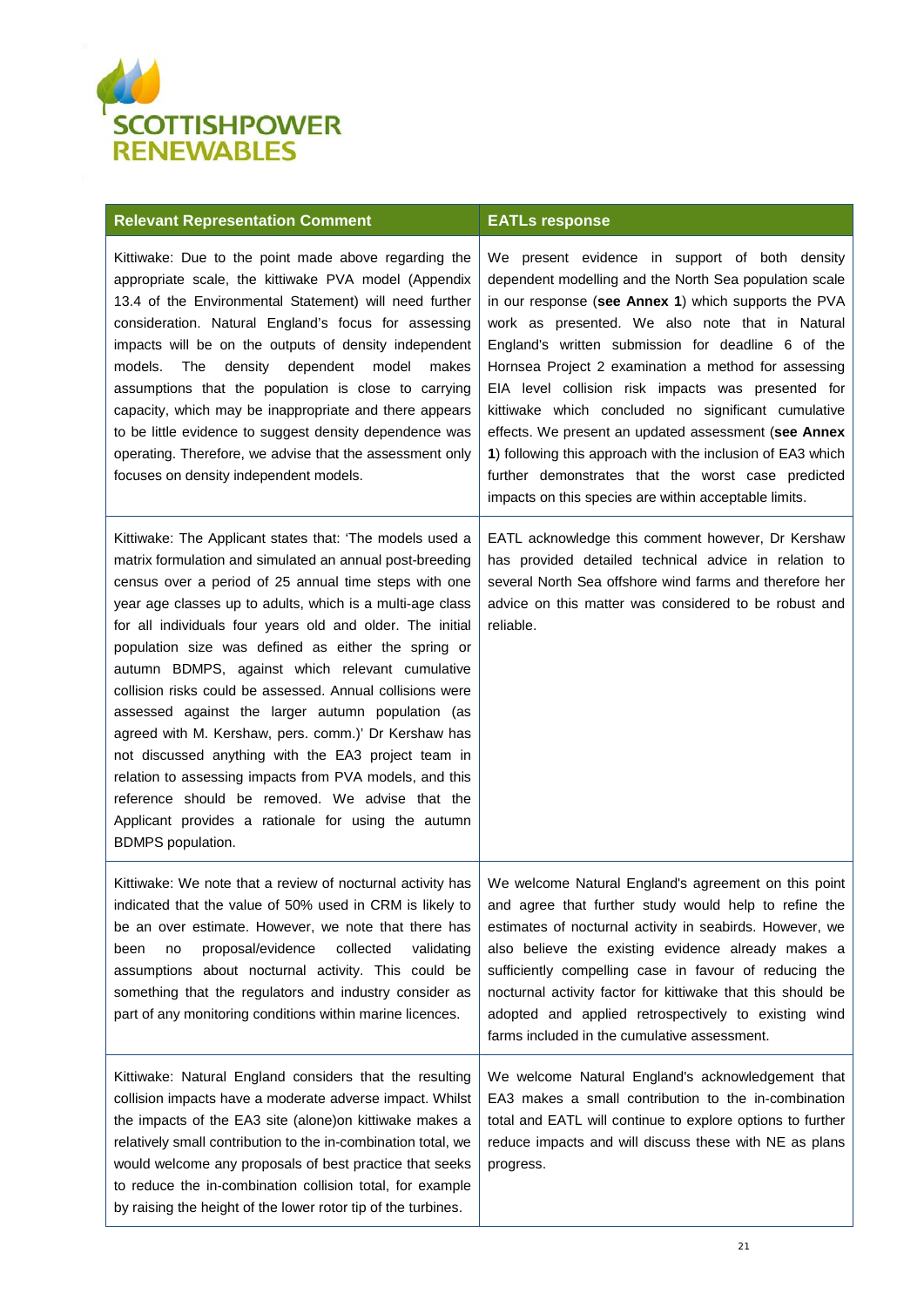| Relevant Representation Comment | EATLs response |
|---|---|
| Kittiwake: Due to the point made above regarding the appropriate scale, the kittiwake PVA model (Appendix 13.4 of the Environmental Statement) will need further consideration. Natural England's focus for assessing impacts will be on the outputs of density independent models. The density dependent model makes assumptions that the population is close to carrying capacity, which may be inappropriate and there appears to be little evidence to suggest density dependence was operating. Therefore, we advise that the assessment only focuses on density independent models. | We present evidence in support of both density dependent modelling and the North Sea population scale in our response (**see Annex 1**) which supports the PVA work as presented. We also note that in Natural England's written submission for deadline 6 of the Hornsea Project 2 examination a method for assessing EIA level collision risk impacts was presented for kittiwake which concluded no significant cumulative effects. We present an updated assessment (**see Annex 1**) following this approach with the inclusion of EA3 which further demonstrates that the worst case predicted impacts on this species are within acceptable limits. |
| Kittiwake: The Applicant states that: 'The models used a matrix formulation and simulated an annual post-breeding census over a period of 25 annual time steps with one year age classes up to adults, which is a multi-age class for all individuals four years old and older. The initial population size was defined as either the spring or autumn BDMPS, against which relevant cumulative collision risks could be assessed. Annual collisions were assessed against the larger autumn population (as agreed with M. Kershaw, pers. comm.)' Dr Kershaw has not discussed anything with the EA3 project team in relation to assessing impacts from PVA models, and this reference should be removed. We advise that the Applicant provides a rationale for using the autumn BDMPS population. | EATL acknowledge this comment however, Dr Kershaw has provided detailed technical advice in relation to several North Sea offshore wind farms and therefore her advice on this matter was considered to be robust and reliable. |
| Kittiwake: We note that a review of nocturnal activity has indicated that the value of 50% used in CRM is likely to be an over estimate. However, we note that there has been no proposal/evidence collected validating assumptions about nocturnal activity. This could be something that the regulators and industry consider as part of any monitoring conditions within marine licences. | We welcome Natural England's agreement on this point and agree that further study would help to refine the estimates of nocturnal activity in seabirds. However, we also believe the existing evidence already makes a sufficiently compelling case in favour of reducing the nocturnal activity factor for kittiwake that this should be adopted and applied retrospectively to existing wind farms included in the cumulative assessment. |
| Kittiwake: Natural England considers that the resulting collision impacts have a moderate adverse impact. Whilst the impacts of the EA3 site (alone)on kittiwake makes a relatively small contribution to the in-combination total, we would welcome any proposals of best practice that seeks to reduce the in-combination collision total, for example by raising the height of the lower rotor tip of the turbines. | We welcome Natural England's acknowledgement that EA3 makes a small contribution to the in-combination total and EATL will continue to explore options to further reduce impacts and will discuss these with NE as plans progress. |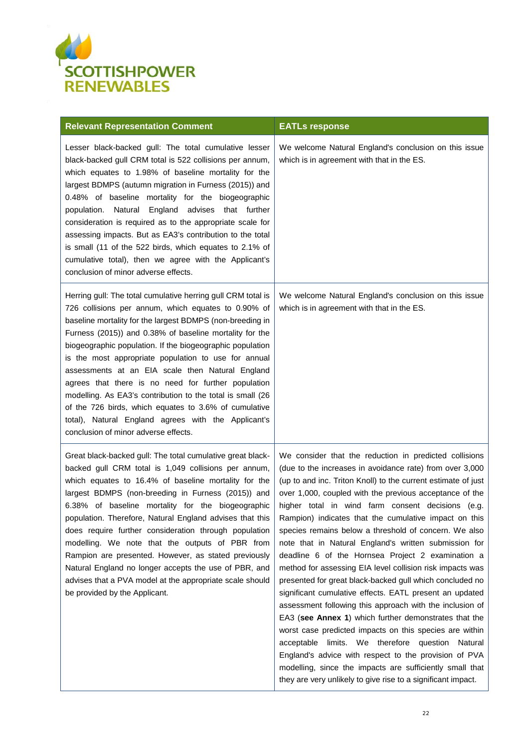| Relevant Representation Comment | EATLs response |
| --- | --- |
| Lesser black-backed gull: The total cumulative lesser black-backed gull CRM total is 522 collisions per annum, which equates to 1.98% of baseline mortality for the largest BDMPS (autumn migration in Furness (2015)) and 0.48% of baseline mortality for the biogeographic population. Natural England advises that further consideration is required as to the appropriate scale for assessing impacts. But as EA3's contribution to the total is small (11 of the 522 birds, which equates to 2.1% of cumulative total), then we agree with the Applicant's conclusion of minor adverse effects. | We welcome Natural England's conclusion on this issue which is in agreement with that in the ES. |
| Herring gull: The total cumulative herring gull CRM total is 726 collisions per annum, which equates to 0.90% of baseline mortality for the largest BDMPS (non-breeding in Furness (2015)) and 0.38% of baseline mortality for the biogeographic population. If the biogeographic population is the most appropriate population to use for annual assessments at an EIA scale then Natural England agrees that there is no need for further population modelling. As EA3's contribution to the total is small (26 of the 726 birds, which equates to 3.6% of cumulative total), Natural England agrees with the Applicant's conclusion of minor adverse effects. | We welcome Natural England's conclusion on this issue which is in agreement with that in the ES. |
| Great black-backed gull: The total cumulative great black-backed gull CRM total is 1,049 collisions per annum, which equates to 16.4% of baseline mortality for the largest BDMPS (non-breeding in Furness (2015)) and 6.38% of baseline mortality for the biogeographic population. Therefore, Natural England advises that this does require further consideration through population modelling. We note that the outputs of PBR from Rampion are presented. However, as stated previously Natural England no longer accepts the use of PBR, and advises that a PVA model at the appropriate scale should be provided by the Applicant. | We consider that the reduction in predicted collisions (due to the increases in avoidance rate) from over 3,000 (up to and inc. Triton Knoll) to the current estimate of just over 1,000, coupled with the previous acceptance of the higher total in wind farm consent decisions (e.g. Rampion) indicates that the cumulative impact on this species remains below a threshold of concern. We also note that in Natural England's written submission for deadline 6 of the Hornsea Project 2 examination a method for assessing EIA level collision risk impacts was presented for great black-backed gull which concluded no significant cumulative effects. EATL present an updated assessment following this approach with the inclusion of EA3 (**see Annex 1**) which further demonstrates that the worst case predicted impacts on this species are within acceptable limits. We therefore question Natural England's advice with respect to the provision of PVA modelling, since the impacts are sufficiently small that they are very unlikely to give rise to a significant impact. |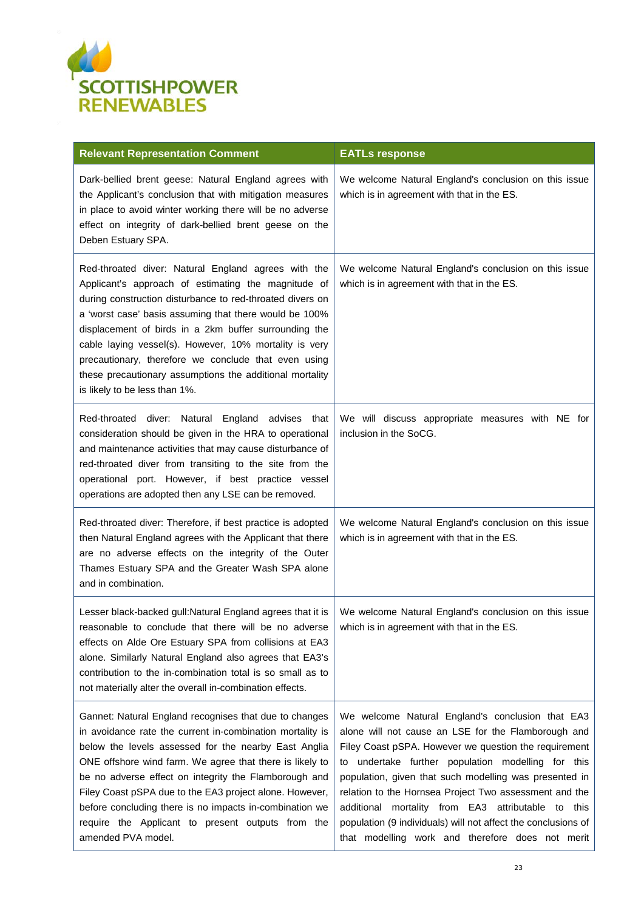| Relevant Representation Comment | EATLs response |
|---|---|
| Dark-bellied brent geese: Natural England agrees with the Applicant's conclusion that with mitigation measures in place to avoid winter working there will be no adverse effect on integrity of dark-bellied brent geese on the Deben Estuary SPA. | We welcome Natural England's conclusion on this issue which is in agreement with that in the ES. |
| Red-throated diver: Natural England agrees with the Applicant's approach of estimating the magnitude of during construction disturbance to red-throated divers on a 'worst case' basis assuming that there would be 100% displacement of birds in a 2km buffer surrounding the cable laying vessel(s). However, 10% mortality is very precautionary, therefore we conclude that even using these precautionary assumptions the additional mortality is likely to be less than 1%. | We welcome Natural England's conclusion on this issue which is in agreement with that in the ES. |
| Red-throated diver: Natural England advises that consideration should be given in the HRA to operational and maintenance activities that may cause disturbance of red-throated diver from transiting to the site from the operational port. However, if best practice vessel operations are adopted then any LSE can be removed. | We will discuss appropriate measures with NE for inclusion in the SoCG. |
| Red-throated diver: Therefore, if best practice is adopted then Natural England agrees with the Applicant that there are no adverse effects on the integrity of the Outer Thames Estuary SPA and the Greater Wash SPA alone and in combination. | We welcome Natural England's conclusion on this issue which is in agreement with that in the ES. |
| Lesser black-backed gull:Natural England agrees that it is reasonable to conclude that there will be no adverse effects on Alde Ore Estuary SPA from collisions at EA3 alone. Similarly Natural England also agrees that EA3's contribution to the in-combination total is so small as to not materially alter the overall in-combination effects. | We welcome Natural England's conclusion on this issue which is in agreement with that in the ES. |
| Gannet: Natural England recognises that due to changes in avoidance rate the current in-combination mortality is below the levels assessed for the nearby East Anglia ONE offshore wind farm. We agree that there is likely to be no adverse effect on integrity the Flamborough and Filey Coast pSPA due to the EA3 project alone. However, before concluding there is no impacts in-combination we require the Applicant to present outputs from the amended PVA model. | We welcome Natural England's conclusion that EA3 alone will not cause an LSE for the Flamborough and Filey Coast pSPA. However we question the requirement to undertake further population modelling for this population, given that such modelling was presented in relation to the Hornsea Project Two assessment and the additional mortality from EA3 attributable to this population (9 individuals) will not affect the conclusions of that modelling work and therefore does not merit |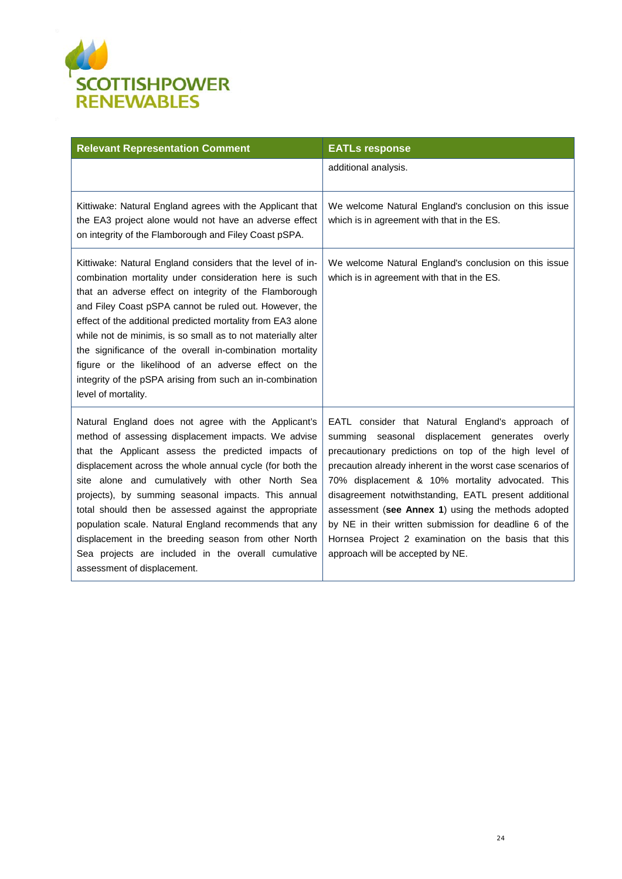| Relevant Representation Comment | EATLs response |
|---|---|
| | additional analysis. |
| Kittiwake: Natural England agrees with the Applicant that the EA3 project alone would not have an adverse effect on integrity of the Flamborough and Filey Coast pSPA. | We welcome Natural England's conclusion on this issue which is in agreement with that in the ES. |
| Kittiwake: Natural England considers that the level of in-combination mortality under consideration here is such that an adverse effect on integrity of the Flamborough and Filey Coast pSPA cannot be ruled out. However, the effect of the additional predicted mortality from EA3 alone while not de minimis, is so small as to not materially alter the significance of the overall in-combination mortality figure or the likelihood of an adverse effect on the integrity of the pSPA arising from such an in-combination level of mortality. | We welcome Natural England's conclusion on this issue which is in agreement with that in the ES. |
| Natural England does not agree with the Applicant's method of assessing displacement impacts. We advise that the Applicant assess the predicted impacts of displacement across the whole annual cycle (for both the site alone and cumulatively with other North Sea projects), by summing seasonal impacts. This annual total should then be assessed against the appropriate population scale. Natural England recommends that any displacement in the breeding season from other North Sea projects are included in the overall cumulative assessment of displacement. | EATL consider that Natural England's approach of summing seasonal displacement generates overly precautionary predictions on top of the high level of precaution already inherent in the worst case scenarios of 70% displacement & 10% mortality advocated. This disagreement notwithstanding, EATL present additional assessment (**see Annex 1**) using the methods adopted by NE in their written submission for deadline 6 of the Hornsea Project 2 examination on the basis that this approach will be accepted by NE. |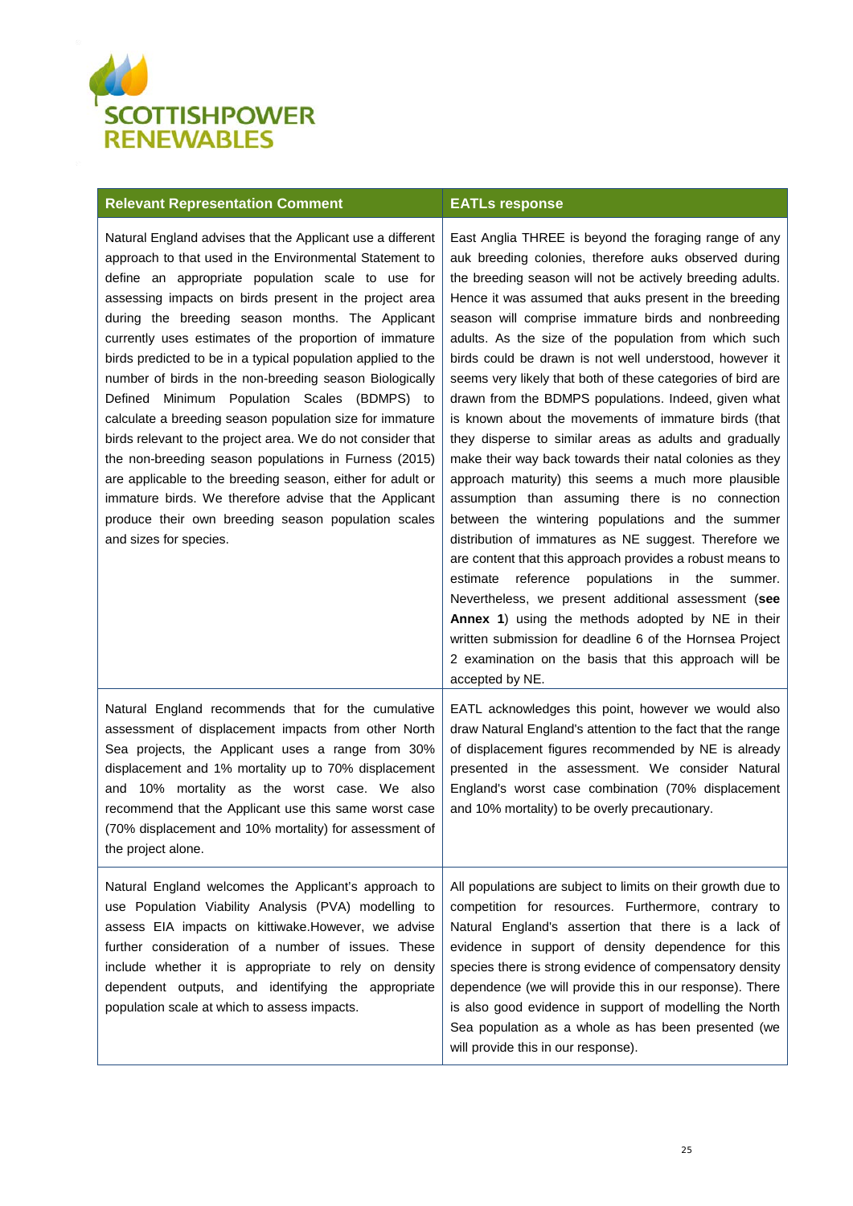| Relevant Representation Comment | EATLs response |
|---|---|
| Natural England advises that the Applicant use a different approach to that used in the Environmental Statement to define an appropriate population scale to use for assessing impacts on birds present in the project area during the breeding season months. The Applicant currently uses estimates of the proportion of immature birds predicted to be in a typical population applied to the number of birds in the non-breeding season Biologically Defined Minimum Population Scales (BDMPS) to calculate a breeding season population size for immature birds relevant to the project area. We do not consider that the non-breeding season populations in Furness (2015) are applicable to the breeding season, either for adult or immature birds. We therefore advise that the Applicant produce their own breeding season population scales and sizes for species. | East Anglia THREE is beyond the foraging range of any auk breeding colonies, therefore auks observed during the breeding season will not be actively breeding adults. Hence it was assumed that auks present in the breeding season will comprise immature birds and nonbreeding adults. As the size of the population from which such birds could be drawn is not well understood, however it seems very likely that both of these categories of bird are drawn from the BDMPS populations. Indeed, given what is known about the movements of immature birds (that they disperse to similar areas as adults and gradually make their way back towards their natal colonies as they approach maturity) this seems a much more plausible assumption than assuming there is no connection between the wintering populations and the summer distribution of immatures as NE suggest. Therefore we are content that this approach provides a robust means to estimate reference populations in the summer. Nevertheless, we present additional assessment (**see Annex 1**) using the methods adopted by NE in their written submission for deadline 6 of the Hornsea Project 2 examination on the basis that this approach will be accepted by NE. |
| Natural England recommends that for the cumulative assessment of displacement impacts from other North Sea projects, the Applicant uses a range from 30% displacement and 1% mortality up to 70% displacement and 10% mortality as the worst case. We also recommend that the Applicant use this same worst case (70% displacement and 10% mortality) for assessment of the project alone. | EATL acknowledges this point, however we would also draw Natural England's attention to the fact that the range of displacement figures recommended by NE is already presented in the assessment. We consider Natural England's worst case combination (70% displacement and 10% mortality) to be overly precautionary. |
| Natural England welcomes the Applicant's approach to use Population Viability Analysis (PVA) modelling to assess EIA impacts on kittiwake.However, we advise further consideration of a number of issues. These include whether it is appropriate to rely on density dependent outputs, and identifying the appropriate population scale at which to assess impacts. | All populations are subject to limits on their growth due to competition for resources. Furthermore, contrary to Natural England's assertion that there is a lack of evidence in support of density dependence for this species there is strong evidence of compensatory density dependence (we will provide this in our response). There is also good evidence in support of modelling the North Sea population as a whole as has been presented (we will provide this in our response). |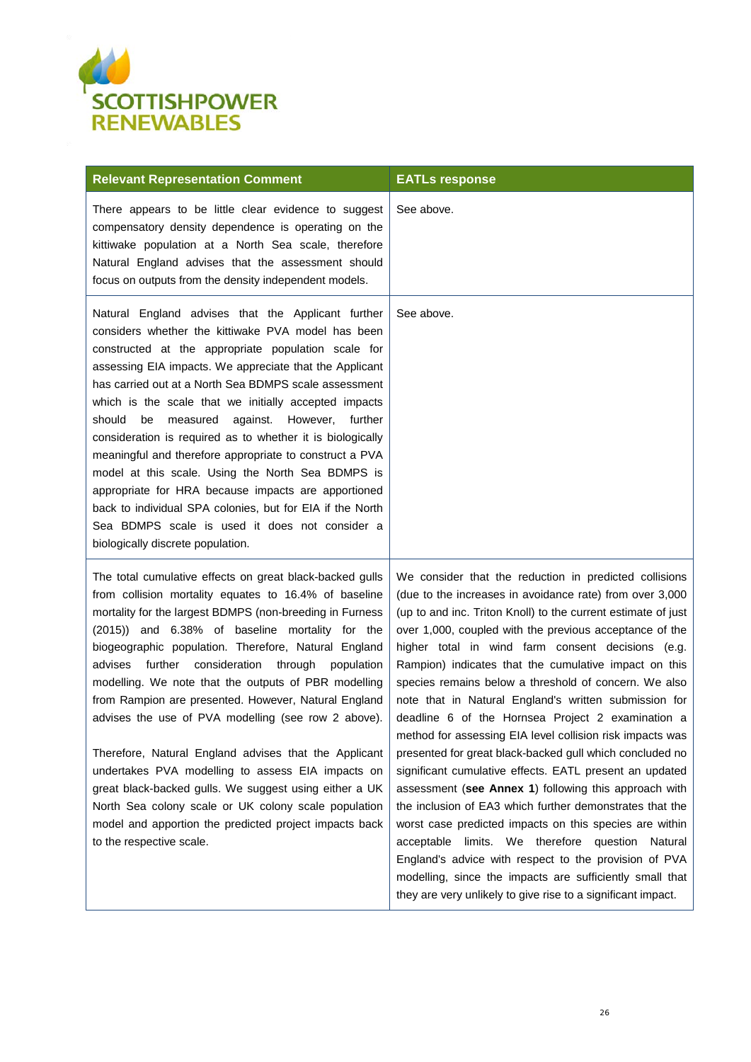| Relevant Representation Comment | EATLs response |
|---|---|
| There appears to be little clear evidence to suggest compensatory density dependence is operating on the kittiwake population at a North Sea scale, therefore Natural England advises that the assessment should focus on outputs from the density independent models. | See above. |
| Natural England advises that the Applicant further considers whether the kittiwake PVA model has been constructed at the appropriate population scale for assessing EIA impacts. We appreciate that the Applicant has carried out at a North Sea BDMPS scale assessment which is the scale that we initially accepted impacts should be measured against. However, further consideration is required as to whether it is biologically meaningful and therefore appropriate to construct a PVA model at this scale. Using the North Sea BDMPS is appropriate for HRA because impacts are apportioned back to individual SPA colonies, but for EIA if the North Sea BDMPS scale is used it does not consider a biologically discrete population. | See above. |
| The total cumulative effects on great black-backed gulls from collision mortality equates to 16.4% of baseline mortality for the largest BDMPS (non-breeding in Furness (2015)) and 6.38% of baseline mortality for the biogeographic population. Therefore, Natural England advises further consideration through population modelling. We note that the outputs of PBR modelling from Rampion are presented. However, Natural England advises the use of PVA modelling (see row 2 above).<br><br>Therefore, Natural England advises that the Applicant undertakes PVA modelling to assess EIA impacts on great black-backed gulls. We suggest using either a UK North Sea colony scale or UK colony scale population model and apportion the predicted project impacts back to the respective scale. | We consider that the reduction in predicted collisions (due to the increases in avoidance rate) from over 3,000 (up to and inc. Triton Knoll) to the current estimate of just over 1,000, coupled with the previous acceptance of the higher total in wind farm consent decisions (e.g. Rampion) indicates that the cumulative impact on this species remains below a threshold of concern. We also note that in Natural England's written submission for deadline 6 of the Hornsea Project 2 examination a method for assessing EIA level collision risk impacts was presented for great black-backed gull which concluded no significant cumulative effects. EATL present an updated assessment (**see Annex 1**) following this approach with the inclusion of EA3 which further demonstrates that the worst case predicted impacts on this species are within acceptable limits. We therefore question Natural England's advice with respect to the provision of PVA modelling, since the impacts are sufficiently small that they are very unlikely to give rise to a significant impact. |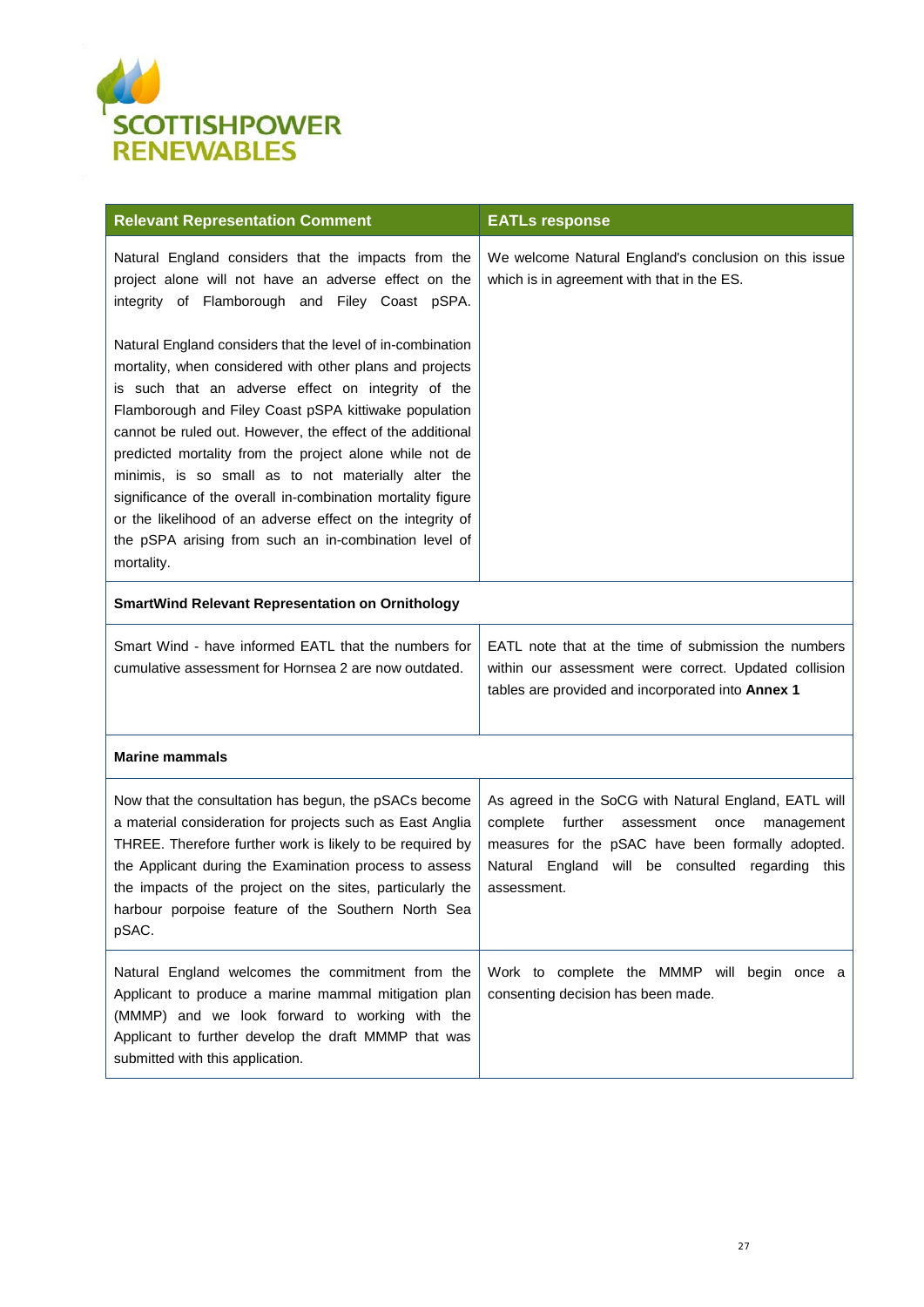| Relevant Representation Comment | EATLs response |
|---|---|
| Natural England considers that the impacts from the project alone will not have an adverse effect on the integrity of Flamborough and Filey Coast pSPA.<br><br>Natural England considers that the level of in-combination mortality, when considered with other plans and projects is such that an adverse effect on integrity of the Flamborough and Filey Coast pSPA kittiwake population cannot be ruled out. However, the effect of the additional predicted mortality from the project alone while not de minimis, is so small as to not materially alter the significance of the overall in-combination mortality figure or the likelihood of an adverse effect on the integrity of the pSPA arising from such an in-combination level of mortality. | We welcome Natural England's conclusion on this issue which is in agreement with that in the ES. |
| **SmartWind Relevant Representation on Ornithology** | |
| Smart Wind - have informed EATL that the numbers for cumulative assessment for Hornsea 2 are now outdated. | EATL note that at the time of submission the numbers within our assessment were correct. Updated collision tables are provided and incorporated into **Annex 1** |
| **Marine mammals** | |
| Now that the consultation has begun, the pSACs become a material consideration for projects such as East Anglia THREE. Therefore further work is likely to be required by the Applicant during the Examination process to assess the impacts of the project on the sites, particularly the harbour porpoise feature of the Southern North Sea pSAC. | As agreed in the SoCG with Natural England, EATL will complete further assessment once management measures for the pSAC have been formally adopted. Natural England will be consulted regarding this assessment. |
| Natural England welcomes the commitment from the Applicant to produce a marine mammal mitigation plan (MMMP) and we look forward to working with the Applicant to further develop the draft MMMP that was submitted with this application. | Work to complete the MMMP will begin once a consenting decision has been made. |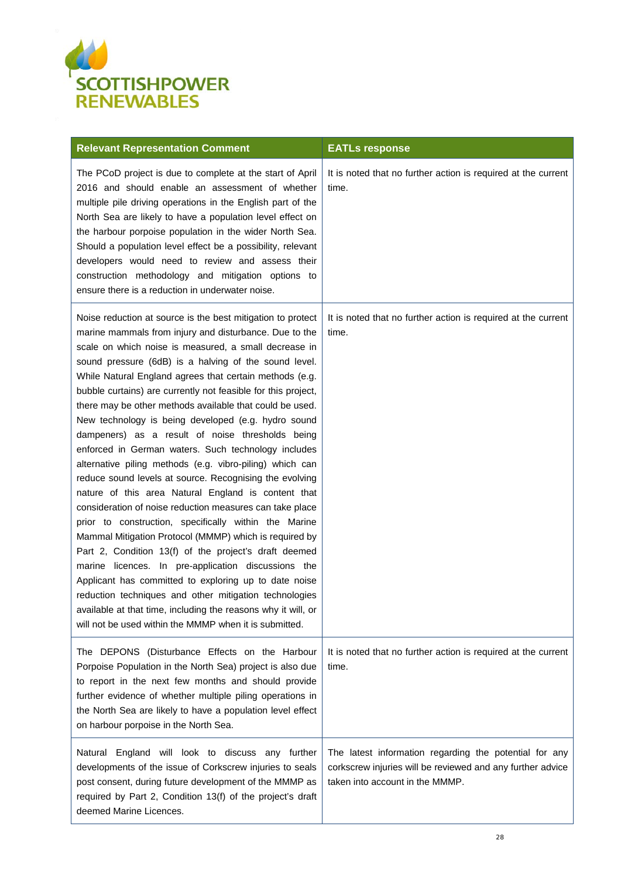| Relevant Representation Comment | EATLs response |
|---|---|
| The PCoD project is due to complete at the start of April 2016 and should enable an assessment of whether multiple pile driving operations in the English part of the North Sea are likely to have a population level effect on the harbour porpoise population in the wider North Sea. Should a population level effect be a possibility, relevant developers would need to review and assess their construction methodology and mitigation options to ensure there is a reduction in underwater noise. | It is noted that no further action is required at the current time. |
| Noise reduction at source is the best mitigation to protect marine mammals from injury and disturbance. Due to the scale on which noise is measured, a small decrease in sound pressure (6dB) is a halving of the sound level. While Natural England agrees that certain methods (e.g. bubble curtains) are currently not feasible for this project, there may be other methods available that could be used. New technology is being developed (e.g. hydro sound dampeners) as a result of noise thresholds being enforced in German waters. Such technology includes alternative piling methods (e.g. vibro-piling) which can reduce sound levels at source. Recognising the evolving nature of this area Natural England is content that consideration of noise reduction measures can take place prior to construction, specifically within the Marine Mammal Mitigation Protocol (MMMP) which is required by Part 2, Condition 13(f) of the project's draft deemed marine licences. In pre-application discussions the Applicant has committed to exploring up to date noise reduction techniques and other mitigation technologies available at that time, including the reasons why it will, or will not be used within the MMMP when it is submitted. | It is noted that no further action is required at the current time. |
| The DEPONS (Disturbance Effects on the Harbour Porpoise Population in the North Sea) project is also due to report in the next few months and should provide further evidence of whether multiple piling operations in the North Sea are likely to have a population level effect on harbour porpoise in the North Sea. | It is noted that no further action is required at the current time. |
| Natural England will look to discuss any further developments of the issue of Corkscrew injuries to seals post consent, during future development of the MMMP as required by Part 2, Condition 13(f) of the project's draft deemed Marine Licences. | The latest information regarding the potential for any corkscrew injuries will be reviewed and any further advice taken into account in the MMMP. |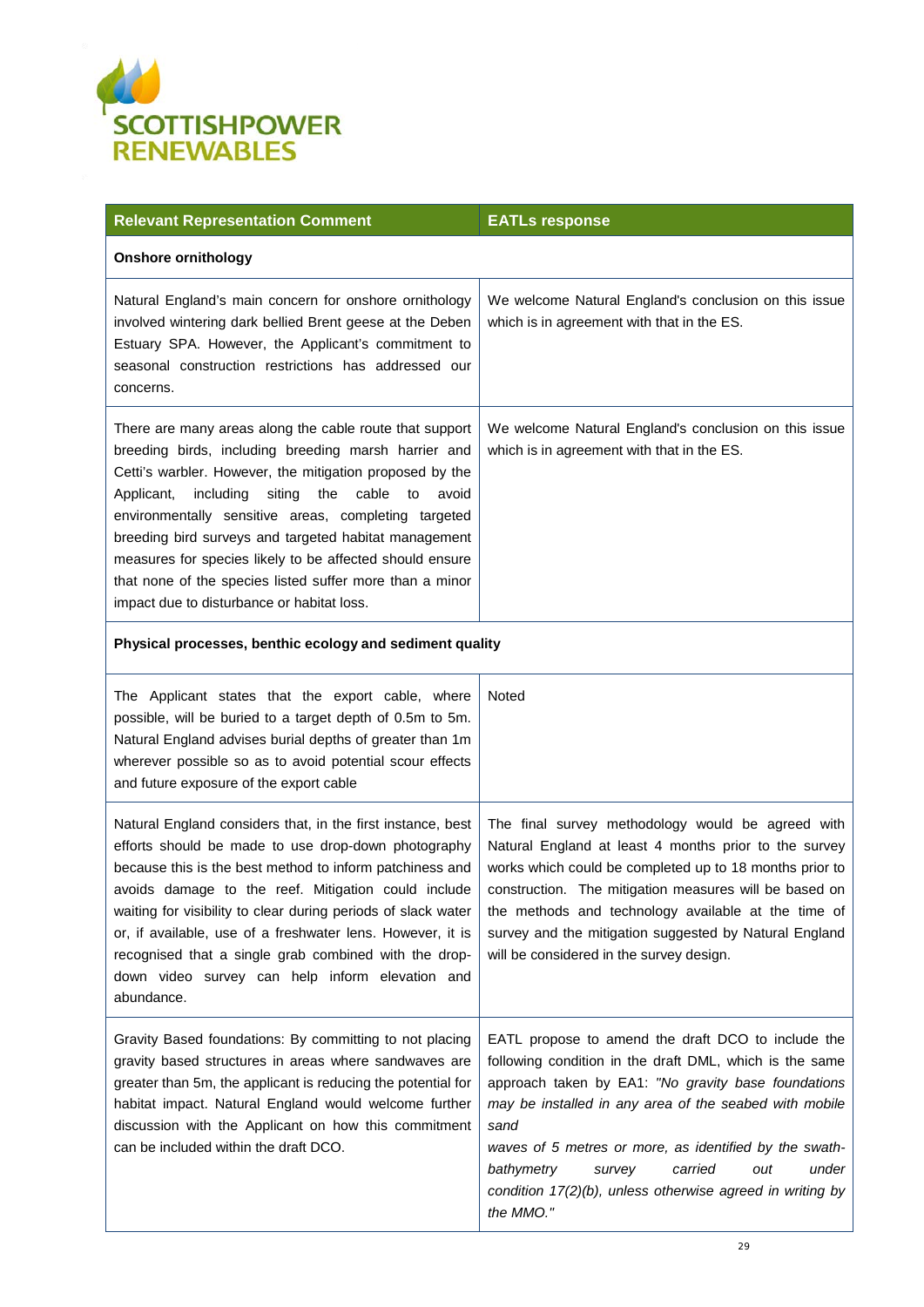| Relevant Representation Comment | EATLs response |
|---|---|
| **Onshore ornithology** | |
| Natural England's main concern for onshore ornithology involved wintering dark bellied Brent geese at the Deben Estuary SPA. However, the Applicant's commitment to seasonal construction restrictions has addressed our concerns. | We welcome Natural England's conclusion on this issue which is in agreement with that in the ES. |
| There are many areas along the cable route that support breeding birds, including breeding marsh harrier and Cetti's warbler. However, the mitigation proposed by the Applicant, including siting the cable to avoid environmentally sensitive areas, completing targeted breeding bird surveys and targeted habitat management measures for species likely to be affected should ensure that none of the species listed suffer more than a minor impact due to disturbance or habitat loss. | We welcome Natural England's conclusion on this issue which is in agreement with that in the ES. |
| **Physical processes, benthic ecology and sediment quality** | |
| The Applicant states that the export cable, where possible, will be buried to a target depth of 0.5m to 5m. Natural England advises burial depths of greater than 1m wherever possible so as to avoid potential scour effects and future exposure of the export cable | Noted |
| Natural England considers that, in the first instance, best efforts should be made to use drop-down photography because this is the best method to inform patchiness and avoids damage to the reef. Mitigation could include waiting for visibility to clear during periods of slack water or, if available, use of a freshwater lens. However, it is recognised that a single grab combined with the drop-down video survey can help inform elevation and abundance. | The final survey methodology would be agreed with Natural England at least 4 months prior to the survey works which could be completed up to 18 months prior to construction. The mitigation measures will be based on the methods and technology available at the time of survey and the mitigation suggested by Natural England will be considered in the survey design. |
| Gravity Based foundations: By committing to not placing gravity based structures in areas where sandwaves are greater than 5m, the applicant is reducing the potential for habitat impact. Natural England would welcome further discussion with the Applicant on how this commitment can be included within the draft DCO. | EATL propose to amend the draft DCO to include the following condition in the draft DML, which is the same approach taken by EA1: *"No gravity base foundations may be installed in any area of the seabed with mobile sand waves of 5 metres or more, as identified by the swath-bathymetry survey carried out under condition 17(2)(b), unless otherwise agreed in writing by the MMO."* |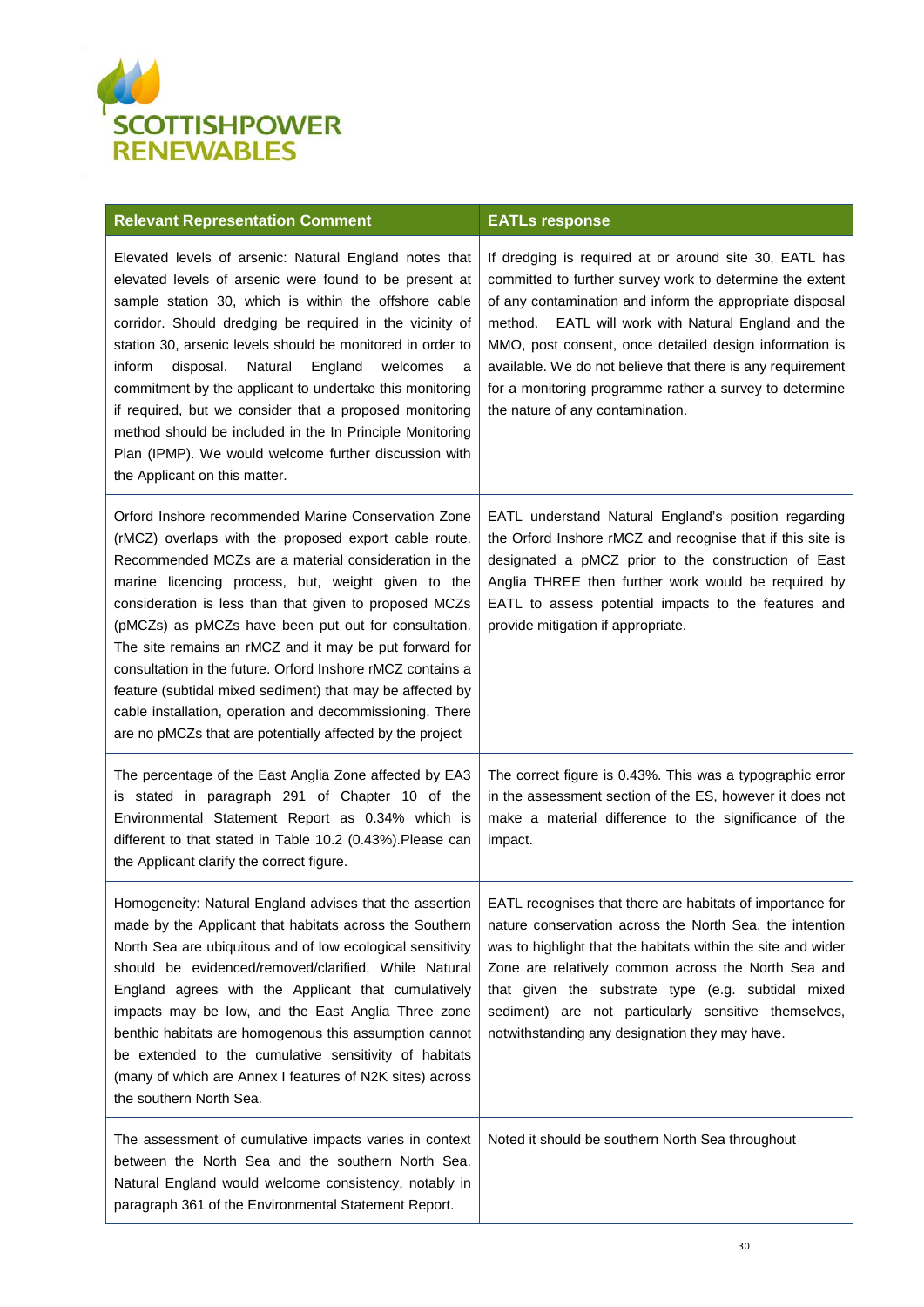| Relevant Representation Comment | EATLs response |
|---|---|
| Elevated levels of arsenic: Natural England notes that elevated levels of arsenic were found to be present at sample station 30, which is within the offshore cable corridor. Should dredging be required in the vicinity of station 30, arsenic levels should be monitored in order to inform disposal. Natural England welcomes a commitment by the applicant to undertake this monitoring if required, but we consider that a proposed monitoring method should be included in the In Principle Monitoring Plan (IPMP). We would welcome further discussion with the Applicant on this matter. | If dredging is required at or around site 30, EATL has committed to further survey work to determine the extent of any contamination and inform the appropriate disposal method. EATL will work with Natural England and the MMO, post consent, once detailed design information is available. We do not believe that there is any requirement for a monitoring programme rather a survey to determine the nature of any contamination. |
| Orford Inshore recommended Marine Conservation Zone (rMCZ) overlaps with the proposed export cable route. Recommended MCZs are a material consideration in the marine licencing process, but, weight given to the consideration is less than that given to proposed MCZs (pMCZs) as pMCZs have been put out for consultation. The site remains an rMCZ and it may be put forward for consultation in the future. Orford Inshore rMCZ contains a feature (subtidal mixed sediment) that may be affected by cable installation, operation and decommissioning. There are no pMCZs that are potentially affected by the project | EATL understand Natural England's position regarding the Orford Inshore rMCZ and recognise that if this site is designated a pMCZ prior to the construction of East Anglia THREE then further work would be required by EATL to assess potential impacts to the features and provide mitigation if appropriate. |
| The percentage of the East Anglia Zone affected by EA3 is stated in paragraph 291 of Chapter 10 of the Environmental Statement Report as 0.34% which is different to that stated in Table 10.2 (0.43%).Please can the Applicant clarify the correct figure. | The correct figure is 0.43%. This was a typographic error in the assessment section of the ES, however it does not make a material difference to the significance of the impact. |
| Homogeneity: Natural England advises that the assertion made by the Applicant that habitats across the Southern North Sea are ubiquitous and of low ecological sensitivity should be evidenced/removed/clarified. While Natural England agrees with the Applicant that cumulatively impacts may be low, and the East Anglia Three zone benthic habitats are homogenous this assumption cannot be extended to the cumulative sensitivity of habitats (many of which are Annex I features of N2K sites) across the southern North Sea. | EATL recognises that there are habitats of importance for nature conservation across the North Sea, the intention was to highlight that the habitats within the site and wider Zone are relatively common across the North Sea and that given the substrate type (e.g. subtidal mixed sediment) are not particularly sensitive themselves, notwithstanding any designation they may have. |
| The assessment of cumulative impacts varies in context between the North Sea and the southern North Sea. Natural England would welcome consistency, notably in paragraph 361 of the Environmental Statement Report. | Noted it should be southern North Sea throughout |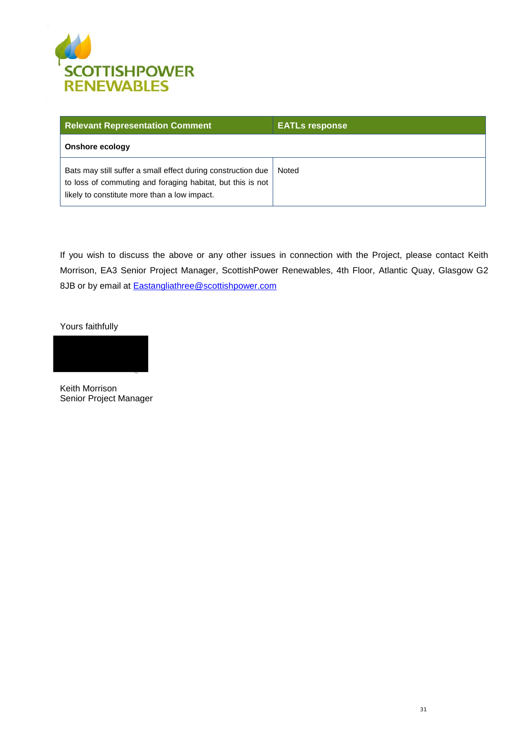| Relevant Representation Comment | EATLs response |
| --- | --- |
| **Onshore ecology** | |
| Bats may still suffer a small effect during construction due to loss of commuting and foraging habitat, but this is not likely to constitute more than a low impact. | Noted |

If you wish to discuss the above or any other issues in connection with the Project, please contact Keith Morrison, EA3 Senior Project Manager, ScottishPower Renewables, 4th Floor, Atlantic Quay, Glasgow G2 8JB or by email at Eastangliathree@scottishpower.com

Yours faithfully

Keith Morrison
Senior Project Manager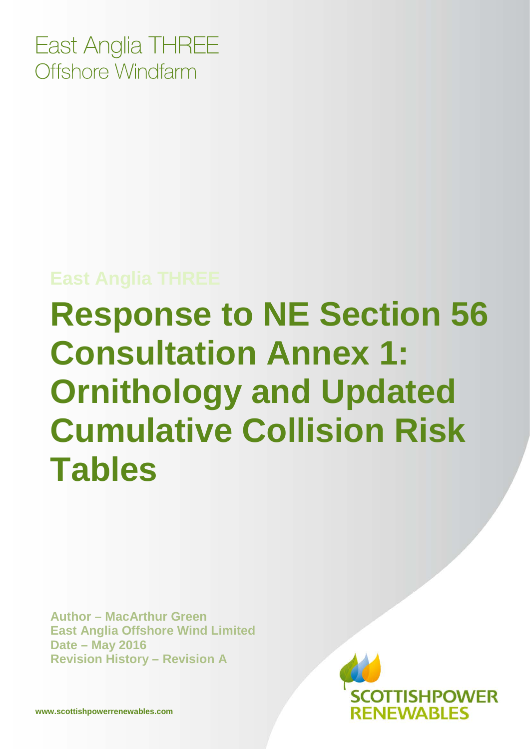East Anglia THREE
Offshore Windfarm

East Anglia THREE

# Response to NE Section 56 Consultation Annex 1: Ornithology and Updated Cumulative Collision Risk Tables

**Author – MacArthur Green**
**East Anglia Offshore Wind Limited**
**Date – May 2016**
**Revision History – Revision A**

**www.scottishpowerrenewables.com**

SCOTTISHPOWER RENEWABLES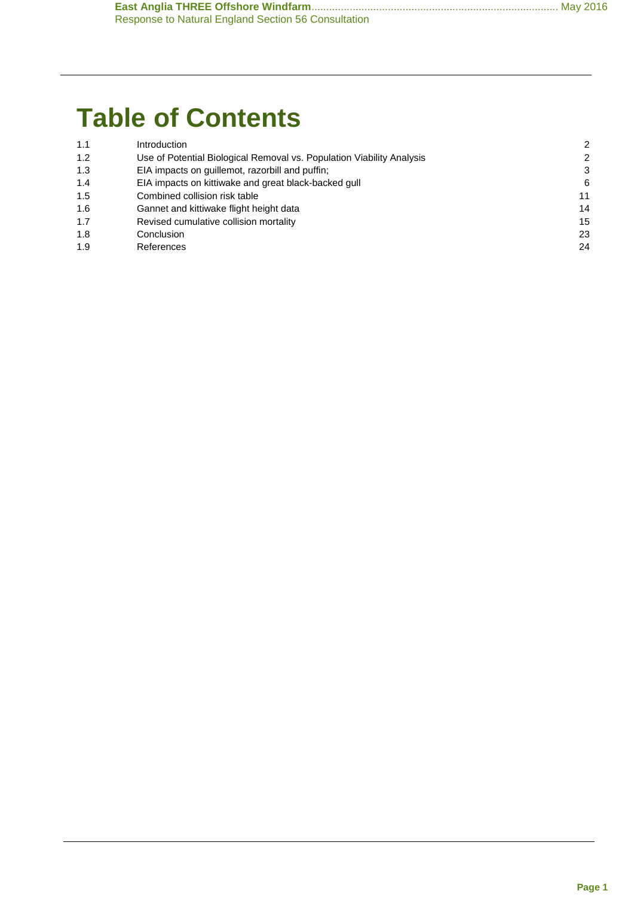# Table of Contents

| | | |
|---|---|---|
| 1.1 | Introduction | 2 |
| 1.2 | Use of Potential Biological Removal vs. Population Viability Analysis | 2 |
| 1.3 | EIA impacts on guillemot, razorbill and puffin; | 3 |
| 1.4 | EIA impacts on kittiwake and great black-backed gull | 6 |
| 1.5 | Combined collision risk table | 11 |
| 1.6 | Gannet and kittiwake flight height data | 14 |
| 1.7 | Revised cumulative collision mortality | 15 |
| 1.8 | Conclusion | 23 |
| 1.9 | References | 24 |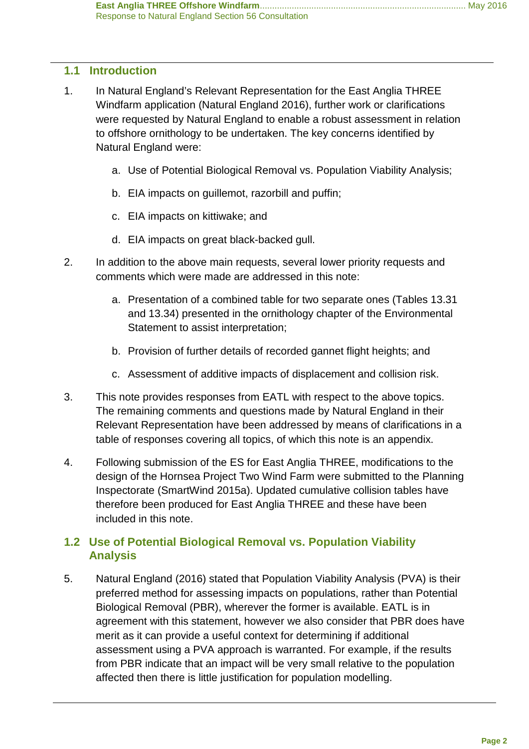## 1.1 Introduction

1. In Natural England's Relevant Representation for the East Anglia THREE Windfarm application (Natural England 2016), further work or clarifications were requested by Natural England to enable a robust assessment in relation to offshore ornithology to be undertaken. The key concerns identified by Natural England were:

    a. Use of Potential Biological Removal vs. Population Viability Analysis;

    b. EIA impacts on guillemot, razorbill and puffin;

    c. EIA impacts on kittiwake; and

    d. EIA impacts on great black-backed gull.

2. In addition to the above main requests, several lower priority requests and comments which were made are addressed in this note:

    a. Presentation of a combined table for two separate ones (Tables 13.31 and 13.34) presented in the ornithology chapter of the Environmental Statement to assist interpretation;

    b. Provision of further details of recorded gannet flight heights; and

    c. Assessment of additive impacts of displacement and collision risk.

3. This note provides responses from EATL with respect to the above topics. The remaining comments and questions made by Natural England in their Relevant Representation have been addressed by means of clarifications in a table of responses covering all topics, of which this note is an appendix.

4. Following submission of the ES for East Anglia THREE, modifications to the design of the Hornsea Project Two Wind Farm were submitted to the Planning Inspectorate (SmartWind 2015a). Updated cumulative collision tables have therefore been produced for East Anglia THREE and these have been included in this note.

## 1.2 Use of Potential Biological Removal vs. Population Viability Analysis

5. Natural England (2016) stated that Population Viability Analysis (PVA) is their preferred method for assessing impacts on populations, rather than Potential Biological Removal (PBR), wherever the former is available. EATL is in agreement with this statement, however we also consider that PBR does have merit as it can provide a useful context for determining if additional assessment using a PVA approach is warranted. For example, if the results from PBR indicate that an impact will be very small relative to the population affected then there is little justification for population modelling.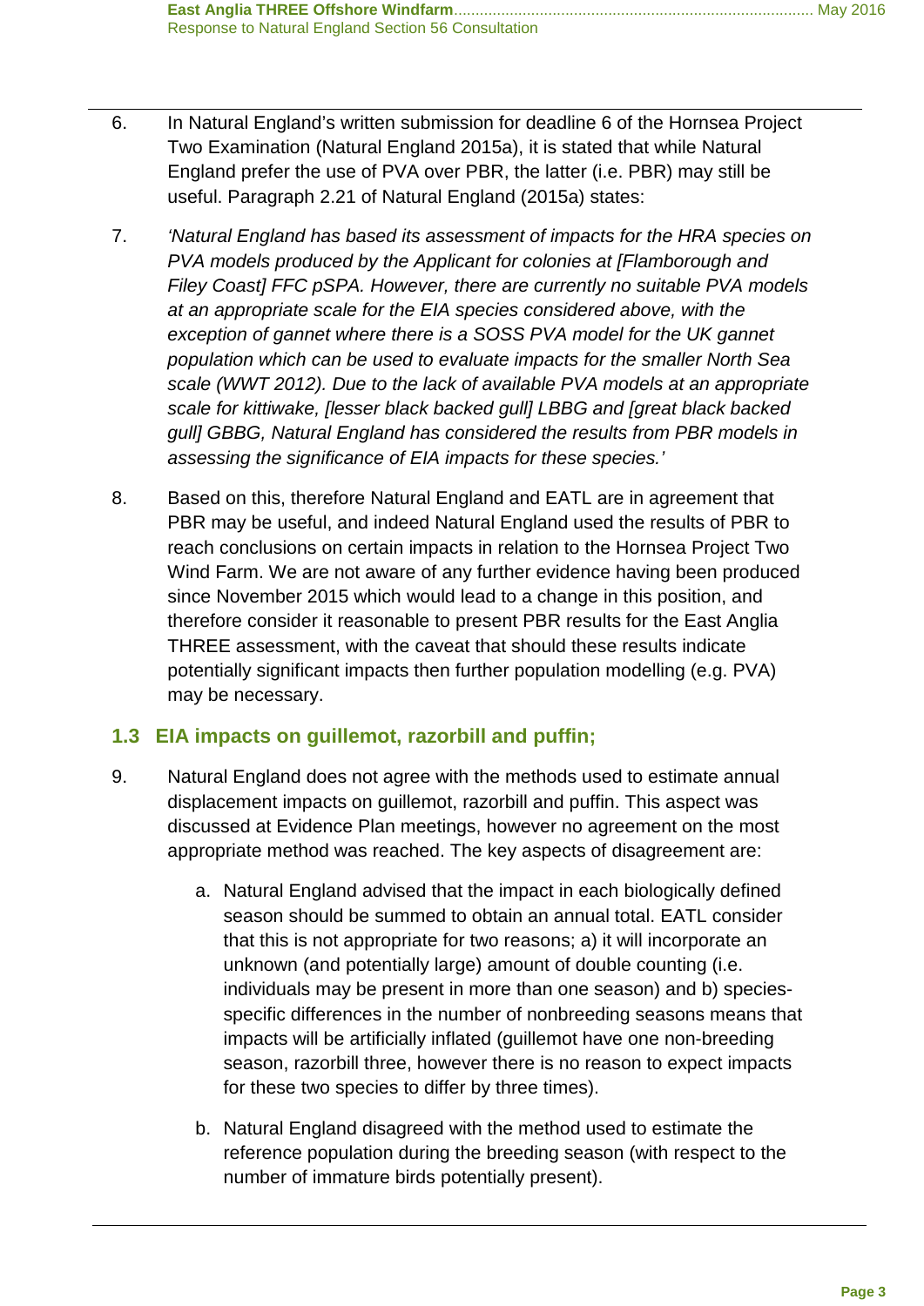6. In Natural England's written submission for deadline 6 of the Hornsea Project Two Examination (Natural England 2015a), it is stated that while Natural England prefer the use of PVA over PBR, the latter (i.e. PBR) may still be useful. Paragraph 2.21 of Natural England (2015a) states:

7. *'Natural England has based its assessment of impacts for the HRA species on PVA models produced by the Applicant for colonies at [Flamborough and Filey Coast] FFC pSPA. However, there are currently no suitable PVA models at an appropriate scale for the EIA species considered above, with the exception of gannet where there is a SOSS PVA model for the UK gannet population which can be used to evaluate impacts for the smaller North Sea scale (WWT 2012). Due to the lack of available PVA models at an appropriate scale for kittiwake, [lesser black backed gull] LBBG and [great black backed gull] GBBG, Natural England has considered the results from PBR models in assessing the significance of EIA impacts for these species.'*

8. Based on this, therefore Natural England and EATL are in agreement that PBR may be useful, and indeed Natural England used the results of PBR to reach conclusions on certain impacts in relation to the Hornsea Project Two Wind Farm. We are not aware of any further evidence having been produced since November 2015 which would lead to a change in this position, and therefore consider it reasonable to present PBR results for the East Anglia THREE assessment, with the caveat that should these results indicate potentially significant impacts then further population modelling (e.g. PVA) may be necessary.

### 1.3 EIA impacts on guillemot, razorbill and puffin;

9. Natural England does not agree with the methods used to estimate annual displacement impacts on guillemot, razorbill and puffin. This aspect was discussed at Evidence Plan meetings, however no agreement on the most appropriate method was reached. The key aspects of disagreement are:

   a. Natural England advised that the impact in each biologically defined season should be summed to obtain an annual total. EATL consider that this is not appropriate for two reasons; a) it will incorporate an unknown (and potentially large) amount of double counting (i.e. individuals may be present in more than one season) and b) species-specific differences in the number of nonbreeding seasons means that impacts will be artificially inflated (guillemot have one non-breeding season, razorbill three, however there is no reason to expect impacts for these two species to differ by three times).

   b. Natural England disagreed with the method used to estimate the reference population during the breeding season (with respect to the number of immature birds potentially present).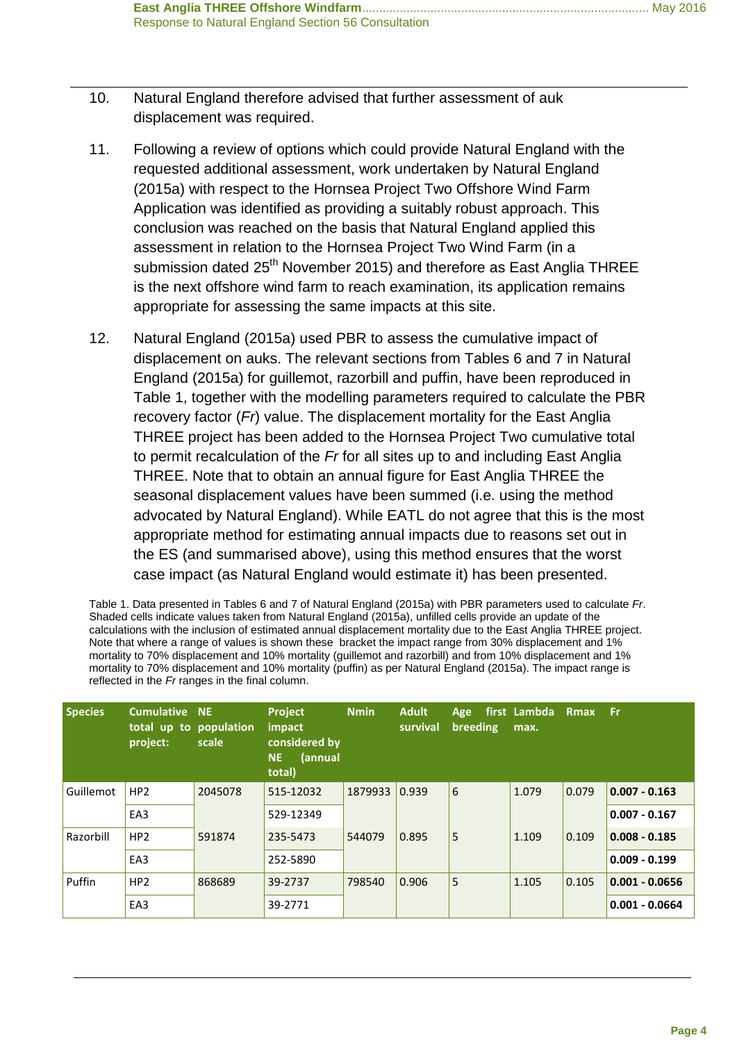10. Natural England therefore advised that further assessment of auk displacement was required.

11. Following a review of options which could provide Natural England with the requested additional assessment, work undertaken by Natural England (2015a) with respect to the Hornsea Project Two Offshore Wind Farm Application was identified as providing a suitably robust approach. This conclusion was reached on the basis that Natural England applied this assessment in relation to the Hornsea Project Two Wind Farm (in a submission dated 25th November 2015) and therefore as East Anglia THREE is the next offshore wind farm to reach examination, its application remains appropriate for assessing the same impacts at this site.

12. Natural England (2015a) used PBR to assess the cumulative impact of displacement on auks. The relevant sections from Tables 6 and 7 in Natural England (2015a) for guillemot, razorbill and puffin, have been reproduced in Table 1, together with the modelling parameters required to calculate the PBR recovery factor (*Fr*) value. The displacement mortality for the East Anglia THREE project has been added to the Hornsea Project Two cumulative total to permit recalculation of the *Fr* for all sites up to and including East Anglia THREE. Note that to obtain an annual figure for East Anglia THREE the seasonal displacement values have been summed (i.e. using the method advocated by Natural England). While EATL do not agree that this is the most appropriate method for estimating annual impacts due to reasons set out in the ES (and summarised above), using this method ensures that the worst case impact (as Natural England would estimate it) has been presented.

Table 1. Data presented in Tables 6 and 7 of Natural England (2015a) with PBR parameters used to calculate *Fr*. Shaded cells indicate values taken from Natural England (2015a), unfilled cells provide an update of the calculations with the inclusion of estimated annual displacement mortality due to the East Anglia THREE project. Note that where a range of values is shown these bracket the impact range from 30% displacement and 1% mortality to 70% displacement and 10% mortality (guillemot and razorbill) and from 10% displacement and 1% mortality to 70% displacement and 10% mortality (puffin) as per Natural England (2015a). The impact range is reflected in the *Fr* ranges in the final column.

| Species | Cumulative total up to project: | NE population scale | Project impact considered by NE (annual total) | Nmin | Adult survival | Age first breeding | Lambda max. | Rmax | Fr |
|---|---|---|---|---|---|---|---|---|---|
| Guillemot | HP2 | 2045078 | 515-12032 | 1879933 | 0.939 | 6 | 1.079 | 0.079 | **0.007 - 0.163** |
| | EA3 | | 529-12349 | | | | | | **0.007 - 0.167** |
| Razorbill | HP2 | 591874 | 235-5473 | 544079 | 0.895 | 5 | 1.109 | 0.109 | **0.008 - 0.185** |
| | EA3 | | 252-5890 | | | | | | **0.009 - 0.199** |
| Puffin | HP2 | 868689 | 39-2737 | 798540 | 0.906 | 5 | 1.105 | 0.105 | **0.001 - 0.0656** |
| | EA3 | | 39-2771 | | | | | | **0.001 - 0.0664** |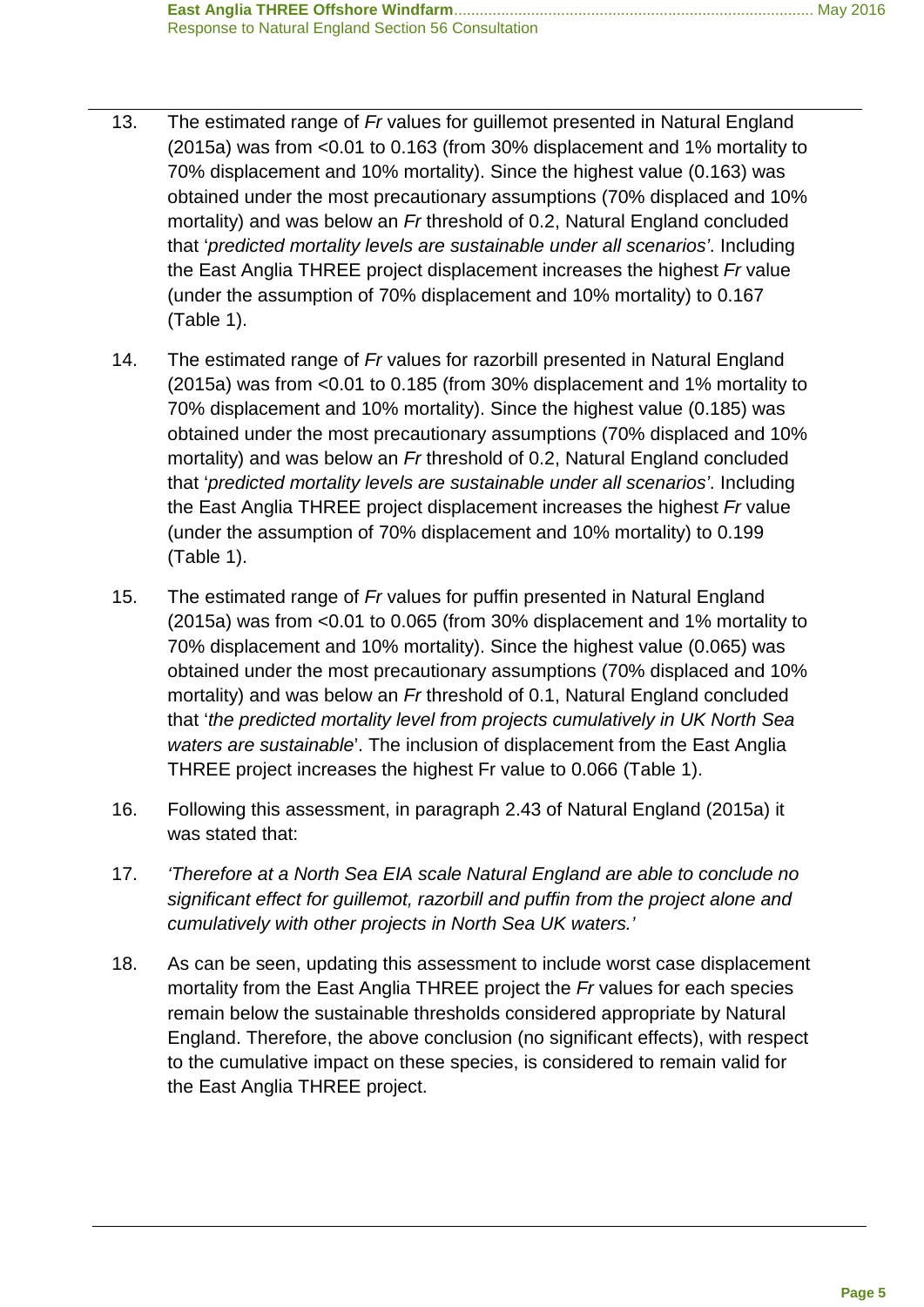13. The estimated range of *Fr* values for guillemot presented in Natural England (2015a) was from <0.01 to 0.163 (from 30% displacement and 1% mortality to 70% displacement and 10% mortality). Since the highest value (0.163) was obtained under the most precautionary assumptions (70% displaced and 10% mortality) and was below an *Fr* threshold of 0.2, Natural England concluded that '*predicted mortality levels are sustainable under all scenarios*'. Including the East Anglia THREE project displacement increases the highest *Fr* value (under the assumption of 70% displacement and 10% mortality) to 0.167 (Table 1).

14. The estimated range of *Fr* values for razorbill presented in Natural England (2015a) was from <0.01 to 0.185 (from 30% displacement and 1% mortality to 70% displacement and 10% mortality). Since the highest value (0.185) was obtained under the most precautionary assumptions (70% displaced and 10% mortality) and was below an *Fr* threshold of 0.2, Natural England concluded that '*predicted mortality levels are sustainable under all scenarios*'. Including the East Anglia THREE project displacement increases the highest *Fr* value (under the assumption of 70% displacement and 10% mortality) to 0.199 (Table 1).

15. The estimated range of *Fr* values for puffin presented in Natural England (2015a) was from <0.01 to 0.065 (from 30% displacement and 1% mortality to 70% displacement and 10% mortality). Since the highest value (0.065) was obtained under the most precautionary assumptions (70% displaced and 10% mortality) and was below an *Fr* threshold of 0.1, Natural England concluded that '*the predicted mortality level from projects cumulatively in UK North Sea waters are sustainable*'. The inclusion of displacement from the East Anglia THREE project increases the highest Fr value to 0.066 (Table 1).

16. Following this assessment, in paragraph 2.43 of Natural England (2015a) it was stated that:

17. *'Therefore at a North Sea EIA scale Natural England are able to conclude no significant effect for guillemot, razorbill and puffin from the project alone and cumulatively with other projects in North Sea UK waters.'*

18. As can be seen, updating this assessment to include worst case displacement mortality from the East Anglia THREE project the *Fr* values for each species remain below the sustainable thresholds considered appropriate by Natural England. Therefore, the above conclusion (no significant effects), with respect to the cumulative impact on these species, is considered to remain valid for the East Anglia THREE project.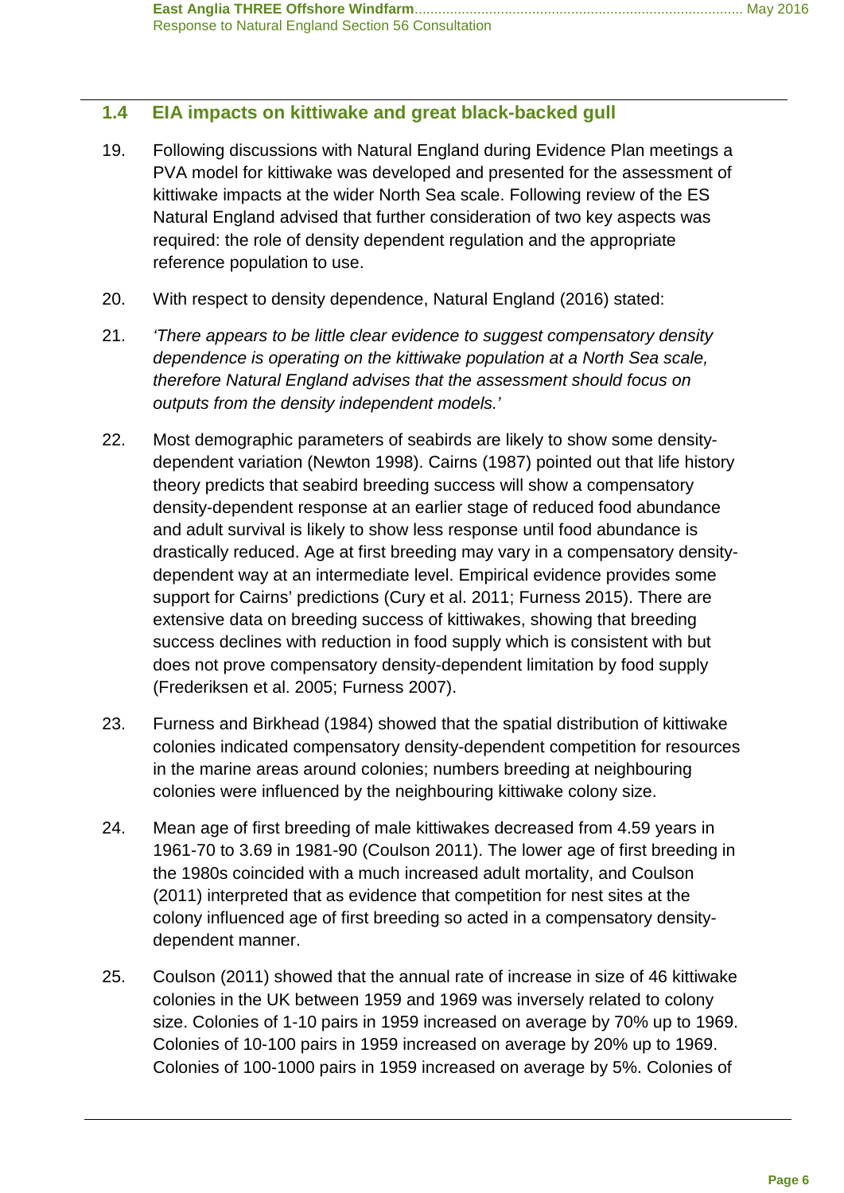## 1.4 EIA impacts on kittiwake and great black-backed gull

19. Following discussions with Natural England during Evidence Plan meetings a PVA model for kittiwake was developed and presented for the assessment of kittiwake impacts at the wider North Sea scale. Following review of the ES Natural England advised that further consideration of two key aspects was required: the role of density dependent regulation and the appropriate reference population to use.

20. With respect to density dependence, Natural England (2016) stated:

21. *'There appears to be little clear evidence to suggest compensatory density dependence is operating on the kittiwake population at a North Sea scale, therefore Natural England advises that the assessment should focus on outputs from the density independent models.'*

22. Most demographic parameters of seabirds are likely to show some density-dependent variation (Newton 1998). Cairns (1987) pointed out that life history theory predicts that seabird breeding success will show a compensatory density-dependent response at an earlier stage of reduced food abundance and adult survival is likely to show less response until food abundance is drastically reduced. Age at first breeding may vary in a compensatory density-dependent way at an intermediate level. Empirical evidence provides some support for Cairns' predictions (Cury et al. 2011; Furness 2015). There are extensive data on breeding success of kittiwakes, showing that breeding success declines with reduction in food supply which is consistent with but does not prove compensatory density-dependent limitation by food supply (Frederiksen et al. 2005; Furness 2007).

23. Furness and Birkhead (1984) showed that the spatial distribution of kittiwake colonies indicated compensatory density-dependent competition for resources in the marine areas around colonies; numbers breeding at neighbouring colonies were influenced by the neighbouring kittiwake colony size.

24. Mean age of first breeding of male kittiwakes decreased from 4.59 years in 1961-70 to 3.69 in 1981-90 (Coulson 2011). The lower age of first breeding in the 1980s coincided with a much increased adult mortality, and Coulson (2011) interpreted that as evidence that competition for nest sites at the colony influenced age of first breeding so acted in a compensatory density-dependent manner.

25. Coulson (2011) showed that the annual rate of increase in size of 46 kittiwake colonies in the UK between 1959 and 1969 was inversely related to colony size. Colonies of 1-10 pairs in 1959 increased on average by 70% up to 1969. Colonies of 10-100 pairs in 1959 increased on average by 20% up to 1969. Colonies of 100-1000 pairs in 1959 increased on average by 5%. Colonies of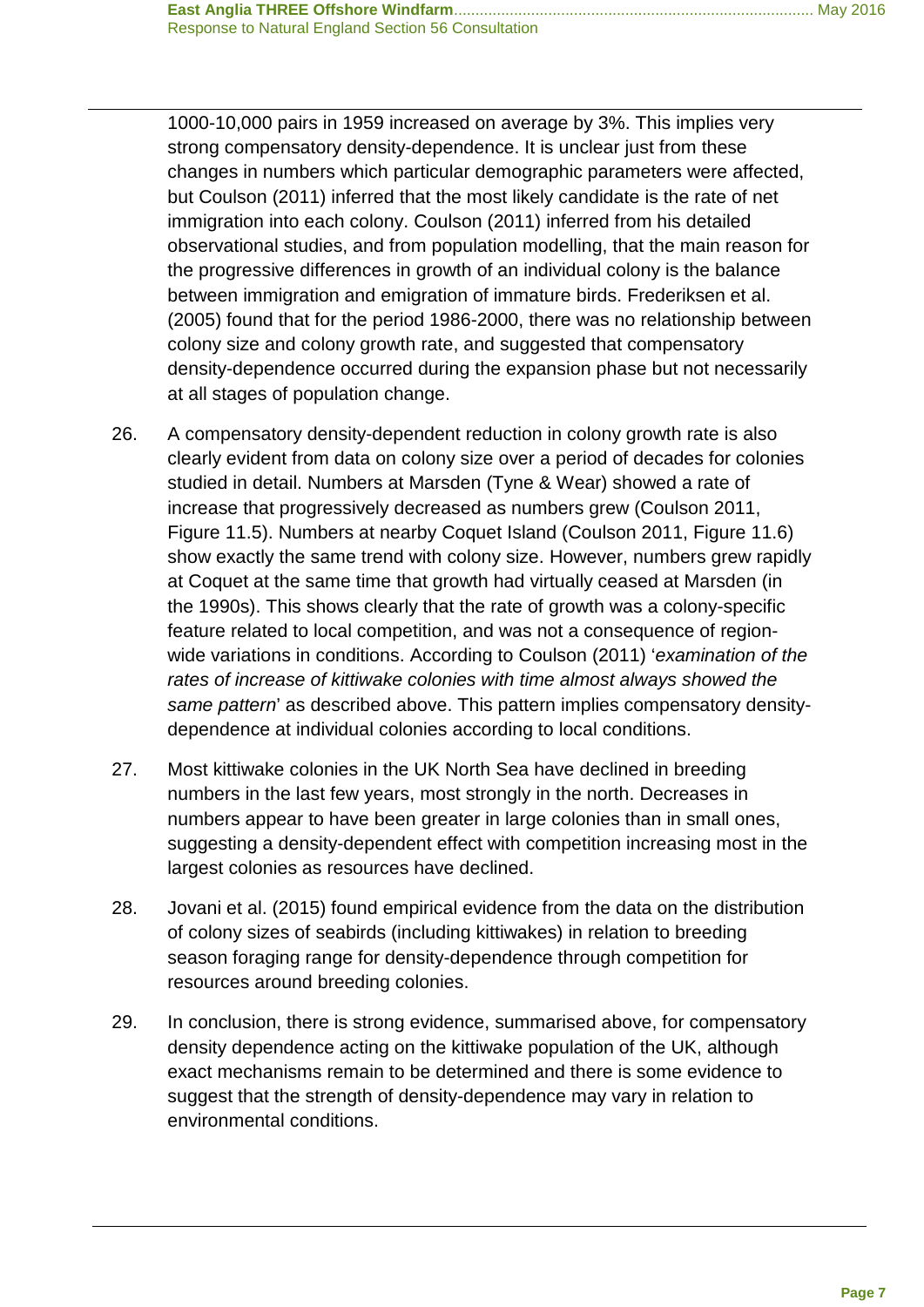1000-10,000 pairs in 1959 increased on average by 3%. This implies very strong compensatory density-dependence. It is unclear just from these changes in numbers which particular demographic parameters were affected, but Coulson (2011) inferred that the most likely candidate is the rate of net immigration into each colony. Coulson (2011) inferred from his detailed observational studies, and from population modelling, that the main reason for the progressive differences in growth of an individual colony is the balance between immigration and emigration of immature birds. Frederiksen et al. (2005) found that for the period 1986-2000, there was no relationship between colony size and colony growth rate, and suggested that compensatory density-dependence occurred during the expansion phase but not necessarily at all stages of population change.

26. A compensatory density-dependent reduction in colony growth rate is also clearly evident from data on colony size over a period of decades for colonies studied in detail. Numbers at Marsden (Tyne & Wear) showed a rate of increase that progressively decreased as numbers grew (Coulson 2011, Figure 11.5). Numbers at nearby Coquet Island (Coulson 2011, Figure 11.6) show exactly the same trend with colony size. However, numbers grew rapidly at Coquet at the same time that growth had virtually ceased at Marsden (in the 1990s). This shows clearly that the rate of growth was a colony-specific feature related to local competition, and was not a consequence of region-wide variations in conditions. According to Coulson (2011) '*examination of the rates of increase of kittiwake colonies with time almost always showed the same pattern*' as described above. This pattern implies compensatory density-dependence at individual colonies according to local conditions.

27. Most kittiwake colonies in the UK North Sea have declined in breeding numbers in the last few years, most strongly in the north. Decreases in numbers appear to have been greater in large colonies than in small ones, suggesting a density-dependent effect with competition increasing most in the largest colonies as resources have declined.

28. Jovani et al. (2015) found empirical evidence from the data on the distribution of colony sizes of seabirds (including kittiwakes) in relation to breeding season foraging range for density-dependence through competition for resources around breeding colonies.

29. In conclusion, there is strong evidence, summarised above, for compensatory density dependence acting on the kittiwake population of the UK, although exact mechanisms remain to be determined and there is some evidence to suggest that the strength of density-dependence may vary in relation to environmental conditions.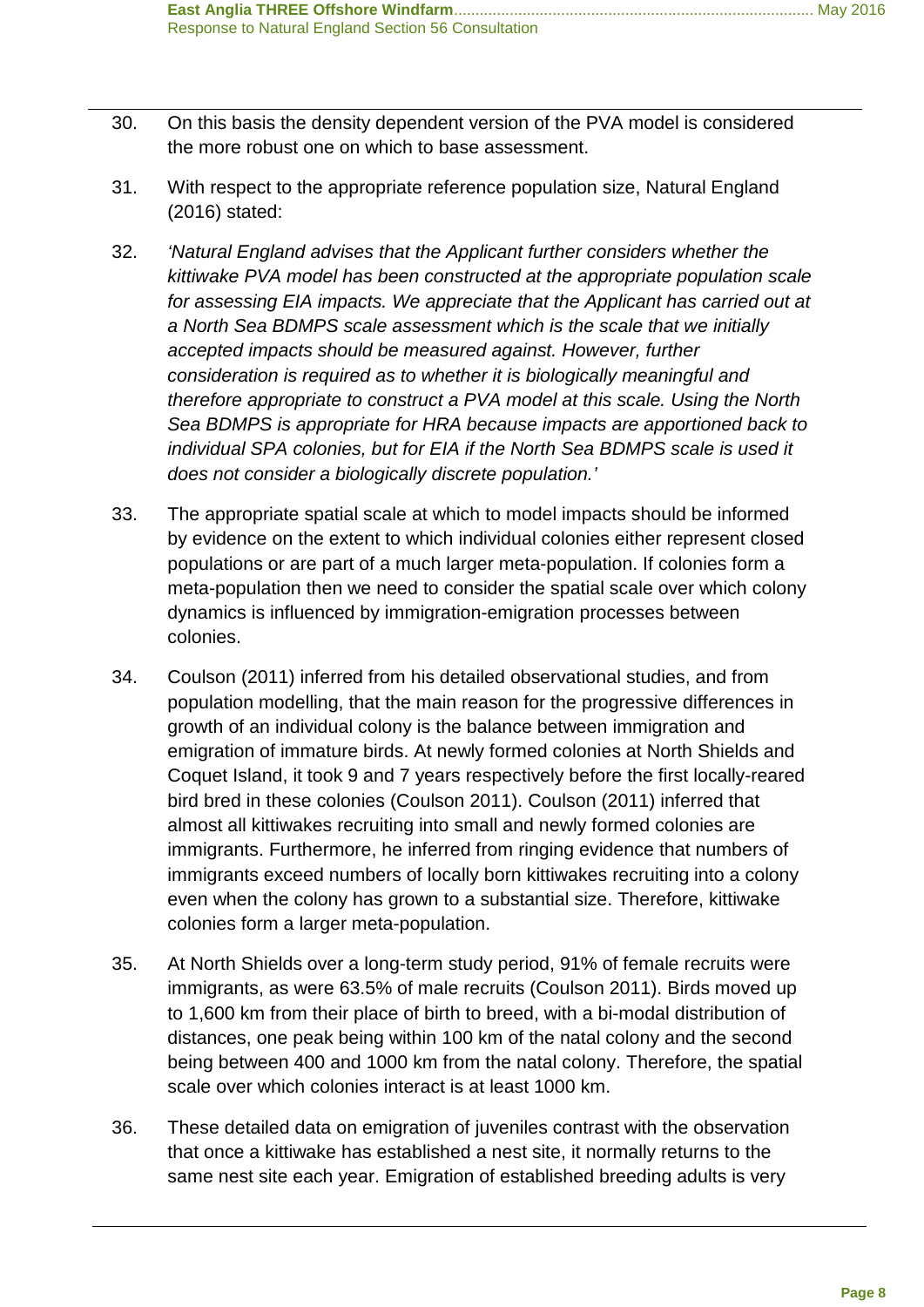30. On this basis the density dependent version of the PVA model is considered the more robust one on which to base assessment.

31. With respect to the appropriate reference population size, Natural England (2016) stated:

32. *'Natural England advises that the Applicant further considers whether the kittiwake PVA model has been constructed at the appropriate population scale for assessing EIA impacts. We appreciate that the Applicant has carried out at a North Sea BDMPS scale assessment which is the scale that we initially accepted impacts should be measured against. However, further consideration is required as to whether it is biologically meaningful and therefore appropriate to construct a PVA model at this scale. Using the North Sea BDMPS is appropriate for HRA because impacts are apportioned back to individual SPA colonies, but for EIA if the North Sea BDMPS scale is used it does not consider a biologically discrete population.'*

33. The appropriate spatial scale at which to model impacts should be informed by evidence on the extent to which individual colonies either represent closed populations or are part of a much larger meta-population. If colonies form a meta-population then we need to consider the spatial scale over which colony dynamics is influenced by immigration-emigration processes between colonies.

34. Coulson (2011) inferred from his detailed observational studies, and from population modelling, that the main reason for the progressive differences in growth of an individual colony is the balance between immigration and emigration of immature birds. At newly formed colonies at North Shields and Coquet Island, it took 9 and 7 years respectively before the first locally-reared bird bred in these colonies (Coulson 2011). Coulson (2011) inferred that almost all kittiwakes recruiting into small and newly formed colonies are immigrants. Furthermore, he inferred from ringing evidence that numbers of immigrants exceed numbers of locally born kittiwakes recruiting into a colony even when the colony has grown to a substantial size. Therefore, kittiwake colonies form a larger meta-population.

35. At North Shields over a long-term study period, 91% of female recruits were immigrants, as were 63.5% of male recruits (Coulson 2011). Birds moved up to 1,600 km from their place of birth to breed, with a bi-modal distribution of distances, one peak being within 100 km of the natal colony and the second being between 400 and 1000 km from the natal colony. Therefore, the spatial scale over which colonies interact is at least 1000 km.

36. These detailed data on emigration of juveniles contrast with the observation that once a kittiwake has established a nest site, it normally returns to the same nest site each year. Emigration of established breeding adults is very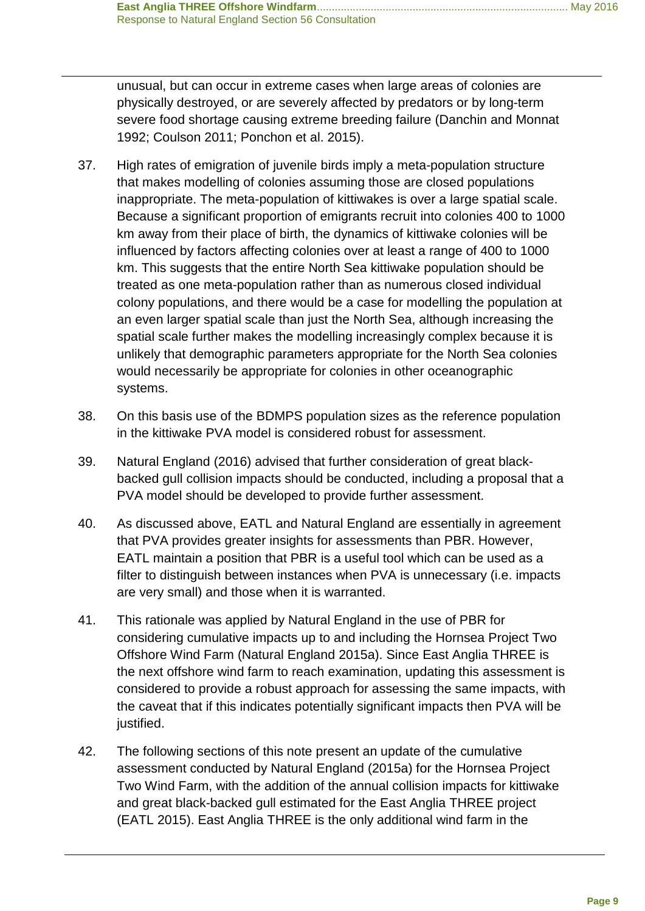unusual, but can occur in extreme cases when large areas of colonies are physically destroyed, or are severely affected by predators or by long-term severe food shortage causing extreme breeding failure (Danchin and Monnat 1992; Coulson 2011; Ponchon et al. 2015).

37. High rates of emigration of juvenile birds imply a meta-population structure that makes modelling of colonies assuming those are closed populations inappropriate. The meta-population of kittiwakes is over a large spatial scale. Because a significant proportion of emigrants recruit into colonies 400 to 1000 km away from their place of birth, the dynamics of kittiwake colonies will be influenced by factors affecting colonies over at least a range of 400 to 1000 km. This suggests that the entire North Sea kittiwake population should be treated as one meta-population rather than as numerous closed individual colony populations, and there would be a case for modelling the population at an even larger spatial scale than just the North Sea, although increasing the spatial scale further makes the modelling increasingly complex because it is unlikely that demographic parameters appropriate for the North Sea colonies would necessarily be appropriate for colonies in other oceanographic systems.

38. On this basis use of the BDMPS population sizes as the reference population in the kittiwake PVA model is considered robust for assessment.

39. Natural England (2016) advised that further consideration of great black-backed gull collision impacts should be conducted, including a proposal that a PVA model should be developed to provide further assessment.

40. As discussed above, EATL and Natural England are essentially in agreement that PVA provides greater insights for assessments than PBR. However, EATL maintain a position that PBR is a useful tool which can be used as a filter to distinguish between instances when PVA is unnecessary (i.e. impacts are very small) and those when it is warranted.

41. This rationale was applied by Natural England in the use of PBR for considering cumulative impacts up to and including the Hornsea Project Two Offshore Wind Farm (Natural England 2015a). Since East Anglia THREE is the next offshore wind farm to reach examination, updating this assessment is considered to provide a robust approach for assessing the same impacts, with the caveat that if this indicates potentially significant impacts then PVA will be justified.

42. The following sections of this note present an update of the cumulative assessment conducted by Natural England (2015a) for the Hornsea Project Two Wind Farm, with the addition of the annual collision impacts for kittiwake and great black-backed gull estimated for the East Anglia THREE project (EATL 2015). East Anglia THREE is the only additional wind farm in the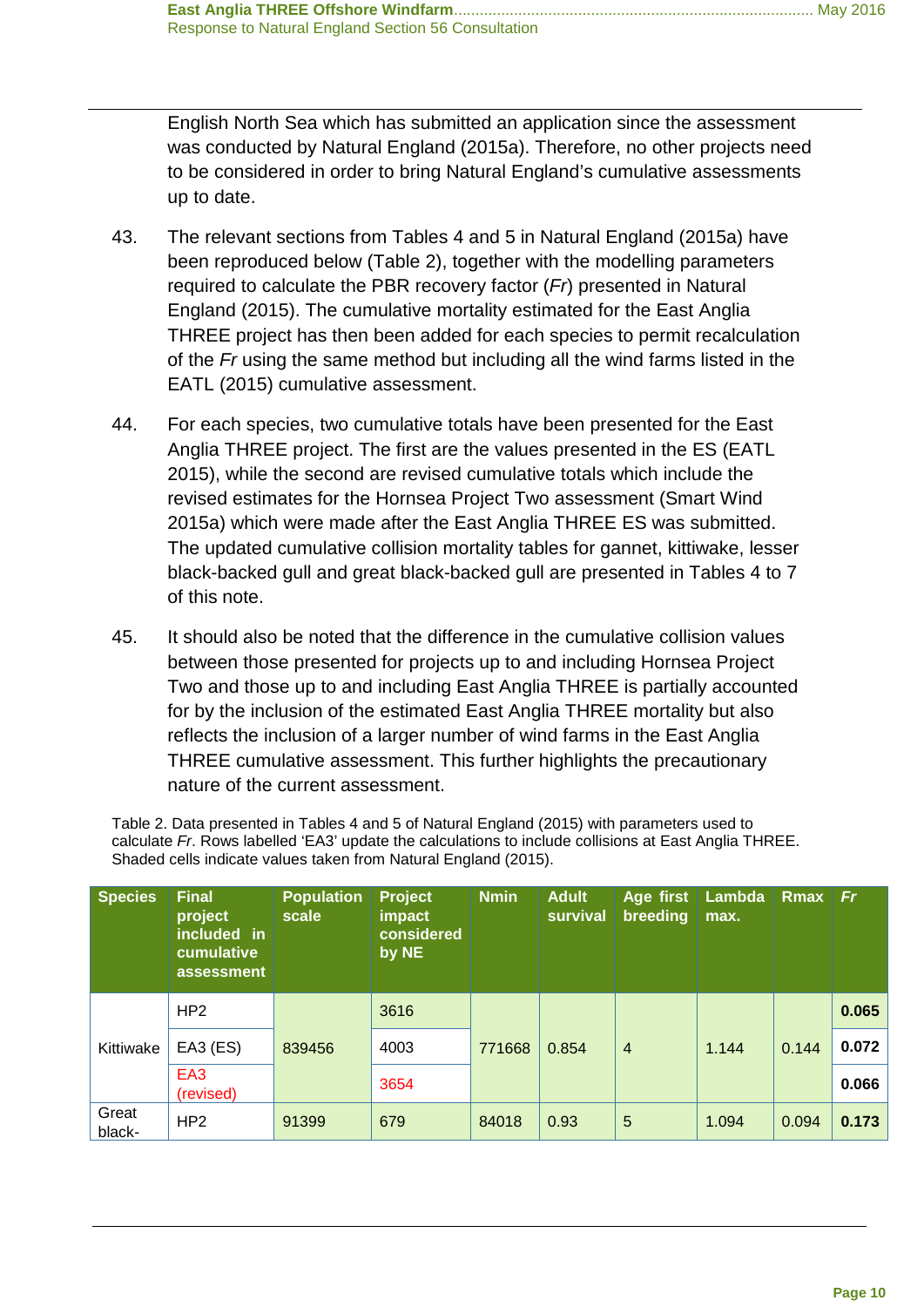English North Sea which has submitted an application since the assessment was conducted by Natural England (2015a). Therefore, no other projects need to be considered in order to bring Natural England's cumulative assessments up to date.

43. The relevant sections from Tables 4 and 5 in Natural England (2015a) have been reproduced below (Table 2), together with the modelling parameters required to calculate the PBR recovery factor (*Fr*) presented in Natural England (2015). The cumulative mortality estimated for the East Anglia THREE project has then been added for each species to permit recalculation of the *Fr* using the same method but including all the wind farms listed in the EATL (2015) cumulative assessment.

44. For each species, two cumulative totals have been presented for the East Anglia THREE project. The first are the values presented in the ES (EATL 2015), while the second are revised cumulative totals which include the revised estimates for the Hornsea Project Two assessment (Smart Wind 2015a) which were made after the East Anglia THREE ES was submitted. The updated cumulative collision mortality tables for gannet, kittiwake, lesser black-backed gull and great black-backed gull are presented in Tables 4 to 7 of this note.

45. It should also be noted that the difference in the cumulative collision values between those presented for projects up to and including Hornsea Project Two and those up to and including East Anglia THREE is partially accounted for by the inclusion of the estimated East Anglia THREE mortality but also reflects the inclusion of a larger number of wind farms in the East Anglia THREE cumulative assessment. This further highlights the precautionary nature of the current assessment.

Table 2. Data presented in Tables 4 and 5 of Natural England (2015) with parameters used to calculate *Fr*. Rows labelled 'EA3' update the calculations to include collisions at East Anglia THREE. Shaded cells indicate values taken from Natural England (2015).

| Species | Final project included in cumulative assessment | Population scale | Project impact considered by NE | Nmin | Adult survival | Age first breeding | Lambda max. | Rmax | *Fr* |
|---|---|---|---|---|---|---|---|---|---|
| Kittiwake | HP2 | 839456 | 3616 | 771668 | 0.854 | 4 | 1.144 | 0.144 | **0.065** |
| | EA3 (ES) | | 4003 | | | | | | **0.072** |
| | EA3 (revised) | | 3654 | | | | | | **0.066** |
| Great black- | HP2 | 91399 | 679 | 84018 | 0.93 | 5 | 1.094 | 0.094 | **0.173** |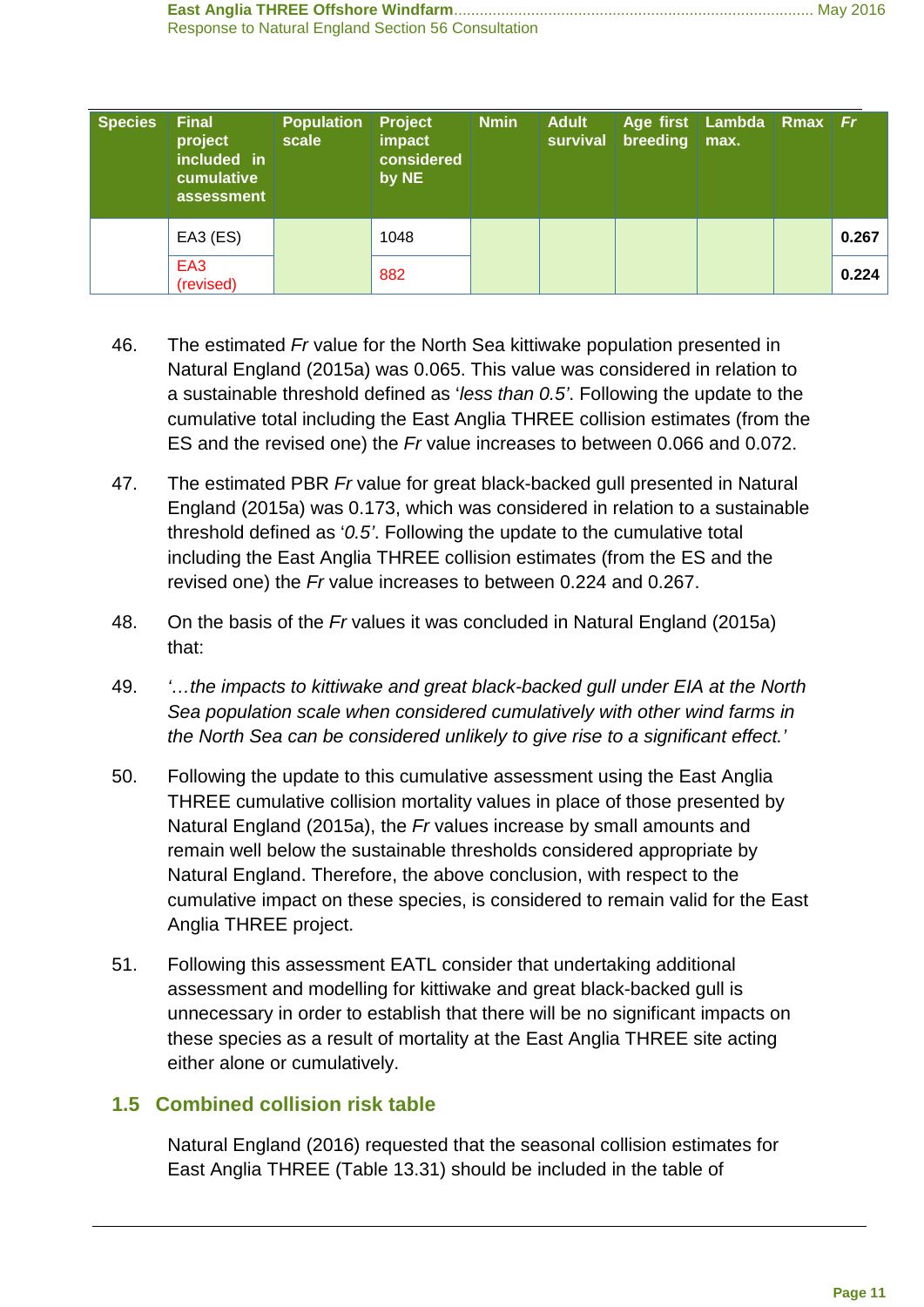| Species | Final project included in cumulative assessment | Population scale | Project impact considered by NE | Nmin | Adult survival | Age first breeding | Lambda max. | Rmax | *Fr* |
|---|---|---|---|---|---|---|---|---|---|
| | EA3 (ES) | | 1048 | | | | | | **0.267** |
| | EA3 (revised) | | 882 | | | | | | **0.224** |

46. The estimated *Fr* value for the North Sea kittiwake population presented in Natural England (2015a) was 0.065. This value was considered in relation to a sustainable threshold defined as '*less than 0.5*'. Following the update to the cumulative total including the East Anglia THREE collision estimates (from the ES and the revised one) the *Fr* value increases to between 0.066 and 0.072.

47. The estimated PBR *Fr* value for great black-backed gull presented in Natural England (2015a) was 0.173, which was considered in relation to a sustainable threshold defined as '*0.5*'. Following the update to the cumulative total including the East Anglia THREE collision estimates (from the ES and the revised one) the *Fr* value increases to between 0.224 and 0.267.

48. On the basis of the *Fr* values it was concluded in Natural England (2015a) that:

49. *'…the impacts to kittiwake and great black-backed gull under EIA at the North Sea population scale when considered cumulatively with other wind farms in the North Sea can be considered unlikely to give rise to a significant effect.'*

50. Following the update to this cumulative assessment using the East Anglia THREE cumulative collision mortality values in place of those presented by Natural England (2015a), the *Fr* values increase by small amounts and remain well below the sustainable thresholds considered appropriate by Natural England. Therefore, the above conclusion, with respect to the cumulative impact on these species, is considered to remain valid for the East Anglia THREE project.

51. Following this assessment EATL consider that undertaking additional assessment and modelling for kittiwake and great black-backed gull is unnecessary in order to establish that there will be no significant impacts on these species as a result of mortality at the East Anglia THREE site acting either alone or cumulatively.

## 1.5 Combined collision risk table

Natural England (2016) requested that the seasonal collision estimates for East Anglia THREE (Table 13.31) should be included in the table of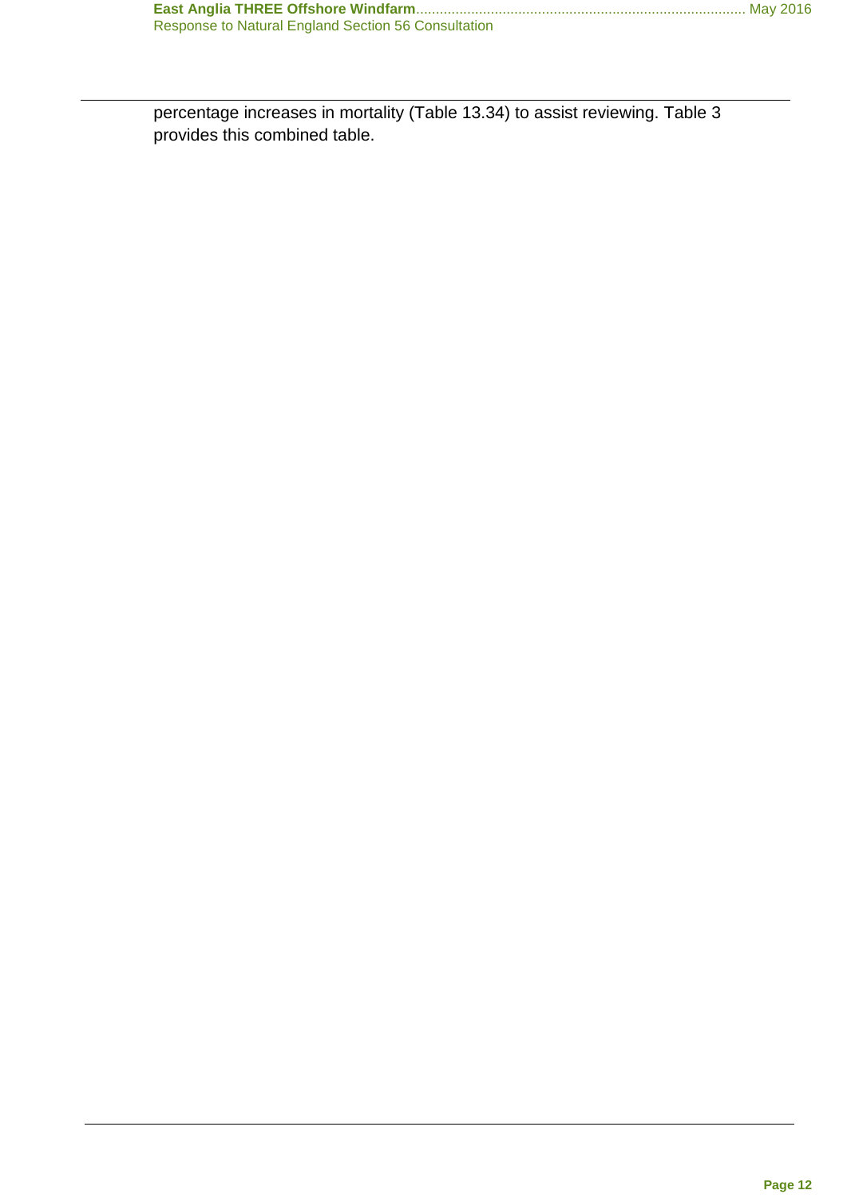percentage increases in mortality (Table 13.34) to assist reviewing. Table 3 provides this combined table.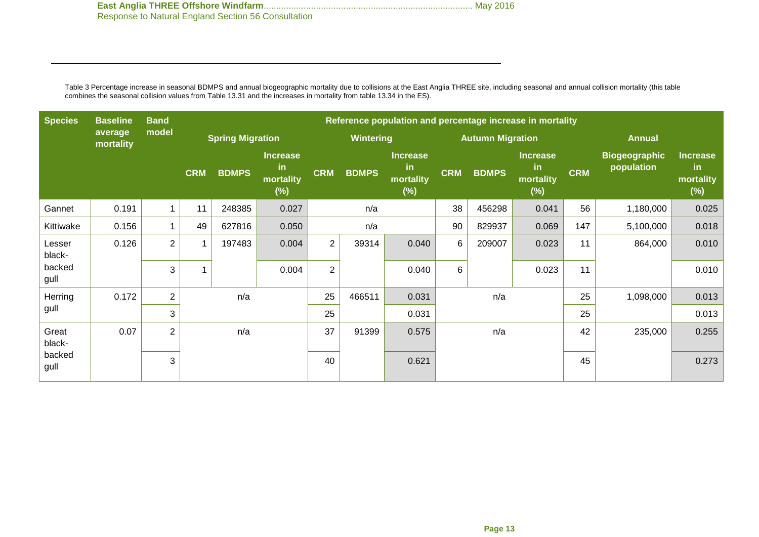Table 3 Percentage increase in seasonal BDMPS and annual biogeographic mortality due to collisions at the East Anglia THREE site, including seasonal and annual collision mortality (this table combines the seasonal collision values from Table 13.31 and the increases in mortality from table 13.34 in the ES).

| Species | Baseline average mortality | Band model | Reference population and percentage increase in mortality | | | | | | | | | | | |
|---|---|---|---|---|---|---|---|---|---|---|---|---|---|---|
| | | | Spring Migration | | | Wintering | | | Autumn Migration | | | Annual | | |
| | | | CRM | BDMPS | Increase in mortality (%) | CRM | BDMPS | Increase in mortality (%) | CRM | BDMPS | Increase in mortality (%) | CRM | Biogeographic population | Increase in mortality (%) |
| Gannet | 0.191 | 1 | 11 | 248385 | 0.027 | n/a | | | 38 | 456298 | 0.041 | 56 | 1,180,000 | 0.025 |
| Kittiwake | 0.156 | 1 | 49 | 627816 | 0.050 | n/a | | | 90 | 829937 | 0.069 | 147 | 5,100,000 | 0.018 |
| Lesser black-backed gull | 0.126 | 2 | 1 | 197483 | 0.004 | 2 | 39314 | 0.040 | 6 | 209007 | 0.023 | 11 | 864,000 | 0.010 |
| | | 3 | 1 | | 0.004 | 2 | | 0.040 | 6 | | 0.023 | 11 | | 0.010 |
| Herring gull | 0.172 | 2 | n/a | | | 25 | 466511 | 0.031 | n/a | | | 25 | 1,098,000 | 0.013 |
| | | 3 | | | | 25 | | 0.031 | | | | 25 | | 0.013 |
| Great black-backed gull | 0.07 | 2 | n/a | | | 37 | 91399 | 0.575 | n/a | | | 42 | 235,000 | 0.255 |
| | | 3 | | | | 40 | | 0.621 | | | | 45 | | 0.273 |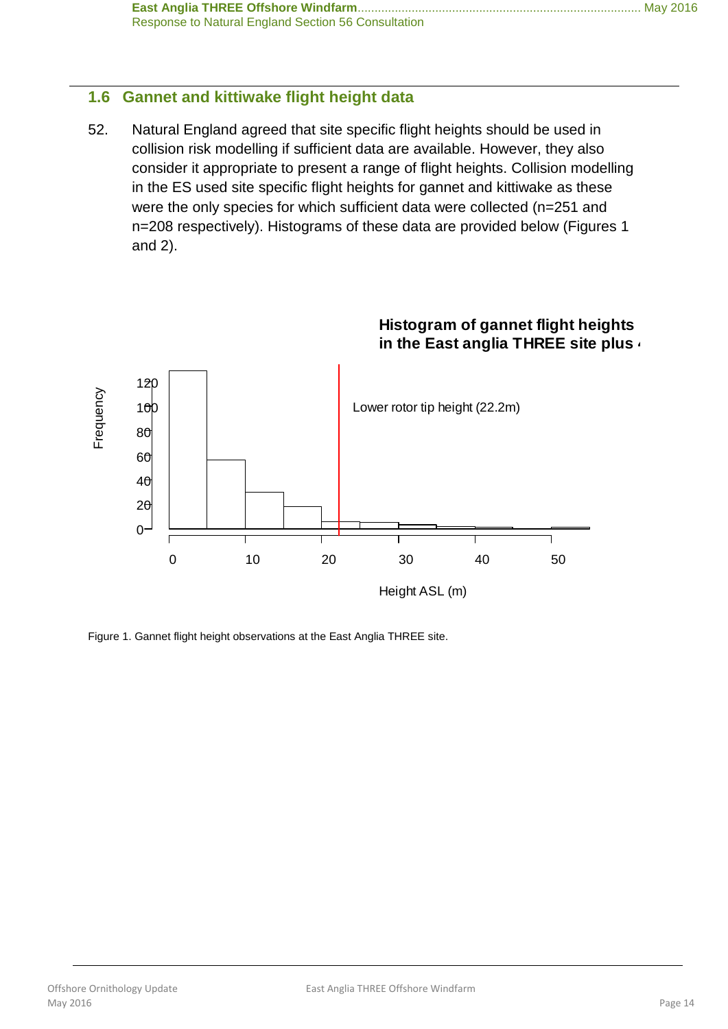## 1.6 Gannet and kittiwake flight height data

52. Natural England agreed that site specific flight heights should be used in collision risk modelling if sufficient data are available. However, they also consider it appropriate to present a range of flight heights. Collision modelling in the ES used site specific flight heights for gannet and kittiwake as these were the only species for which sufficient data were collected (n=251 and n=208 respectively). Histograms of these data are provided below (Figures 1 and 2).

**Histogram of gannet flight heights in the East anglia THREE site plus 4**

Lower rotor tip height (22.2m)

Frequency

0, 20, 40, 60, 80, 100, 120

0, 10, 20, 30, 40, 50

Height ASL (m)

Figure 1. Gannet flight height observations at the East Anglia THREE site.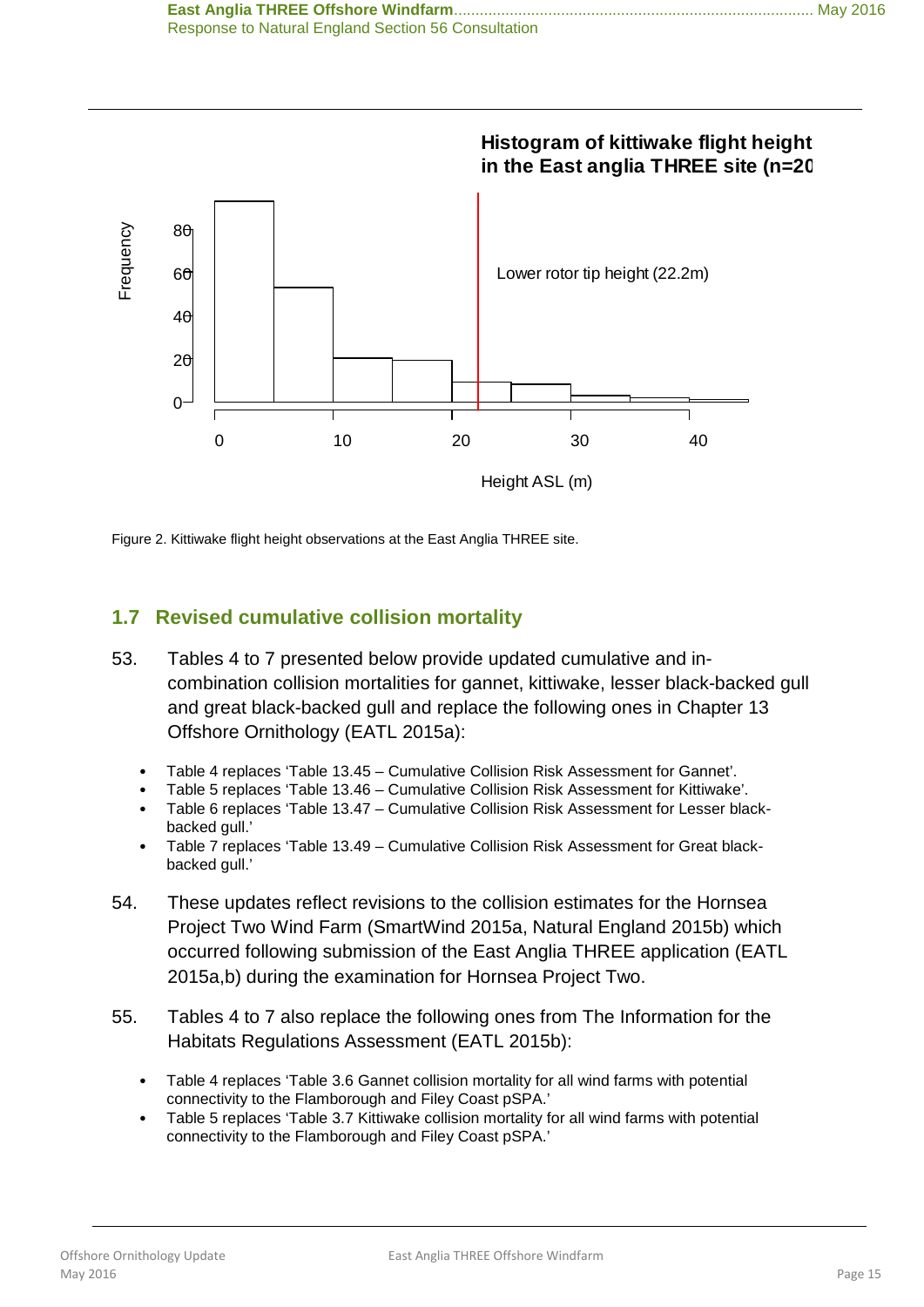Figure 2. Kittiwake flight height observations at the East Anglia THREE site.

## 1.7 Revised cumulative collision mortality

53. Tables 4 to 7 presented below provide updated cumulative and in-combination collision mortalities for gannet, kittiwake, lesser black-backed gull and great black-backed gull and replace the following ones in Chapter 13 Offshore Ornithology (EATL 2015a):

- Table 4 replaces 'Table 13.45 – Cumulative Collision Risk Assessment for Gannet'.
- Table 5 replaces 'Table 13.46 – Cumulative Collision Risk Assessment for Kittiwake'.
- Table 6 replaces 'Table 13.47 – Cumulative Collision Risk Assessment for Lesser black-backed gull.'
- Table 7 replaces 'Table 13.49 – Cumulative Collision Risk Assessment for Great black-backed gull.'

54. These updates reflect revisions to the collision estimates for the Hornsea Project Two Wind Farm (SmartWind 2015a, Natural England 2015b) which occurred following submission of the East Anglia THREE application (EATL 2015a,b) during the examination for Hornsea Project Two.

55. Tables 4 to 7 also replace the following ones from The Information for the Habitats Regulations Assessment (EATL 2015b):

- Table 4 replaces 'Table 3.6 Gannet collision mortality for all wind farms with potential connectivity to the Flamborough and Filey Coast pSPA.'
- Table 5 replaces 'Table 3.7 Kittiwake collision mortality for all wind farms with potential connectivity to the Flamborough and Filey Coast pSPA.'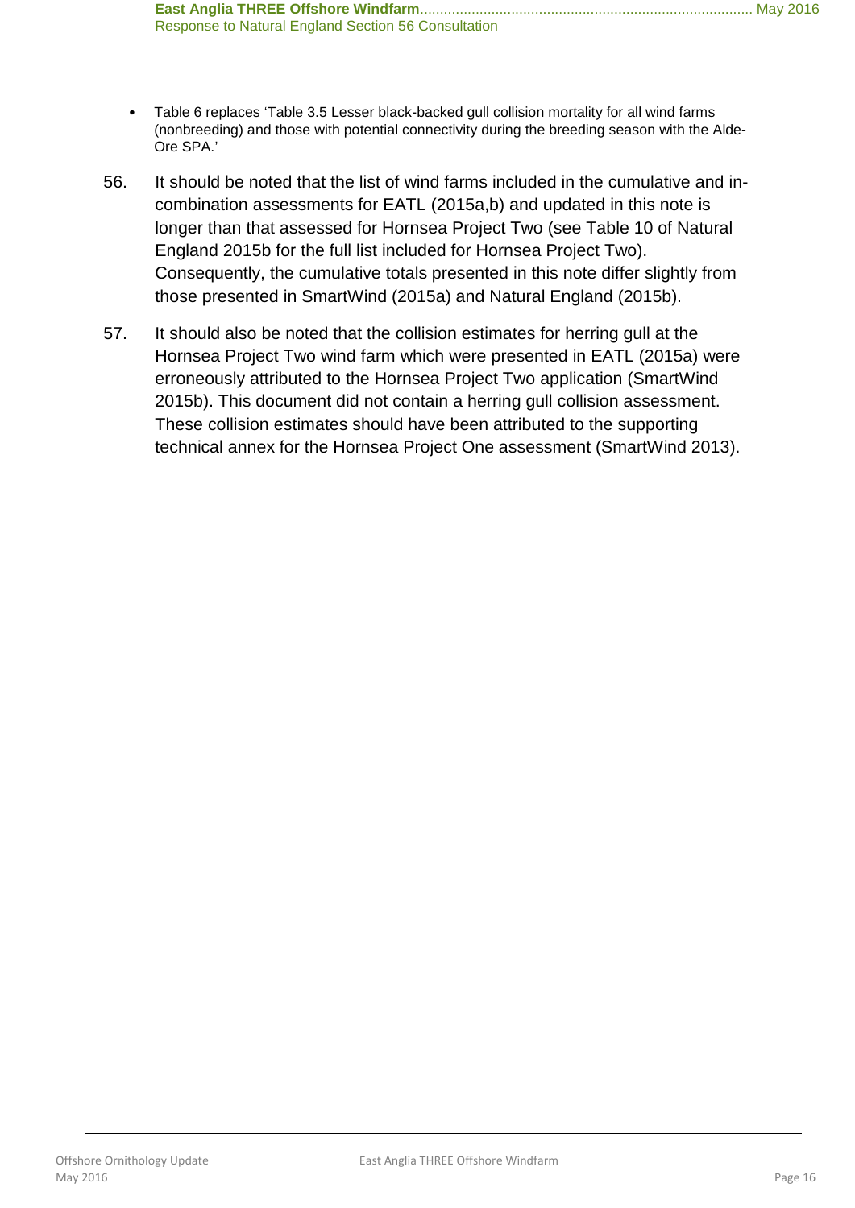- Table 6 replaces 'Table 3.5 Lesser black-backed gull collision mortality for all wind farms (nonbreeding) and those with potential connectivity during the breeding season with the Alde-Ore SPA.'

56. It should be noted that the list of wind farms included in the cumulative and in-combination assessments for EATL (2015a,b) and updated in this note is longer than that assessed for Hornsea Project Two (see Table 10 of Natural England 2015b for the full list included for Hornsea Project Two). Consequently, the cumulative totals presented in this note differ slightly from those presented in SmartWind (2015a) and Natural England (2015b).

57. It should also be noted that the collision estimates for herring gull at the Hornsea Project Two wind farm which were presented in EATL (2015a) were erroneously attributed to the Hornsea Project Two application (SmartWind 2015b). This document did not contain a herring gull collision assessment. These collision estimates should have been attributed to the supporting technical annex for the Hornsea Project One assessment (SmartWind 2013).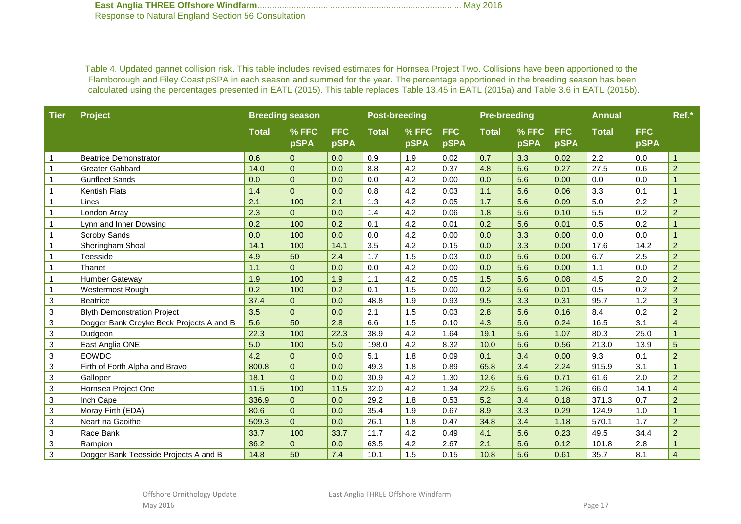Table 4. Updated gannet collision risk. This table includes revised estimates for Hornsea Project Two. Collisions have been apportioned to the Flamborough and Filey Coast pSPA in each season and summed for the year. The percentage apportioned in the breeding season has been calculated using the percentages presented in EATL (2015). This table replaces Table 13.45 in EATL (2015a) and Table 3.6 in EATL (2015b).

| Tier | Project | Breeding season | | | Post-breeding | | | Pre-breeding | | | Annual | | Ref.* |
|---|---|---|---|---|---|---|---|---|---|---|---|---|---|
| | | Total | % FFC pSPA | FFC pSPA | Total | % FFC pSPA | FFC pSPA | Total | % FFC pSPA | FFC pSPA | Total | FFC pSPA | |
| 1 | Beatrice Demonstrator | 0.6 | 0 | 0.0 | 0.9 | 1.9 | 0.02 | 0.7 | 3.3 | 0.02 | 2.2 | 0.0 | 1 |
| 1 | Greater Gabbard | 14.0 | 0 | 0.0 | 8.8 | 4.2 | 0.37 | 4.8 | 5.6 | 0.27 | 27.5 | 0.6 | 2 |
| 1 | Gunfleet Sands | 0.0 | 0 | 0.0 | 0.0 | 4.2 | 0.00 | 0.0 | 5.6 | 0.00 | 0.0 | 0.0 | 1 |
| 1 | Kentish Flats | 1.4 | 0 | 0.0 | 0.8 | 4.2 | 0.03 | 1.1 | 5.6 | 0.06 | 3.3 | 0.1 | 1 |
| 1 | Lincs | 2.1 | 100 | 2.1 | 1.3 | 4.2 | 0.05 | 1.7 | 5.6 | 0.09 | 5.0 | 2.2 | 2 |
| 1 | London Array | 2.3 | 0 | 0.0 | 1.4 | 4.2 | 0.06 | 1.8 | 5.6 | 0.10 | 5.5 | 0.2 | 2 |
| 1 | Lynn and Inner Dowsing | 0.2 | 100 | 0.2 | 0.1 | 4.2 | 0.01 | 0.2 | 5.6 | 0.01 | 0.5 | 0.2 | 1 |
| 1 | Scroby Sands | 0.0 | 100 | 0.0 | 0.0 | 4.2 | 0.00 | 0.0 | 3.3 | 0.00 | 0.0 | 0.0 | 1 |
| 1 | Sheringham Shoal | 14.1 | 100 | 14.1 | 3.5 | 4.2 | 0.15 | 0.0 | 3.3 | 0.00 | 17.6 | 14.2 | 2 |
| 1 | Teesside | 4.9 | 50 | 2.4 | 1.7 | 1.5 | 0.03 | 0.0 | 5.6 | 0.00 | 6.7 | 2.5 | 2 |
| 1 | Thanet | 1.1 | 0 | 0.0 | 0.0 | 4.2 | 0.00 | 0.0 | 5.6 | 0.00 | 1.1 | 0.0 | 2 |
| 1 | Humber Gateway | 1.9 | 100 | 1.9 | 1.1 | 4.2 | 0.05 | 1.5 | 5.6 | 0.08 | 4.5 | 2.0 | 2 |
| 1 | Westermost Rough | 0.2 | 100 | 0.2 | 0.1 | 1.5 | 0.00 | 0.2 | 5.6 | 0.01 | 0.5 | 0.2 | 2 |
| 3 | Beatrice | 37.4 | 0 | 0.0 | 48.8 | 1.9 | 0.93 | 9.5 | 3.3 | 0.31 | 95.7 | 1.2 | 3 |
| 3 | Blyth Demonstration Project | 3.5 | 0 | 0.0 | 2.1 | 1.5 | 0.03 | 2.8 | 5.6 | 0.16 | 8.4 | 0.2 | 2 |
| 3 | Dogger Bank Creyke Beck Projects A and B | 5.6 | 50 | 2.8 | 6.6 | 1.5 | 0.10 | 4.3 | 5.6 | 0.24 | 16.5 | 3.1 | 4 |
| 3 | Dudgeon | 22.3 | 100 | 22.3 | 38.9 | 4.2 | 1.64 | 19.1 | 5.6 | 1.07 | 80.3 | 25.0 | 1 |
| 3 | East Anglia ONE | 5.0 | 100 | 5.0 | 198.0 | 4.2 | 8.32 | 10.0 | 5.6 | 0.56 | 213.0 | 13.9 | 5 |
| 3 | EOWDC | 4.2 | 0 | 0.0 | 5.1 | 1.8 | 0.09 | 0.1 | 3.4 | 0.00 | 9.3 | 0.1 | 2 |
| 3 | Firth of Forth Alpha and Bravo | 800.8 | 0 | 0.0 | 49.3 | 1.8 | 0.89 | 65.8 | 3.4 | 2.24 | 915.9 | 3.1 | 1 |
| 3 | Galloper | 18.1 | 0 | 0.0 | 30.9 | 4.2 | 1.30 | 12.6 | 5.6 | 0.71 | 61.6 | 2.0 | 2 |
| 3 | Hornsea Project One | 11.5 | 100 | 11.5 | 32.0 | 4.2 | 1.34 | 22.5 | 5.6 | 1.26 | 66.0 | 14.1 | 4 |
| 3 | Inch Cape | 336.9 | 0 | 0.0 | 29.2 | 1.8 | 0.53 | 5.2 | 3.4 | 0.18 | 371.3 | 0.7 | 2 |
| 3 | Moray Firth (EDA) | 80.6 | 0 | 0.0 | 35.4 | 1.9 | 0.67 | 8.9 | 3.3 | 0.29 | 124.9 | 1.0 | 1 |
| 3 | Neart na Gaoithe | 509.3 | 0 | 0.0 | 26.1 | 1.8 | 0.47 | 34.8 | 3.4 | 1.18 | 570.1 | 1.7 | 2 |
| 3 | Race Bank | 33.7 | 100 | 33.7 | 11.7 | 4.2 | 0.49 | 4.1 | 5.6 | 0.23 | 49.5 | 34.4 | 2 |
| 3 | Rampion | 36.2 | 0 | 0.0 | 63.5 | 4.2 | 2.67 | 2.1 | 5.6 | 0.12 | 101.8 | 2.8 | 1 |
| 3 | Dogger Bank Teesside Projects A and B | 14.8 | 50 | 7.4 | 10.1 | 1.5 | 0.15 | 10.8 | 5.6 | 0.61 | 35.7 | 8.1 | 4 |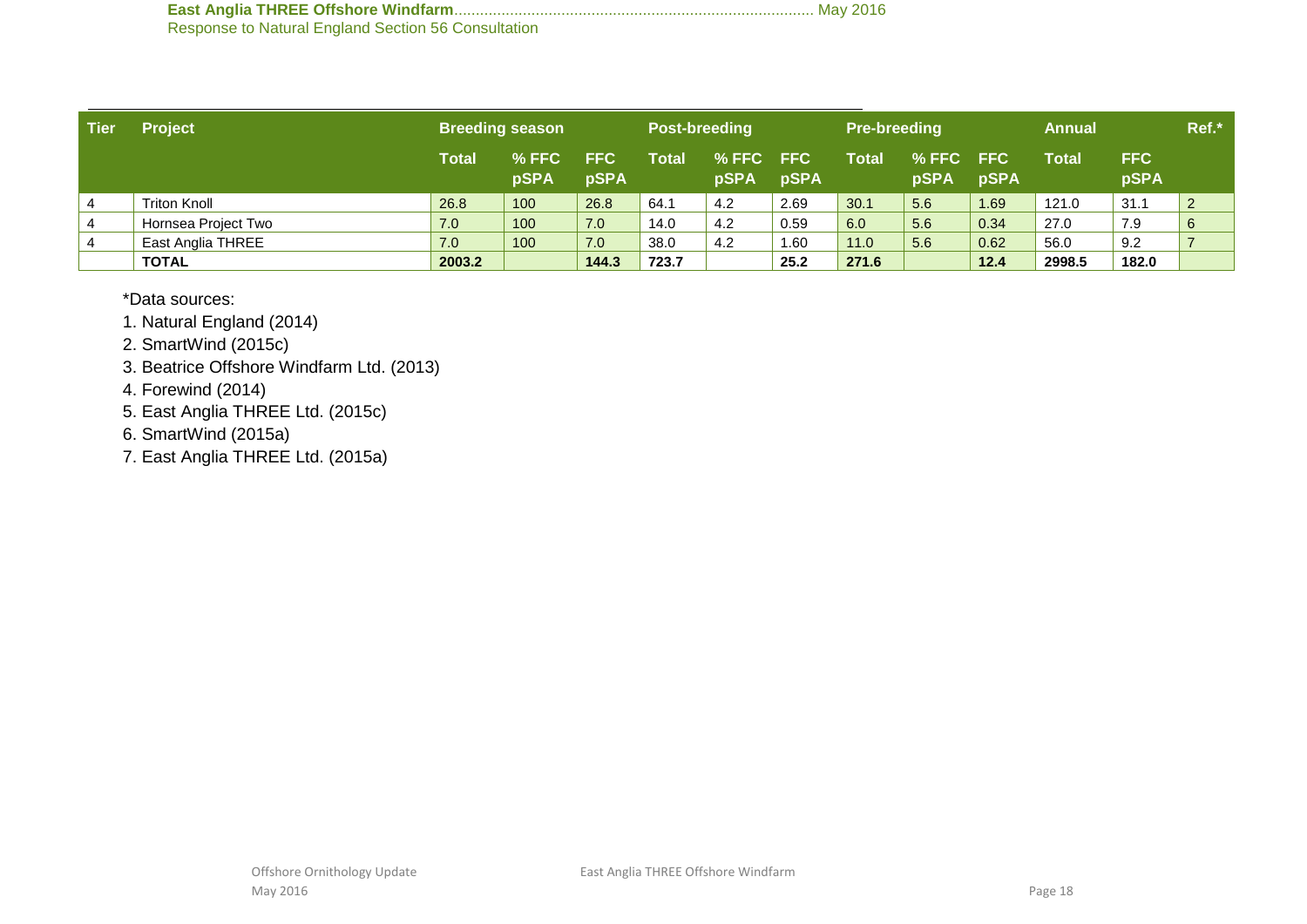| Tier | Project | Breeding season | | | Post-breeding | | | Pre-breeding | | | Annual | | Ref.* |
|---|---|---|---|---|---|---|---|---|---|---|---|---|---|
| | | Total | % FFC pSPA | FFC pSPA | Total | % FFC pSPA | FFC pSPA | Total | % FFC pSPA | FFC pSPA | Total | FFC pSPA | |
| 4 | Triton Knoll | 26.8 | 100 | 26.8 | 64.1 | 4.2 | 2.69 | 30.1 | 5.6 | 1.69 | 121.0 | 31.1 | 2 |
| 4 | Hornsea Project Two | 7.0 | 100 | 7.0 | 14.0 | 4.2 | 0.59 | 6.0 | 5.6 | 0.34 | 27.0 | 7.9 | 6 |
| 4 | East Anglia THREE | 7.0 | 100 | 7.0 | 38.0 | 4.2 | 1.60 | 11.0 | 5.6 | 0.62 | 56.0 | 9.2 | 7 |
| | **TOTAL** | **2003.2** | | **144.3** | **723.7** | | **25.2** | **271.6** | | **12.4** | **2998.5** | **182.0** | |

*Data sources:

1. Natural England (2014)
2. SmartWind (2015c)
3. Beatrice Offshore Windfarm Ltd. (2013)
4. Forewind (2014)
5. East Anglia THREE Ltd. (2015c)
6. SmartWind (2015a)
7. East Anglia THREE Ltd. (2015a)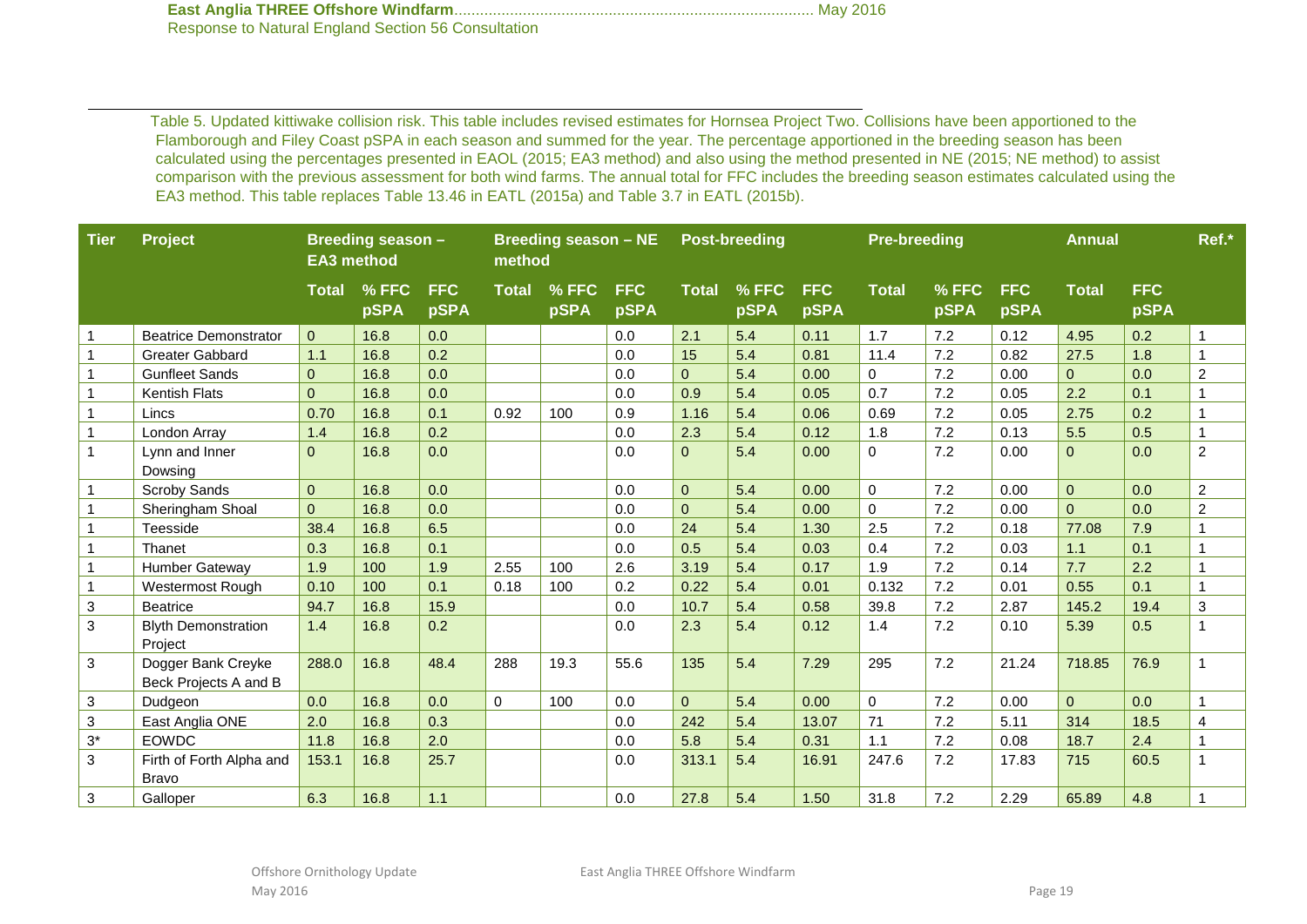Table 5. Updated kittiwake collision risk. This table includes revised estimates for Hornsea Project Two. Collisions have been apportioned to the Flamborough and Filey Coast pSPA in each season and summed for the year. The percentage apportioned in the breeding season has been calculated using the percentages presented in EAOL (2015; EA3 method) and also using the method presented in NE (2015; NE method) to assist comparison with the previous assessment for both wind farms. The annual total for FFC includes the breeding season estimates calculated using the EA3 method. This table replaces Table 13.46 in EATL (2015a) and Table 3.7 in EATL (2015b).

| Tier | Project | Breeding season – EA3 method | | | Breeding season – NE method | | | Post-breeding | | | Pre-breeding | | | Annual | | Ref.* |
|---|---|---|---|---|---|---|---|---|---|---|---|---|---|---|---|---|
| | | Total | % FFC pSPA | FFC pSPA | Total | % FFC pSPA | FFC pSPA | Total | % FFC pSPA | FFC pSPA | Total | % FFC pSPA | FFC pSPA | Total | FFC pSPA | |
| 1 | Beatrice Demonstrator | 0 | 16.8 | 0.0 | | | 0.0 | 2.1 | 5.4 | 0.11 | 1.7 | 7.2 | 0.12 | 4.95 | 0.2 | 1 |
| 1 | Greater Gabbard | 1.1 | 16.8 | 0.2 | | | 0.0 | 15 | 5.4 | 0.81 | 11.4 | 7.2 | 0.82 | 27.5 | 1.8 | 1 |
| 1 | Gunfleet Sands | 0 | 16.8 | 0.0 | | | 0.0 | 0 | 5.4 | 0.00 | 0 | 7.2 | 0.00 | 0 | 0.0 | 2 |
| 1 | Kentish Flats | 0 | 16.8 | 0.0 | | | 0.0 | 0.9 | 5.4 | 0.05 | 0.7 | 7.2 | 0.05 | 2.2 | 0.1 | 1 |
| 1 | Lincs | 0.70 | 16.8 | 0.1 | 0.92 | 100 | 0.9 | 1.16 | 5.4 | 0.06 | 0.69 | 7.2 | 0.05 | 2.75 | 0.2 | 1 |
| 1 | London Array | 1.4 | 16.8 | 0.2 | | | 0.0 | 2.3 | 5.4 | 0.12 | 1.8 | 7.2 | 0.13 | 5.5 | 0.5 | 1 |
| 1 | Lynn and Inner Dowsing | 0 | 16.8 | 0.0 | | | 0.0 | 0 | 5.4 | 0.00 | 0 | 7.2 | 0.00 | 0 | 0.0 | 2 |
| 1 | Scroby Sands | 0 | 16.8 | 0.0 | | | 0.0 | 0 | 5.4 | 0.00 | 0 | 7.2 | 0.00 | 0 | 0.0 | 2 |
| 1 | Sheringham Shoal | 0 | 16.8 | 0.0 | | | 0.0 | 0 | 5.4 | 0.00 | 0 | 7.2 | 0.00 | 0 | 0.0 | 2 |
| 1 | Teesside | 38.4 | 16.8 | 6.5 | | | 0.0 | 24 | 5.4 | 1.30 | 2.5 | 7.2 | 0.18 | 77.08 | 7.9 | 1 |
| 1 | Thanet | 0.3 | 16.8 | 0.1 | | | 0.0 | 0.5 | 5.4 | 0.03 | 0.4 | 7.2 | 0.03 | 1.1 | 0.1 | 1 |
| 1 | Humber Gateway | 1.9 | 100 | 1.9 | 2.55 | 100 | 2.6 | 3.19 | 5.4 | 0.17 | 1.9 | 7.2 | 0.14 | 7.7 | 2.2 | 1 |
| 1 | Westermost Rough | 0.10 | 100 | 0.1 | 0.18 | 100 | 0.2 | 0.22 | 5.4 | 0.01 | 0.132 | 7.2 | 0.01 | 0.55 | 0.1 | 1 |
| 3 | Beatrice | 94.7 | 16.8 | 15.9 | | | 0.0 | 10.7 | 5.4 | 0.58 | 39.8 | 7.2 | 2.87 | 145.2 | 19.4 | 3 |
| 3 | Blyth Demonstration Project | 1.4 | 16.8 | 0.2 | | | 0.0 | 2.3 | 5.4 | 0.12 | 1.4 | 7.2 | 0.10 | 5.39 | 0.5 | 1 |
| 3 | Dogger Bank Creyke Beck Projects A and B | 288.0 | 16.8 | 48.4 | 288 | 19.3 | 55.6 | 135 | 5.4 | 7.29 | 295 | 7.2 | 21.24 | 718.85 | 76.9 | 1 |
| 3 | Dudgeon | 0.0 | 16.8 | 0.0 | 0 | 100 | 0.0 | 0 | 5.4 | 0.00 | 0 | 7.2 | 0.00 | 0 | 0.0 | 1 |
| 3 | East Anglia ONE | 2.0 | 16.8 | 0.3 | | | 0.0 | 242 | 5.4 | 13.07 | 71 | 7.2 | 5.11 | 314 | 18.5 | 4 |
| 3* | EOWDC | 11.8 | 16.8 | 2.0 | | | 0.0 | 5.8 | 5.4 | 0.31 | 1.1 | 7.2 | 0.08 | 18.7 | 2.4 | 1 |
| 3 | Firth of Forth Alpha and Bravo | 153.1 | 16.8 | 25.7 | | | 0.0 | 313.1 | 5.4 | 16.91 | 247.6 | 7.2 | 17.83 | 715 | 60.5 | 1 |
| 3 | Galloper | 6.3 | 16.8 | 1.1 | | | 0.0 | 27.8 | 5.4 | 1.50 | 31.8 | 7.2 | 2.29 | 65.89 | 4.8 | 1 |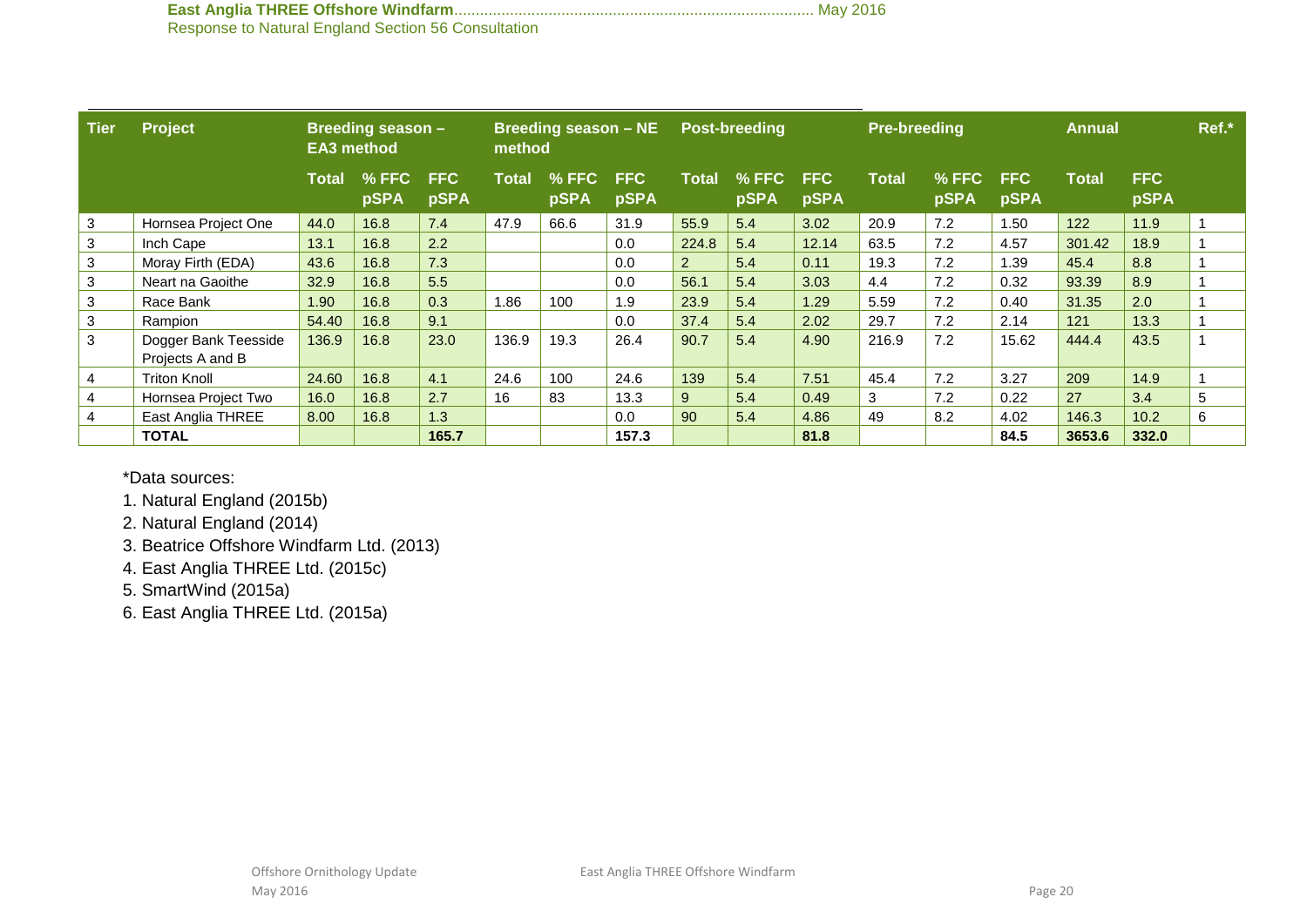| Tier | Project | Breeding season – EA3 method | | | Breeding season – NE method | | | Post-breeding | | | Pre-breeding | | | Annual | | Ref.* |
|---|---|---|---|---|---|---|---|---|---|---|---|---|---|---|---|---|
| | | Total | % FFC pSPA | FFC pSPA | Total | % FFC pSPA | FFC pSPA | Total | % FFC pSPA | FFC pSPA | Total | % FFC pSPA | FFC pSPA | Total | FFC pSPA | |
| 3 | Hornsea Project One | 44.0 | 16.8 | 7.4 | 47.9 | 66.6 | 31.9 | 55.9 | 5.4 | 3.02 | 20.9 | 7.2 | 1.50 | 122 | 11.9 | 1 |
| 3 | Inch Cape | 13.1 | 16.8 | 2.2 | | | 0.0 | 224.8 | 5.4 | 12.14 | 63.5 | 7.2 | 4.57 | 301.42 | 18.9 | 1 |
| 3 | Moray Firth (EDA) | 43.6 | 16.8 | 7.3 | | | 0.0 | 2 | 5.4 | 0.11 | 19.3 | 7.2 | 1.39 | 45.4 | 8.8 | 1 |
| 3 | Neart na Gaoithe | 32.9 | 16.8 | 5.5 | | | 0.0 | 56.1 | 5.4 | 3.03 | 4.4 | 7.2 | 0.32 | 93.39 | 8.9 | 1 |
| 3 | Race Bank | 1.90 | 16.8 | 0.3 | 1.86 | 100 | 1.9 | 23.9 | 5.4 | 1.29 | 5.59 | 7.2 | 0.40 | 31.35 | 2.0 | 1 |
| 3 | Rampion | 54.40 | 16.8 | 9.1 | | | 0.0 | 37.4 | 5.4 | 2.02 | 29.7 | 7.2 | 2.14 | 121 | 13.3 | 1 |
| 3 | Dogger Bank Teesside Projects A and B | 136.9 | 16.8 | 23.0 | 136.9 | 19.3 | 26.4 | 90.7 | 5.4 | 4.90 | 216.9 | 7.2 | 15.62 | 444.4 | 43.5 | 1 |
| 4 | Triton Knoll | 24.60 | 16.8 | 4.1 | 24.6 | 100 | 24.6 | 139 | 5.4 | 7.51 | 45.4 | 7.2 | 3.27 | 209 | 14.9 | 1 |
| 4 | Hornsea Project Two | 16.0 | 16.8 | 2.7 | 16 | 83 | 13.3 | 9 | 5.4 | 0.49 | 3 | 7.2 | 0.22 | 27 | 3.4 | 5 |
| 4 | East Anglia THREE | 8.00 | 16.8 | 1.3 | | | 0.0 | 90 | 5.4 | 4.86 | 49 | 8.2 | 4.02 | 146.3 | 10.2 | 6 |
| | **TOTAL** | | | **165.7** | | | **157.3** | | | **81.8** | | | **84.5** | **3653.6** | **332.0** | |

*Data sources:

1. Natural England (2015b)
2. Natural England (2014)
3. Beatrice Offshore Windfarm Ltd. (2013)
4. East Anglia THREE Ltd. (2015c)
5. SmartWind (2015a)
6. East Anglia THREE Ltd. (2015a)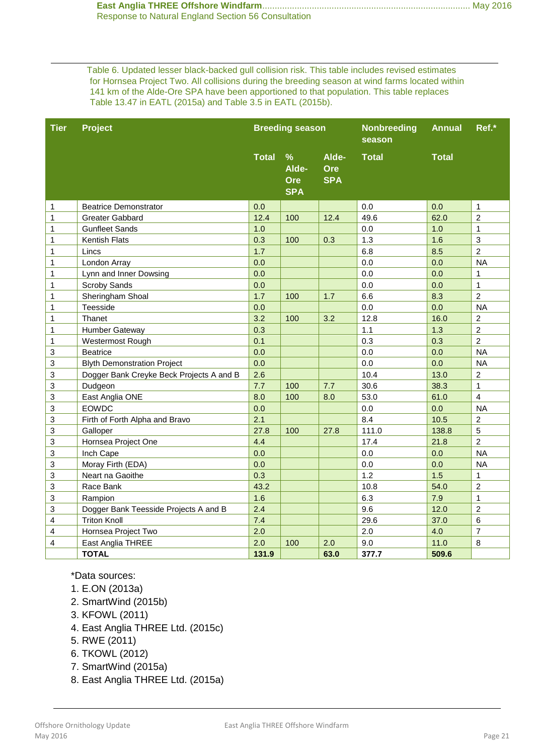Table 6. Updated lesser black-backed gull collision risk. This table includes revised estimates for Hornsea Project Two. All collisions during the breeding season at wind farms located within 141 km of the Alde-Ore SPA have been apportioned to that population. This table replaces Table 13.47 in EATL (2015a) and Table 3.5 in EATL (2015b).

| Tier | Project | Breeding season | | | Nonbreeding season | Annual | Ref.* |
|---|---|---|---|---|---|---|---|
| | | Total | % Alde-Ore SPA | Alde-Ore SPA | Total | Total | |
| 1 | Beatrice Demonstrator | 0.0 | | | 0.0 | 0.0 | 1 |
| 1 | Greater Gabbard | 12.4 | 100 | 12.4 | 49.6 | 62.0 | 2 |
| 1 | Gunfleet Sands | 1.0 | | | 0.0 | 1.0 | 1 |
| 1 | Kentish Flats | 0.3 | 100 | 0.3 | 1.3 | 1.6 | 3 |
| 1 | Lincs | 1.7 | | | 6.8 | 8.5 | 2 |
| 1 | London Array | 0.0 | | | 0.0 | 0.0 | NA |
| 1 | Lynn and Inner Dowsing | 0.0 | | | 0.0 | 0.0 | 1 |
| 1 | Scroby Sands | 0.0 | | | 0.0 | 0.0 | 1 |
| 1 | Sheringham Shoal | 1.7 | 100 | 1.7 | 6.6 | 8.3 | 2 |
| 1 | Teesside | 0.0 | | | 0.0 | 0.0 | NA |
| 1 | Thanet | 3.2 | 100 | 3.2 | 12.8 | 16.0 | 2 |
| 1 | Humber Gateway | 0.3 | | | 1.1 | 1.3 | 2 |
| 1 | Westermost Rough | 0.1 | | | 0.3 | 0.3 | 2 |
| 3 | Beatrice | 0.0 | | | 0.0 | 0.0 | NA |
| 3 | Blyth Demonstration Project | 0.0 | | | 0.0 | 0.0 | NA |
| 3 | Dogger Bank Creyke Beck Projects A and B | 2.6 | | | 10.4 | 13.0 | 2 |
| 3 | Dudgeon | 7.7 | 100 | 7.7 | 30.6 | 38.3 | 1 |
| 3 | East Anglia ONE | 8.0 | 100 | 8.0 | 53.0 | 61.0 | 4 |
| 3 | EOWDC | 0.0 | | | 0.0 | 0.0 | NA |
| 3 | Firth of Forth Alpha and Bravo | 2.1 | | | 8.4 | 10.5 | 2 |
| 3 | Galloper | 27.8 | 100 | 27.8 | 111.0 | 138.8 | 5 |
| 3 | Hornsea Project One | 4.4 | | | 17.4 | 21.8 | 2 |
| 3 | Inch Cape | 0.0 | | | 0.0 | 0.0 | NA |
| 3 | Moray Firth (EDA) | 0.0 | | | 0.0 | 0.0 | NA |
| 3 | Neart na Gaoithe | 0.3 | | | 1.2 | 1.5 | 1 |
| 3 | Race Bank | 43.2 | | | 10.8 | 54.0 | 2 |
| 3 | Rampion | 1.6 | | | 6.3 | 7.9 | 1 |
| 3 | Dogger Bank Teesside Projects A and B | 2.4 | | | 9.6 | 12.0 | 2 |
| 4 | Triton Knoll | 7.4 | | | 29.6 | 37.0 | 6 |
| 4 | Hornsea Project Two | 2.0 | | | 2.0 | 4.0 | 7 |
| 4 | East Anglia THREE | 2.0 | 100 | 2.0 | 9.0 | 11.0 | 8 |
| | **TOTAL** | **131.9** | | **63.0** | **377.7** | **509.6** | |

*Data sources:

1. E.ON (2013a)
2. SmartWind (2015b)
3. KFOWL (2011)
4. East Anglia THREE Ltd. (2015c)
5. RWE (2011)
6. TKOWL (2012)
7. SmartWind (2015a)
8. East Anglia THREE Ltd. (2015a)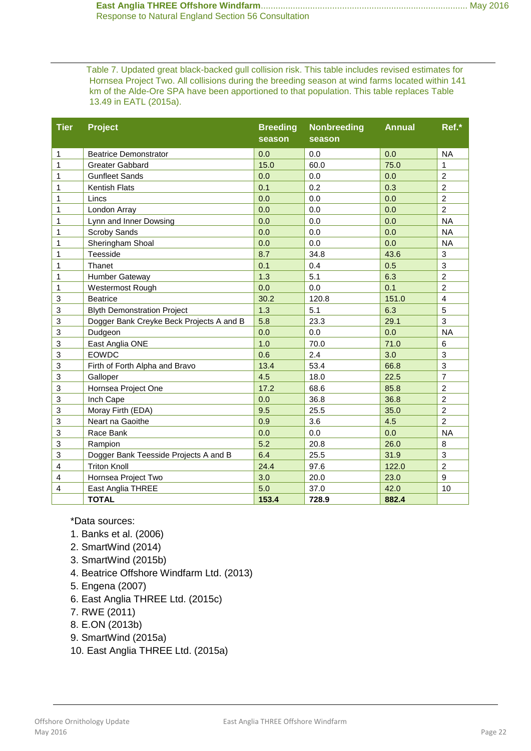Table 7. Updated great black-backed gull collision risk. This table includes revised estimates for Hornsea Project Two. All collisions during the breeding season at wind farms located within 141 km of the Alde-Ore SPA have been apportioned to that population. This table replaces Table 13.49 in EATL (2015a).

| Tier | Project | Breeding season | Nonbreeding season | Annual | Ref.* |
|---|---|---|---|---|---|
| 1 | Beatrice Demonstrator | 0.0 | 0.0 | 0.0 | NA |
| 1 | Greater Gabbard | 15.0 | 60.0 | 75.0 | 1 |
| 1 | Gunfleet Sands | 0.0 | 0.0 | 0.0 | 2 |
| 1 | Kentish Flats | 0.1 | 0.2 | 0.3 | 2 |
| 1 | Lincs | 0.0 | 0.0 | 0.0 | 2 |
| 1 | London Array | 0.0 | 0.0 | 0.0 | 2 |
| 1 | Lynn and Inner Dowsing | 0.0 | 0.0 | 0.0 | NA |
| 1 | Scroby Sands | 0.0 | 0.0 | 0.0 | NA |
| 1 | Sheringham Shoal | 0.0 | 0.0 | 0.0 | NA |
| 1 | Teesside | 8.7 | 34.8 | 43.6 | 3 |
| 1 | Thanet | 0.1 | 0.4 | 0.5 | 3 |
| 1 | Humber Gateway | 1.3 | 5.1 | 6.3 | 2 |
| 1 | Westermost Rough | 0.0 | 0.0 | 0.1 | 2 |
| 3 | Beatrice | 30.2 | 120.8 | 151.0 | 4 |
| 3 | Blyth Demonstration Project | 1.3 | 5.1 | 6.3 | 5 |
| 3 | Dogger Bank Creyke Beck Projects A and B | 5.8 | 23.3 | 29.1 | 3 |
| 3 | Dudgeon | 0.0 | 0.0 | 0.0 | NA |
| 3 | East Anglia ONE | 1.0 | 70.0 | 71.0 | 6 |
| 3 | EOWDC | 0.6 | 2.4 | 3.0 | 3 |
| 3 | Firth of Forth Alpha and Bravo | 13.4 | 53.4 | 66.8 | 3 |
| 3 | Galloper | 4.5 | 18.0 | 22.5 | 7 |
| 3 | Hornsea Project One | 17.2 | 68.6 | 85.8 | 2 |
| 3 | Inch Cape | 0.0 | 36.8 | 36.8 | 2 |
| 3 | Moray Firth (EDA) | 9.5 | 25.5 | 35.0 | 2 |
| 3 | Neart na Gaoithe | 0.9 | 3.6 | 4.5 | 2 |
| 3 | Race Bank | 0.0 | 0.0 | 0.0 | NA |
| 3 | Rampion | 5.2 | 20.8 | 26.0 | 8 |
| 3 | Dogger Bank Teesside Projects A and B | 6.4 | 25.5 | 31.9 | 3 |
| 4 | Triton Knoll | 24.4 | 97.6 | 122.0 | 2 |
| 4 | Hornsea Project Two | 3.0 | 20.0 | 23.0 | 9 |
| 4 | East Anglia THREE | 5.0 | 37.0 | 42.0 | 10 |
| | **TOTAL** | **153.4** | **728.9** | **882.4** | |

*Data sources:

1. Banks et al. (2006)
2. SmartWind (2014)
3. SmartWind (2015b)
4. Beatrice Offshore Windfarm Ltd. (2013)
5. Engena (2007)
6. East Anglia THREE Ltd. (2015c)
7. RWE (2011)
8. E.ON (2013b)
9. SmartWind (2015a)
10. East Anglia THREE Ltd. (2015a)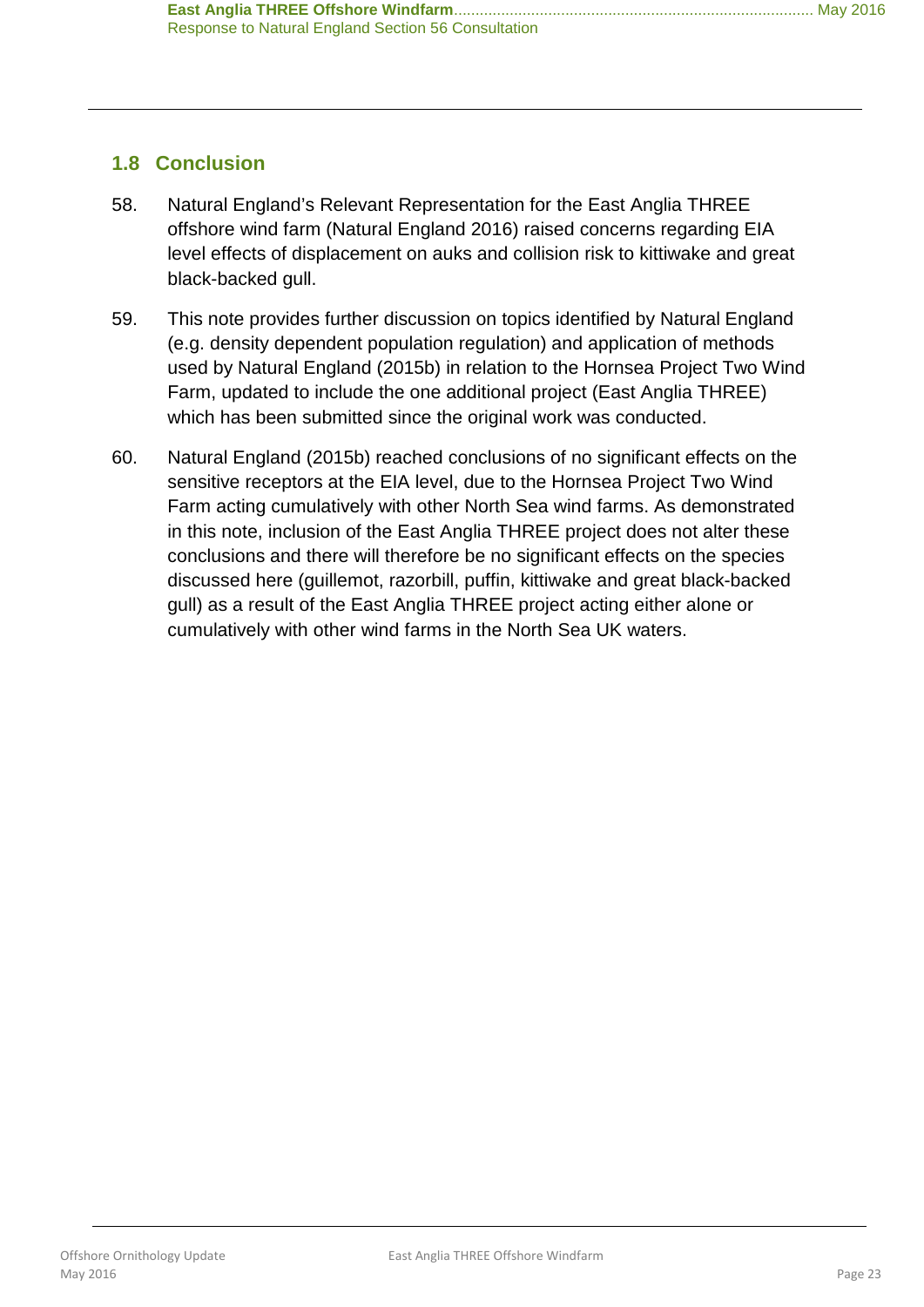## 1.8 Conclusion

58. Natural England's Relevant Representation for the East Anglia THREE offshore wind farm (Natural England 2016) raised concerns regarding EIA level effects of displacement on auks and collision risk to kittiwake and great black-backed gull.

59. This note provides further discussion on topics identified by Natural England (e.g. density dependent population regulation) and application of methods used by Natural England (2015b) in relation to the Hornsea Project Two Wind Farm, updated to include the one additional project (East Anglia THREE) which has been submitted since the original work was conducted.

60. Natural England (2015b) reached conclusions of no significant effects on the sensitive receptors at the EIA level, due to the Hornsea Project Two Wind Farm acting cumulatively with other North Sea wind farms. As demonstrated in this note, inclusion of the East Anglia THREE project does not alter these conclusions and there will therefore be no significant effects on the species discussed here (guillemot, razorbill, puffin, kittiwake and great black-backed gull) as a result of the East Anglia THREE project acting either alone or cumulatively with other wind farms in the North Sea UK waters.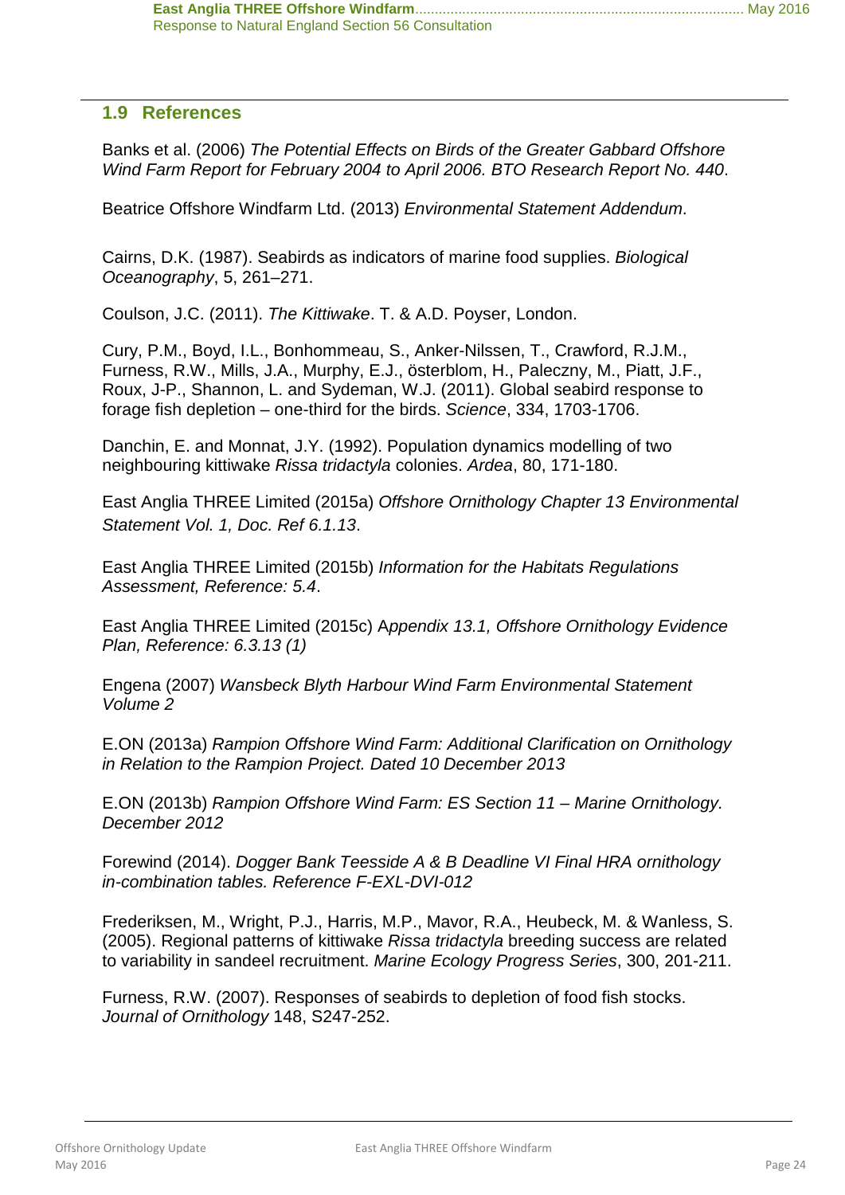## 1.9 References

Banks et al. (2006) *The Potential Effects on Birds of the Greater Gabbard Offshore Wind Farm Report for February 2004 to April 2006. BTO Research Report No. 440*.

Beatrice Offshore Windfarm Ltd. (2013) *Environmental Statement Addendum*.

Cairns, D.K. (1987). Seabirds as indicators of marine food supplies. *Biological Oceanography*, 5, 261–271.

Coulson, J.C. (2011). *The Kittiwake*. T. & A.D. Poyser, London.

Cury, P.M., Boyd, I.L., Bonhommeau, S., Anker-Nilssen, T., Crawford, R.J.M., Furness, R.W., Mills, J.A., Murphy, E.J., österblom, H., Paleczny, M., Piatt, J.F., Roux, J-P., Shannon, L. and Sydeman, W.J. (2011). Global seabird response to forage fish depletion – one-third for the birds. *Science*, 334, 1703-1706.

Danchin, E. and Monnat, J.Y. (1992). Population dynamics modelling of two neighbouring kittiwake *Rissa tridactyla* colonies. *Ardea*, 80, 171-180.

East Anglia THREE Limited (2015a) *Offshore Ornithology Chapter 13 Environmental Statement Vol. 1, Doc. Ref 6.1.13*.

East Anglia THREE Limited (2015b) *Information for the Habitats Regulations Assessment, Reference: 5.4*.

East Anglia THREE Limited (2015c) A*ppendix 13.1, Offshore Ornithology Evidence Plan, Reference: 6.3.13 (1)*

Engena (2007) *Wansbeck Blyth Harbour Wind Farm Environmental Statement Volume 2*

E.ON (2013a) *Rampion Offshore Wind Farm: Additional Clarification on Ornithology in Relation to the Rampion Project. Dated 10 December 2013*

E.ON (2013b) *Rampion Offshore Wind Farm: ES Section 11 – Marine Ornithology. December 2012*

Forewind (2014). *Dogger Bank Teesside A & B Deadline VI Final HRA ornithology in-combination tables. Reference F-EXL-DVI-012*

Frederiksen, M., Wright, P.J., Harris, M.P., Mavor, R.A., Heubeck, M. & Wanless, S. (2005). Regional patterns of kittiwake *Rissa tridactyla* breeding success are related to variability in sandeel recruitment. *Marine Ecology Progress Series*, 300, 201-211.

Furness, R.W. (2007). Responses of seabirds to depletion of food fish stocks. *Journal of Ornithology* 148, S247-252.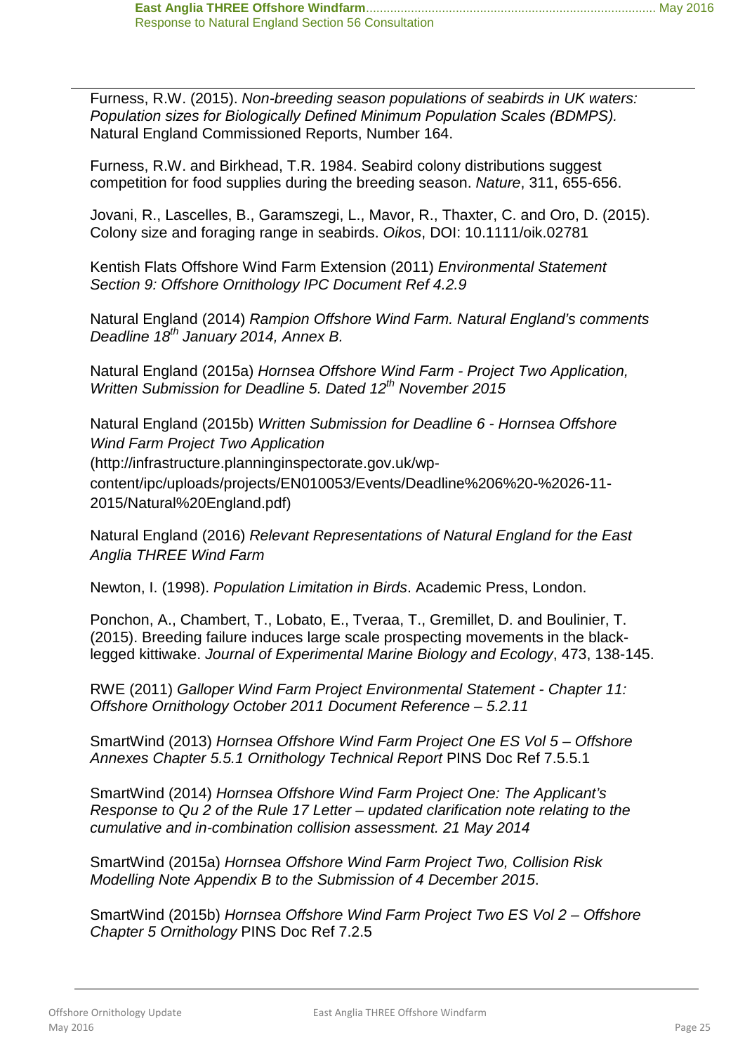Furness, R.W. (2015). *Non-breeding season populations of seabirds in UK waters: Population sizes for Biologically Defined Minimum Population Scales (BDMPS).* Natural England Commissioned Reports, Number 164.

Furness, R.W. and Birkhead, T.R. 1984. Seabird colony distributions suggest competition for food supplies during the breeding season. *Nature*, 311, 655-656.

Jovani, R., Lascelles, B., Garamszegi, L., Mavor, R., Thaxter, C. and Oro, D. (2015). Colony size and foraging range in seabirds. *Oikos*, DOI: 10.1111/oik.02781

Kentish Flats Offshore Wind Farm Extension (2011) *Environmental Statement Section 9: Offshore Ornithology IPC Document Ref 4.2.9*

Natural England (2014) *Rampion Offshore Wind Farm. Natural England's comments Deadline 18th January 2014, Annex B.*

Natural England (2015a) *Hornsea Offshore Wind Farm - Project Two Application, Written Submission for Deadline 5. Dated 12th November 2015*

Natural England (2015b) *Written Submission for Deadline 6 - Hornsea Offshore Wind Farm Project Two Application* (http://infrastructure.planninginspectorate.gov.uk/wp-content/ipc/uploads/projects/EN010053/Events/Deadline%206%20-%2026-11-2015/Natural%20England.pdf)

Natural England (2016) *Relevant Representations of Natural England for the East Anglia THREE Wind Farm*

Newton, I. (1998). *Population Limitation in Birds*. Academic Press, London.

Ponchon, A., Chambert, T., Lobato, E., Tveraa, T., Gremillet, D. and Boulinier, T. (2015). Breeding failure induces large scale prospecting movements in the black-legged kittiwake. *Journal of Experimental Marine Biology and Ecology*, 473, 138-145.

RWE (2011) *Galloper Wind Farm Project Environmental Statement - Chapter 11: Offshore Ornithology October 2011 Document Reference – 5.2.11*

SmartWind (2013) *Hornsea Offshore Wind Farm Project One ES Vol 5 – Offshore Annexes Chapter 5.5.1 Ornithology Technical Report* PINS Doc Ref 7.5.5.1

SmartWind (2014) *Hornsea Offshore Wind Farm Project One: The Applicant's Response to Qu 2 of the Rule 17 Letter – updated clarification note relating to the cumulative and in-combination collision assessment. 21 May 2014*

SmartWind (2015a) *Hornsea Offshore Wind Farm Project Two, Collision Risk Modelling Note Appendix B to the Submission of 4 December 2015*.

SmartWind (2015b) *Hornsea Offshore Wind Farm Project Two ES Vol 2 – Offshore Chapter 5 Ornithology* PINS Doc Ref 7.2.5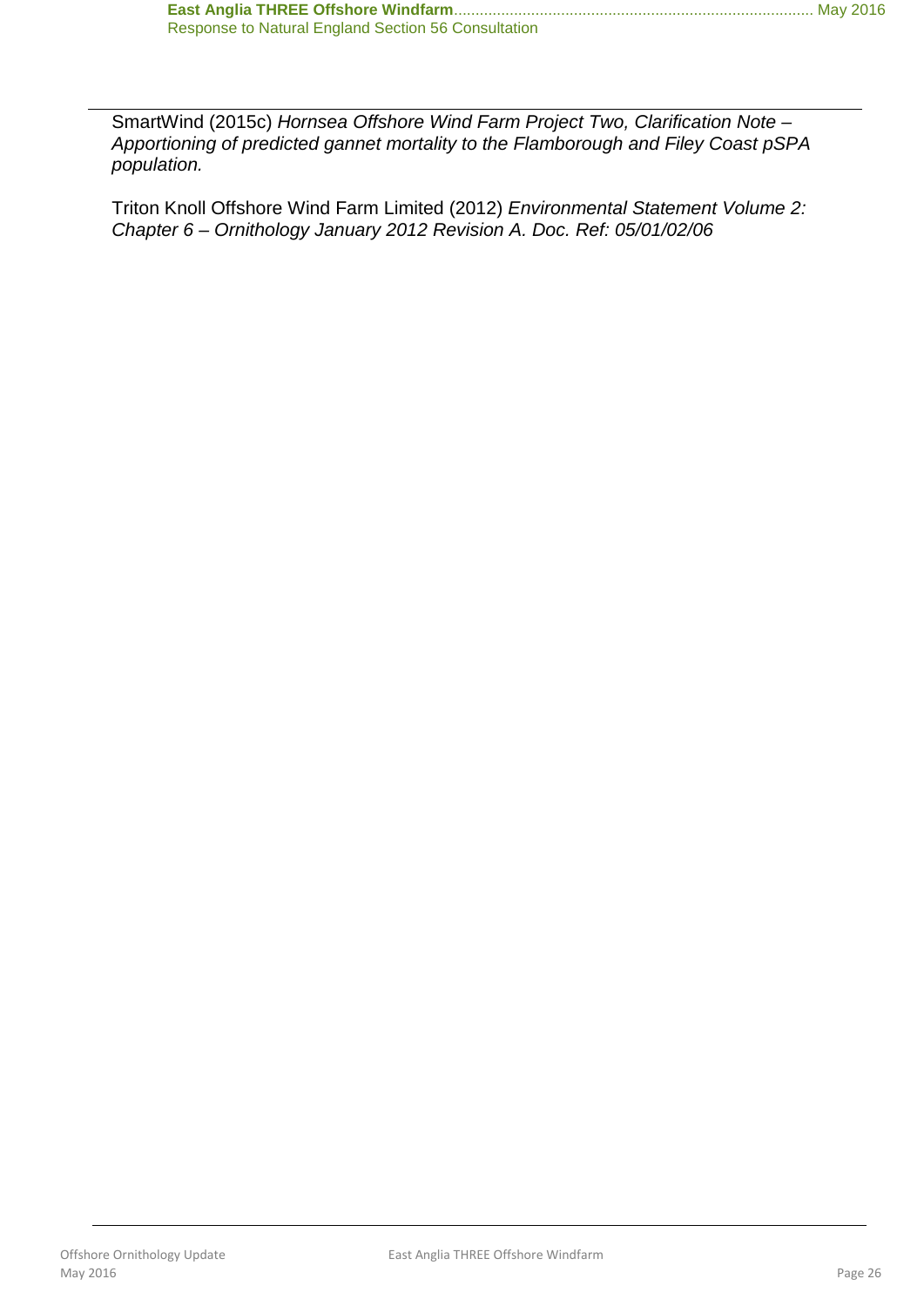SmartWind (2015c) *Hornsea Offshore Wind Farm Project Two, Clarification Note – Apportioning of predicted gannet mortality to the Flamborough and Filey Coast pSPA population.*

Triton Knoll Offshore Wind Farm Limited (2012) *Environmental Statement Volume 2: Chapter 6 – Ornithology January 2012 Revision A. Doc. Ref: 05/01/02/06*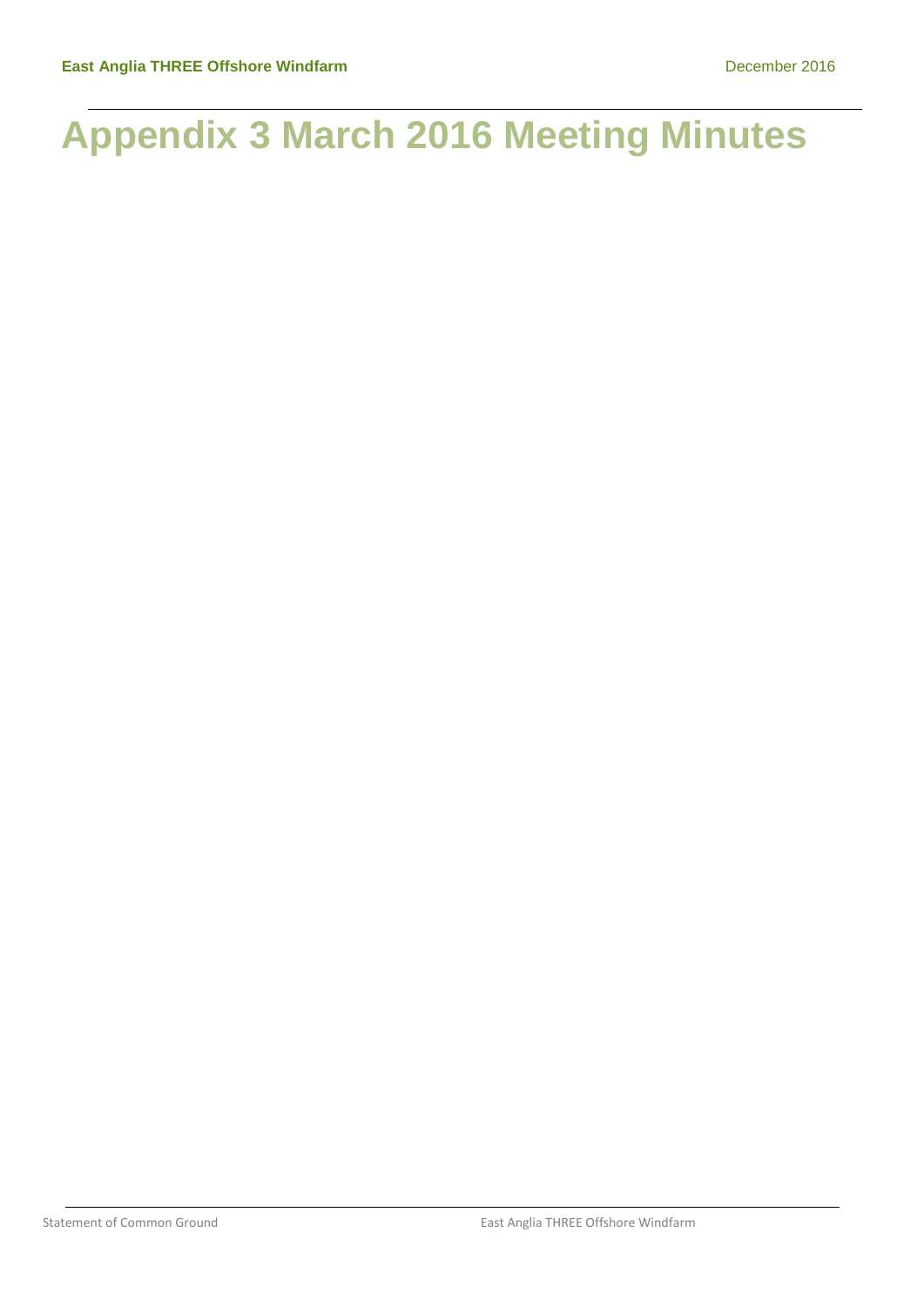# Appendix 3 March 2016 Meeting Minutes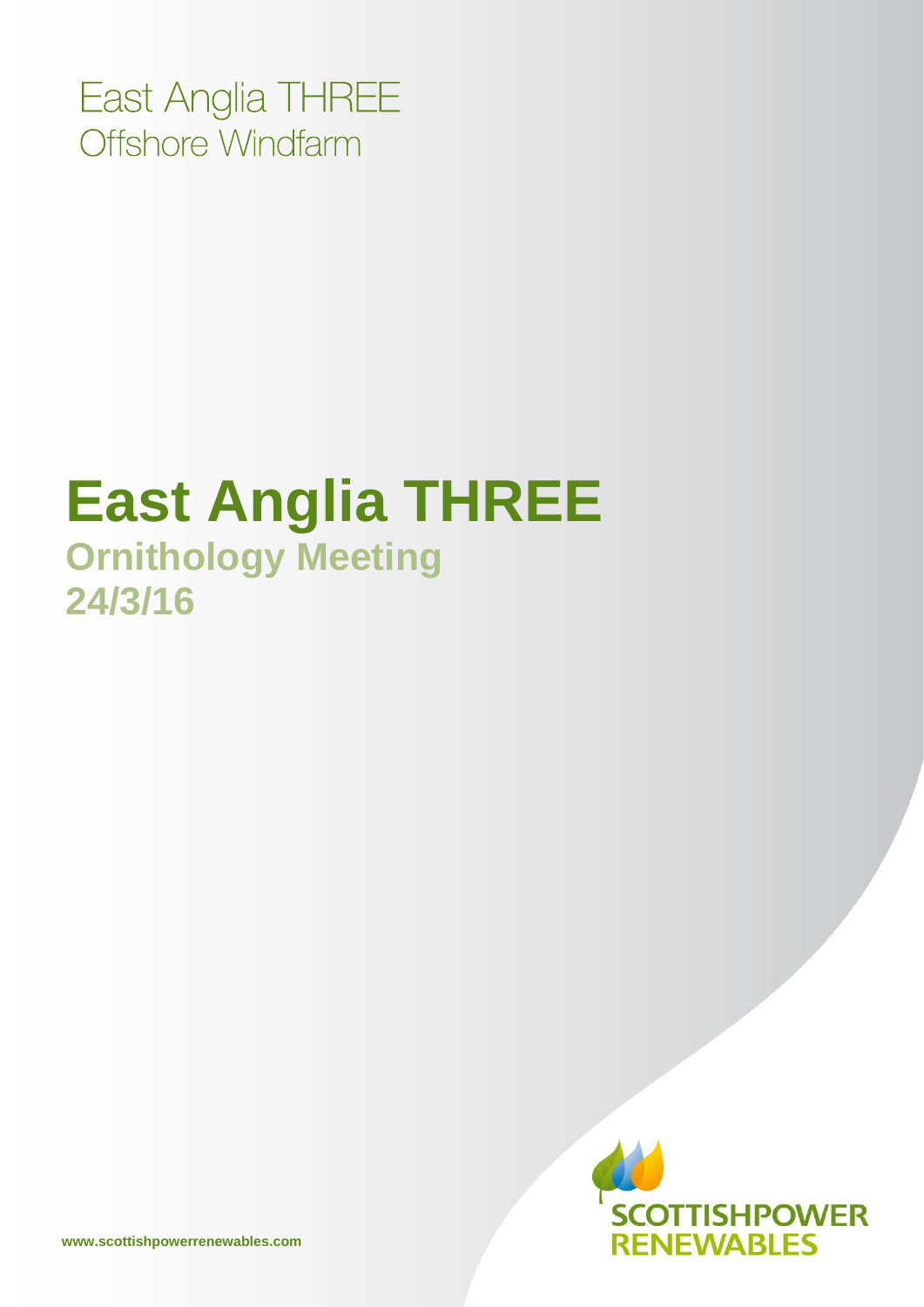East Anglia THREE
Offshore Windfarm

# East Anglia THREE

## Ornithology Meeting

## 24/3/16

SCOTTISHPOWER RENEWABLES

www.scottishpowerrenewables.com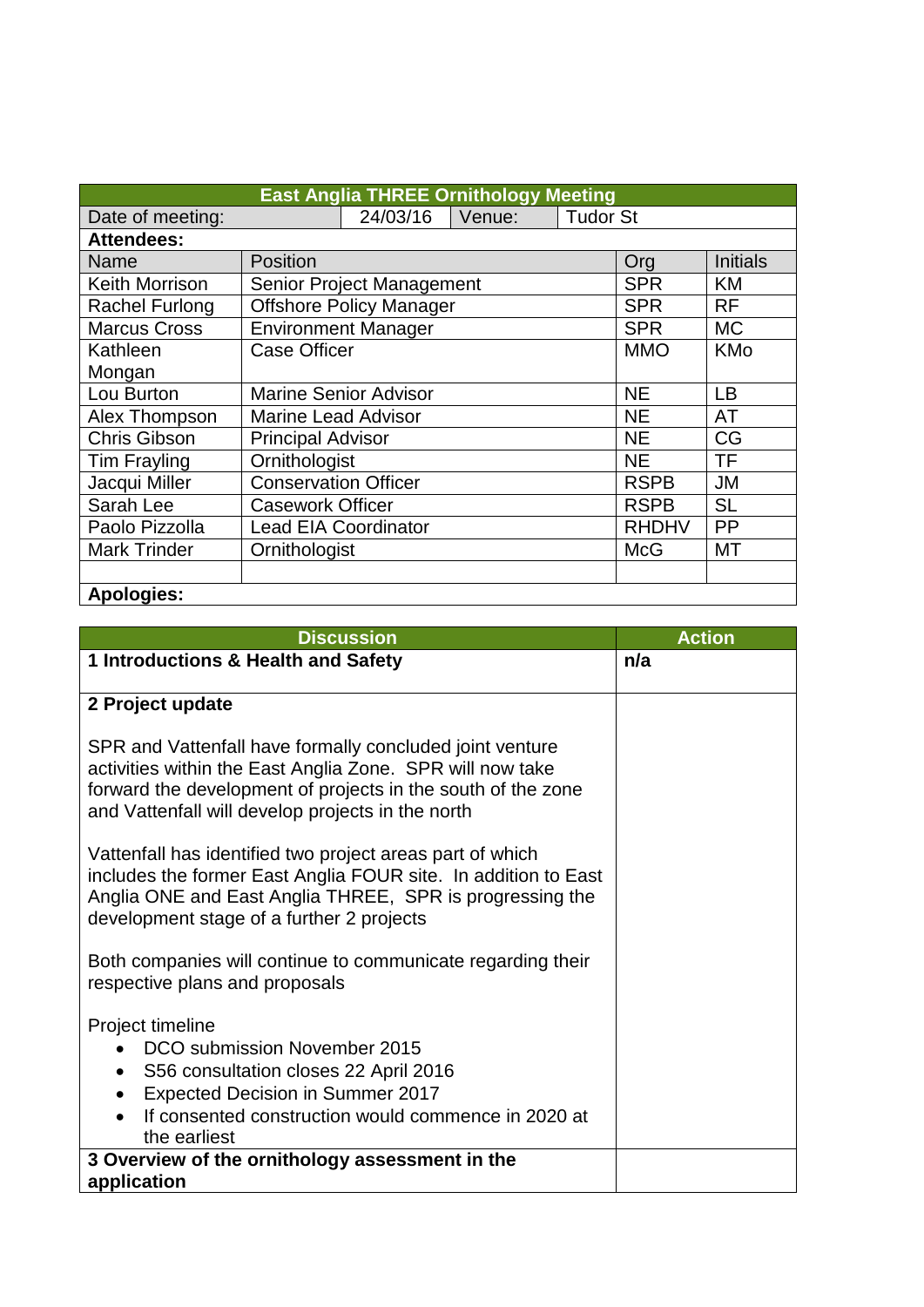| East Anglia THREE Ornithology Meeting | | | |
|---|---|---|---|
| Date of meeting: | 24/03/16 | Venue: | Tudor St |
| **Attendees:** | | | |
| Name | Position | Org | Initials |
| Keith Morrison | Senior Project Management | SPR | KM |
| Rachel Furlong | Offshore Policy Manager | SPR | RF |
| Marcus Cross | Environment Manager | SPR | MC |
| Kathleen Mongan | Case Officer | MMO | KMo |
| Lou Burton | Marine Senior Advisor | NE | LB |
| Alex Thompson | Marine Lead Advisor | NE | AT |
| Chris Gibson | Principal Advisor | NE | CG |
| Tim Frayling | Ornithologist | NE | TF |
| Jacqui Miller | Conservation Officer | RSPB | JM |
| Sarah Lee | Casework Officer | RSPB | SL |
| Paolo Pizzolla | Lead EIA Coordinator | RHDHV | PP |
| Mark Trinder | Ornithologist | McG | MT |
| | | | |
| **Apologies:** | | | |

| Discussion | Action |
|---|---|
| **1 Introductions & Health and Safety** | **n/a** |
| **2 Project update**<br><br>SPR and Vattenfall have formally concluded joint venture activities within the East Anglia Zone. SPR will now take forward the development of projects in the south of the zone and Vattenfall will develop projects in the north<br><br>Vattenfall has identified two project areas part of which includes the former East Anglia FOUR site. In addition to East Anglia ONE and East Anglia THREE, SPR is progressing the development stage of a further 2 projects<br><br>Both companies will continue to communicate regarding their respective plans and proposals<br><br>Project timeline<br>• DCO submission November 2015<br>• S56 consultation closes 22 April 2016<br>• Expected Decision in Summer 2017<br>• If consented construction would commence in 2020 at the earliest | |
| **3 Overview of the ornithology assessment in the application** | |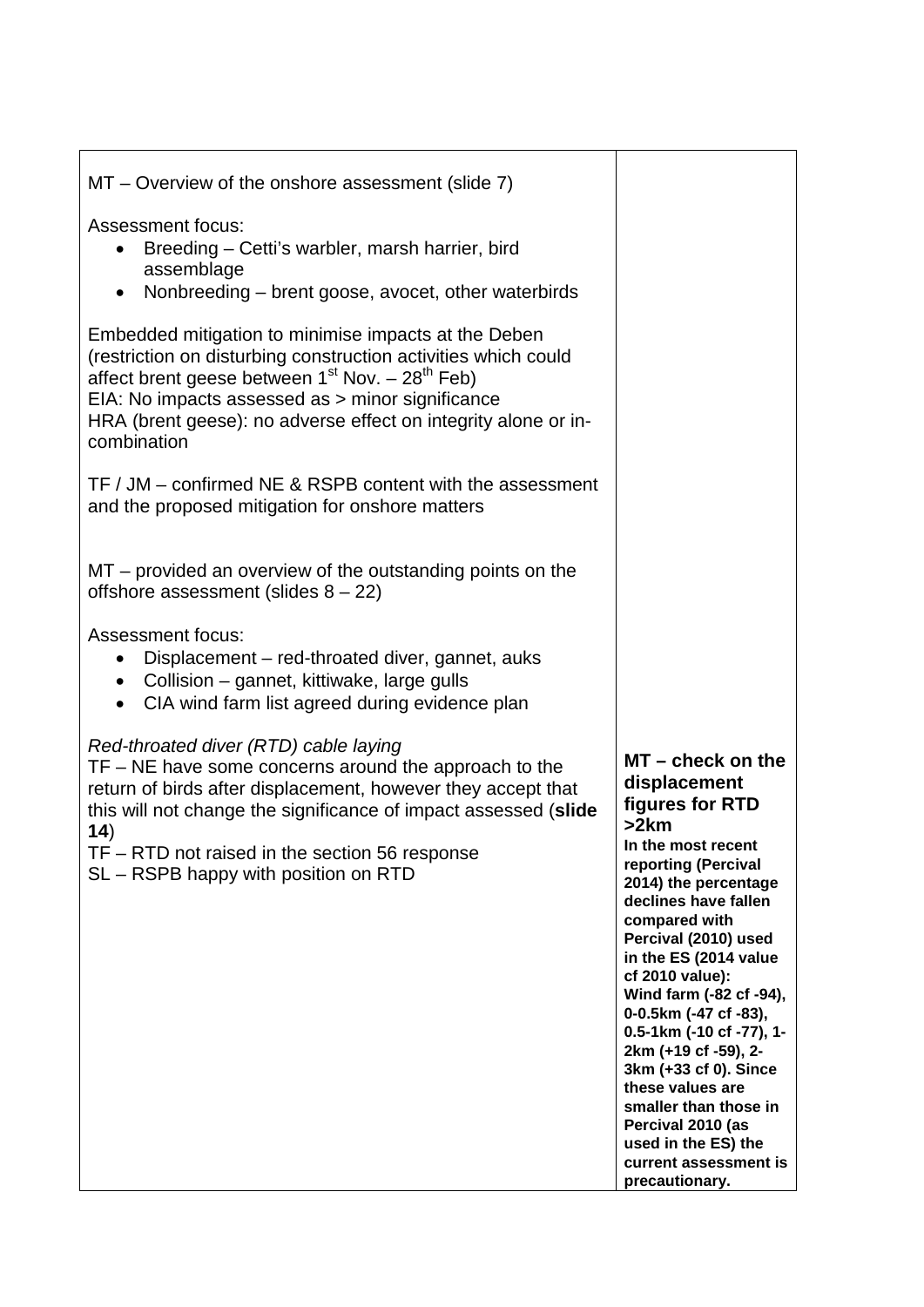| | |
|---|---|
| MT – Overview of the onshore assessment (slide 7)<br><br>Assessment focus:<br>• Breeding – Cetti's warbler, marsh harrier, bird assemblage<br>• Nonbreeding – brent goose, avocet, other waterbirds<br><br>Embedded mitigation to minimise impacts at the Deben (restriction on disturbing construction activities which could affect brent geese between 1st Nov. – 28th Feb)<br>EIA: No impacts assessed as > minor significance<br>HRA (brent geese): no adverse effect on integrity alone or in-combination<br><br>TF / JM – confirmed NE & RSPB content with the assessment and the proposed mitigation for onshore matters<br><br>MT – provided an overview of the outstanding points on the offshore assessment (slides 8 – 22)<br><br>Assessment focus:<br>• Displacement – red-throated diver, gannet, auks<br>• Collision – gannet, kittiwake, large gulls<br>• CIA wind farm list agreed during evidence plan | |
| *Red-throated diver (RTD) cable laying*<br>TF – NE have some concerns around the approach to the return of birds after displacement, however they accept that this will not change the significance of impact assessed (**slide 14**)<br>TF – RTD not raised in the section 56 response<br>SL – RSPB happy with position on RTD | **MT – check on the displacement figures for RTD >2km**<br>**In the most recent reporting (Percival 2014) the percentage declines have fallen compared with Percival (2010) used in the ES (2014 value cf 2010 value): Wind farm (-82 cf -94), 0-0.5km (-47 cf -83), 0.5-1km (-10 cf -77), 1-2km (+19 cf -59), 2-3km (+33 cf 0). Since these values are smaller than those in Percival 2010 (as used in the ES) the current assessment is precautionary.** |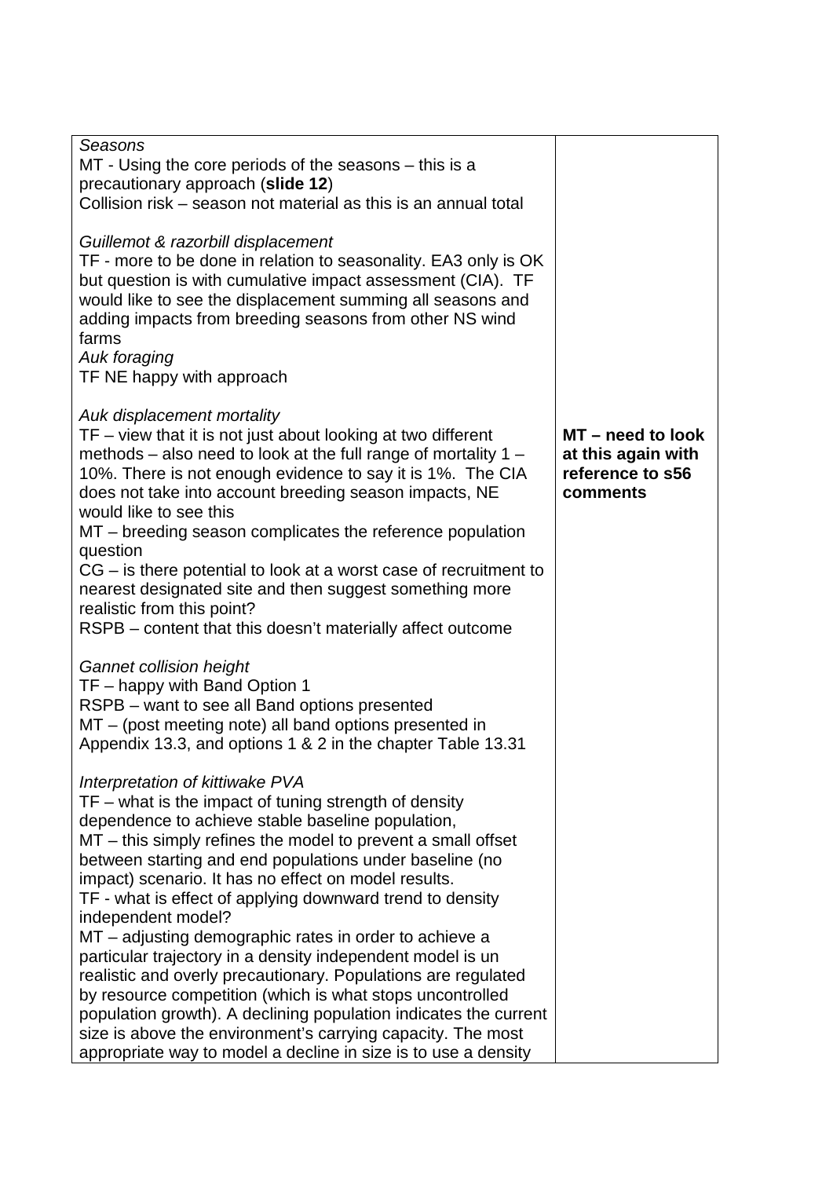| | |
|---|---|
| *Seasons*<br>MT - Using the core periods of the seasons – this is a precautionary approach (**slide 12**)<br>Collision risk – season not material as this is an annual total<br><br>*Guillemot & razorbill displacement*<br>TF - more to be done in relation to seasonality. EA3 only is OK but question is with cumulative impact assessment (CIA). TF would like to see the displacement summing all seasons and adding impacts from breeding seasons from other NS wind farms<br>*Auk foraging*<br>TF NE happy with approach<br><br>*Auk displacement mortality*<br>TF – view that it is not just about looking at two different methods – also need to look at the full range of mortality 1 – 10%. There is not enough evidence to say it is 1%. The CIA does not take into account breeding season impacts, NE would like to see this<br>MT – breeding season complicates the reference population question<br>CG – is there potential to look at a worst case of recruitment to nearest designated site and then suggest something more realistic from this point?<br>RSPB – content that this doesn't materially affect outcome<br><br>*Gannet collision height*<br>TF – happy with Band Option 1<br>RSPB – want to see all Band options presented<br>MT – (post meeting note) all band options presented in Appendix 13.3, and options 1 & 2 in the chapter Table 13.31<br><br>*Interpretation of kittiwake PVA*<br>TF – what is the impact of tuning strength of density dependence to achieve stable baseline population,<br>MT – this simply refines the model to prevent a small offset between starting and end populations under baseline (no impact) scenario. It has no effect on model results.<br>TF - what is effect of applying downward trend to density independent model?<br>MT – adjusting demographic rates in order to achieve a particular trajectory in a density independent model is un realistic and overly precautionary. Populations are regulated by resource competition (which is what stops uncontrolled population growth). A declining population indicates the current size is above the environment's carrying capacity. The most appropriate way to model a decline in size is to use a density | <br><br><br><br><br><br><br><br><br><br><br><br><br><br>**MT – need to look at this again with reference to s56 comments** |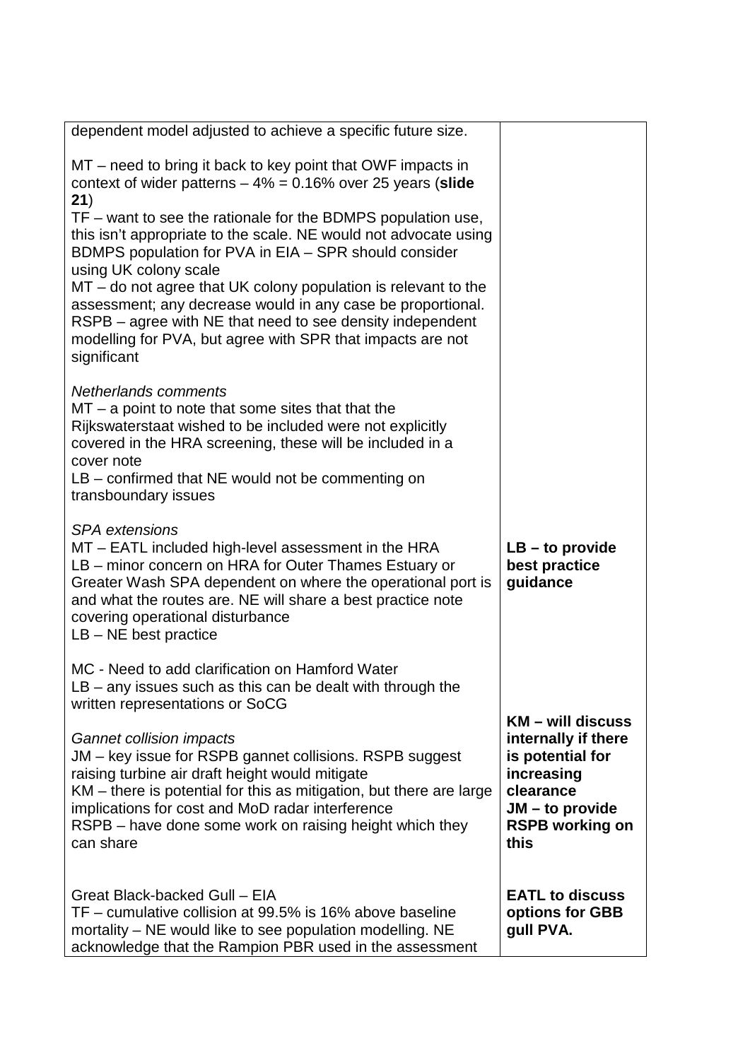| | |
|---|---|
| dependent model adjusted to achieve a specific future size.<br><br>MT – need to bring it back to key point that OWF impacts in context of wider patterns – 4% = 0.16% over 25 years (**slide 21**)<br>TF – want to see the rationale for the BDMPS population use, this isn't appropriate to the scale. NE would not advocate using BDMPS population for PVA in EIA – SPR should consider using UK colony scale<br>MT – do not agree that UK colony population is relevant to the assessment; any decrease would in any case be proportional.<br>RSPB – agree with NE that need to see density independent modelling for PVA, but agree with SPR that impacts are not significant<br><br>*Netherlands comments*<br>MT – a point to note that some sites that that the Rijkswaterstaat wished to be included were not explicitly covered in the HRA screening, these will be included in a cover note<br>LB – confirmed that NE would not be commenting on transboundary issues | |
| *SPA extensions*<br>MT – EATL included high-level assessment in the HRA<br>LB – minor concern on HRA for Outer Thames Estuary or Greater Wash SPA dependent on where the operational port is and what the routes are. NE will share a best practice note covering operational disturbance<br>LB – NE best practice<br><br>MC - Need to add clarification on Hamford Water<br>LB – any issues such as this can be dealt with through the written representations or SoCG | **LB – to provide best practice guidance** |
| *Gannet collision impacts*<br>JM – key issue for RSPB gannet collisions. RSPB suggest raising turbine air draft height would mitigate<br>KM – there is potential for this as mitigation, but there are large implications for cost and MoD radar interference<br>RSPB – have done some work on raising height which they can share | **KM – will discuss internally if there is potential for increasing clearance**<br>**JM – to provide RSPB working on this** |
| Great Black-backed Gull – EIA<br>TF – cumulative collision at 99.5% is 16% above baseline mortality – NE would like to see population modelling. NE acknowledge that the Rampion PBR used in the assessment | **EATL to discuss options for GBB gull PVA.** |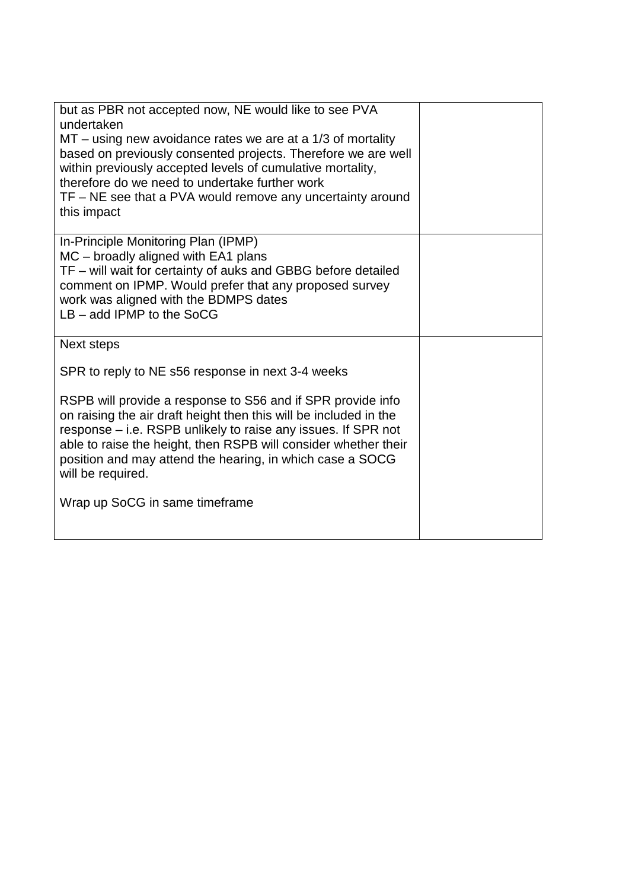| | |
|---|---|
| but as PBR not accepted now, NE would like to see PVA undertaken<br>MT – using new avoidance rates we are at a 1/3 of mortality based on previously consented projects. Therefore we are well within previously accepted levels of cumulative mortality, therefore do we need to undertake further work<br>TF – NE see that a PVA would remove any uncertainty around this impact | |
| In-Principle Monitoring Plan (IPMP)<br>MC – broadly aligned with EA1 plans<br>TF – will wait for certainty of auks and GBBG before detailed comment on IPMP. Would prefer that any proposed survey work was aligned with the BDMPS dates<br>LB – add IPMP to the SoCG | |
| Next steps<br><br>SPR to reply to NE s56 response in next 3-4 weeks<br><br>RSPB will provide a response to S56 and if SPR provide info on raising the air draft height then this will be included in the response – i.e. RSPB unlikely to raise any issues. If SPR not able to raise the height, then RSPB will consider whether their position and may attend the hearing, in which case a SOCG will be required.<br><br>Wrap up SoCG in same timeframe | |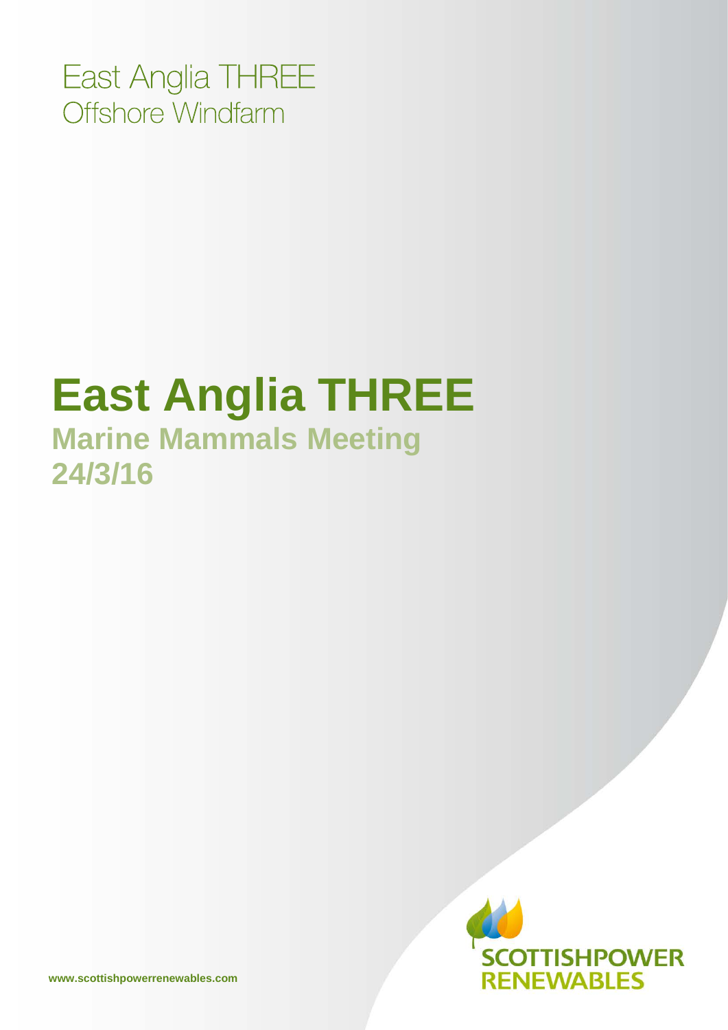East Anglia THREE
Offshore Windfarm

# East Anglia THREE

## Marine Mammals Meeting 24/3/16

www.scottishpowerrenewables.com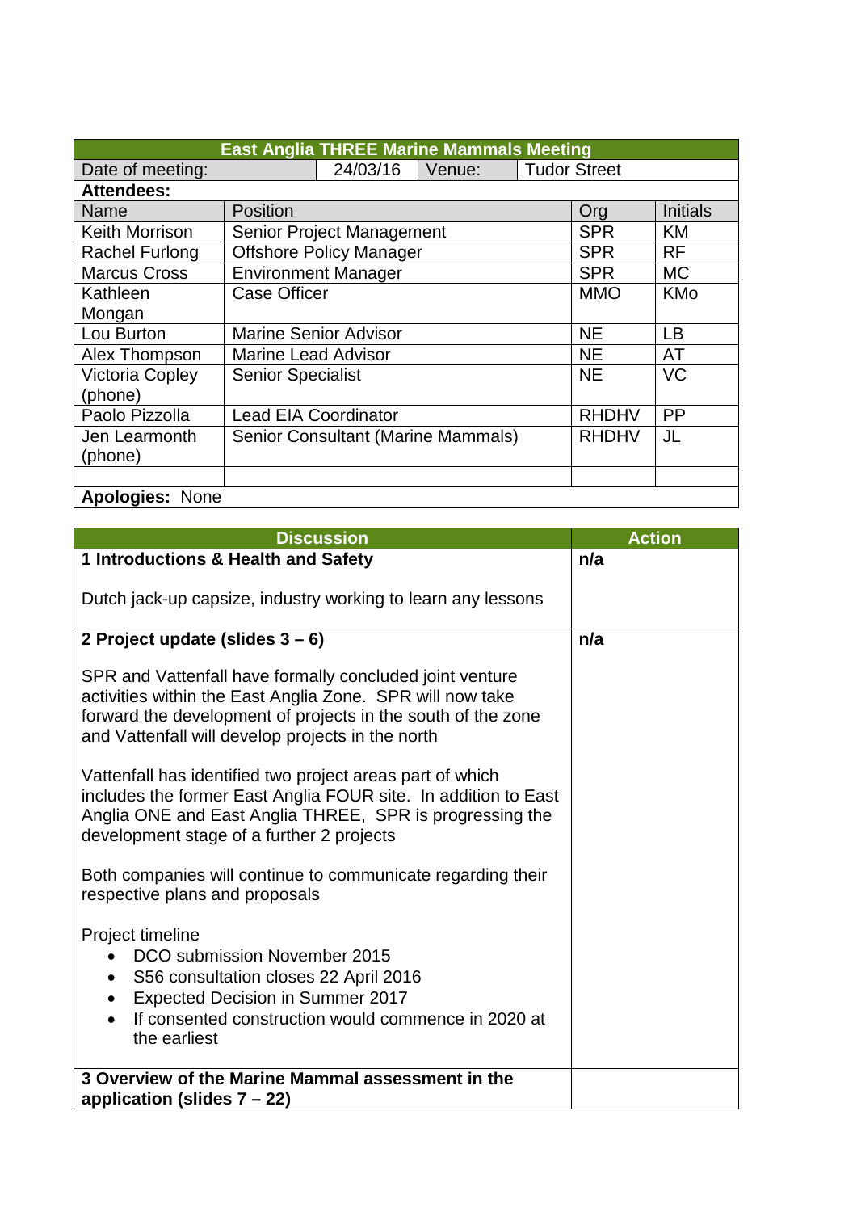| East Anglia THREE Marine Mammals Meeting | | | | |
|---|---|---|---|---|
| Date of meeting: | 24/03/16 | Venue: | Tudor Street | |
| **Attendees:** | | | | |
| Name | Position | | Org | Initials |
| Keith Morrison | Senior Project Management | | SPR | KM |
| Rachel Furlong | Offshore Policy Manager | | SPR | RF |
| Marcus Cross | Environment Manager | | SPR | MC |
| Kathleen Mongan | Case Officer | | MMO | KMo |
| Lou Burton | Marine Senior Advisor | | NE | LB |
| Alex Thompson | Marine Lead Advisor | | NE | AT |
| Victoria Copley (phone) | Senior Specialist | | NE | VC |
| Paolo Pizzolla | Lead EIA Coordinator | | RHDHV | PP |
| Jen Learmonth (phone) | Senior Consultant (Marine Mammals) | | RHDHV | JL |
| | | | | |
| **Apologies:** None | | | | |

| Discussion | Action |
|---|---|
| **1 Introductions & Health and Safety**<br><br>Dutch jack-up capsize, industry working to learn any lessons | **n/a** |
| **2 Project update (slides 3 – 6)**<br><br>SPR and Vattenfall have formally concluded joint venture activities within the East Anglia Zone. SPR will now take forward the development of projects in the south of the zone and Vattenfall will develop projects in the north<br><br>Vattenfall has identified two project areas part of which includes the former East Anglia FOUR site. In addition to East Anglia ONE and East Anglia THREE, SPR is progressing the development stage of a further 2 projects<br><br>Both companies will continue to communicate regarding their respective plans and proposals<br><br>Project timeline<br>• DCO submission November 2015<br>• S56 consultation closes 22 April 2016<br>• Expected Decision in Summer 2017<br>• If consented construction would commence in 2020 at the earliest | **n/a** |
| **3 Overview of the Marine Mammal assessment in the application (slides 7 – 22)** | |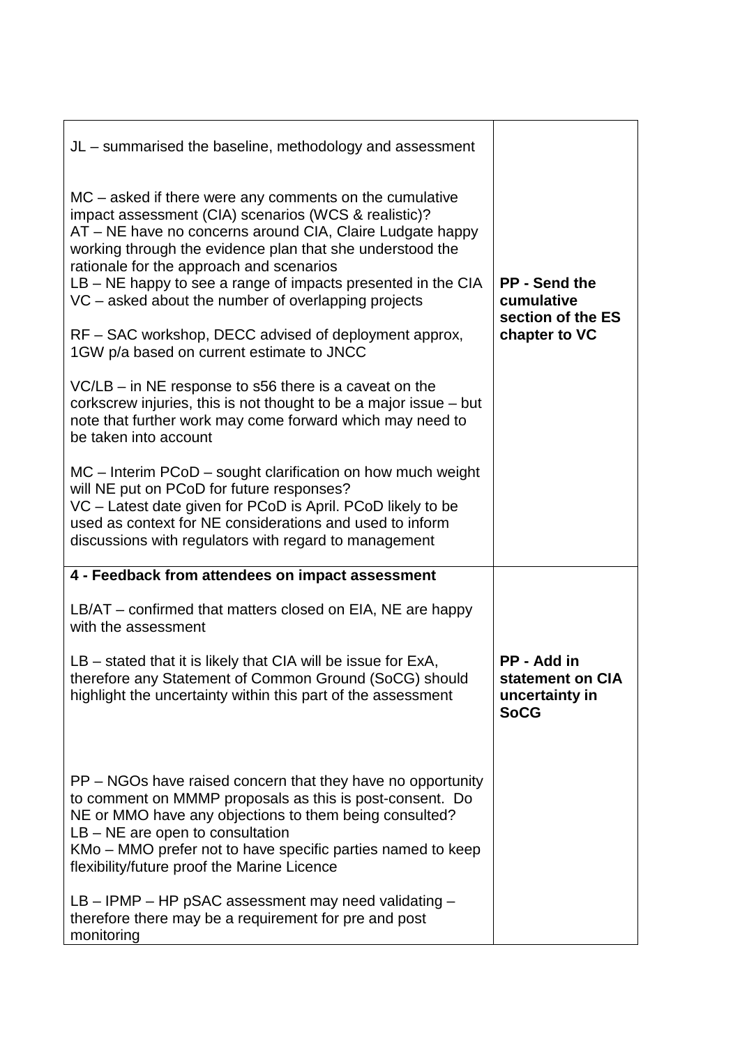| | |
|---|---|
| JL – summarised the baseline, methodology and assessment<br><br>MC – asked if there were any comments on the cumulative impact assessment (CIA) scenarios (WCS & realistic)?<br>AT – NE have no concerns around CIA, Claire Ludgate happy working through the evidence plan that she understood the rationale for the approach and scenarios<br>LB – NE happy to see a range of impacts presented in the CIA<br>VC – asked about the number of overlapping projects<br><br>RF – SAC workshop, DECC advised of deployment approx, 1GW p/a based on current estimate to JNCC<br><br>VC/LB – in NE response to s56 there is a caveat on the corkscrew injuries, this is not thought to be a major issue – but note that further work may come forward which may need to be taken into account<br><br>MC – Interim PCoD – sought clarification on how much weight will NE put on PCoD for future responses?<br>VC – Latest date given for PCoD is April. PCoD likely to be used as context for NE considerations and used to inform discussions with regulators with regard to management | **PP - Send the cumulative section of the ES chapter to VC** |
| **4 - Feedback from attendees on impact assessment**<br><br>LB/AT – confirmed that matters closed on EIA, NE are happy with the assessment<br><br>LB – stated that it is likely that CIA will be issue for ExA, therefore any Statement of Common Ground (SoCG) should highlight the uncertainty within this part of the assessment<br><br>PP – NGOs have raised concern that they have no opportunity to comment on MMMP proposals as this is post-consent. Do NE or MMO have any objections to them being consulted?<br>LB – NE are open to consultation<br>KMo – MMO prefer not to have specific parties named to keep flexibility/future proof the Marine Licence<br><br>LB – IPMP – HP pSAC assessment may need validating – therefore there may be a requirement for pre and post monitoring | **PP - Add in statement on CIA uncertainty in SoCG** |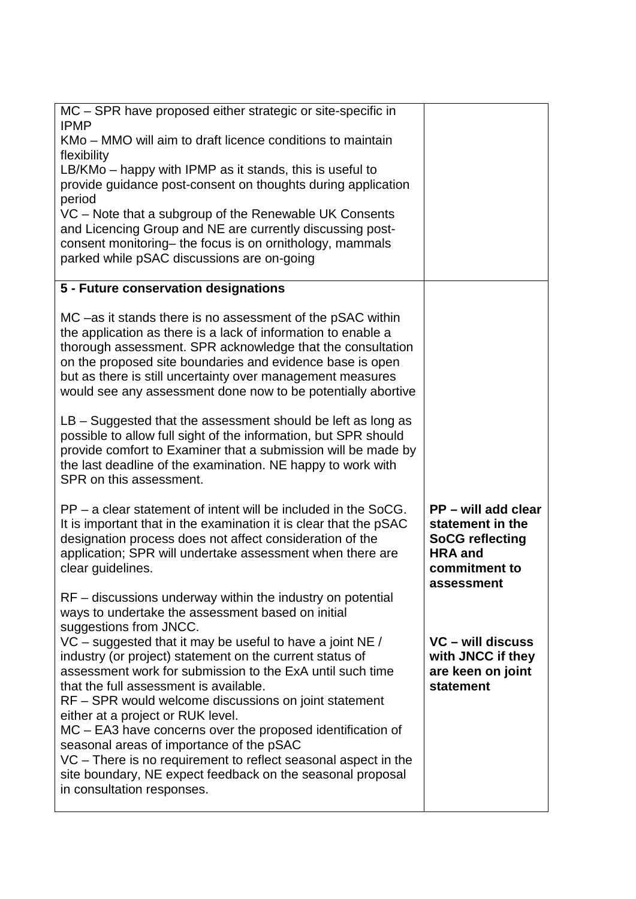| | |
|---|---|
| MC – SPR have proposed either strategic or site-specific in IPMP<br>KMo – MMO will aim to draft licence conditions to maintain flexibility<br>LB/KMo – happy with IPMP as it stands, this is useful to provide guidance post-consent on thoughts during application period<br>VC – Note that a subgroup of the Renewable UK Consents and Licencing Group and NE are currently discussing post-consent monitoring– the focus is on ornithology, mammals parked while pSAC discussions are on-going | |
| **5 - Future conservation designations**<br><br>MC –as it stands there is no assessment of the pSAC within the application as there is a lack of information to enable a thorough assessment. SPR acknowledge that the consultation on the proposed site boundaries and evidence base is open but as there is still uncertainty over management measures would see any assessment done now to be potentially abortive<br><br>LB – Suggested that the assessment should be left as long as possible to allow full sight of the information, but SPR should provide comfort to Examiner that a submission will be made by the last deadline of the examination. NE happy to work with SPR on this assessment.<br><br>PP – a clear statement of intent will be included in the SoCG. It is important that in the examination it is clear that the pSAC designation process does not affect consideration of the application; SPR will undertake assessment when there are clear guidelines.<br><br>RF – discussions underway within the industry on potential ways to undertake the assessment based on initial suggestions from JNCC.<br>VC – suggested that it may be useful to have a joint NE / industry (or project) statement on the current status of assessment work for submission to the ExA until such time that the full assessment is available.<br>RF – SPR would welcome discussions on joint statement either at a project or RUK level.<br>MC – EA3 have concerns over the proposed identification of seasonal areas of importance of the pSAC<br>VC – There is no requirement to reflect seasonal aspect in the site boundary, NE expect feedback on the seasonal proposal in consultation responses. | **PP – will add clear statement in the SoCG reflecting HRA and commitment to assessment**<br><br>**VC – will discuss with JNCC if they are keen on joint statement** |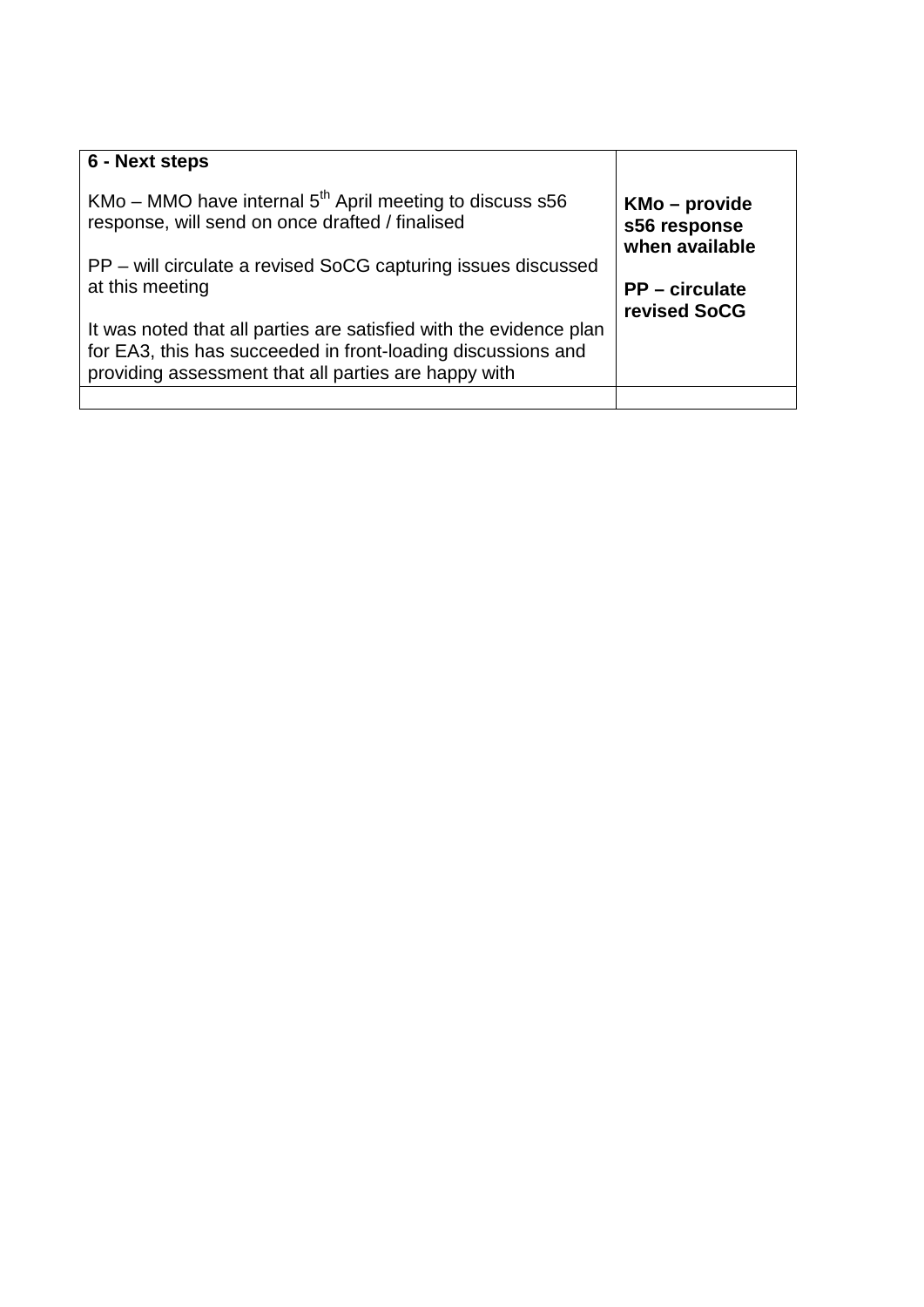| **6 - Next steps**<br><br>KMo – MMO have internal 5th April meeting to discuss s56 response, will send on once drafted / finalised<br><br>PP – will circulate a revised SoCG capturing issues discussed at this meeting<br><br>It was noted that all parties are satisfied with the evidence plan for EA3, this has succeeded in front-loading discussions and providing assessment that all parties are happy with | **KMo – provide s56 response when available**<br><br>**PP – circulate revised SoCG** |
|---|---|
| | |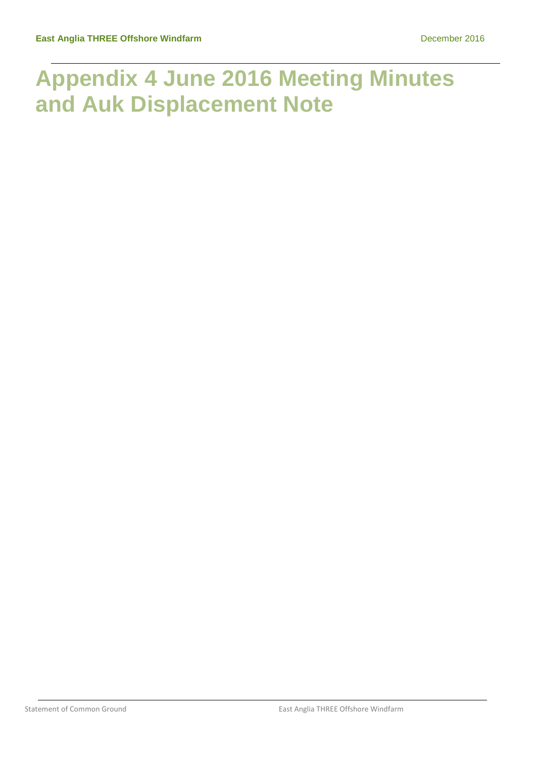# Appendix 4 June 2016 Meeting Minutes and Auk Displacement Note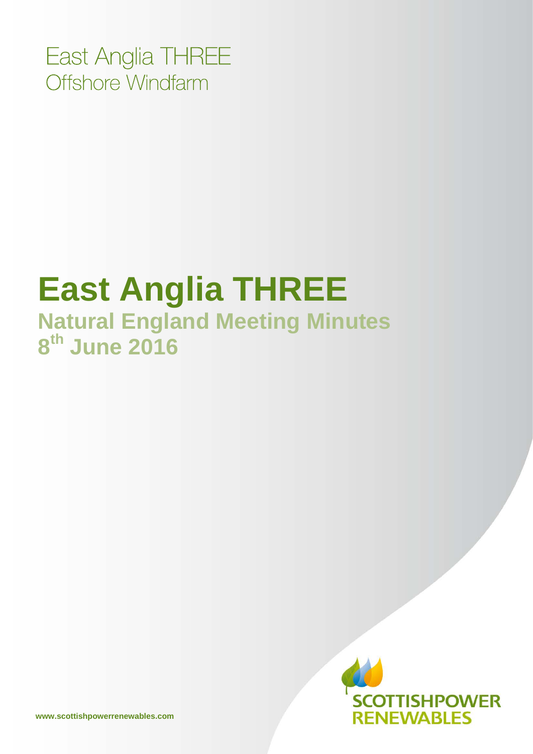East Anglia THREE
Offshore Windfarm

# East Anglia THREE

## Natural England Meeting Minutes
## 8th June 2016

SCOTTISHPOWER RENEWABLES

www.scottishpowerrenewables.com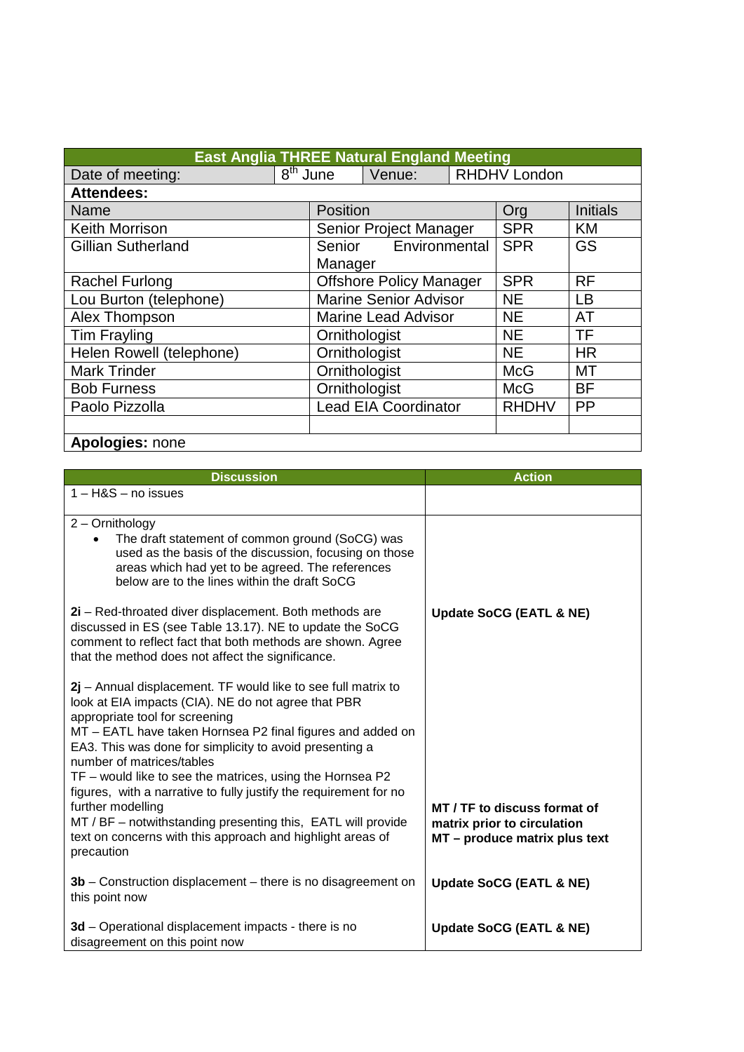| East Anglia THREE Natural England Meeting | | | |
|---|---|---|---|
| Date of meeting: | 8th June | Venue: | RHDHV London |

**Attendees:**

| Name | Position | Org | Initials |
|---|---|---|---|
| Keith Morrison | Senior Project Manager | SPR | KM |
| Gillian Sutherland | Senior Environmental Manager | SPR | GS |
| Rachel Furlong | Offshore Policy Manager | SPR | RF |
| Lou Burton (telephone) | Marine Senior Advisor | NE | LB |
| Alex Thompson | Marine Lead Advisor | NE | AT |
| Tim Frayling | Ornithologist | NE | TF |
| Helen Rowell (telephone) | Ornithologist | NE | HR |
| Mark Trinder | Ornithologist | McG | MT |
| Bob Furness | Ornithologist | McG | BF |
| Paolo Pizzolla | Lead EIA Coordinator | RHDHV | PP |
| | | | |

**Apologies:** none

| Discussion | Action |
|---|---|
| 1 – H&S – no issues | |
| 2 – Ornithology<br>• The draft statement of common ground (SoCG) was used as the basis of the discussion, focusing on those areas which had yet to be agreed. The references below are to the lines within the draft SoCG | |
| **2i** – Red-throated diver displacement. Both methods are discussed in ES (see Table 13.17). NE to update the SoCG comment to reflect fact that both methods are shown. Agree that the method does not affect the significance. | **Update SoCG (EATL & NE)** |
| **2j** – Annual displacement. TF would like to see full matrix to look at EIA impacts (CIA). NE do not agree that PBR appropriate tool for screening<br>MT – EATL have taken Hornsea P2 final figures and added on EA3. This was done for simplicity to avoid presenting a number of matrices/tables<br>TF – would like to see the matrices, using the Hornsea P2 figures, with a narrative to fully justify the requirement for no further modelling<br>MT / BF – notwithstanding presenting this, EATL will provide text on concerns with this approach and highlight areas of precaution | **MT / TF to discuss format of matrix prior to circulation**<br>**MT – produce matrix plus text** |
| **3b** – Construction displacement – there is no disagreement on this point now | **Update SoCG (EATL & NE)** |
| **3d** – Operational displacement impacts - there is no disagreement on this point now | **Update SoCG (EATL & NE)** |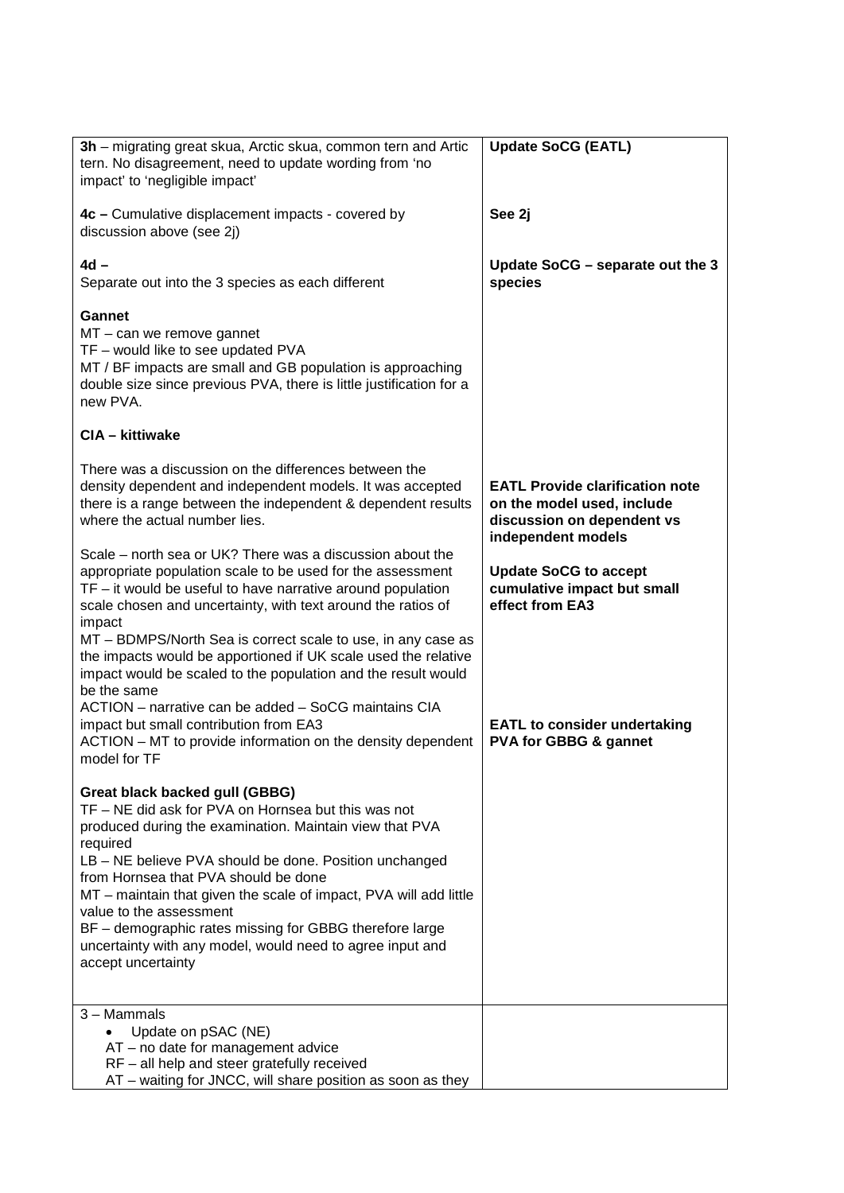| | |
|---|---|
| **3h** – migrating great skua, Arctic skua, common tern and Artic tern. No disagreement, need to update wording from 'no impact' to 'negligible impact'<br><br>**4c –** Cumulative displacement impacts - covered by discussion above (see 2j)<br><br>**4d –**<br>Separate out into the 3 species as each different<br><br>**Gannet**<br>MT – can we remove gannet<br>TF – would like to see updated PVA<br>MT / BF impacts are small and GB population is approaching double size since previous PVA, there is little justification for a new PVA.<br><br>**CIA – kittiwake**<br><br>There was a discussion on the differences between the density dependent and independent models. It was accepted there is a range between the independent & dependent results where the actual number lies.<br><br>Scale – north sea or UK? There was a discussion about the appropriate population scale to be used for the assessment<br>TF – it would be useful to have narrative around population scale chosen and uncertainty, with text around the ratios of impact<br>MT – BDMPS/North Sea is correct scale to use, in any case as the impacts would be apportioned if UK scale used the relative impact would be scaled to the population and the result would be the same<br>ACTION – narrative can be added – SoCG maintains CIA impact but small contribution from EA3<br>ACTION – MT to provide information on the density dependent model for TF<br><br>**Great black backed gull (GBBG)**<br>TF – NE did ask for PVA on Hornsea but this was not produced during the examination. Maintain view that PVA required<br>LB – NE believe PVA should be done. Position unchanged from Hornsea that PVA should be done<br>MT – maintain that given the scale of impact, PVA will add little value to the assessment<br>BF – demographic rates missing for GBBG therefore large uncertainty with any model, would need to agree input and accept uncertainty | **Update SoCG (EATL)**<br><br>**See 2j**<br><br>**Update SoCG – separate out the 3 species**<br><br>**EATL Provide clarification note on the model used, include discussion on dependent vs independent models**<br><br>**Update SoCG to accept cumulative impact but small effect from EA3**<br><br>**EATL to consider undertaking PVA for GBBG & gannet** |
| 3 – Mammals<br>• Update on pSAC (NE)<br>AT – no date for management advice<br>RF – all help and steer gratefully received<br>AT – waiting for JNCC, will share position as soon as they | |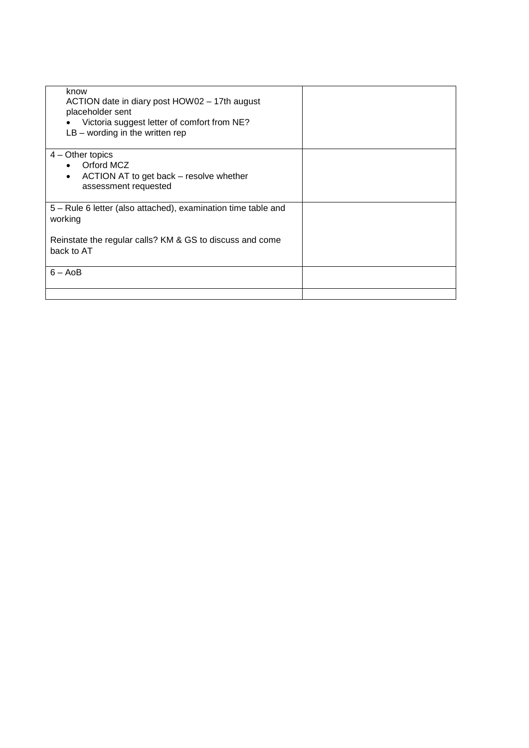| | |
|---|---|
| know<br>ACTION date in diary post HOW02 – 17th august placeholder sent<br>• Victoria suggest letter of comfort from NE?<br>LB – wording in the written rep | |
| 4 – Other topics<br>• Orford MCZ<br>• ACTION AT to get back – resolve whether assessment requested | |
| 5 – Rule 6 letter (also attached), examination time table and working<br><br>Reinstate the regular calls? KM & GS to discuss and come back to AT | |
| 6 – AoB | |
| | |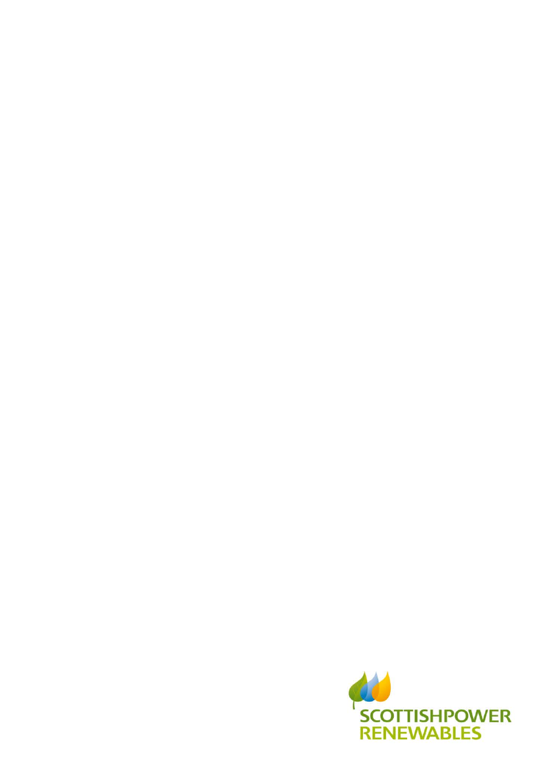SCOTTISHPOWER RENEWABLES